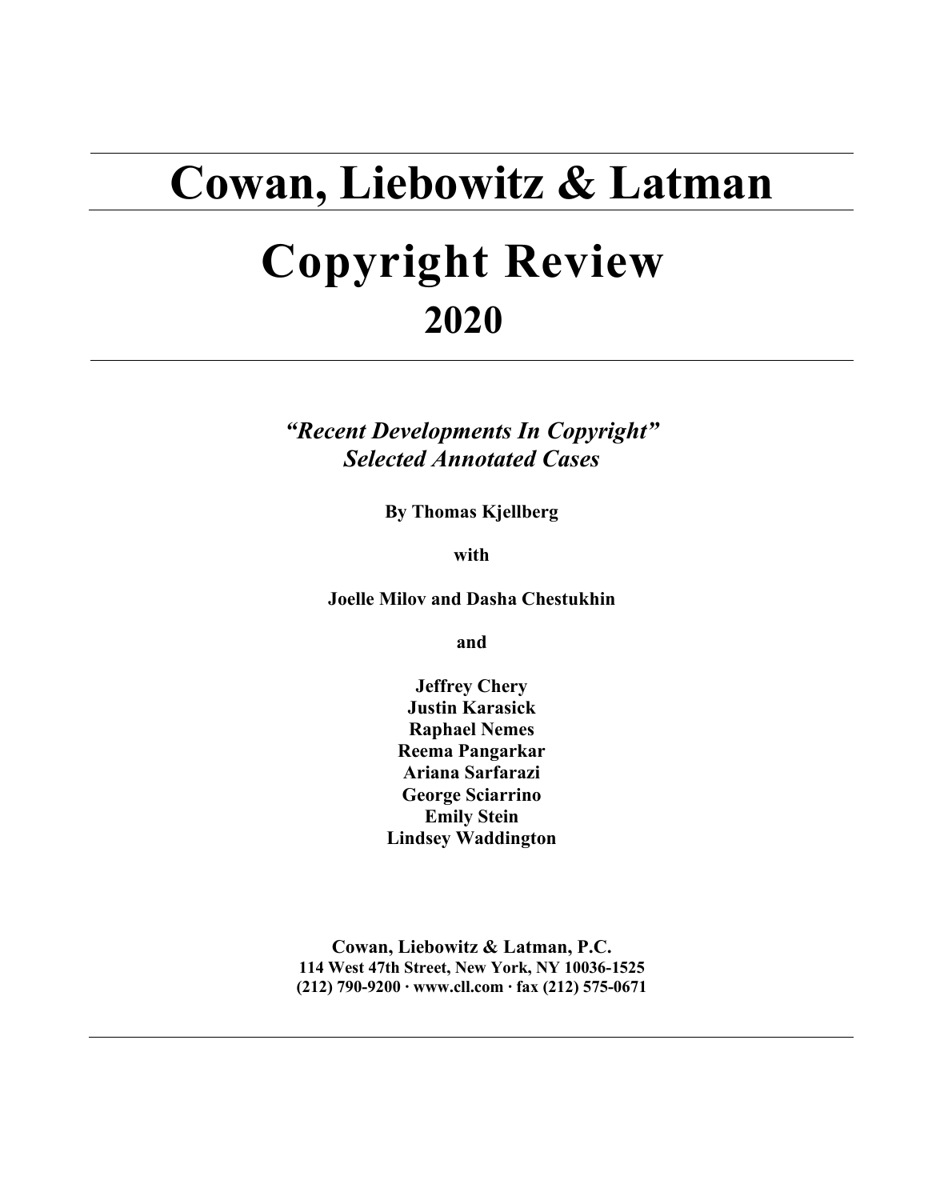# Cowan, Liebowitz & Latman

# Copyright Review

## 2020

***"Recent Developments In Copyright"***
***Selected Annotated Cases***

**By Thomas Kjellberg**

**with**

**Joelle Milov and Dasha Chestukhin**

**and**

**Jeffrey Chery**
**Justin Karasick**
**Raphael Nemes**
**Reema Pangarkar**
**Ariana Sarfarazi**
**George Sciarrino**
**Emily Stein**
**Lindsey Waddington**

**Cowan, Liebowitz & Latman, P.C.**
**114 West 47th Street, New York, NY 10036-1525**
**(212) 790-9200 · www.cll.com · fax (212) 575-0671**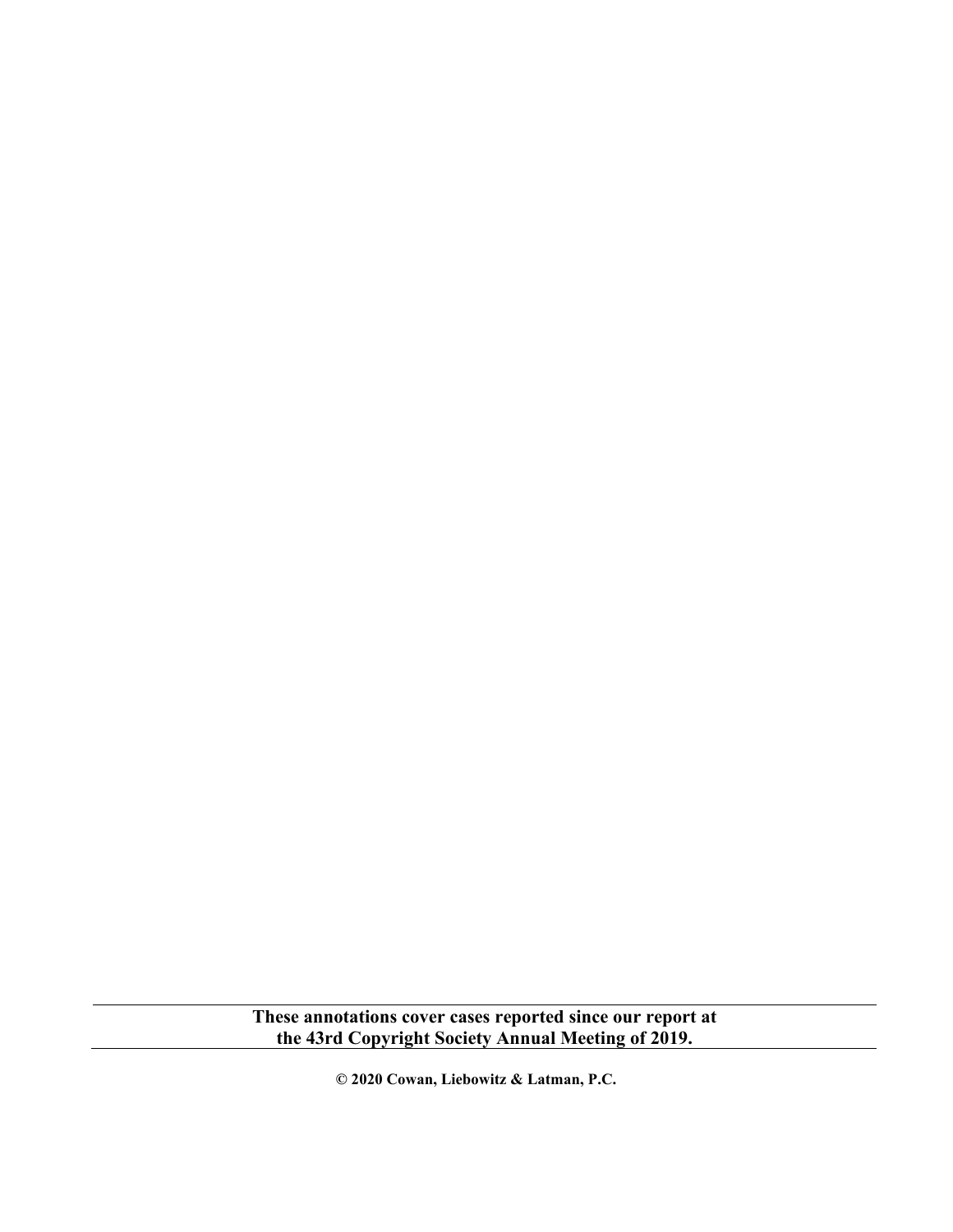---

**These annotations cover cases reported since our report at the 43rd Copyright Society Annual Meeting of 2019.**

---

**© 2020 Cowan, Liebowitz & Latman, P.C.**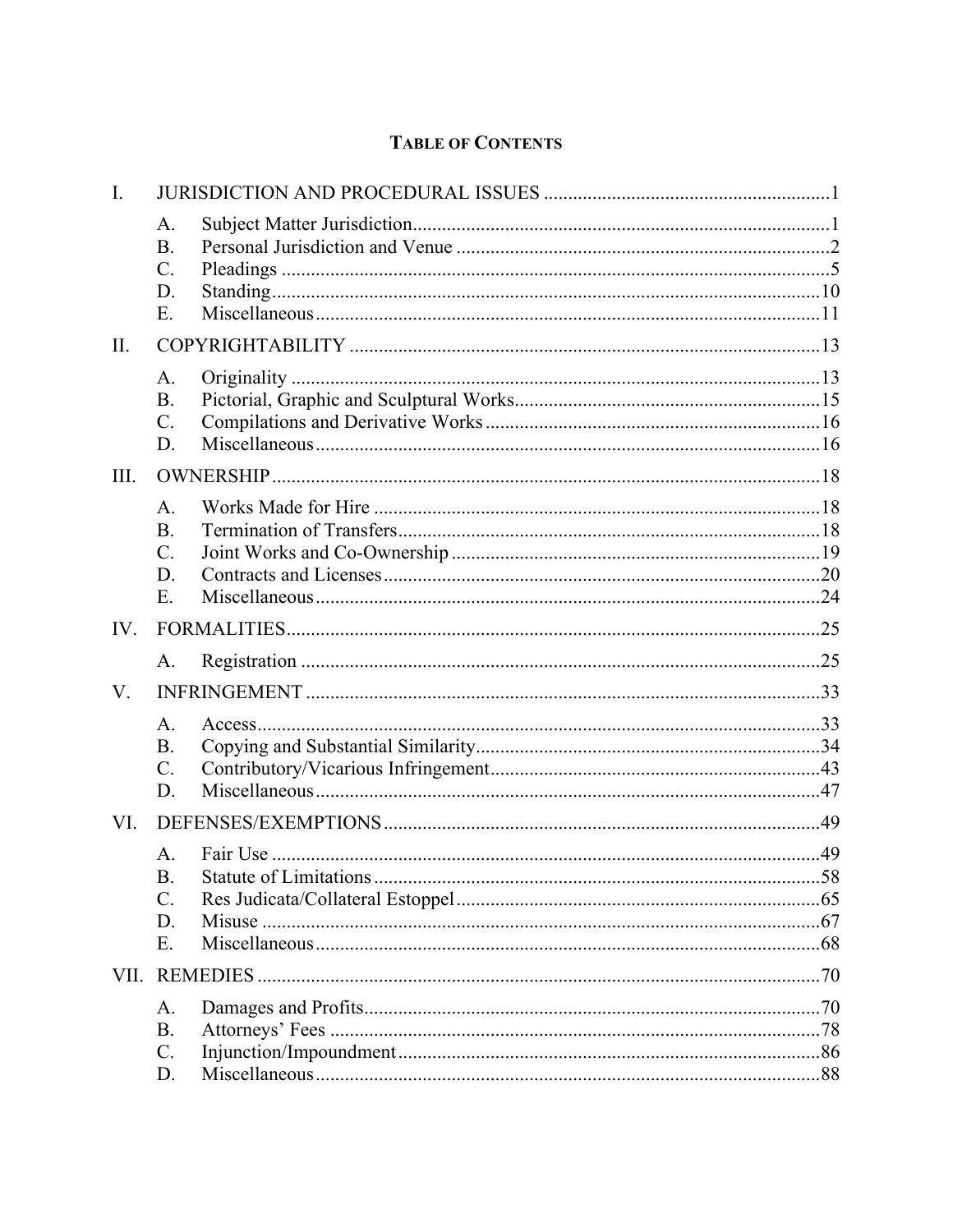# TABLE OF CONTENTS

I. JURISDICTION AND PROCEDURAL ISSUES ........................................................ 1

- A. Subject Matter Jurisdiction ........................................................ 1
- B. Personal Jurisdiction and Venue ........................................................ 2
- C. Pleadings ........................................................ 5
- D. Standing ........................................................ 10
- E. Miscellaneous ........................................................ 11

II. COPYRIGHTABILITY ........................................................ 13

- A. Originality ........................................................ 13
- B. Pictorial, Graphic and Sculptural Works ........................................................ 15
- C. Compilations and Derivative Works ........................................................ 16
- D. Miscellaneous ........................................................ 16

III. OWNERSHIP ........................................................ 18

- A. Works Made for Hire ........................................................ 18
- B. Termination of Transfers ........................................................ 18
- C. Joint Works and Co-Ownership ........................................................ 19
- D. Contracts and Licenses ........................................................ 20
- E. Miscellaneous ........................................................ 24

IV. FORMALITIES ........................................................ 25

- A. Registration ........................................................ 25

V. INFRINGEMENT ........................................................ 33

- A. Access ........................................................ 33
- B. Copying and Substantial Similarity ........................................................ 34
- C. Contributory/Vicarious Infringement ........................................................ 43
- D. Miscellaneous ........................................................ 47

VI. DEFENSES/EXEMPTIONS ........................................................ 49

- A. Fair Use ........................................................ 49
- B. Statute of Limitations ........................................................ 58
- C. Res Judicata/Collateral Estoppel ........................................................ 65
- D. Misuse ........................................................ 67
- E. Miscellaneous ........................................................ 68

VII. REMEDIES ........................................................ 70

- A. Damages and Profits ........................................................ 70
- B. Attorneys' Fees ........................................................ 78
- C. Injunction/Impoundment ........................................................ 86
- D. Miscellaneous ........................................................ 88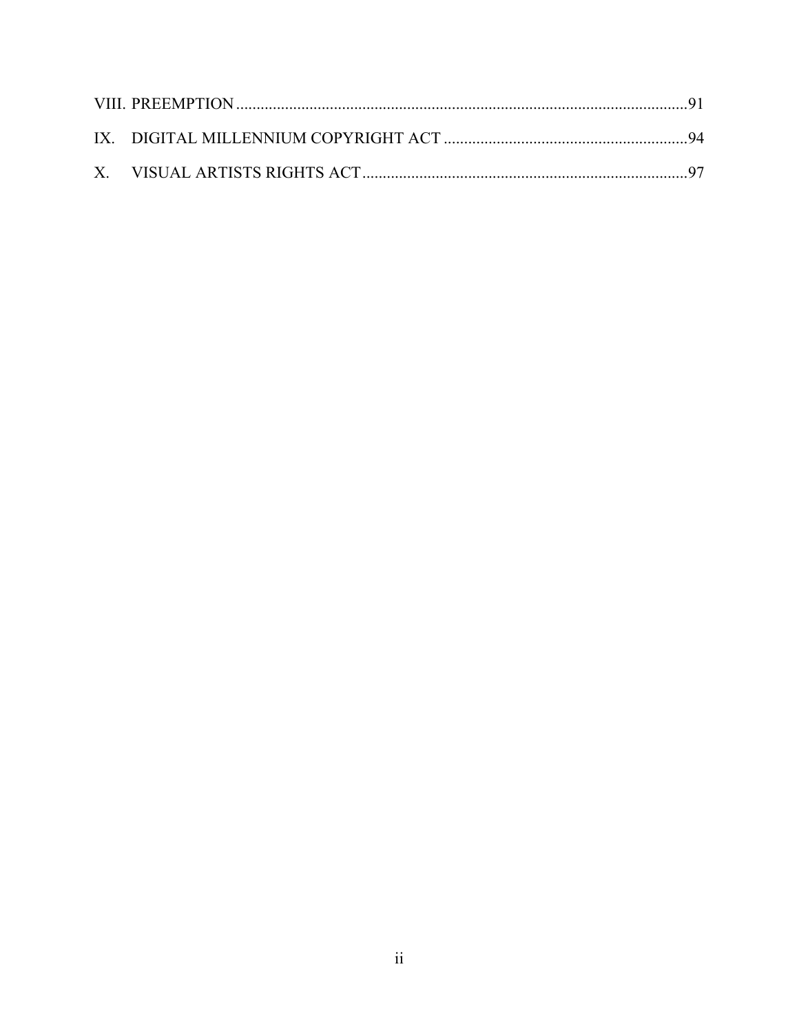VIII. PREEMPTION ..........91

IX. DIGITAL MILLENNIUM COPYRIGHT ACT ..........94

X. VISUAL ARTISTS RIGHTS ACT ..........97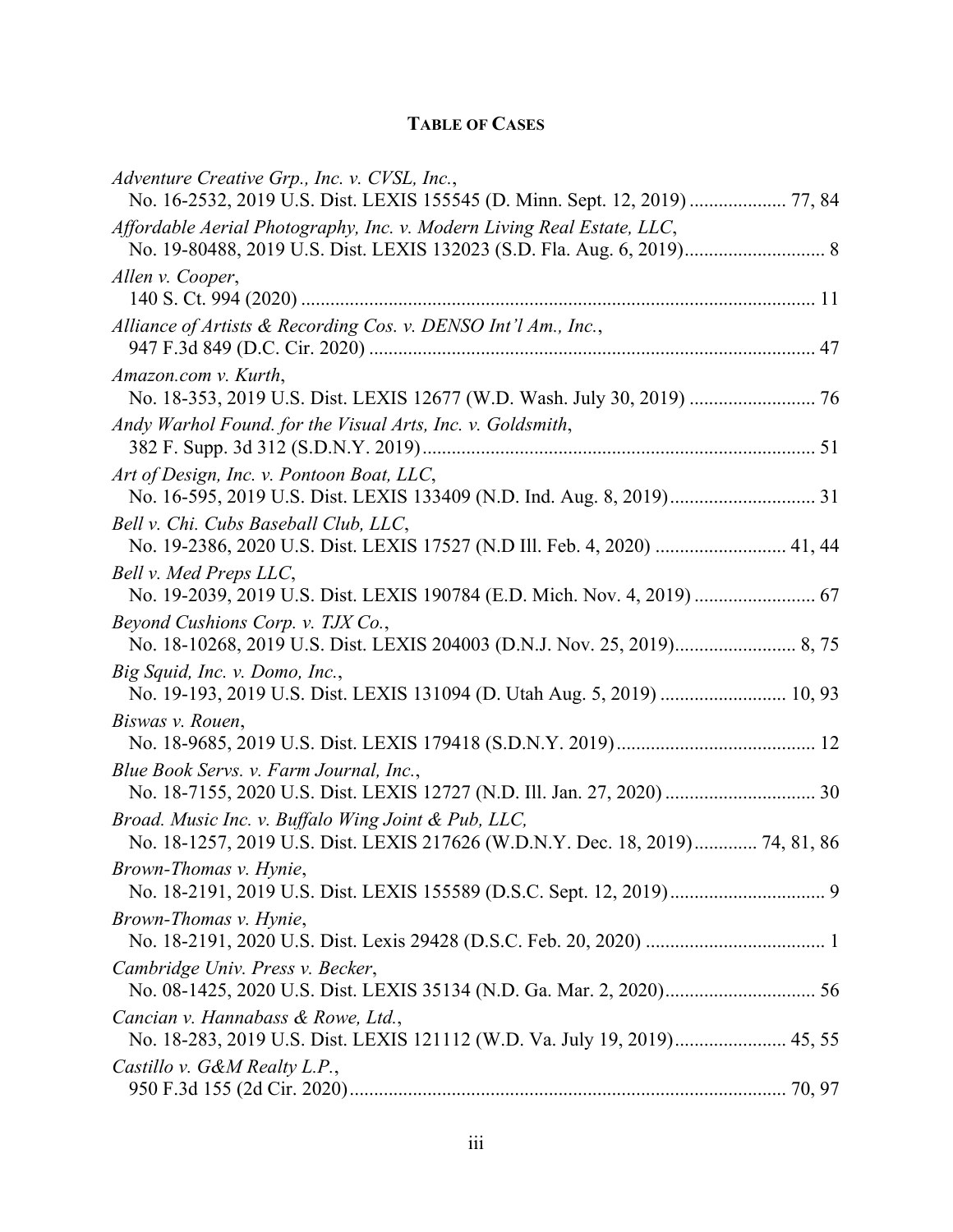# TABLE OF CASES

*Adventure Creative Grp., Inc. v. CVSL, Inc.*,
No. 16-2532, 2019 U.S. Dist. LEXIS 155545 (D. Minn. Sept. 12, 2019) .................... 77, 84

*Affordable Aerial Photography, Inc. v. Modern Living Real Estate, LLC*,
No. 19-80488, 2019 U.S. Dist. LEXIS 132023 (S.D. Fla. Aug. 6, 2019)............................ 8

*Allen v. Cooper*,
140 S. Ct. 994 (2020) ........................................................................................................ 11

*Alliance of Artists & Recording Cos. v. DENSO Int'l Am., Inc.*,
947 F.3d 849 (D.C. Cir. 2020) .......................................................................................... 47

*Amazon.com v. Kurth*,
No. 18-353, 2019 U.S. Dist. LEXIS 12677 (W.D. Wash. July 30, 2019) ......................... 76

*Andy Warhol Found. for the Visual Arts, Inc. v. Goldsmith*,
382 F. Supp. 3d 312 (S.D.N.Y. 2019)............................................................................... 51

*Art of Design, Inc. v. Pontoon Boat, LLC*,
No. 16-595, 2019 U.S. Dist. LEXIS 133409 (N.D. Ind. Aug. 8, 2019)............................. 31

*Bell v. Chi. Cubs Baseball Club, LLC*,
No. 19-2386, 2020 U.S. Dist. LEXIS 17527 (N.D Ill. Feb. 4, 2020) .......................... 41, 44

*Bell v. Med Preps LLC*,
No. 19-2039, 2019 U.S. Dist. LEXIS 190784 (E.D. Mich. Nov. 4, 2019) ........................ 67

*Beyond Cushions Corp. v. TJX Co.*,
No. 18-10268, 2019 U.S. Dist. LEXIS 204003 (D.N.J. Nov. 25, 2019)......................... 8, 75

*Big Squid, Inc. v. Domo, Inc.*,
No. 19-193, 2019 U.S. Dist. LEXIS 131094 (D. Utah Aug. 5, 2019) ......................... 10, 93

*Biswas v. Rouen*,
No. 18-9685, 2019 U.S. Dist. LEXIS 179418 (S.D.N.Y. 2019)......................................... 12

*Blue Book Servs. v. Farm Journal, Inc.*,
No. 18-7155, 2020 U.S. Dist. LEXIS 12727 (N.D. Ill. Jan. 27, 2020) .............................. 30

*Broad. Music Inc. v. Buffalo Wing Joint & Pub, LLC,*
No. 18-1257, 2019 U.S. Dist. LEXIS 217626 (W.D.N.Y. Dec. 18, 2019)............ 74, 81, 86

*Brown-Thomas v. Hynie*,
No. 18-2191, 2019 U.S. Dist. LEXIS 155589 (D.S.C. Sept. 12, 2019)............................... 9

*Brown-Thomas v. Hynie*,
No. 18-2191, 2020 U.S. Dist. Lexis 29428 (D.S.C. Feb. 20, 2020) .................................... 1

*Cambridge Univ. Press v. Becker*,
No. 08-1425, 2020 U.S. Dist. LEXIS 35134 (N.D. Ga. Mar. 2, 2020).............................. 56

*Cancian v. Hannabass & Rowe, Ltd.*,
No. 18-283, 2019 U.S. Dist. LEXIS 121112 (W.D. Va. July 19, 2019)....................... 45, 55

*Castillo v. G&M Realty L.P.*,
950 F.3d 155 (2d Cir. 2020)......................................................................................... 70, 97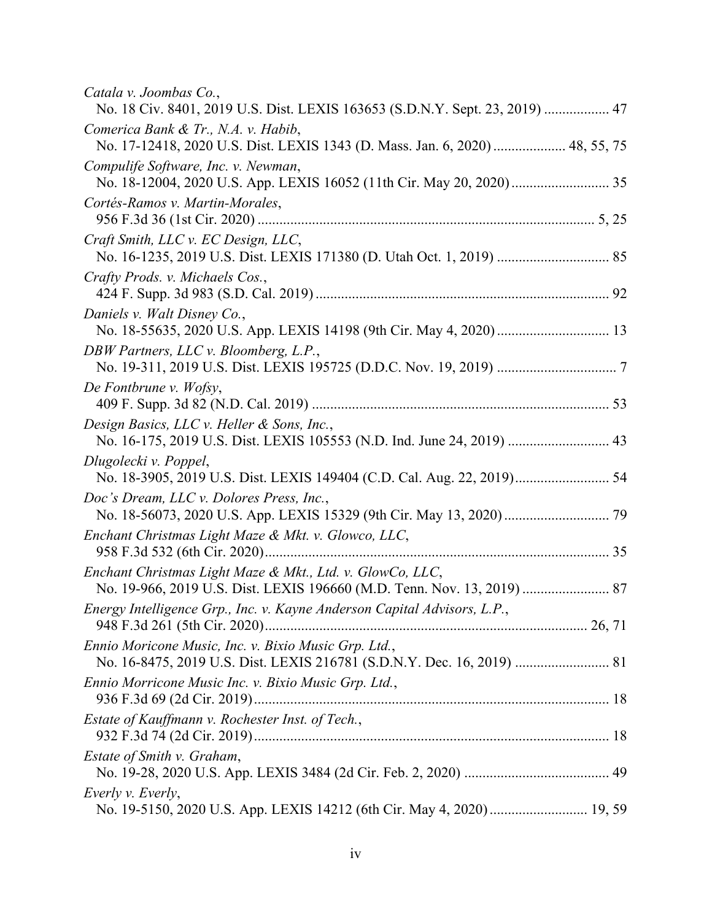*Catala v. Joombas Co.*,
No. 18 Civ. 8401, 2019 U.S. Dist. LEXIS 163653 (S.D.N.Y. Sept. 23, 2019) .................. 47

*Comerica Bank & Tr., N.A. v. Habib*,
No. 17-12418, 2020 U.S. Dist. LEXIS 1343 (D. Mass. Jan. 6, 2020) .................... 48, 55, 75

*Compulife Software, Inc. v. Newman*,
No. 18-12004, 2020 U.S. App. LEXIS 16052 (11th Cir. May 20, 2020) .......................... 35

*Cortés-Ramos v. Martin-Morales*,
956 F.3d 36 (1st Cir. 2020) ............................................................................................ 5, 25

*Craft Smith, LLC v. EC Design, LLC*,
No. 16-1235, 2019 U.S. Dist. LEXIS 171380 (D. Utah Oct. 1, 2019) ............................... 85

*Crafty Prods. v. Michaels Cos.*,
424 F. Supp. 3d 983 (S.D. Cal. 2019) ................................................................................ 92

*Daniels v. Walt Disney Co.*,
No. 18-55635, 2020 U.S. App. LEXIS 14198 (9th Cir. May 4, 2020) ............................... 13

*DBW Partners, LLC v. Bloomberg, L.P.*,
No. 19-311, 2019 U.S. Dist. LEXIS 195725 (D.D.C. Nov. 19, 2019) ................................. 7

*De Fontbrune v. Wofsy*,
409 F. Supp. 3d 82 (N.D. Cal. 2019) ................................................................................. 53

*Design Basics, LLC v. Heller & Sons, Inc.*,
No. 16-175, 2019 U.S. Dist. LEXIS 105553 (N.D. Ind. June 24, 2019) ........................... 43

*Dlugolecki v. Poppel*,
No. 18-3905, 2019 U.S. Dist. LEXIS 149404 (C.D. Cal. Aug. 22, 2019).......................... 54

*Doc's Dream, LLC v. Dolores Press, Inc.*,
No. 18-56073, 2020 U.S. App. LEXIS 15329 (9th Cir. May 13, 2020) ............................. 79

*Enchant Christmas Light Maze & Mkt. v. Glowco, LLC*,
958 F.3d 532 (6th Cir. 2020)............................................................................................... 35

*Enchant Christmas Light Maze & Mkt., Ltd. v. GlowCo, LLC*,
No. 19-966, 2019 U.S. Dist. LEXIS 196660 (M.D. Tenn. Nov. 13, 2019) ........................ 87

*Energy Intelligence Grp., Inc. v. Kayne Anderson Capital Advisors, L.P.*,
948 F.3d 261 (5th Cir. 2020)........................................................................................ 26, 71

*Ennio Moricone Music, Inc. v. Bixio Music Grp. Ltd.*,
No. 16-8475, 2019 U.S. Dist. LEXIS 216781 (S.D.N.Y. Dec. 16, 2019) .......................... 81

*Ennio Morricone Music Inc. v. Bixio Music Grp. Ltd.*,
936 F.3d 69 (2d Cir. 2019).................................................................................................. 18

*Estate of Kauffmann v. Rochester Inst. of Tech.*,
932 F.3d 74 (2d Cir. 2019).................................................................................................. 18

*Estate of Smith v. Graham*,
No. 19-28, 2020 U.S. App. LEXIS 3484 (2d Cir. Feb. 2, 2020) ........................................ 49

*Everly v. Everly*,
No. 19-5150, 2020 U.S. App. LEXIS 14212 (6th Cir. May 4, 2020) ........................... 19, 59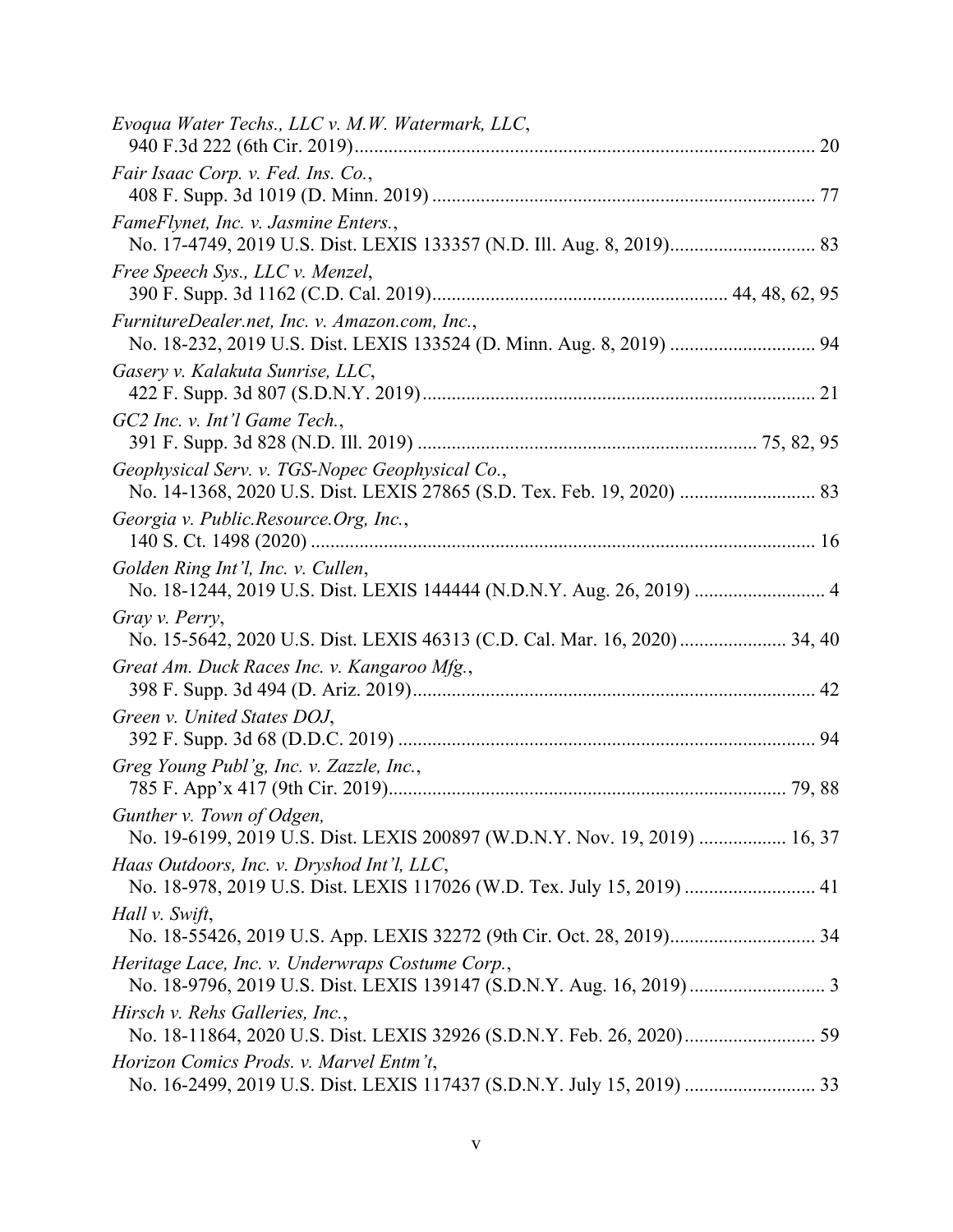*Evoqua Water Techs., LLC v. M.W. Watermark, LLC*,
940 F.3d 222 (6th Cir. 2019) ............................................................................................. 20

*Fair Isaac Corp. v. Fed. Ins. Co.*,
408 F. Supp. 3d 1019 (D. Minn. 2019) ............................................................................. 77

*FameFlynet, Inc. v. Jasmine Enters.*,
No. 17-4749, 2019 U.S. Dist. LEXIS 133357 (N.D. Ill. Aug. 8, 2019)............................. 83

*Free Speech Sys., LLC v. Menzel*,
390 F. Supp. 3d 1162 (C.D. Cal. 2019)............................................................ 44, 48, 62, 95

*FurnitureDealer.net, Inc. v. Amazon.com, Inc.*,
No. 18-232, 2019 U.S. Dist. LEXIS 133524 (D. Minn. Aug. 8, 2019) ............................. 94

*Gasery v. Kalakuta Sunrise, LLC*,
422 F. Supp. 3d 807 (S.D.N.Y. 2019)................................................................................ 21

*GC2 Inc. v. Int'l Game Tech.*,
391 F. Supp. 3d 828 (N.D. Ill. 2019) .................................................................... 75, 82, 95

*Geophysical Serv. v. TGS-Nopec Geophysical Co.*,
No. 14-1368, 2020 U.S. Dist. LEXIS 27865 (S.D. Tex. Feb. 19, 2020) ........................... 83

*Georgia v. Public.Resource.Org, Inc.*,
140 S. Ct. 1498 (2020) ....................................................................................................... 16

*Golden Ring Int'l, Inc. v. Cullen*,
No. 18-1244, 2019 U.S. Dist. LEXIS 144444 (N.D.N.Y. Aug. 26, 2019) .......................... 4

*Gray v. Perry*,
No. 15-5642, 2020 U.S. Dist. LEXIS 46313 (C.D. Cal. Mar. 16, 2020)...................... 34, 40

*Great Am. Duck Races Inc. v. Kangaroo Mfg.*,
398 F. Supp. 3d 494 (D. Ariz. 2019).................................................................................. 42

*Green v. United States DOJ*,
392 F. Supp. 3d 68 (D.D.C. 2019) ..................................................................................... 94

*Greg Young Publ'g, Inc. v. Zazzle, Inc.*,
785 F. App'x 417 (9th Cir. 2019)................................................................................. 79, 88

*Gunther v. Town of Odgen,*
No. 19-6199, 2019 U.S. Dist. LEXIS 200897 (W.D.N.Y. Nov. 19, 2019) ................. 16, 37

*Haas Outdoors, Inc. v. Dryshod Int'l, LLC*,
No. 18-978, 2019 U.S. Dist. LEXIS 117026 (W.D. Tex. July 15, 2019) .......................... 41

*Hall v. Swift*,
No. 18-55426, 2019 U.S. App. LEXIS 32272 (9th Cir. Oct. 28, 2019)............................. 34

*Heritage Lace, Inc. v. Underwraps Costume Corp.*,
No. 18-9796, 2019 U.S. Dist. LEXIS 139147 (S.D.N.Y. Aug. 16, 2019) ............................ 3

*Hirsch v. Rehs Galleries, Inc.*,
No. 18-11864, 2020 U.S. Dist. LEXIS 32926 (S.D.N.Y. Feb. 26, 2020)........................... 59

*Horizon Comics Prods. v. Marvel Entm't*,
No. 16-2499, 2019 U.S. Dist. LEXIS 117437 (S.D.N.Y. July 15, 2019) .......................... 33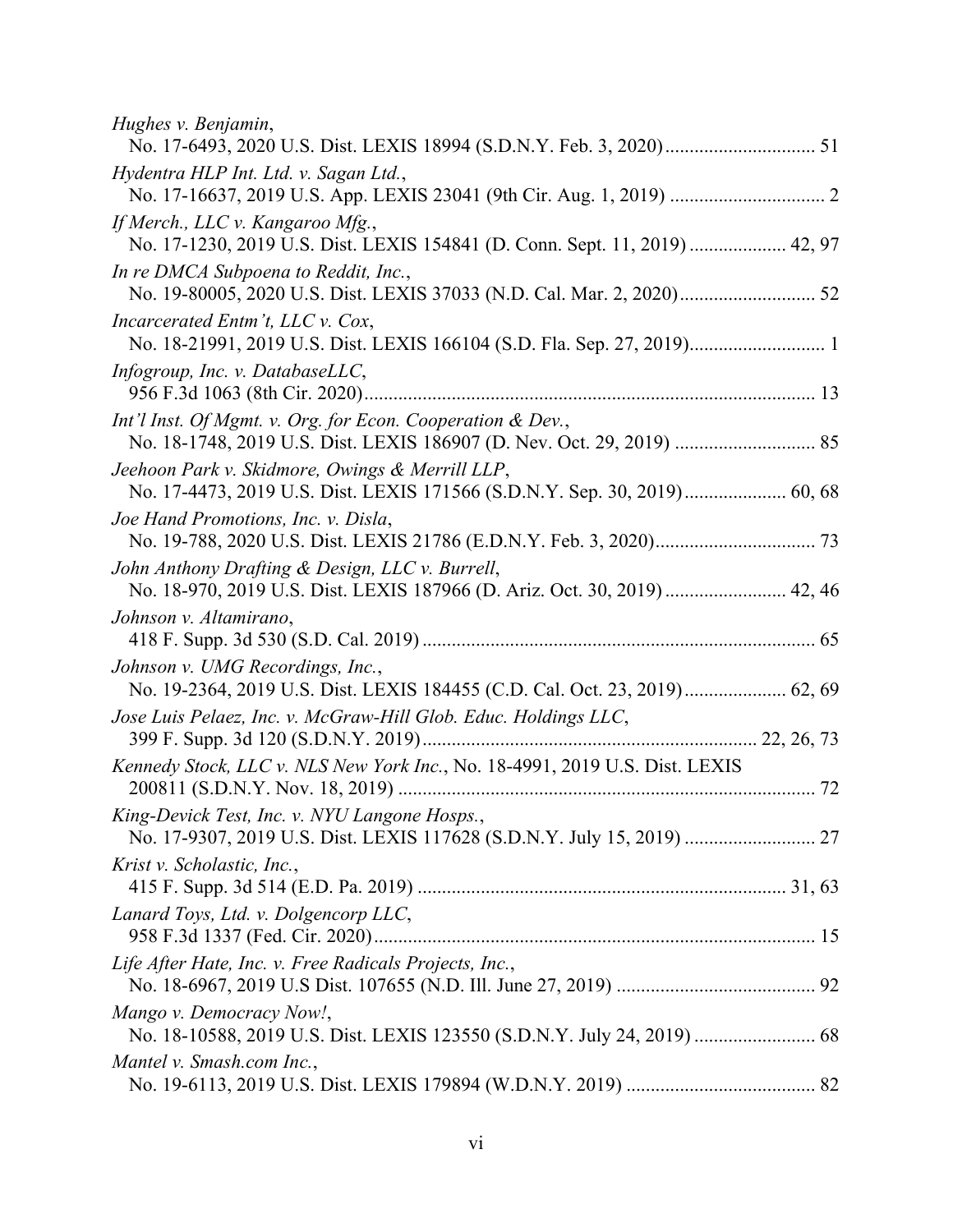*Hughes v. Benjamin*,
No. 17-6493, 2020 U.S. Dist. LEXIS 18994 (S.D.N.Y. Feb. 3, 2020) ............................... 51

*Hydentra HLP Int. Ltd. v. Sagan Ltd.*,
No. 17-16637, 2019 U.S. App. LEXIS 23041 (9th Cir. Aug. 1, 2019) ................................ 2

*If Merch., LLC v. Kangaroo Mfg.*,
No. 17-1230, 2019 U.S. Dist. LEXIS 154841 (D. Conn. Sept. 11, 2019) .................... 42, 97

*In re DMCA Subpoena to Reddit, Inc.*,
No. 19-80005, 2020 U.S. Dist. LEXIS 37033 (N.D. Cal. Mar. 2, 2020) ............................ 52

*Incarcerated Entm't, LLC v. Cox*,
No. 18-21991, 2019 U.S. Dist. LEXIS 166104 (S.D. Fla. Sep. 27, 2019) ............................ 1

*Infogroup, Inc. v. DatabaseLLC*,
956 F.3d 1063 (8th Cir. 2020) ............................................................................................ 13

*Int'l Inst. Of Mgmt. v. Org. for Econ. Cooperation & Dev.*,
No. 18-1748, 2019 U.S. Dist. LEXIS 186907 (D. Nev. Oct. 29, 2019) ............................. 85

*Jeehoon Park v. Skidmore, Owings & Merrill LLP*,
No. 17-4473, 2019 U.S. Dist. LEXIS 171566 (S.D.N.Y. Sep. 30, 2019) ..................... 60, 68

*Joe Hand Promotions, Inc. v. Disla*,
No. 19-788, 2020 U.S. Dist. LEXIS 21786 (E.D.N.Y. Feb. 3, 2020) ................................. 73

*John Anthony Drafting & Design, LLC v. Burrell*,
No. 18-970, 2019 U.S. Dist. LEXIS 187966 (D. Ariz. Oct. 30, 2019) ......................... 42, 46

*Johnson v. Altamirano*,
418 F. Supp. 3d 530 (S.D. Cal. 2019) ................................................................................. 65

*Johnson v. UMG Recordings, Inc.*,
No. 19-2364, 2019 U.S. Dist. LEXIS 184455 (C.D. Cal. Oct. 23, 2019) ..................... 62, 69

*Jose Luis Pelaez, Inc. v. McGraw-Hill Glob. Educ. Holdings LLC*,
399 F. Supp. 3d 120 (S.D.N.Y. 2019) .................................................................... 22, 26, 73

*Kennedy Stock, LLC v. NLS New York Inc.*, No. 18-4991, 2019 U.S. Dist. LEXIS
200811 (S.D.N.Y. Nov. 18, 2019) ...................................................................................... 72

*King-Devick Test, Inc. v. NYU Langone Hosps.*,
No. 17-9307, 2019 U.S. Dist. LEXIS 117628 (S.D.N.Y. July 15, 2019) ........................... 27

*Krist v. Scholastic, Inc.*,
415 F. Supp. 3d 514 (E.D. Pa. 2019) ............................................................................ 31, 63

*Lanard Toys, Ltd. v. Dolgencorp LLC*,
958 F.3d 1337 (Fed. Cir. 2020) .......................................................................................... 15

*Life After Hate, Inc. v. Free Radicals Projects, Inc.*,
No. 18-6967, 2019 U.S Dist. 107655 (N.D. Ill. June 27, 2019) ......................................... 92

*Mango v. Democracy Now!*,
No. 18-10588, 2019 U.S. Dist. LEXIS 123550 (S.D.N.Y. July 24, 2019) ......................... 68

*Mantel v. Smash.com Inc.*,
No. 19-6113, 2019 U.S. Dist. LEXIS 179894 (W.D.N.Y. 2019) ....................................... 82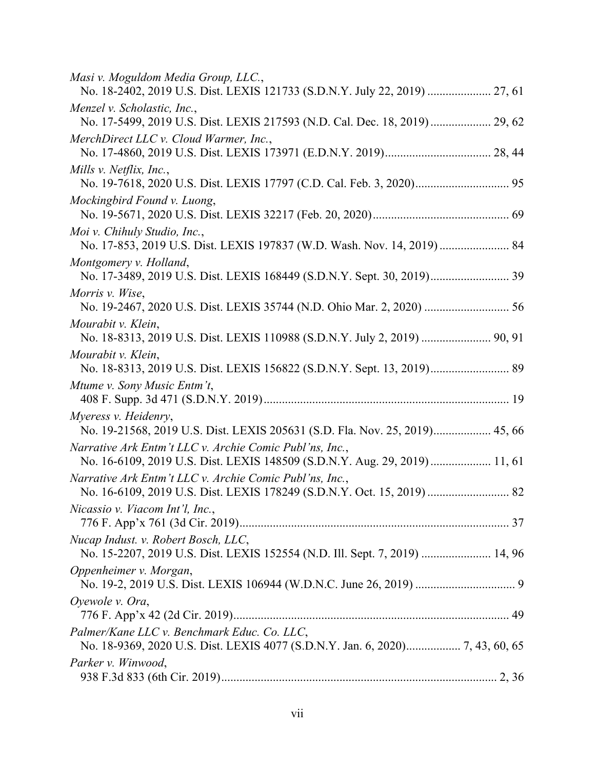*Masi v. Moguldom Media Group, LLC.*,
No. 18-2402, 2019 U.S. Dist. LEXIS 121733 (S.D.N.Y. July 22, 2019) .................... 27, 61

*Menzel v. Scholastic, Inc.*,
No. 17-5499, 2019 U.S. Dist. LEXIS 217593 (N.D. Cal. Dec. 18, 2019) .................... 29, 62

*MerchDirect LLC v. Cloud Warmer, Inc.*,
No. 17-4860, 2019 U.S. Dist. LEXIS 173971 (E.D.N.Y. 2019) .................................. 28, 44

*Mills v. Netflix, Inc.*,
No. 19-7618, 2020 U.S. Dist. LEXIS 17797 (C.D. Cal. Feb. 3, 2020) .............................. 95

*Mockingbird Found v. Luong*,
No. 19-5671, 2020 U.S. Dist. LEXIS 32217 (Feb. 20, 2020) ............................................ 69

*Moi v. Chihuly Studio, Inc.*,
No. 17-853, 2019 U.S. Dist. LEXIS 197837 (W.D. Wash. Nov. 14, 2019) ...................... 84

*Montgomery v. Holland*,
No. 17-3489, 2019 U.S. Dist. LEXIS 168449 (S.D.N.Y. Sept. 30, 2019) ......................... 39

*Morris v. Wise*,
No. 19-2467, 2020 U.S. Dist. LEXIS 35744 (N.D. Ohio Mar. 2, 2020) ........................... 56

*Mourabit v. Klein*,
No. 18-8313, 2019 U.S. Dist. LEXIS 110988 (S.D.N.Y. July 2, 2019) ....................... 90, 91

*Mourabit v. Klein*,
No. 18-8313, 2019 U.S. Dist. LEXIS 156822 (S.D.N.Y. Sept. 13, 2019) ......................... 89

*Mtume v. Sony Music Entm't*,
408 F. Supp. 3d 471 (S.D.N.Y. 2019) ................................................................................ 19

*Myeress v. Heidenry*,
No. 19-21568, 2019 U.S. Dist. LEXIS 205631 (S.D. Fla. Nov. 25, 2019) .................. 45, 66

*Narrative Ark Entm't LLC v. Archie Comic Publ'ns, Inc.*,
No. 16-6109, 2019 U.S. Dist. LEXIS 148509 (S.D.N.Y. Aug. 29, 2019) ................... 11, 61

*Narrative Ark Entm't LLC v. Archie Comic Publ'ns, Inc.*,
No. 16-6109, 2019 U.S. Dist. LEXIS 178249 (S.D.N.Y. Oct. 15, 2019) .......................... 82

*Nicassio v. Viacom Int'l, Inc.*,
776 F. App'x 761 (3d Cir. 2019) ........................................................................................ 37

*Nucap Indust. v. Robert Bosch, LLC*,
No. 15-2207, 2019 U.S. Dist. LEXIS 152554 (N.D. Ill. Sept. 7, 2019) ...................... 14, 96

*Oppenheimer v. Morgan*,
No. 19-2, 2019 U.S. Dist. LEXIS 106944 (W.D.N.C. June 26, 2019) ................................ 9

*Oyewole v. Ora*,
776 F. App'x 42 (2d Cir. 2019) .......................................................................................... 49

*Palmer/Kane LLC v. Benchmark Educ. Co. LLC*,
No. 18-9369, 2020 U.S. Dist. LEXIS 4077 (S.D.N.Y. Jan. 6, 2020) ................. 7, 43, 60, 65

*Parker v. Winwood*,
938 F.3d 833 (6th Cir. 2019) ........................................................................................ 2, 36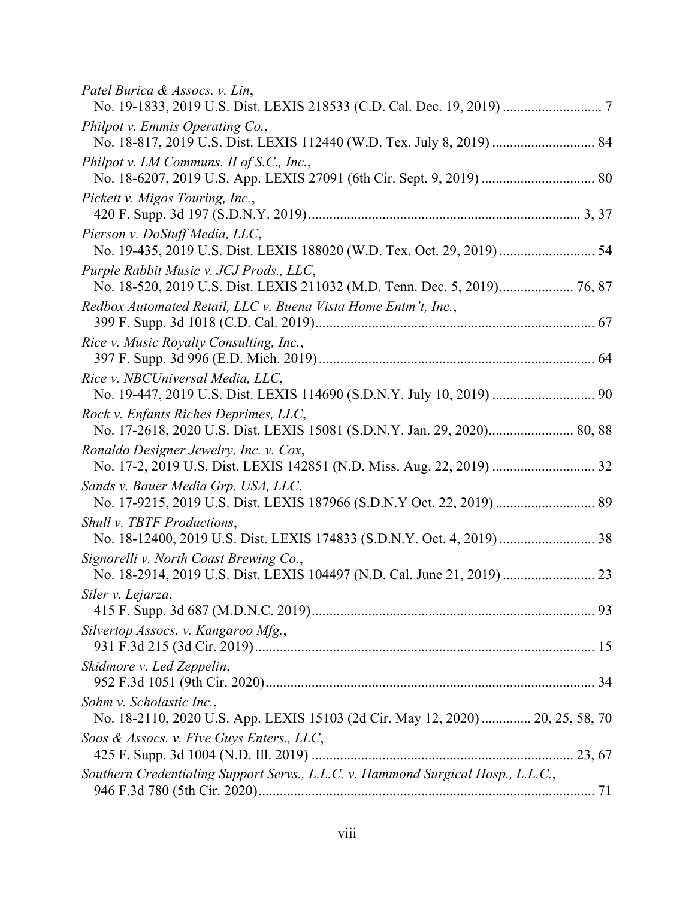*Patel Burica & Assocs. v. Lin*,
No. 19-1833, 2019 U.S. Dist. LEXIS 218533 (C.D. Cal. Dec. 19, 2019) ............................ 7

*Philpot v. Emmis Operating Co.*,
No. 18-817, 2019 U.S. Dist. LEXIS 112440 (W.D. Tex. July 8, 2019) ............................ 84

*Philpot v. LM Communs. II of S.C., Inc.*,
No. 18-6207, 2019 U.S. App. LEXIS 27091 (6th Cir. Sept. 9, 2019) ................................ 80

*Pickett v. Migos Touring, Inc.*,
420 F. Supp. 3d 197 (S.D.N.Y. 2019)............................................................................. 3, 37

*Pierson v. DoStuff Media, LLC*,
No. 19-435, 2019 U.S. Dist. LEXIS 188020 (W.D. Tex. Oct. 29, 2019) ........................... 54

*Purple Rabbit Music v. JCJ Prods., LLC*,
No. 18-520, 2019 U.S. Dist. LEXIS 211032 (M.D. Tenn. Dec. 5, 2019)..................... 76, 87

*Redbox Automated Retail, LLC v. Buena Vista Home Entm't, Inc.*,
399 F. Supp. 3d 1018 (C.D. Cal. 2019).............................................................................. 67

*Rice v. Music Royalty Consulting, Inc.*,
397 F. Supp. 3d 996 (E.D. Mich. 2019)............................................................................. 64

*Rice v. NBCUniversal Media, LLC*,
No. 19-447, 2019 U.S. Dist. LEXIS 114690 (S.D.N.Y. July 10, 2019) ............................ 90

*Rock v. Enfants Riches Deprimes, LLC*,
No. 17-2618, 2020 U.S. Dist. LEXIS 15081 (S.D.N.Y. Jan. 29, 2020)........................ 80, 88

*Ronaldo Designer Jewelry, Inc. v. Cox*,
No. 17-2, 2019 U.S. Dist. LEXIS 142851 (N.D. Miss. Aug. 22, 2019) ............................ 32

*Sands v. Bauer Media Grp. USA, LLC*,
No. 17-9215, 2019 U.S. Dist. LEXIS 187966 (S.D.N.Y Oct. 22, 2019) ........................... 89

*Shull v. TBTF Productions*,
No. 18-12400, 2019 U.S. Dist. LEXIS 174833 (S.D.N.Y. Oct. 4, 2019) .......................... 38

*Signorelli v. North Coast Brewing Co.*,
No. 18-2914, 2019 U.S. Dist. LEXIS 104497 (N.D. Cal. June 21, 2019) ......................... 23

*Siler v. Lejarza*,
415 F. Supp. 3d 687 (M.D.N.C. 2019)............................................................................... 93

*Silvertop Assocs. v. Kangaroo Mfg.*,
931 F.3d 215 (3d Cir. 2019)............................................................................................... 15

*Skidmore v. Led Zeppelin*,
952 F.3d 1051 (9th Cir. 2020)............................................................................................ 34

*Sohm v. Scholastic Inc.*,
No. 18-2110, 2020 U.S. App. LEXIS 15103 (2d Cir. May 12, 2020) ............. 20, 25, 58, 70

*Soos & Assocs. v. Five Guys Enters., LLC*,
425 F. Supp. 3d 1004 (N.D. Ill. 2019) ......................................................................... 23, 67

*Southern Credentialing Support Servs., L.L.C. v. Hammond Surgical Hosp., L.L.C.*,
946 F.3d 780 (5th Cir. 2020).............................................................................................. 71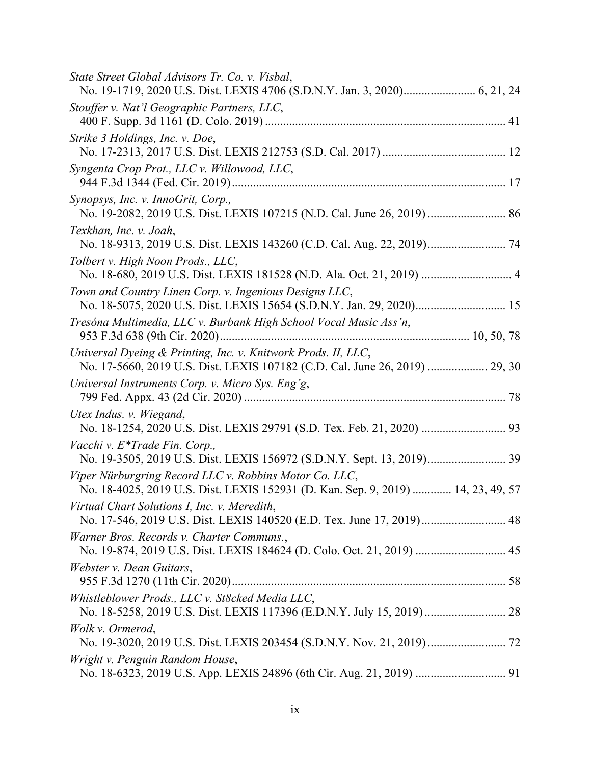*State Street Global Advisors Tr. Co. v. Visbal*,
No. 19-1719, 2020 U.S. Dist. LEXIS 4706 (S.D.N.Y. Jan. 3, 2020)........................ 6, 21, 24

*Stouffer v. Nat'l Geographic Partners, LLC*,
400 F. Supp. 3d 1161 (D. Colo. 2019) ............................................................................... 41

*Strike 3 Holdings, Inc. v. Doe*,
No. 17-2313, 2017 U.S. Dist. LEXIS 212753 (S.D. Cal. 2017) ......................................... 12

*Syngenta Crop Prot., LLC v. Willowood, LLC*,
944 F.3d 1344 (Fed. Cir. 2019)........................................................................................... 17

*Synopsys, Inc. v. InnoGrit, Corp.*,
No. 19-2082, 2019 U.S. Dist. LEXIS 107215 (N.D. Cal. June 26, 2019) .......................... 86

*Texkhan, Inc. v. Joah*,
No. 18-9313, 2019 U.S. Dist. LEXIS 143260 (C.D. Cal. Aug. 22, 2019).......................... 74

*Tolbert v. High Noon Prods., LLC*,
No. 18-680, 2019 U.S. Dist. LEXIS 181528 (N.D. Ala. Oct. 21, 2019) ............................. 4

*Town and Country Linen Corp. v. Ingenious Designs LLC*,
No. 18-5075, 2020 U.S. Dist. LEXIS 15654 (S.D.N.Y. Jan. 29, 2020).............................. 15

*Tresóna Multimedia, LLC v. Burbank High School Vocal Music Ass'n*,
953 F.3d 638 (9th Cir. 2020)................................................................................... 10, 50, 78

*Universal Dyeing & Printing, Inc. v. Knitwork Prods. II, LLC*,
No. 17-5660, 2019 U.S. Dist. LEXIS 107182 (C.D. Cal. June 26, 2019) .................... 29, 30

*Universal Instruments Corp. v. Micro Sys. Eng'g*,
799 Fed. Appx. 43 (2d Cir. 2020) ....................................................................................... 78

*Utex Indus. v. Wiegand*,
No. 18-1254, 2020 U.S. Dist. LEXIS 29791 (S.D. Tex. Feb. 21, 2020) ............................ 93

*Vacchi v. E*Trade Fin. Corp.*,
No. 19-3505, 2019 U.S. Dist. LEXIS 156972 (S.D.N.Y. Sept. 13, 2019).......................... 39

*Viper Nürburgring Record LLC v. Robbins Motor Co. LLC*,
No. 18-4025, 2019 U.S. Dist. LEXIS 152931 (D. Kan. Sep. 9, 2019) ............. 14, 23, 49, 57

*Virtual Chart Solutions I, Inc. v. Meredith*,
No. 17-546, 2019 U.S. Dist. LEXIS 140520 (E.D. Tex. June 17, 2019)............................ 48

*Warner Bros. Records v. Charter Communs.*,
No. 19-874, 2019 U.S. Dist. LEXIS 184624 (D. Colo. Oct. 21, 2019) .............................. 45

*Webster v. Dean Guitars*,
955 F.3d 1270 (11th Cir. 2020)........................................................................................... 58

*Whistleblower Prods., LLC v. St8cked Media LLC*,
No. 18-5258, 2019 U.S. Dist. LEXIS 117396 (E.D.N.Y. July 15, 2019)........................... 28

*Wolk v. Ormerod*,
No. 19-3020, 2019 U.S. Dist. LEXIS 203454 (S.D.N.Y. Nov. 21, 2019).......................... 72

*Wright v. Penguin Random House*,
No. 18-6323, 2019 U.S. App. LEXIS 24896 (6th Cir. Aug. 21, 2019) .............................. 91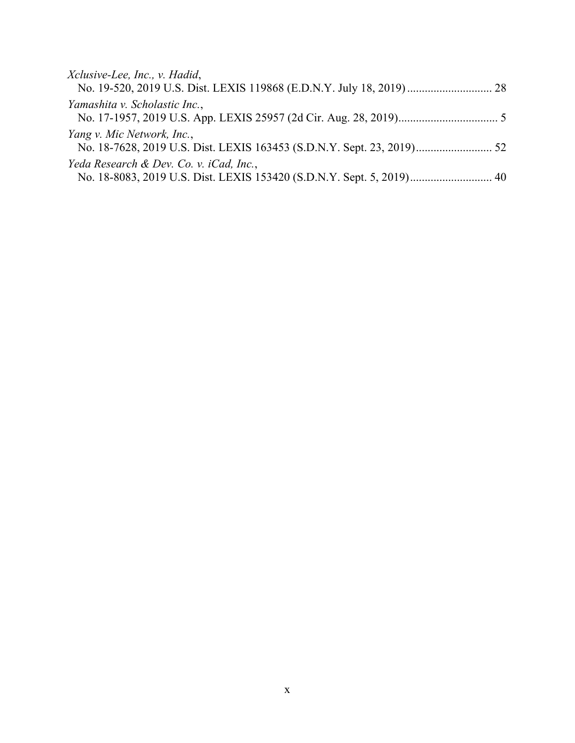*Xclusive-Lee, Inc., v. Hadid*,
No. 19-520, 2019 U.S. Dist. LEXIS 119868 (E.D.N.Y. July 18, 2019) ............................ 28

*Yamashita v. Scholastic Inc.*,
No. 17-1957, 2019 U.S. App. LEXIS 25957 (2d Cir. Aug. 28, 2019).................................. 5

*Yang v. Mic Network, Inc.*,
No. 18-7628, 2019 U.S. Dist. LEXIS 163453 (S.D.N.Y. Sept. 23, 2019).......................... 52

*Yeda Research & Dev. Co. v. iCad, Inc.*,
No. 18-8083, 2019 U.S. Dist. LEXIS 153420 (S.D.N.Y. Sept. 5, 2019)............................ 40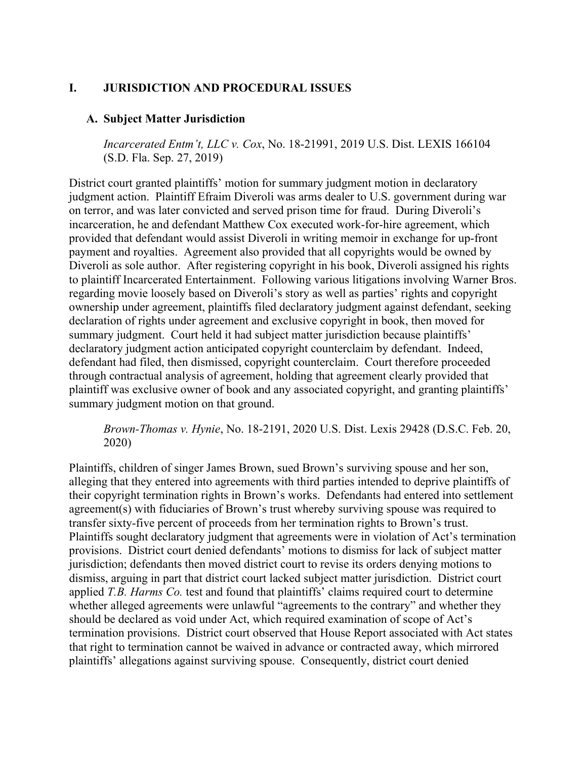# I. JURISDICTION AND PROCEDURAL ISSUES

## A. Subject Matter Jurisdiction

*Incarcerated Entm't, LLC v. Cox*, No. 18-21991, 2019 U.S. Dist. LEXIS 166104 (S.D. Fla. Sep. 27, 2019)

District court granted plaintiffs' motion for summary judgment motion in declaratory judgment action. Plaintiff Efraim Diveroli was arms dealer to U.S. government during war on terror, and was later convicted and served prison time for fraud. During Diveroli's incarceration, he and defendant Matthew Cox executed work-for-hire agreement, which provided that defendant would assist Diveroli in writing memoir in exchange for up-front payment and royalties. Agreement also provided that all copyrights would be owned by Diveroli as sole author. After registering copyright in his book, Diveroli assigned his rights to plaintiff Incarcerated Entertainment. Following various litigations involving Warner Bros. regarding movie loosely based on Diveroli's story as well as parties' rights and copyright ownership under agreement, plaintiffs filed declaratory judgment against defendant, seeking declaration of rights under agreement and exclusive copyright in book, then moved for summary judgment. Court held it had subject matter jurisdiction because plaintiffs' declaratory judgment action anticipated copyright counterclaim by defendant. Indeed, defendant had filed, then dismissed, copyright counterclaim. Court therefore proceeded through contractual analysis of agreement, holding that agreement clearly provided that plaintiff was exclusive owner of book and any associated copyright, and granting plaintiffs' summary judgment motion on that ground.

*Brown-Thomas v. Hynie*, No. 18-2191, 2020 U.S. Dist. Lexis 29428 (D.S.C. Feb. 20, 2020)

Plaintiffs, children of singer James Brown, sued Brown's surviving spouse and her son, alleging that they entered into agreements with third parties intended to deprive plaintiffs of their copyright termination rights in Brown's works. Defendants had entered into settlement agreement(s) with fiduciaries of Brown's trust whereby surviving spouse was required to transfer sixty-five percent of proceeds from her termination rights to Brown's trust. Plaintiffs sought declaratory judgment that agreements were in violation of Act's termination provisions. District court denied defendants' motions to dismiss for lack of subject matter jurisdiction; defendants then moved district court to revise its orders denying motions to dismiss, arguing in part that district court lacked subject matter jurisdiction. District court applied *T.B. Harms Co.* test and found that plaintiffs' claims required court to determine whether alleged agreements were unlawful "agreements to the contrary" and whether they should be declared as void under Act, which required examination of scope of Act's termination provisions. District court observed that House Report associated with Act states that right to termination cannot be waived in advance or contracted away, which mirrored plaintiffs' allegations against surviving spouse. Consequently, district court denied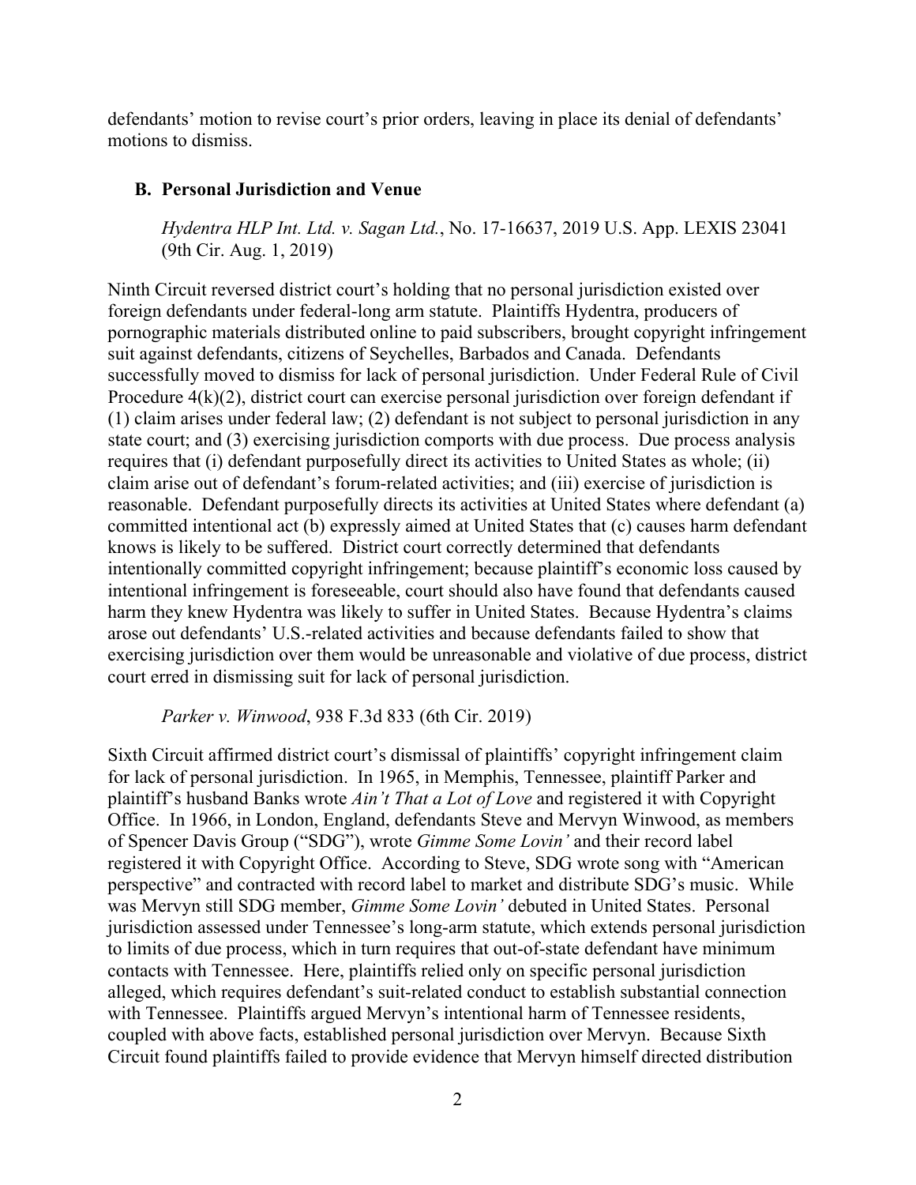defendants' motion to revise court's prior orders, leaving in place its denial of defendants' motions to dismiss.

### B. Personal Jurisdiction and Venue

*Hydentra HLP Int. Ltd. v. Sagan Ltd.*, No. 17-16637, 2019 U.S. App. LEXIS 23041 (9th Cir. Aug. 1, 2019)

Ninth Circuit reversed district court's holding that no personal jurisdiction existed over foreign defendants under federal-long arm statute. Plaintiffs Hydentra, producers of pornographic materials distributed online to paid subscribers, brought copyright infringement suit against defendants, citizens of Seychelles, Barbados and Canada. Defendants successfully moved to dismiss for lack of personal jurisdiction. Under Federal Rule of Civil Procedure 4(k)(2), district court can exercise personal jurisdiction over foreign defendant if (1) claim arises under federal law; (2) defendant is not subject to personal jurisdiction in any state court; and (3) exercising jurisdiction comports with due process. Due process analysis requires that (i) defendant purposefully direct its activities to United States as whole; (ii) claim arise out of defendant's forum-related activities; and (iii) exercise of jurisdiction is reasonable. Defendant purposefully directs its activities at United States where defendant (a) committed intentional act (b) expressly aimed at United States that (c) causes harm defendant knows is likely to be suffered. District court correctly determined that defendants intentionally committed copyright infringement; because plaintiff's economic loss caused by intentional infringement is foreseeable, court should also have found that defendants caused harm they knew Hydentra was likely to suffer in United States. Because Hydentra's claims arose out defendants' U.S.-related activities and because defendants failed to show that exercising jurisdiction over them would be unreasonable and violative of due process, district court erred in dismissing suit for lack of personal jurisdiction.

*Parker v. Winwood*, 938 F.3d 833 (6th Cir. 2019)

Sixth Circuit affirmed district court's dismissal of plaintiffs' copyright infringement claim for lack of personal jurisdiction. In 1965, in Memphis, Tennessee, plaintiff Parker and plaintiff's husband Banks wrote *Ain't That a Lot of Love* and registered it with Copyright Office. In 1966, in London, England, defendants Steve and Mervyn Winwood, as members of Spencer Davis Group ("SDG"), wrote *Gimme Some Lovin'* and their record label registered it with Copyright Office. According to Steve, SDG wrote song with "American perspective" and contracted with record label to market and distribute SDG's music. While was Mervyn still SDG member, *Gimme Some Lovin'* debuted in United States. Personal jurisdiction assessed under Tennessee's long-arm statute, which extends personal jurisdiction to limits of due process, which in turn requires that out-of-state defendant have minimum contacts with Tennessee. Here, plaintiffs relied only on specific personal jurisdiction alleged, which requires defendant's suit-related conduct to establish substantial connection with Tennessee. Plaintiffs argued Mervyn's intentional harm of Tennessee residents, coupled with above facts, established personal jurisdiction over Mervyn. Because Sixth Circuit found plaintiffs failed to provide evidence that Mervyn himself directed distribution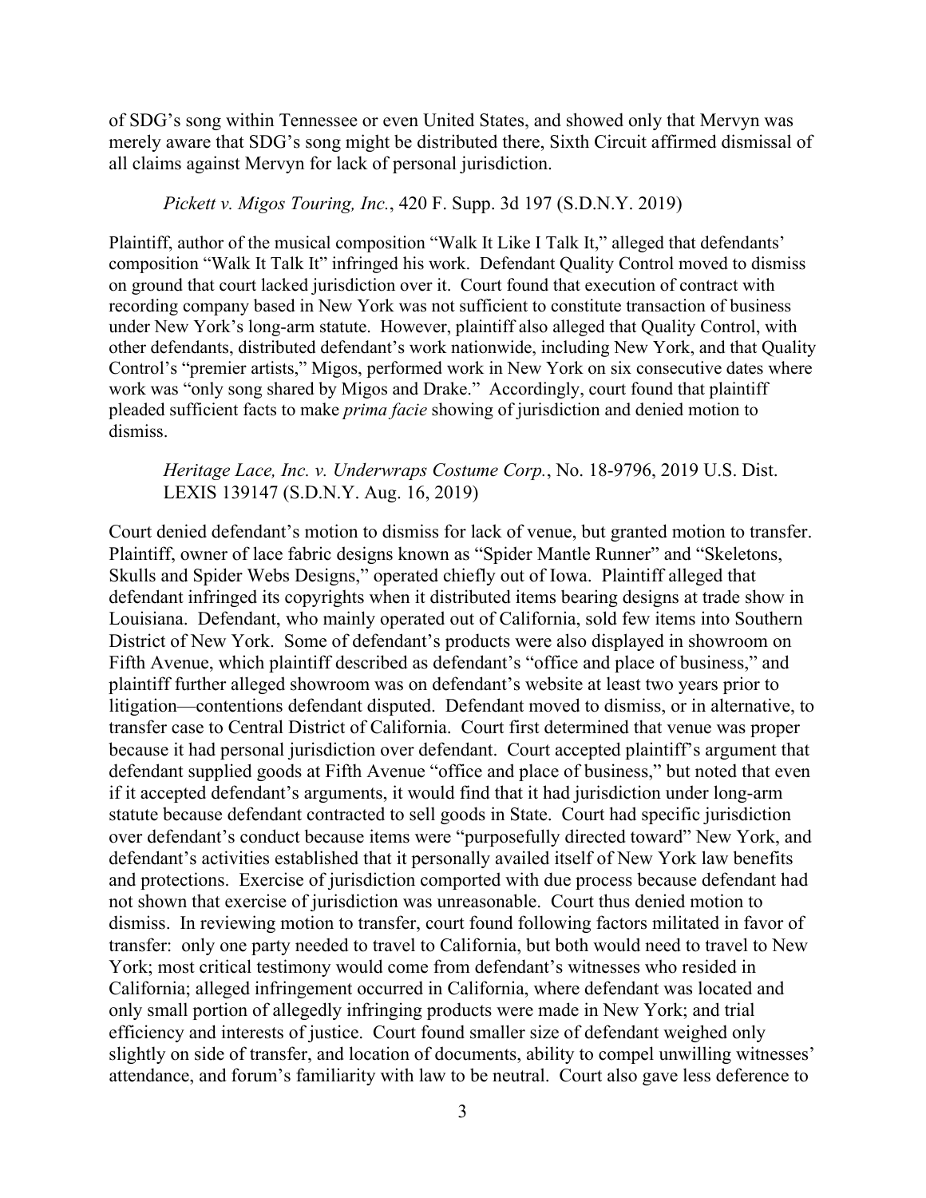of SDG's song within Tennessee or even United States, and showed only that Mervyn was merely aware that SDG's song might be distributed there, Sixth Circuit affirmed dismissal of all claims against Mervyn for lack of personal jurisdiction.

*Pickett v. Migos Touring, Inc.*, 420 F. Supp. 3d 197 (S.D.N.Y. 2019)

Plaintiff, author of the musical composition "Walk It Like I Talk It," alleged that defendants' composition "Walk It Talk It" infringed his work. Defendant Quality Control moved to dismiss on ground that court lacked jurisdiction over it. Court found that execution of contract with recording company based in New York was not sufficient to constitute transaction of business under New York's long-arm statute. However, plaintiff also alleged that Quality Control, with other defendants, distributed defendant's work nationwide, including New York, and that Quality Control's "premier artists," Migos, performed work in New York on six consecutive dates where work was "only song shared by Migos and Drake." Accordingly, court found that plaintiff pleaded sufficient facts to make *prima facie* showing of jurisdiction and denied motion to dismiss.

*Heritage Lace, Inc. v. Underwraps Costume Corp.*, No. 18-9796, 2019 U.S. Dist. LEXIS 139147 (S.D.N.Y. Aug. 16, 2019)

Court denied defendant's motion to dismiss for lack of venue, but granted motion to transfer. Plaintiff, owner of lace fabric designs known as "Spider Mantle Runner" and "Skeletons, Skulls and Spider Webs Designs," operated chiefly out of Iowa. Plaintiff alleged that defendant infringed its copyrights when it distributed items bearing designs at trade show in Louisiana. Defendant, who mainly operated out of California, sold few items into Southern District of New York. Some of defendant's products were also displayed in showroom on Fifth Avenue, which plaintiff described as defendant's "office and place of business," and plaintiff further alleged showroom was on defendant's website at least two years prior to litigation—contentions defendant disputed. Defendant moved to dismiss, or in alternative, to transfer case to Central District of California. Court first determined that venue was proper because it had personal jurisdiction over defendant. Court accepted plaintiff's argument that defendant supplied goods at Fifth Avenue "office and place of business," but noted that even if it accepted defendant's arguments, it would find that it had jurisdiction under long-arm statute because defendant contracted to sell goods in State. Court had specific jurisdiction over defendant's conduct because items were "purposefully directed toward" New York, and defendant's activities established that it personally availed itself of New York law benefits and protections. Exercise of jurisdiction comported with due process because defendant had not shown that exercise of jurisdiction was unreasonable. Court thus denied motion to dismiss. In reviewing motion to transfer, court found following factors militated in favor of transfer: only one party needed to travel to California, but both would need to travel to New York; most critical testimony would come from defendant's witnesses who resided in California; alleged infringement occurred in California, where defendant was located and only small portion of allegedly infringing products were made in New York; and trial efficiency and interests of justice. Court found smaller size of defendant weighed only slightly on side of transfer, and location of documents, ability to compel unwilling witnesses' attendance, and forum's familiarity with law to be neutral. Court also gave less deference to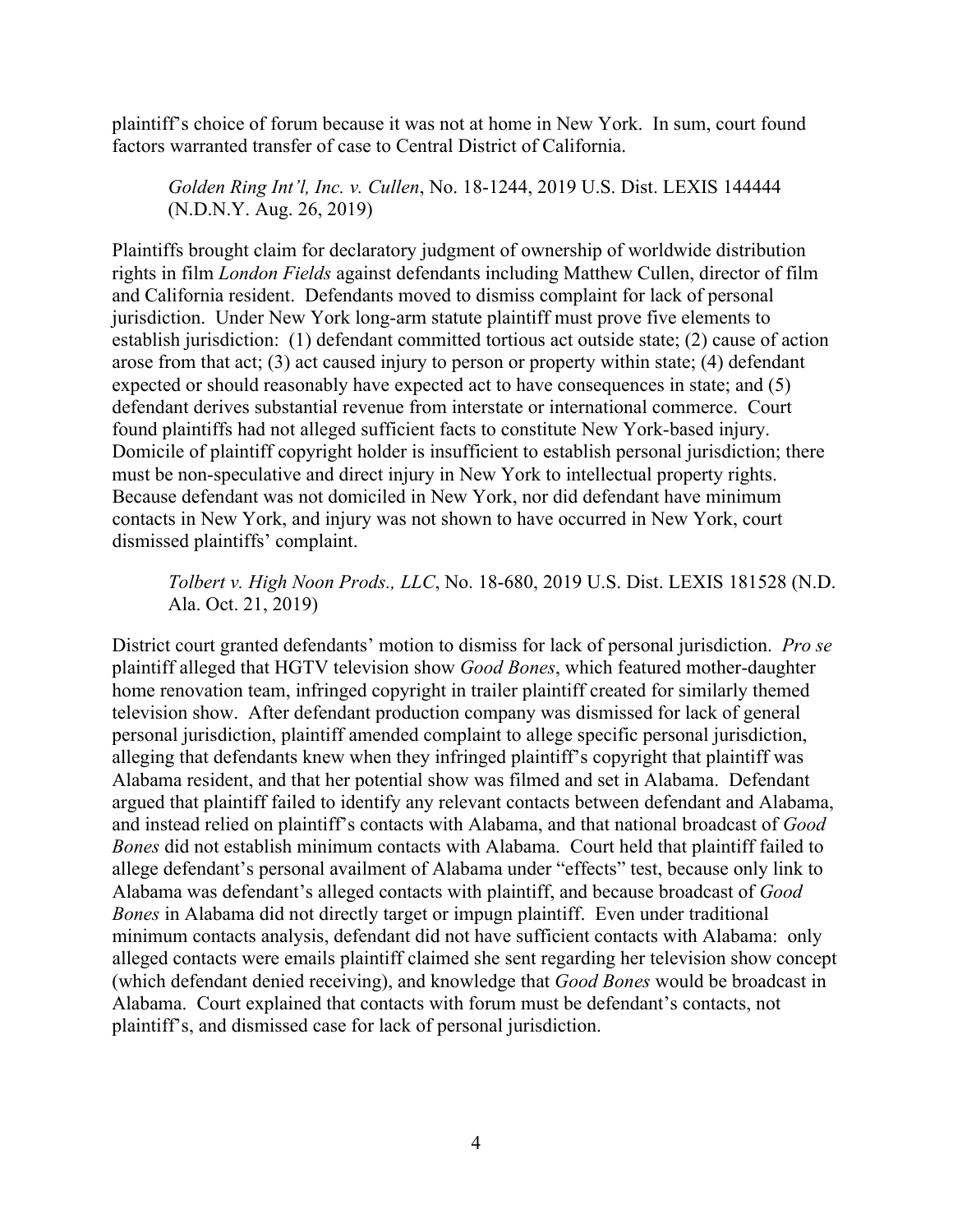plaintiff's choice of forum because it was not at home in New York. In sum, court found factors warranted transfer of case to Central District of California.

> *Golden Ring Int'l, Inc. v. Cullen*, No. 18-1244, 2019 U.S. Dist. LEXIS 144444 (N.D.N.Y. Aug. 26, 2019)

Plaintiffs brought claim for declaratory judgment of ownership of worldwide distribution rights in film *London Fields* against defendants including Matthew Cullen, director of film and California resident. Defendants moved to dismiss complaint for lack of personal jurisdiction. Under New York long-arm statute plaintiff must prove five elements to establish jurisdiction: (1) defendant committed tortious act outside state; (2) cause of action arose from that act; (3) act caused injury to person or property within state; (4) defendant expected or should reasonably have expected act to have consequences in state; and (5) defendant derives substantial revenue from interstate or international commerce. Court found plaintiffs had not alleged sufficient facts to constitute New York-based injury. Domicile of plaintiff copyright holder is insufficient to establish personal jurisdiction; there must be non-speculative and direct injury in New York to intellectual property rights. Because defendant was not domiciled in New York, nor did defendant have minimum contacts in New York, and injury was not shown to have occurred in New York, court dismissed plaintiffs' complaint.

> *Tolbert v. High Noon Prods., LLC*, No. 18-680, 2019 U.S. Dist. LEXIS 181528 (N.D. Ala. Oct. 21, 2019)

District court granted defendants' motion to dismiss for lack of personal jurisdiction. *Pro se* plaintiff alleged that HGTV television show *Good Bones*, which featured mother-daughter home renovation team, infringed copyright in trailer plaintiff created for similarly themed television show. After defendant production company was dismissed for lack of general personal jurisdiction, plaintiff amended complaint to allege specific personal jurisdiction, alleging that defendants knew when they infringed plaintiff's copyright that plaintiff was Alabama resident, and that her potential show was filmed and set in Alabama. Defendant argued that plaintiff failed to identify any relevant contacts between defendant and Alabama, and instead relied on plaintiff's contacts with Alabama, and that national broadcast of *Good Bones* did not establish minimum contacts with Alabama. Court held that plaintiff failed to allege defendant's personal availment of Alabama under "effects" test, because only link to Alabama was defendant's alleged contacts with plaintiff, and because broadcast of *Good Bones* in Alabama did not directly target or impugn plaintiff. Even under traditional minimum contacts analysis, defendant did not have sufficient contacts with Alabama: only alleged contacts were emails plaintiff claimed she sent regarding her television show concept (which defendant denied receiving), and knowledge that *Good Bones* would be broadcast in Alabama. Court explained that contacts with forum must be defendant's contacts, not plaintiff's, and dismissed case for lack of personal jurisdiction.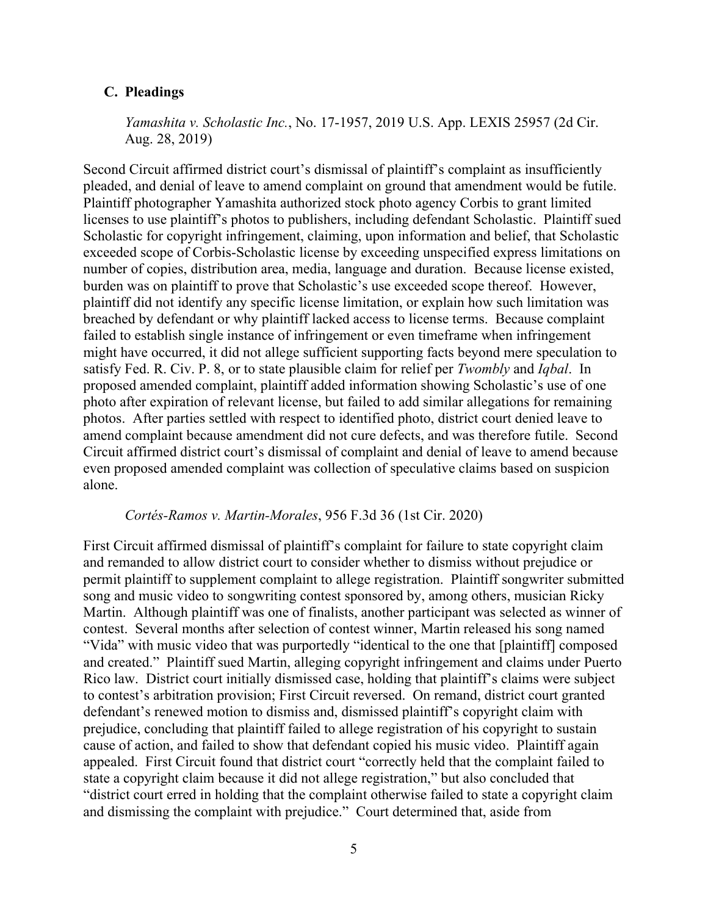### C. Pleadings

*Yamashita v. Scholastic Inc.*, No. 17-1957, 2019 U.S. App. LEXIS 25957 (2d Cir. Aug. 28, 2019)

Second Circuit affirmed district court's dismissal of plaintiff's complaint as insufficiently pleaded, and denial of leave to amend complaint on ground that amendment would be futile. Plaintiff photographer Yamashita authorized stock photo agency Corbis to grant limited licenses to use plaintiff's photos to publishers, including defendant Scholastic. Plaintiff sued Scholastic for copyright infringement, claiming, upon information and belief, that Scholastic exceeded scope of Corbis-Scholastic license by exceeding unspecified express limitations on number of copies, distribution area, media, language and duration. Because license existed, burden was on plaintiff to prove that Scholastic's use exceeded scope thereof. However, plaintiff did not identify any specific license limitation, or explain how such limitation was breached by defendant or why plaintiff lacked access to license terms. Because complaint failed to establish single instance of infringement or even timeframe when infringement might have occurred, it did not allege sufficient supporting facts beyond mere speculation to satisfy Fed. R. Civ. P. 8, or to state plausible claim for relief per *Twombly* and *Iqbal*. In proposed amended complaint, plaintiff added information showing Scholastic's use of one photo after expiration of relevant license, but failed to add similar allegations for remaining photos. After parties settled with respect to identified photo, district court denied leave to amend complaint because amendment did not cure defects, and was therefore futile. Second Circuit affirmed district court's dismissal of complaint and denial of leave to amend because even proposed amended complaint was collection of speculative claims based on suspicion alone.

*Cortés-Ramos v. Martin-Morales*, 956 F.3d 36 (1st Cir. 2020)

First Circuit affirmed dismissal of plaintiff's complaint for failure to state copyright claim and remanded to allow district court to consider whether to dismiss without prejudice or permit plaintiff to supplement complaint to allege registration. Plaintiff songwriter submitted song and music video to songwriting contest sponsored by, among others, musician Ricky Martin. Although plaintiff was one of finalists, another participant was selected as winner of contest. Several months after selection of contest winner, Martin released his song named "Vida" with music video that was purportedly "identical to the one that [plaintiff] composed and created." Plaintiff sued Martin, alleging copyright infringement and claims under Puerto Rico law. District court initially dismissed case, holding that plaintiff's claims were subject to contest's arbitration provision; First Circuit reversed. On remand, district court granted defendant's renewed motion to dismiss and, dismissed plaintiff's copyright claim with prejudice, concluding that plaintiff failed to allege registration of his copyright to sustain cause of action, and failed to show that defendant copied his music video. Plaintiff again appealed. First Circuit found that district court "correctly held that the complaint failed to state a copyright claim because it did not allege registration," but also concluded that "district court erred in holding that the complaint otherwise failed to state a copyright claim and dismissing the complaint with prejudice." Court determined that, aside from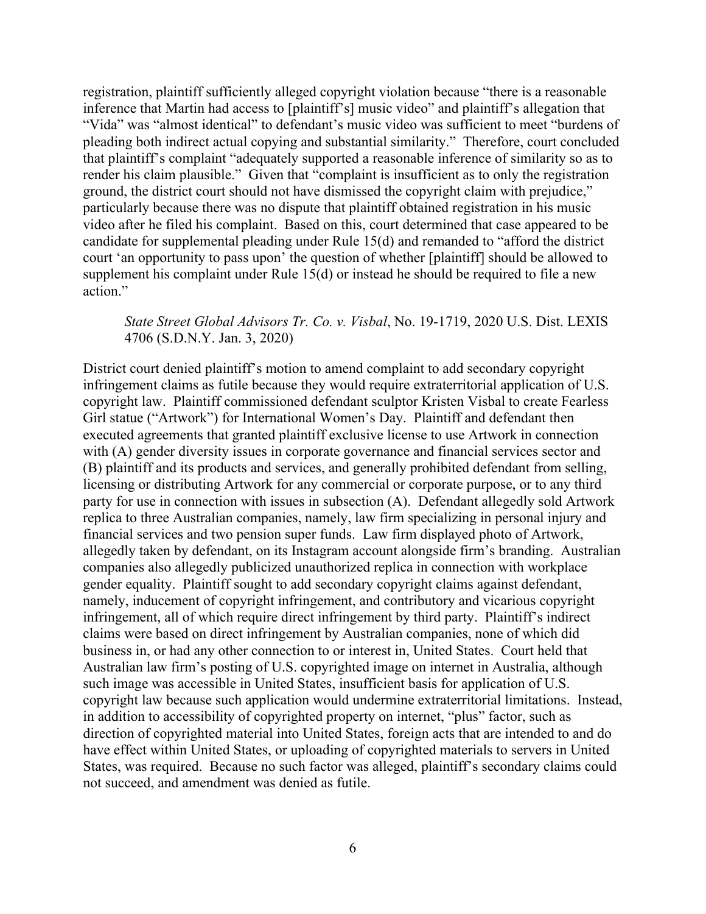registration, plaintiff sufficiently alleged copyright violation because "there is a reasonable inference that Martin had access to [plaintiff's] music video" and plaintiff's allegation that "Vida" was "almost identical" to defendant's music video was sufficient to meet "burdens of pleading both indirect actual copying and substantial similarity." Therefore, court concluded that plaintiff's complaint "adequately supported a reasonable inference of similarity so as to render his claim plausible." Given that "complaint is insufficient as to only the registration ground, the district court should not have dismissed the copyright claim with prejudice," particularly because there was no dispute that plaintiff obtained registration in his music video after he filed his complaint. Based on this, court determined that case appeared to be candidate for supplemental pleading under Rule 15(d) and remanded to "afford the district court 'an opportunity to pass upon' the question of whether [plaintiff] should be allowed to supplement his complaint under Rule 15(d) or instead he should be required to file a new action."

> *State Street Global Advisors Tr. Co. v. Visbal*, No. 19-1719, 2020 U.S. Dist. LEXIS 4706 (S.D.N.Y. Jan. 3, 2020)

District court denied plaintiff's motion to amend complaint to add secondary copyright infringement claims as futile because they would require extraterritorial application of U.S. copyright law. Plaintiff commissioned defendant sculptor Kristen Visbal to create Fearless Girl statue ("Artwork") for International Women's Day. Plaintiff and defendant then executed agreements that granted plaintiff exclusive license to use Artwork in connection with (A) gender diversity issues in corporate governance and financial services sector and (B) plaintiff and its products and services, and generally prohibited defendant from selling, licensing or distributing Artwork for any commercial or corporate purpose, or to any third party for use in connection with issues in subsection (A). Defendant allegedly sold Artwork replica to three Australian companies, namely, law firm specializing in personal injury and financial services and two pension super funds. Law firm displayed photo of Artwork, allegedly taken by defendant, on its Instagram account alongside firm's branding. Australian companies also allegedly publicized unauthorized replica in connection with workplace gender equality. Plaintiff sought to add secondary copyright claims against defendant, namely, inducement of copyright infringement, and contributory and vicarious copyright infringement, all of which require direct infringement by third party. Plaintiff's indirect claims were based on direct infringement by Australian companies, none of which did business in, or had any other connection to or interest in, United States. Court held that Australian law firm's posting of U.S. copyrighted image on internet in Australia, although such image was accessible in United States, insufficient basis for application of U.S. copyright law because such application would undermine extraterritorial limitations. Instead, in addition to accessibility of copyrighted property on internet, "plus" factor, such as direction of copyrighted material into United States, foreign acts that are intended to and do have effect within United States, or uploading of copyrighted materials to servers in United States, was required. Because no such factor was alleged, plaintiff's secondary claims could not succeed, and amendment was denied as futile.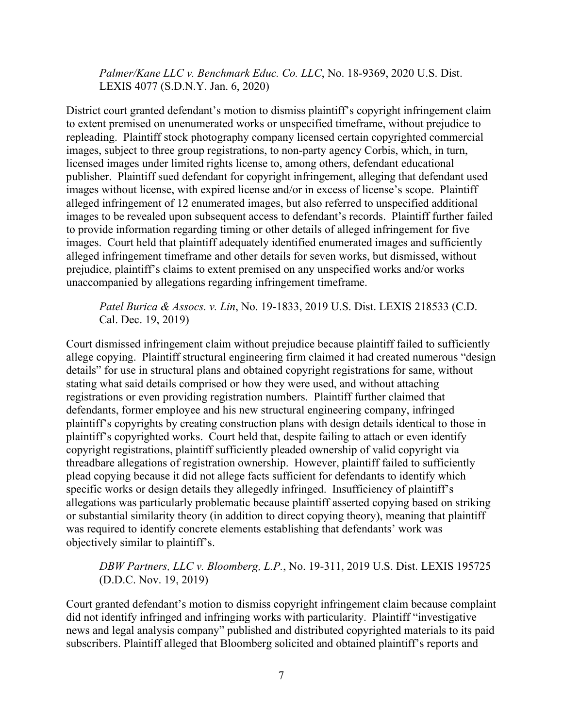*Palmer/Kane LLC v. Benchmark Educ. Co. LLC*, No. 18-9369, 2020 U.S. Dist. LEXIS 4077 (S.D.N.Y. Jan. 6, 2020)

District court granted defendant's motion to dismiss plaintiff's copyright infringement claim to extent premised on unenumerated works or unspecified timeframe, without prejudice to repleading. Plaintiff stock photography company licensed certain copyrighted commercial images, subject to three group registrations, to non-party agency Corbis, which, in turn, licensed images under limited rights license to, among others, defendant educational publisher. Plaintiff sued defendant for copyright infringement, alleging that defendant used images without license, with expired license and/or in excess of license's scope. Plaintiff alleged infringement of 12 enumerated images, but also referred to unspecified additional images to be revealed upon subsequent access to defendant's records. Plaintiff further failed to provide information regarding timing or other details of alleged infringement for five images. Court held that plaintiff adequately identified enumerated images and sufficiently alleged infringement timeframe and other details for seven works, but dismissed, without prejudice, plaintiff's claims to extent premised on any unspecified works and/or works unaccompanied by allegations regarding infringement timeframe.

*Patel Burica & Assocs. v. Lin*, No. 19-1833, 2019 U.S. Dist. LEXIS 218533 (C.D. Cal. Dec. 19, 2019)

Court dismissed infringement claim without prejudice because plaintiff failed to sufficiently allege copying. Plaintiff structural engineering firm claimed it had created numerous "design details" for use in structural plans and obtained copyright registrations for same, without stating what said details comprised or how they were used, and without attaching registrations or even providing registration numbers. Plaintiff further claimed that defendants, former employee and his new structural engineering company, infringed plaintiff's copyrights by creating construction plans with design details identical to those in plaintiff's copyrighted works. Court held that, despite failing to attach or even identify copyright registrations, plaintiff sufficiently pleaded ownership of valid copyright via threadbare allegations of registration ownership. However, plaintiff failed to sufficiently plead copying because it did not allege facts sufficient for defendants to identify which specific works or design details they allegedly infringed. Insufficiency of plaintiff's allegations was particularly problematic because plaintiff asserted copying based on striking or substantial similarity theory (in addition to direct copying theory), meaning that plaintiff was required to identify concrete elements establishing that defendants' work was objectively similar to plaintiff's.

*DBW Partners, LLC v. Bloomberg, L.P.*, No. 19-311, 2019 U.S. Dist. LEXIS 195725 (D.D.C. Nov. 19, 2019)

Court granted defendant's motion to dismiss copyright infringement claim because complaint did not identify infringed and infringing works with particularity. Plaintiff "investigative news and legal analysis company" published and distributed copyrighted materials to its paid subscribers. Plaintiff alleged that Bloomberg solicited and obtained plaintiff's reports and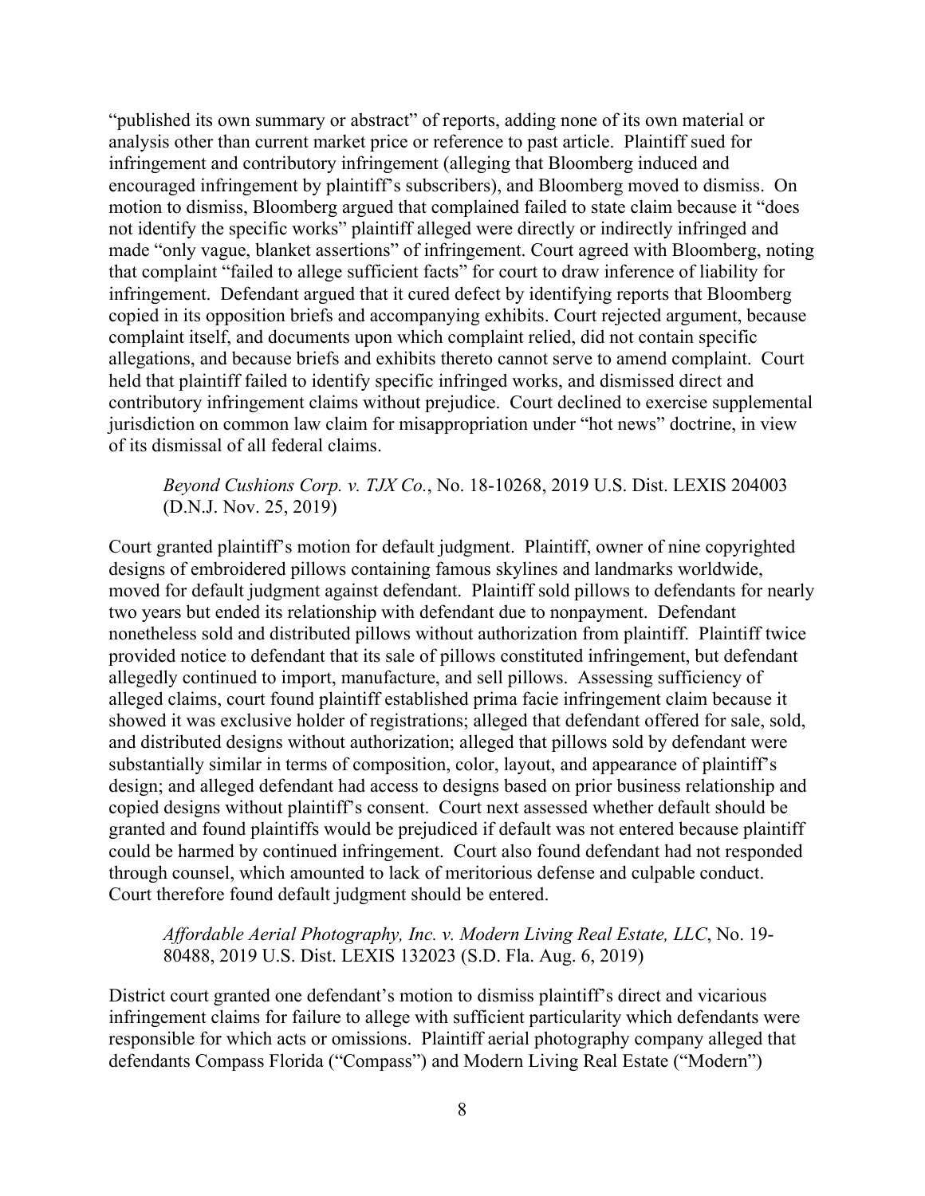"published its own summary or abstract" of reports, adding none of its own material or analysis other than current market price or reference to past article. Plaintiff sued for infringement and contributory infringement (alleging that Bloomberg induced and encouraged infringement by plaintiff's subscribers), and Bloomberg moved to dismiss. On motion to dismiss, Bloomberg argued that complained failed to state claim because it "does not identify the specific works" plaintiff alleged were directly or indirectly infringed and made "only vague, blanket assertions" of infringement. Court agreed with Bloomberg, noting that complaint "failed to allege sufficient facts" for court to draw inference of liability for infringement. Defendant argued that it cured defect by identifying reports that Bloomberg copied in its opposition briefs and accompanying exhibits. Court rejected argument, because complaint itself, and documents upon which complaint relied, did not contain specific allegations, and because briefs and exhibits thereto cannot serve to amend complaint. Court held that plaintiff failed to identify specific infringed works, and dismissed direct and contributory infringement claims without prejudice. Court declined to exercise supplemental jurisdiction on common law claim for misappropriation under "hot news" doctrine, in view of its dismissal of all federal claims.

> *Beyond Cushions Corp. v. TJX Co.*, No. 18-10268, 2019 U.S. Dist. LEXIS 204003 (D.N.J. Nov. 25, 2019)

Court granted plaintiff's motion for default judgment. Plaintiff, owner of nine copyrighted designs of embroidered pillows containing famous skylines and landmarks worldwide, moved for default judgment against defendant. Plaintiff sold pillows to defendants for nearly two years but ended its relationship with defendant due to nonpayment. Defendant nonetheless sold and distributed pillows without authorization from plaintiff. Plaintiff twice provided notice to defendant that its sale of pillows constituted infringement, but defendant allegedly continued to import, manufacture, and sell pillows. Assessing sufficiency of alleged claims, court found plaintiff established prima facie infringement claim because it showed it was exclusive holder of registrations; alleged that defendant offered for sale, sold, and distributed designs without authorization; alleged that pillows sold by defendant were substantially similar in terms of composition, color, layout, and appearance of plaintiff's design; and alleged defendant had access to designs based on prior business relationship and copied designs without plaintiff's consent. Court next assessed whether default should be granted and found plaintiffs would be prejudiced if default was not entered because plaintiff could be harmed by continued infringement. Court also found defendant had not responded through counsel, which amounted to lack of meritorious defense and culpable conduct. Court therefore found default judgment should be entered.

> *Affordable Aerial Photography, Inc. v. Modern Living Real Estate, LLC*, No. 19-80488, 2019 U.S. Dist. LEXIS 132023 (S.D. Fla. Aug. 6, 2019)

District court granted one defendant's motion to dismiss plaintiff's direct and vicarious infringement claims for failure to allege with sufficient particularity which defendants were responsible for which acts or omissions. Plaintiff aerial photography company alleged that defendants Compass Florida ("Compass") and Modern Living Real Estate ("Modern")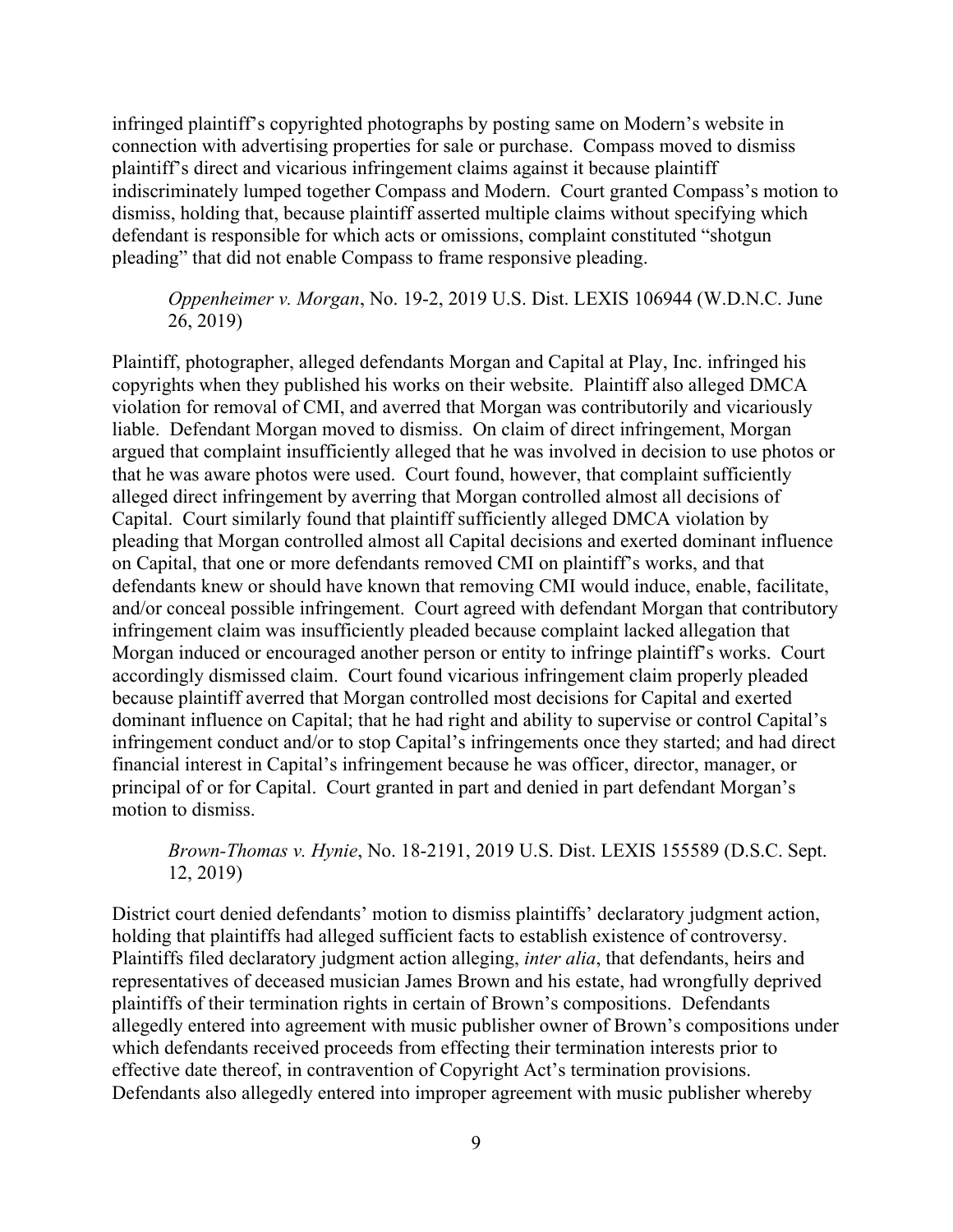infringed plaintiff's copyrighted photographs by posting same on Modern's website in connection with advertising properties for sale or purchase. Compass moved to dismiss plaintiff's direct and vicarious infringement claims against it because plaintiff indiscriminately lumped together Compass and Modern. Court granted Compass's motion to dismiss, holding that, because plaintiff asserted multiple claims without specifying which defendant is responsible for which acts or omissions, complaint constituted "shotgun pleading" that did not enable Compass to frame responsive pleading.

> *Oppenheimer v. Morgan*, No. 19-2, 2019 U.S. Dist. LEXIS 106944 (W.D.N.C. June 26, 2019)

Plaintiff, photographer, alleged defendants Morgan and Capital at Play, Inc. infringed his copyrights when they published his works on their website. Plaintiff also alleged DMCA violation for removal of CMI, and averred that Morgan was contributorily and vicariously liable. Defendant Morgan moved to dismiss. On claim of direct infringement, Morgan argued that complaint insufficiently alleged that he was involved in decision to use photos or that he was aware photos were used. Court found, however, that complaint sufficiently alleged direct infringement by averring that Morgan controlled almost all decisions of Capital. Court similarly found that plaintiff sufficiently alleged DMCA violation by pleading that Morgan controlled almost all Capital decisions and exerted dominant influence on Capital, that one or more defendants removed CMI on plaintiff's works, and that defendants knew or should have known that removing CMI would induce, enable, facilitate, and/or conceal possible infringement. Court agreed with defendant Morgan that contributory infringement claim was insufficiently pleaded because complaint lacked allegation that Morgan induced or encouraged another person or entity to infringe plaintiff's works. Court accordingly dismissed claim. Court found vicarious infringement claim properly pleaded because plaintiff averred that Morgan controlled most decisions for Capital and exerted dominant influence on Capital; that he had right and ability to supervise or control Capital's infringement conduct and/or to stop Capital's infringements once they started; and had direct financial interest in Capital's infringement because he was officer, director, manager, or principal of or for Capital. Court granted in part and denied in part defendant Morgan's motion to dismiss.

> *Brown-Thomas v. Hynie*, No. 18-2191, 2019 U.S. Dist. LEXIS 155589 (D.S.C. Sept. 12, 2019)

District court denied defendants' motion to dismiss plaintiffs' declaratory judgment action, holding that plaintiffs had alleged sufficient facts to establish existence of controversy. Plaintiffs filed declaratory judgment action alleging, *inter alia*, that defendants, heirs and representatives of deceased musician James Brown and his estate, had wrongfully deprived plaintiffs of their termination rights in certain of Brown's compositions. Defendants allegedly entered into agreement with music publisher owner of Brown's compositions under which defendants received proceeds from effecting their termination interests prior to effective date thereof, in contravention of Copyright Act's termination provisions. Defendants also allegedly entered into improper agreement with music publisher whereby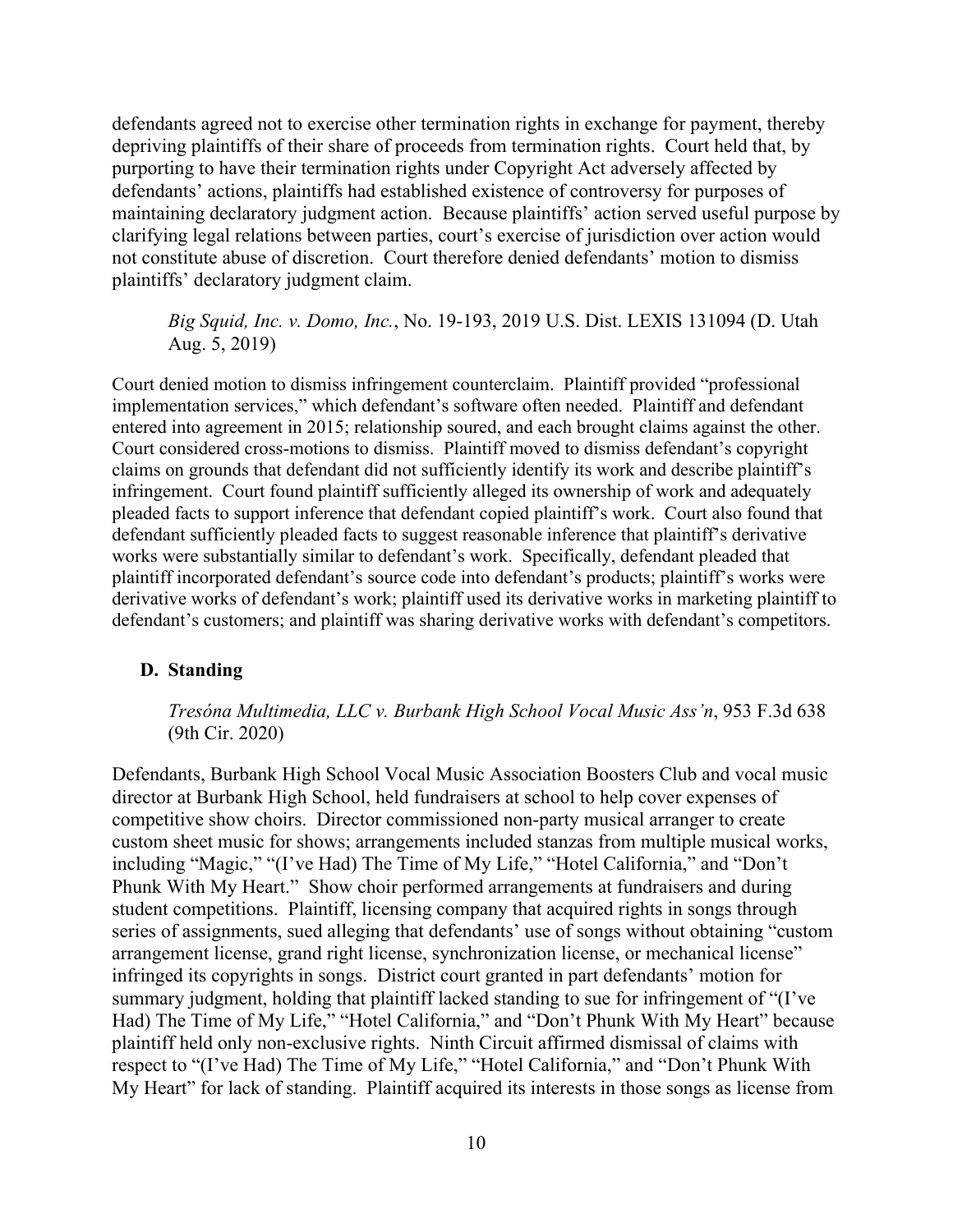defendants agreed not to exercise other termination rights in exchange for payment, thereby depriving plaintiffs of their share of proceeds from termination rights. Court held that, by purporting to have their termination rights under Copyright Act adversely affected by defendants' actions, plaintiffs had established existence of controversy for purposes of maintaining declaratory judgment action. Because plaintiffs' action served useful purpose by clarifying legal relations between parties, court's exercise of jurisdiction over action would not constitute abuse of discretion. Court therefore denied defendants' motion to dismiss plaintiffs' declaratory judgment claim.

> *Big Squid, Inc. v. Domo, Inc.*, No. 19-193, 2019 U.S. Dist. LEXIS 131094 (D. Utah Aug. 5, 2019)

Court denied motion to dismiss infringement counterclaim. Plaintiff provided "professional implementation services," which defendant's software often needed. Plaintiff and defendant entered into agreement in 2015; relationship soured, and each brought claims against the other. Court considered cross-motions to dismiss. Plaintiff moved to dismiss defendant's copyright claims on grounds that defendant did not sufficiently identify its work and describe plaintiff's infringement. Court found plaintiff sufficiently alleged its ownership of work and adequately pleaded facts to support inference that defendant copied plaintiff's work. Court also found that defendant sufficiently pleaded facts to suggest reasonable inference that plaintiff's derivative works were substantially similar to defendant's work. Specifically, defendant pleaded that plaintiff incorporated defendant's source code into defendant's products; plaintiff's works were derivative works of defendant's work; plaintiff used its derivative works in marketing plaintiff to defendant's customers; and plaintiff was sharing derivative works with defendant's competitors.

### D. Standing

> *Tresóna Multimedia, LLC v. Burbank High School Vocal Music Ass'n*, 953 F.3d 638 (9th Cir. 2020)

Defendants, Burbank High School Vocal Music Association Boosters Club and vocal music director at Burbank High School, held fundraisers at school to help cover expenses of competitive show choirs. Director commissioned non-party musical arranger to create custom sheet music for shows; arrangements included stanzas from multiple musical works, including "Magic," "(I've Had) The Time of My Life," "Hotel California," and "Don't Phunk With My Heart." Show choir performed arrangements at fundraisers and during student competitions. Plaintiff, licensing company that acquired rights in songs through series of assignments, sued alleging that defendants' use of songs without obtaining "custom arrangement license, grand right license, synchronization license, or mechanical license" infringed its copyrights in songs. District court granted in part defendants' motion for summary judgment, holding that plaintiff lacked standing to sue for infringement of "(I've Had) The Time of My Life," "Hotel California," and "Don't Phunk With My Heart" because plaintiff held only non-exclusive rights. Ninth Circuit affirmed dismissal of claims with respect to "(I've Had) The Time of My Life," "Hotel California," and "Don't Phunk With My Heart" for lack of standing. Plaintiff acquired its interests in those songs as license from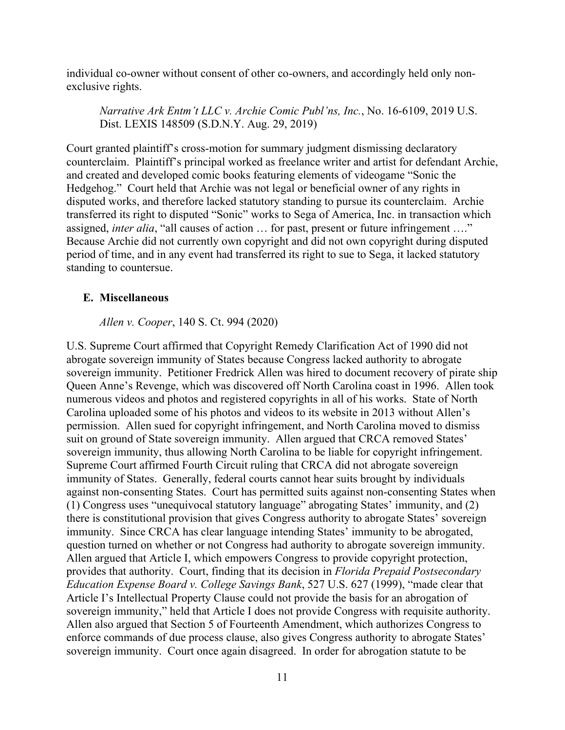individual co-owner without consent of other co-owners, and accordingly held only non-exclusive rights.

> *Narrative Ark Entm't LLC v. Archie Comic Publ'ns, Inc.*, No. 16-6109, 2019 U.S. Dist. LEXIS 148509 (S.D.N.Y. Aug. 29, 2019)

Court granted plaintiff's cross-motion for summary judgment dismissing declaratory counterclaim. Plaintiff's principal worked as freelance writer and artist for defendant Archie, and created and developed comic books featuring elements of videogame "Sonic the Hedgehog." Court held that Archie was not legal or beneficial owner of any rights in disputed works, and therefore lacked statutory standing to pursue its counterclaim. Archie transferred its right to disputed "Sonic" works to Sega of America, Inc. in transaction which assigned, *inter alia*, "all causes of action … for past, present or future infringement …." Because Archie did not currently own copyright and did not own copyright during disputed period of time, and in any event had transferred its right to sue to Sega, it lacked statutory standing to countersue.

### E. Miscellaneous

> *Allen v. Cooper*, 140 S. Ct. 994 (2020)

U.S. Supreme Court affirmed that Copyright Remedy Clarification Act of 1990 did not abrogate sovereign immunity of States because Congress lacked authority to abrogate sovereign immunity. Petitioner Fredrick Allen was hired to document recovery of pirate ship Queen Anne's Revenge, which was discovered off North Carolina coast in 1996. Allen took numerous videos and photos and registered copyrights in all of his works. State of North Carolina uploaded some of his photos and videos to its website in 2013 without Allen's permission. Allen sued for copyright infringement, and North Carolina moved to dismiss suit on ground of State sovereign immunity. Allen argued that CRCA removed States' sovereign immunity, thus allowing North Carolina to be liable for copyright infringement. Supreme Court affirmed Fourth Circuit ruling that CRCA did not abrogate sovereign immunity of States. Generally, federal courts cannot hear suits brought by individuals against non-consenting States. Court has permitted suits against non-consenting States when (1) Congress uses "unequivocal statutory language" abrogating States' immunity, and (2) there is constitutional provision that gives Congress authority to abrogate States' sovereign immunity. Since CRCA has clear language intending States' immunity to be abrogated, question turned on whether or not Congress had authority to abrogate sovereign immunity. Allen argued that Article I, which empowers Congress to provide copyright protection, provides that authority. Court, finding that its decision in *Florida Prepaid Postsecondary Education Expense Board v. College Savings Bank*, 527 U.S. 627 (1999), "made clear that Article I's Intellectual Property Clause could not provide the basis for an abrogation of sovereign immunity," held that Article I does not provide Congress with requisite authority. Allen also argued that Section 5 of Fourteenth Amendment, which authorizes Congress to enforce commands of due process clause, also gives Congress authority to abrogate States' sovereign immunity. Court once again disagreed. In order for abrogation statute to be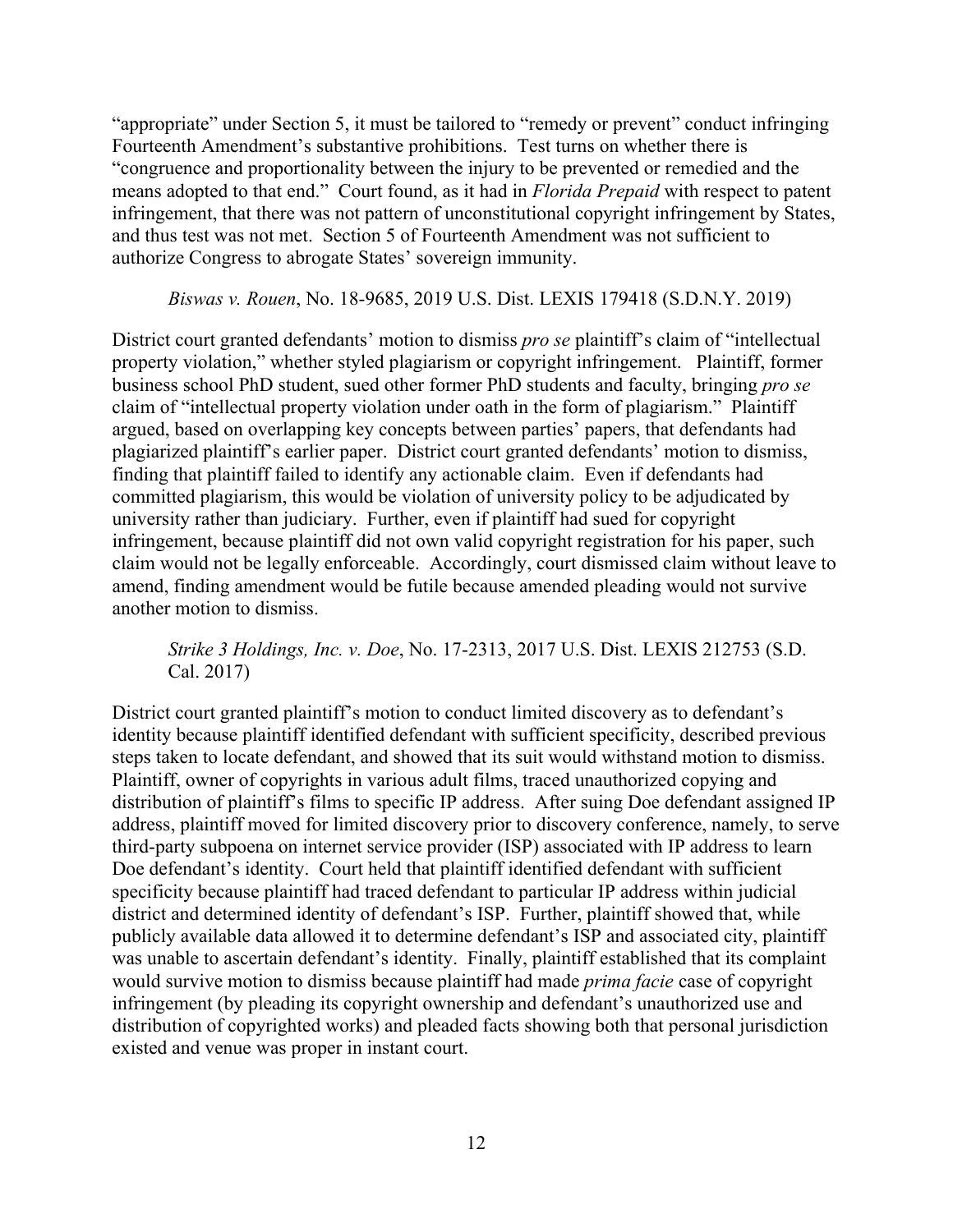"appropriate" under Section 5, it must be tailored to "remedy or prevent" conduct infringing Fourteenth Amendment's substantive prohibitions. Test turns on whether there is "congruence and proportionality between the injury to be prevented or remedied and the means adopted to that end." Court found, as it had in *Florida Prepaid* with respect to patent infringement, that there was not pattern of unconstitutional copyright infringement by States, and thus test was not met. Section 5 of Fourteenth Amendment was not sufficient to authorize Congress to abrogate States' sovereign immunity.

*Biswas v. Rouen*, No. 18-9685, 2019 U.S. Dist. LEXIS 179418 (S.D.N.Y. 2019)

District court granted defendants' motion to dismiss *pro se* plaintiff's claim of "intellectual property violation," whether styled plagiarism or copyright infringement. Plaintiff, former business school PhD student, sued other former PhD students and faculty, bringing *pro se* claim of "intellectual property violation under oath in the form of plagiarism." Plaintiff argued, based on overlapping key concepts between parties' papers, that defendants had plagiarized plaintiff's earlier paper. District court granted defendants' motion to dismiss, finding that plaintiff failed to identify any actionable claim. Even if defendants had committed plagiarism, this would be violation of university policy to be adjudicated by university rather than judiciary. Further, even if plaintiff had sued for copyright infringement, because plaintiff did not own valid copyright registration for his paper, such claim would not be legally enforceable. Accordingly, court dismissed claim without leave to amend, finding amendment would be futile because amended pleading would not survive another motion to dismiss.

*Strike 3 Holdings, Inc. v. Doe*, No. 17-2313, 2017 U.S. Dist. LEXIS 212753 (S.D. Cal. 2017)

District court granted plaintiff's motion to conduct limited discovery as to defendant's identity because plaintiff identified defendant with sufficient specificity, described previous steps taken to locate defendant, and showed that its suit would withstand motion to dismiss. Plaintiff, owner of copyrights in various adult films, traced unauthorized copying and distribution of plaintiff's films to specific IP address. After suing Doe defendant assigned IP address, plaintiff moved for limited discovery prior to discovery conference, namely, to serve third-party subpoena on internet service provider (ISP) associated with IP address to learn Doe defendant's identity. Court held that plaintiff identified defendant with sufficient specificity because plaintiff had traced defendant to particular IP address within judicial district and determined identity of defendant's ISP. Further, plaintiff showed that, while publicly available data allowed it to determine defendant's ISP and associated city, plaintiff was unable to ascertain defendant's identity. Finally, plaintiff established that its complaint would survive motion to dismiss because plaintiff had made *prima facie* case of copyright infringement (by pleading its copyright ownership and defendant's unauthorized use and distribution of copyrighted works) and pleaded facts showing both that personal jurisdiction existed and venue was proper in instant court.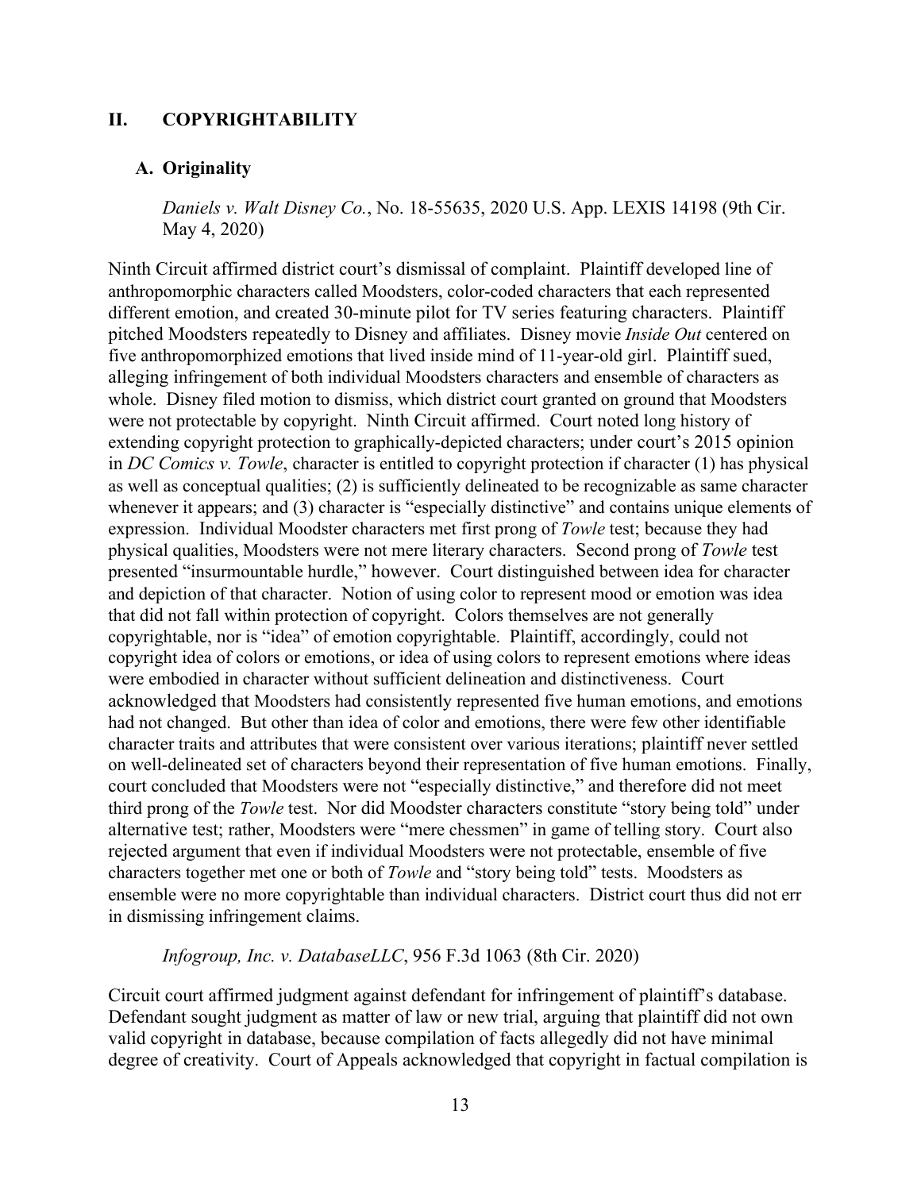## II. COPYRIGHTABILITY

### A. Originality

*Daniels v. Walt Disney Co.*, No. 18-55635, 2020 U.S. App. LEXIS 14198 (9th Cir. May 4, 2020)

Ninth Circuit affirmed district court's dismissal of complaint. Plaintiff developed line of anthropomorphic characters called Moodsters, color-coded characters that each represented different emotion, and created 30-minute pilot for TV series featuring characters. Plaintiff pitched Moodsters repeatedly to Disney and affiliates. Disney movie *Inside Out* centered on five anthropomorphized emotions that lived inside mind of 11-year-old girl. Plaintiff sued, alleging infringement of both individual Moodsters characters and ensemble of characters as whole. Disney filed motion to dismiss, which district court granted on ground that Moodsters were not protectable by copyright. Ninth Circuit affirmed. Court noted long history of extending copyright protection to graphically-depicted characters; under court's 2015 opinion in *DC Comics v. Towle*, character is entitled to copyright protection if character (1) has physical as well as conceptual qualities; (2) is sufficiently delineated to be recognizable as same character whenever it appears; and (3) character is "especially distinctive" and contains unique elements of expression. Individual Moodster characters met first prong of *Towle* test; because they had physical qualities, Moodsters were not mere literary characters. Second prong of *Towle* test presented "insurmountable hurdle," however. Court distinguished between idea for character and depiction of that character. Notion of using color to represent mood or emotion was idea that did not fall within protection of copyright. Colors themselves are not generally copyrightable, nor is "idea" of emotion copyrightable. Plaintiff, accordingly, could not copyright idea of colors or emotions, or idea of using colors to represent emotions where ideas were embodied in character without sufficient delineation and distinctiveness. Court acknowledged that Moodsters had consistently represented five human emotions, and emotions had not changed. But other than idea of color and emotions, there were few other identifiable character traits and attributes that were consistent over various iterations; plaintiff never settled on well-delineated set of characters beyond their representation of five human emotions. Finally, court concluded that Moodsters were not "especially distinctive," and therefore did not meet third prong of the *Towle* test. Nor did Moodster characters constitute "story being told" under alternative test; rather, Moodsters were "mere chessmen" in game of telling story. Court also rejected argument that even if individual Moodsters were not protectable, ensemble of five characters together met one or both of *Towle* and "story being told" tests. Moodsters as ensemble were no more copyrightable than individual characters. District court thus did not err in dismissing infringement claims.

*Infogroup, Inc. v. DatabaseLLC*, 956 F.3d 1063 (8th Cir. 2020)

Circuit court affirmed judgment against defendant for infringement of plaintiff's database. Defendant sought judgment as matter of law or new trial, arguing that plaintiff did not own valid copyright in database, because compilation of facts allegedly did not have minimal degree of creativity. Court of Appeals acknowledged that copyright in factual compilation is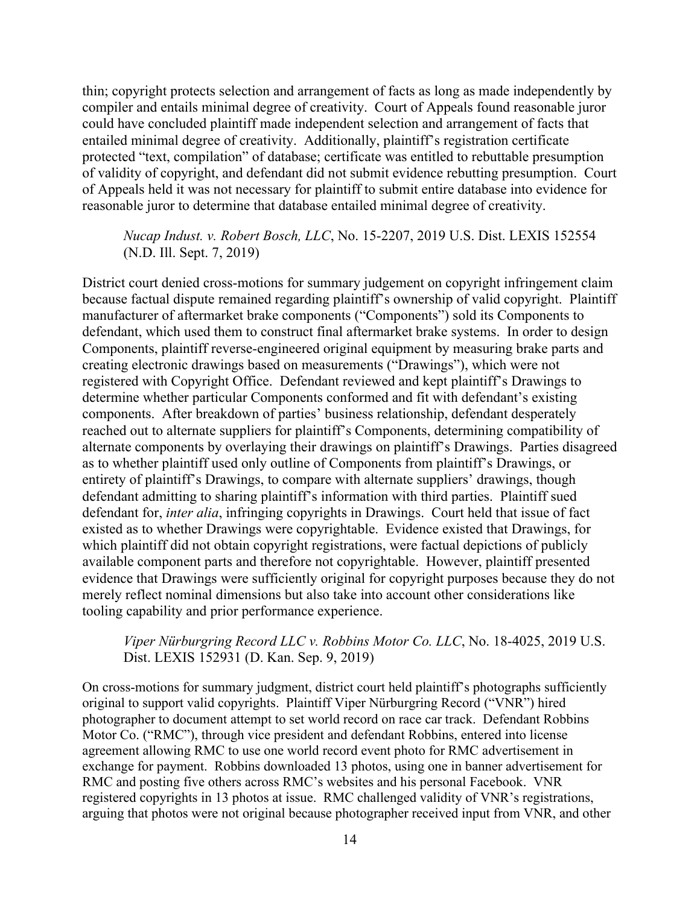thin; copyright protects selection and arrangement of facts as long as made independently by compiler and entails minimal degree of creativity. Court of Appeals found reasonable juror could have concluded plaintiff made independent selection and arrangement of facts that entailed minimal degree of creativity. Additionally, plaintiff's registration certificate protected "text, compilation" of database; certificate was entitled to rebuttable presumption of validity of copyright, and defendant did not submit evidence rebutting presumption. Court of Appeals held it was not necessary for plaintiff to submit entire database into evidence for reasonable juror to determine that database entailed minimal degree of creativity.

> *Nucap Indust. v. Robert Bosch, LLC*, No. 15-2207, 2019 U.S. Dist. LEXIS 152554 (N.D. Ill. Sept. 7, 2019)

District court denied cross-motions for summary judgement on copyright infringement claim because factual dispute remained regarding plaintiff's ownership of valid copyright. Plaintiff manufacturer of aftermarket brake components ("Components") sold its Components to defendant, which used them to construct final aftermarket brake systems. In order to design Components, plaintiff reverse-engineered original equipment by measuring brake parts and creating electronic drawings based on measurements ("Drawings"), which were not registered with Copyright Office. Defendant reviewed and kept plaintiff's Drawings to determine whether particular Components conformed and fit with defendant's existing components. After breakdown of parties' business relationship, defendant desperately reached out to alternate suppliers for plaintiff's Components, determining compatibility of alternate components by overlaying their drawings on plaintiff's Drawings. Parties disagreed as to whether plaintiff used only outline of Components from plaintiff's Drawings, or entirety of plaintiff's Drawings, to compare with alternate suppliers' drawings, though defendant admitting to sharing plaintiff's information with third parties. Plaintiff sued defendant for, *inter alia*, infringing copyrights in Drawings. Court held that issue of fact existed as to whether Drawings were copyrightable. Evidence existed that Drawings, for which plaintiff did not obtain copyright registrations, were factual depictions of publicly available component parts and therefore not copyrightable. However, plaintiff presented evidence that Drawings were sufficiently original for copyright purposes because they do not merely reflect nominal dimensions but also take into account other considerations like tooling capability and prior performance experience.

> *Viper Nürburgring Record LLC v. Robbins Motor Co. LLC*, No. 18-4025, 2019 U.S. Dist. LEXIS 152931 (D. Kan. Sep. 9, 2019)

On cross-motions for summary judgment, district court held plaintiff's photographs sufficiently original to support valid copyrights. Plaintiff Viper Nürburgring Record ("VNR") hired photographer to document attempt to set world record on race car track. Defendant Robbins Motor Co. ("RMC"), through vice president and defendant Robbins, entered into license agreement allowing RMC to use one world record event photo for RMC advertisement in exchange for payment. Robbins downloaded 13 photos, using one in banner advertisement for RMC and posting five others across RMC's websites and his personal Facebook. VNR registered copyrights in 13 photos at issue. RMC challenged validity of VNR's registrations, arguing that photos were not original because photographer received input from VNR, and other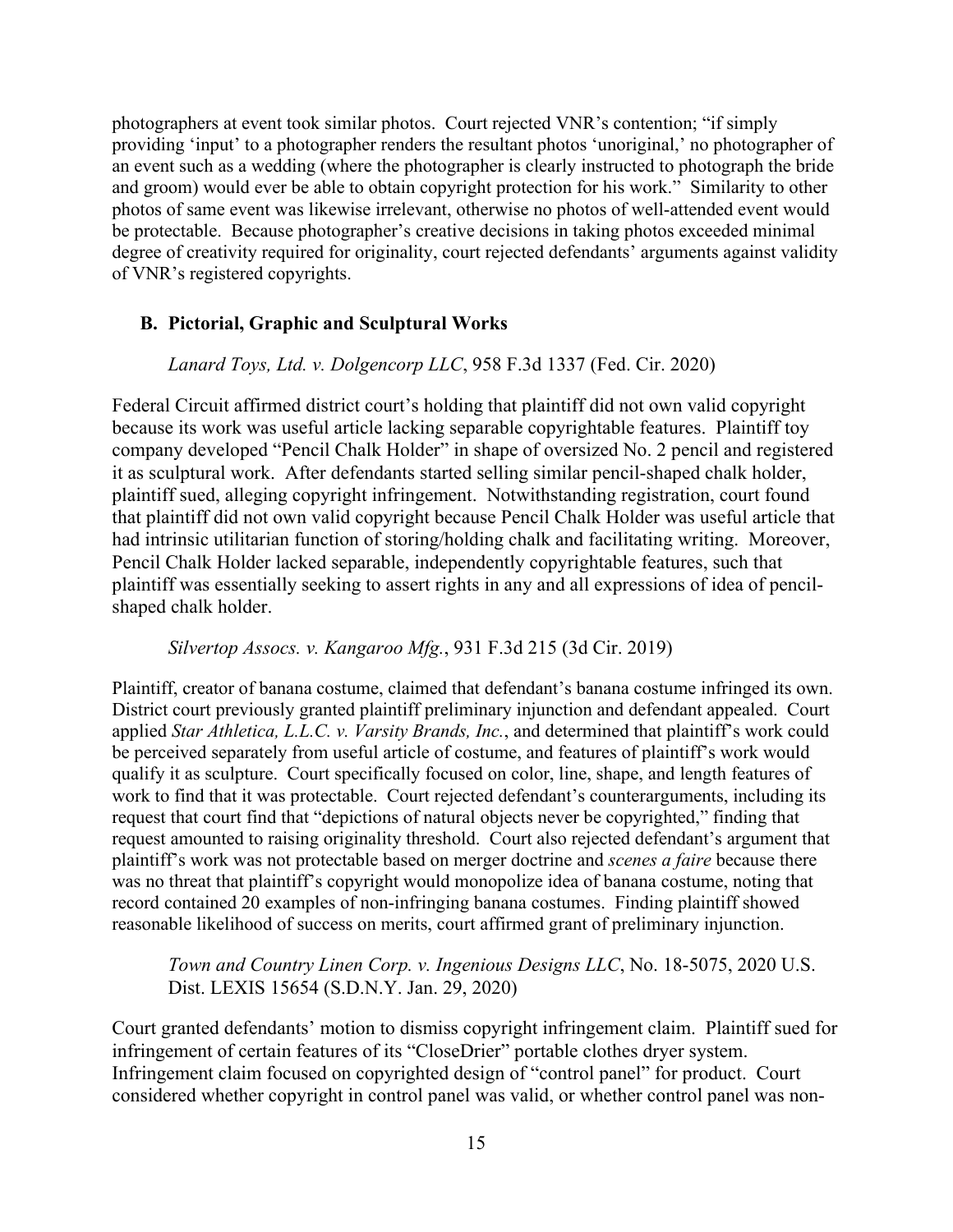photographers at event took similar photos. Court rejected VNR's contention; "if simply providing 'input' to a photographer renders the resultant photos 'unoriginal,' no photographer of an event such as a wedding (where the photographer is clearly instructed to photograph the bride and groom) would ever be able to obtain copyright protection for his work." Similarity to other photos of same event was likewise irrelevant, otherwise no photos of well-attended event would be protectable. Because photographer's creative decisions in taking photos exceeded minimal degree of creativity required for originality, court rejected defendants' arguments against validity of VNR's registered copyrights.

### B. Pictorial, Graphic and Sculptural Works

*Lanard Toys, Ltd. v. Dolgencorp LLC*, 958 F.3d 1337 (Fed. Cir. 2020)

Federal Circuit affirmed district court's holding that plaintiff did not own valid copyright because its work was useful article lacking separable copyrightable features. Plaintiff toy company developed "Pencil Chalk Holder" in shape of oversized No. 2 pencil and registered it as sculptural work. After defendants started selling similar pencil-shaped chalk holder, plaintiff sued, alleging copyright infringement. Notwithstanding registration, court found that plaintiff did not own valid copyright because Pencil Chalk Holder was useful article that had intrinsic utilitarian function of storing/holding chalk and facilitating writing. Moreover, Pencil Chalk Holder lacked separable, independently copyrightable features, such that plaintiff was essentially seeking to assert rights in any and all expressions of idea of pencil-shaped chalk holder.

*Silvertop Assocs. v. Kangaroo Mfg.*, 931 F.3d 215 (3d Cir. 2019)

Plaintiff, creator of banana costume, claimed that defendant's banana costume infringed its own. District court previously granted plaintiff preliminary injunction and defendant appealed. Court applied *Star Athletica, L.L.C. v. Varsity Brands, Inc.*, and determined that plaintiff's work could be perceived separately from useful article of costume, and features of plaintiff's work would qualify it as sculpture. Court specifically focused on color, line, shape, and length features of work to find that it was protectable. Court rejected defendant's counterarguments, including its request that court find that "depictions of natural objects never be copyrighted," finding that request amounted to raising originality threshold. Court also rejected defendant's argument that plaintiff's work was not protectable based on merger doctrine and *scenes a faire* because there was no threat that plaintiff's copyright would monopolize idea of banana costume, noting that record contained 20 examples of non-infringing banana costumes. Finding plaintiff showed reasonable likelihood of success on merits, court affirmed grant of preliminary injunction.

*Town and Country Linen Corp. v. Ingenious Designs LLC*, No. 18-5075, 2020 U.S. Dist. LEXIS 15654 (S.D.N.Y. Jan. 29, 2020)

Court granted defendants' motion to dismiss copyright infringement claim. Plaintiff sued for infringement of certain features of its "CloseDrier" portable clothes dryer system. Infringement claim focused on copyrighted design of "control panel" for product. Court considered whether copyright in control panel was valid, or whether control panel was non-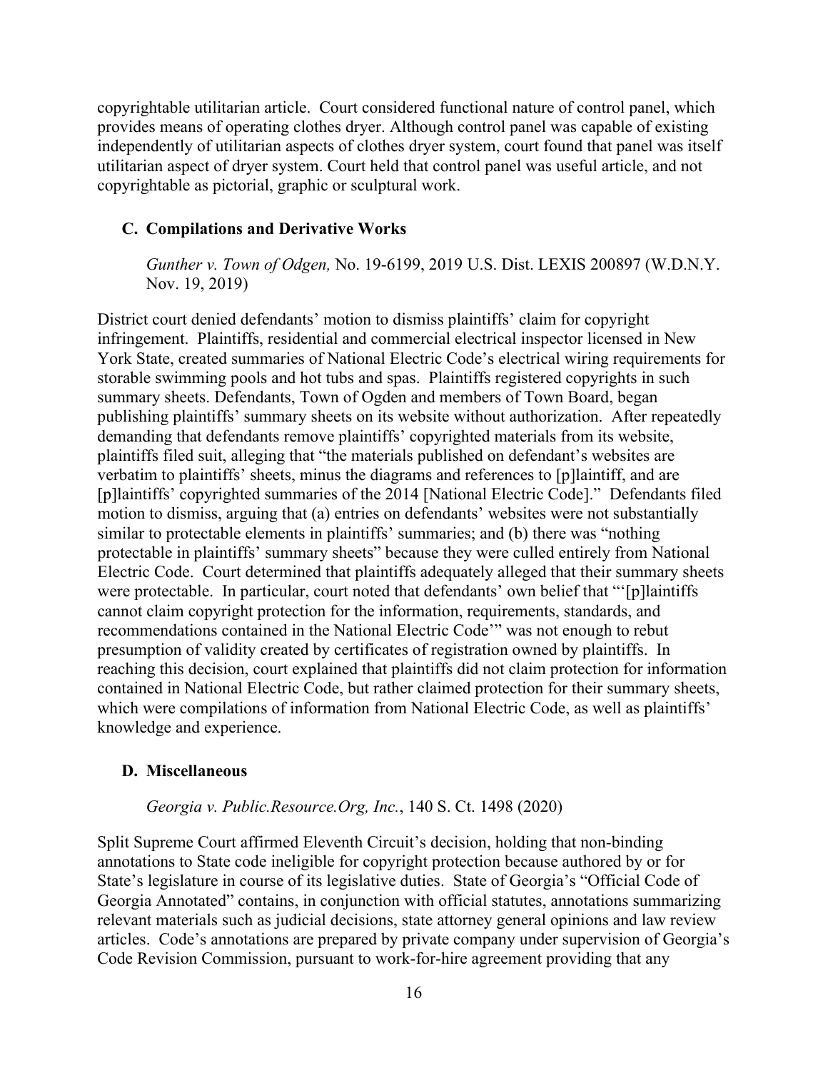copyrightable utilitarian article. Court considered functional nature of control panel, which provides means of operating clothes dryer. Although control panel was capable of existing independently of utilitarian aspects of clothes dryer system, court found that panel was itself utilitarian aspect of dryer system. Court held that control panel was useful article, and not copyrightable as pictorial, graphic or sculptural work.

### C. Compilations and Derivative Works

*Gunther v. Town of Odgen,* No. 19-6199, 2019 U.S. Dist. LEXIS 200897 (W.D.N.Y. Nov. 19, 2019)

District court denied defendants' motion to dismiss plaintiffs' claim for copyright infringement. Plaintiffs, residential and commercial electrical inspector licensed in New York State, created summaries of National Electric Code's electrical wiring requirements for storable swimming pools and hot tubs and spas. Plaintiffs registered copyrights in such summary sheets. Defendants, Town of Ogden and members of Town Board, began publishing plaintiffs' summary sheets on its website without authorization. After repeatedly demanding that defendants remove plaintiffs' copyrighted materials from its website, plaintiffs filed suit, alleging that "the materials published on defendant's websites are verbatim to plaintiffs' sheets, minus the diagrams and references to [p]laintiff, and are [p]laintiffs' copyrighted summaries of the 2014 [National Electric Code]." Defendants filed motion to dismiss, arguing that (a) entries on defendants' websites were not substantially similar to protectable elements in plaintiffs' summaries; and (b) there was "nothing protectable in plaintiffs' summary sheets" because they were culled entirely from National Electric Code. Court determined that plaintiffs adequately alleged that their summary sheets were protectable. In particular, court noted that defendants' own belief that "'[p]laintiffs cannot claim copyright protection for the information, requirements, standards, and recommendations contained in the National Electric Code'" was not enough to rebut presumption of validity created by certificates of registration owned by plaintiffs. In reaching this decision, court explained that plaintiffs did not claim protection for information contained in National Electric Code, but rather claimed protection for their summary sheets, which were compilations of information from National Electric Code, as well as plaintiffs' knowledge and experience.

### D. Miscellaneous

*Georgia v. Public.Resource.Org, Inc.*, 140 S. Ct. 1498 (2020)

Split Supreme Court affirmed Eleventh Circuit's decision, holding that non-binding annotations to State code ineligible for copyright protection because authored by or for State's legislature in course of its legislative duties. State of Georgia's "Official Code of Georgia Annotated" contains, in conjunction with official statutes, annotations summarizing relevant materials such as judicial decisions, state attorney general opinions and law review articles. Code's annotations are prepared by private company under supervision of Georgia's Code Revision Commission, pursuant to work-for-hire agreement providing that any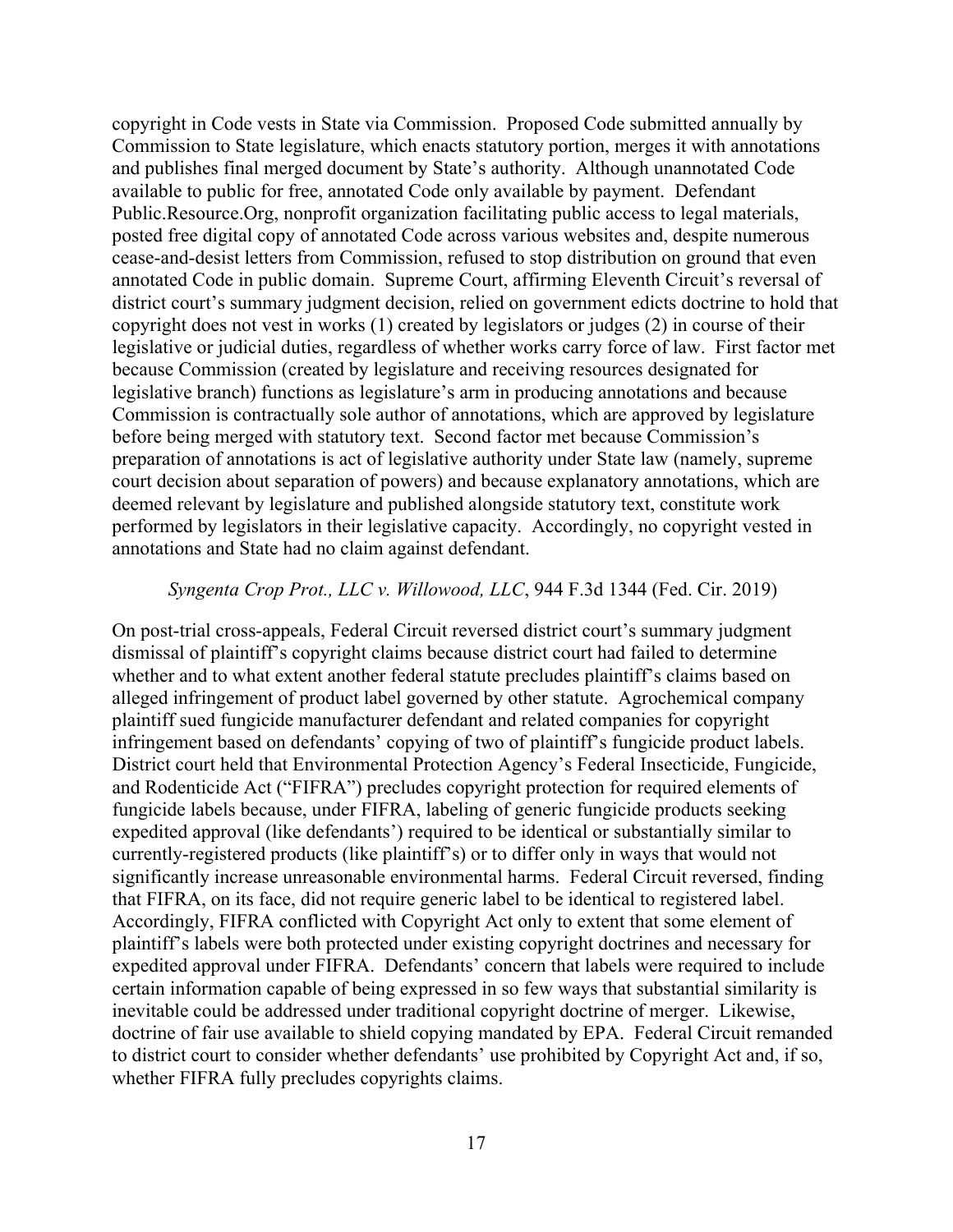copyright in Code vests in State via Commission. Proposed Code submitted annually by Commission to State legislature, which enacts statutory portion, merges it with annotations and publishes final merged document by State's authority. Although unannotated Code available to public for free, annotated Code only available by payment. Defendant Public.Resource.Org, nonprofit organization facilitating public access to legal materials, posted free digital copy of annotated Code across various websites and, despite numerous cease-and-desist letters from Commission, refused to stop distribution on ground that even annotated Code in public domain. Supreme Court, affirming Eleventh Circuit's reversal of district court's summary judgment decision, relied on government edicts doctrine to hold that copyright does not vest in works (1) created by legislators or judges (2) in course of their legislative or judicial duties, regardless of whether works carry force of law. First factor met because Commission (created by legislature and receiving resources designated for legislative branch) functions as legislature's arm in producing annotations and because Commission is contractually sole author of annotations, which are approved by legislature before being merged with statutory text. Second factor met because Commission's preparation of annotations is act of legislative authority under State law (namely, supreme court decision about separation of powers) and because explanatory annotations, which are deemed relevant by legislature and published alongside statutory text, constitute work performed by legislators in their legislative capacity. Accordingly, no copyright vested in annotations and State had no claim against defendant.

*Syngenta Crop Prot., LLC v. Willowood, LLC*, 944 F.3d 1344 (Fed. Cir. 2019)

On post-trial cross-appeals, Federal Circuit reversed district court's summary judgment dismissal of plaintiff's copyright claims because district court had failed to determine whether and to what extent another federal statute precludes plaintiff's claims based on alleged infringement of product label governed by other statute. Agrochemical company plaintiff sued fungicide manufacturer defendant and related companies for copyright infringement based on defendants' copying of two of plaintiff's fungicide product labels. District court held that Environmental Protection Agency's Federal Insecticide, Fungicide, and Rodenticide Act ("FIFRA") precludes copyright protection for required elements of fungicide labels because, under FIFRA, labeling of generic fungicide products seeking expedited approval (like defendants') required to be identical or substantially similar to currently-registered products (like plaintiff's) or to differ only in ways that would not significantly increase unreasonable environmental harms. Federal Circuit reversed, finding that FIFRA, on its face, did not require generic label to be identical to registered label. Accordingly, FIFRA conflicted with Copyright Act only to extent that some element of plaintiff's labels were both protected under existing copyright doctrines and necessary for expedited approval under FIFRA. Defendants' concern that labels were required to include certain information capable of being expressed in so few ways that substantial similarity is inevitable could be addressed under traditional copyright doctrine of merger. Likewise, doctrine of fair use available to shield copying mandated by EPA. Federal Circuit remanded to district court to consider whether defendants' use prohibited by Copyright Act and, if so, whether FIFRA fully precludes copyrights claims.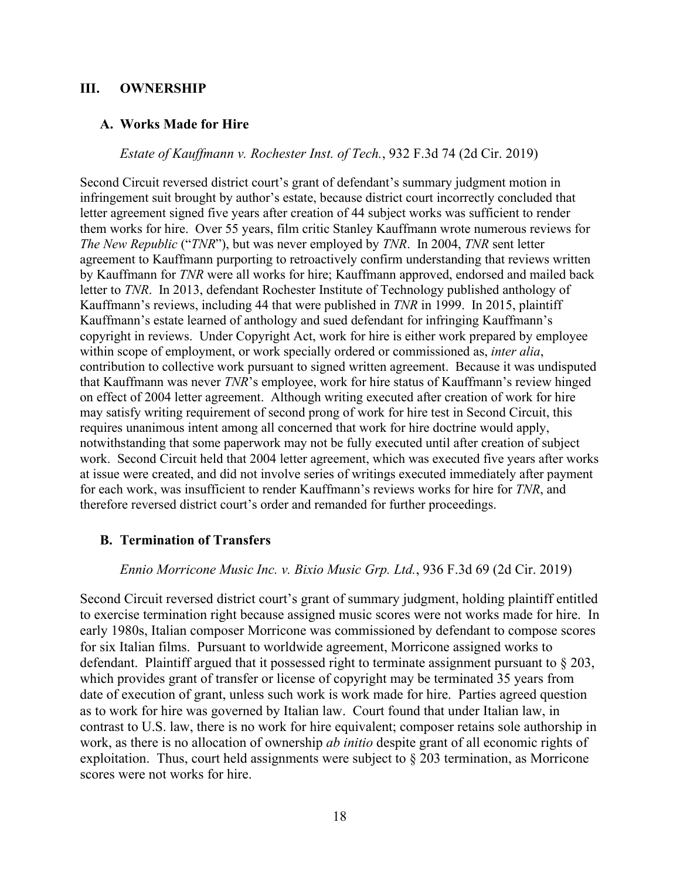## III. OWNERSHIP

### A. Works Made for Hire

*Estate of Kauffmann v. Rochester Inst. of Tech.*, 932 F.3d 74 (2d Cir. 2019)

Second Circuit reversed district court's grant of defendant's summary judgment motion in infringement suit brought by author's estate, because district court incorrectly concluded that letter agreement signed five years after creation of 44 subject works was sufficient to render them works for hire. Over 55 years, film critic Stanley Kauffmann wrote numerous reviews for *The New Republic* ("*TNR*"), but was never employed by *TNR*. In 2004, *TNR* sent letter agreement to Kauffmann purporting to retroactively confirm understanding that reviews written by Kauffmann for *TNR* were all works for hire; Kauffmann approved, endorsed and mailed back letter to *TNR*. In 2013, defendant Rochester Institute of Technology published anthology of Kauffmann's reviews, including 44 that were published in *TNR* in 1999. In 2015, plaintiff Kauffmann's estate learned of anthology and sued defendant for infringing Kauffmann's copyright in reviews. Under Copyright Act, work for hire is either work prepared by employee within scope of employment, or work specially ordered or commissioned as, *inter alia*, contribution to collective work pursuant to signed written agreement. Because it was undisputed that Kauffmann was never *TNR*'s employee, work for hire status of Kauffmann's review hinged on effect of 2004 letter agreement. Although writing executed after creation of work for hire may satisfy writing requirement of second prong of work for hire test in Second Circuit, this requires unanimous intent among all concerned that work for hire doctrine would apply, notwithstanding that some paperwork may not be fully executed until after creation of subject work. Second Circuit held that 2004 letter agreement, which was executed five years after works at issue were created, and did not involve series of writings executed immediately after payment for each work, was insufficient to render Kauffmann's reviews works for hire for *TNR*, and therefore reversed district court's order and remanded for further proceedings.

### B. Termination of Transfers

*Ennio Morricone Music Inc. v. Bixio Music Grp. Ltd.*, 936 F.3d 69 (2d Cir. 2019)

Second Circuit reversed district court's grant of summary judgment, holding plaintiff entitled to exercise termination right because assigned music scores were not works made for hire. In early 1980s, Italian composer Morricone was commissioned by defendant to compose scores for six Italian films. Pursuant to worldwide agreement, Morricone assigned works to defendant. Plaintiff argued that it possessed right to terminate assignment pursuant to § 203, which provides grant of transfer or license of copyright may be terminated 35 years from date of execution of grant, unless such work is work made for hire. Parties agreed question as to work for hire was governed by Italian law. Court found that under Italian law, in contrast to U.S. law, there is no work for hire equivalent; composer retains sole authorship in work, as there is no allocation of ownership *ab initio* despite grant of all economic rights of exploitation. Thus, court held assignments were subject to § 203 termination, as Morricone scores were not works for hire.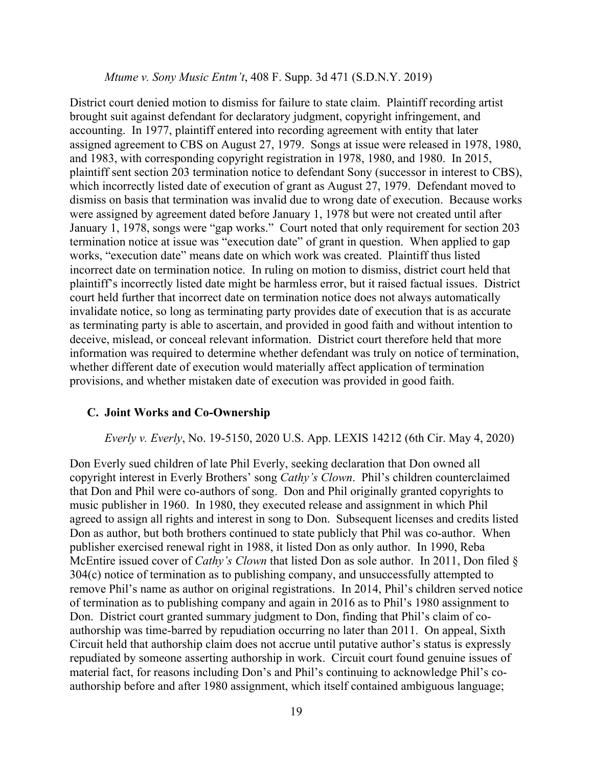*Mtume v. Sony Music Entm't*, 408 F. Supp. 3d 471 (S.D.N.Y. 2019)

District court denied motion to dismiss for failure to state claim. Plaintiff recording artist brought suit against defendant for declaratory judgment, copyright infringement, and accounting. In 1977, plaintiff entered into recording agreement with entity that later assigned agreement to CBS on August 27, 1979. Songs at issue were released in 1978, 1980, and 1983, with corresponding copyright registration in 1978, 1980, and 1980. In 2015, plaintiff sent section 203 termination notice to defendant Sony (successor in interest to CBS), which incorrectly listed date of execution of grant as August 27, 1979. Defendant moved to dismiss on basis that termination was invalid due to wrong date of execution. Because works were assigned by agreement dated before January 1, 1978 but were not created until after January 1, 1978, songs were "gap works." Court noted that only requirement for section 203 termination notice at issue was "execution date" of grant in question. When applied to gap works, "execution date" means date on which work was created. Plaintiff thus listed incorrect date on termination notice. In ruling on motion to dismiss, district court held that plaintiff's incorrectly listed date might be harmless error, but it raised factual issues. District court held further that incorrect date on termination notice does not always automatically invalidate notice, so long as terminating party provides date of execution that is as accurate as terminating party is able to ascertain, and provided in good faith and without intention to deceive, mislead, or conceal relevant information. District court therefore held that more information was required to determine whether defendant was truly on notice of termination, whether different date of execution would materially affect application of termination provisions, and whether mistaken date of execution was provided in good faith.

### C. Joint Works and Co-Ownership

*Everly v. Everly*, No. 19-5150, 2020 U.S. App. LEXIS 14212 (6th Cir. May 4, 2020)

Don Everly sued children of late Phil Everly, seeking declaration that Don owned all copyright interest in Everly Brothers' song *Cathy's Clown*. Phil's children counterclaimed that Don and Phil were co-authors of song. Don and Phil originally granted copyrights to music publisher in 1960. In 1980, they executed release and assignment in which Phil agreed to assign all rights and interest in song to Don. Subsequent licenses and credits listed Don as author, but both brothers continued to state publicly that Phil was co-author. When publisher exercised renewal right in 1988, it listed Don as only author. In 1990, Reba McEntire issued cover of *Cathy's Clown* that listed Don as sole author. In 2011, Don filed § 304(c) notice of termination as to publishing company, and unsuccessfully attempted to remove Phil's name as author on original registrations. In 2014, Phil's children served notice of termination as to publishing company and again in 2016 as to Phil's 1980 assignment to Don. District court granted summary judgment to Don, finding that Phil's claim of co-authorship was time-barred by repudiation occurring no later than 2011. On appeal, Sixth Circuit held that authorship claim does not accrue until putative author's status is expressly repudiated by someone asserting authorship in work. Circuit court found genuine issues of material fact, for reasons including Don's and Phil's continuing to acknowledge Phil's co-authorship before and after 1980 assignment, which itself contained ambiguous language;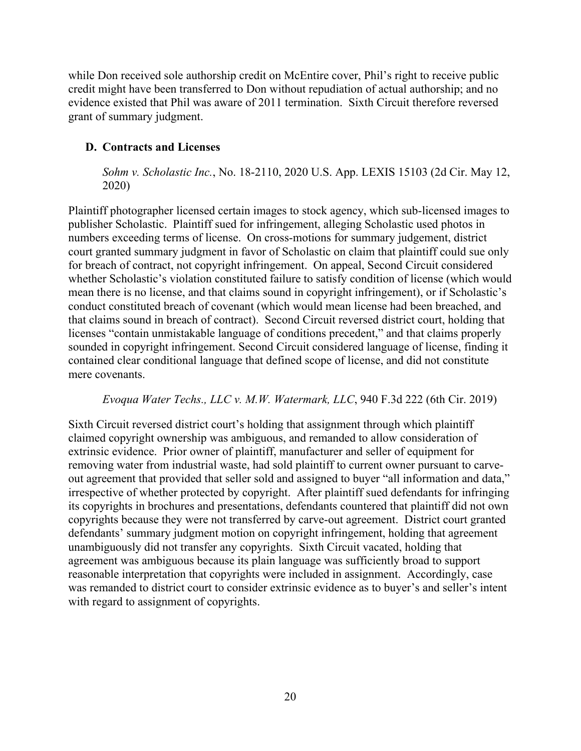while Don received sole authorship credit on McEntire cover, Phil's right to receive public credit might have been transferred to Don without repudiation of actual authorship; and no evidence existed that Phil was aware of 2011 termination. Sixth Circuit therefore reversed grant of summary judgment.

## D. Contracts and Licenses

*Sohm v. Scholastic Inc.*, No. 18-2110, 2020 U.S. App. LEXIS 15103 (2d Cir. May 12, 2020)

Plaintiff photographer licensed certain images to stock agency, which sub-licensed images to publisher Scholastic. Plaintiff sued for infringement, alleging Scholastic used photos in numbers exceeding terms of license. On cross-motions for summary judgement, district court granted summary judgment in favor of Scholastic on claim that plaintiff could sue only for breach of contract, not copyright infringement. On appeal, Second Circuit considered whether Scholastic's violation constituted failure to satisfy condition of license (which would mean there is no license, and that claims sound in copyright infringement), or if Scholastic's conduct constituted breach of covenant (which would mean license had been breached, and that claims sound in breach of contract). Second Circuit reversed district court, holding that licenses "contain unmistakable language of conditions precedent," and that claims properly sounded in copyright infringement. Second Circuit considered language of license, finding it contained clear conditional language that defined scope of license, and did not constitute mere covenants.

*Evoqua Water Techs., LLC v. M.W. Watermark, LLC*, 940 F.3d 222 (6th Cir. 2019)

Sixth Circuit reversed district court's holding that assignment through which plaintiff claimed copyright ownership was ambiguous, and remanded to allow consideration of extrinsic evidence. Prior owner of plaintiff, manufacturer and seller of equipment for removing water from industrial waste, had sold plaintiff to current owner pursuant to carve-out agreement that provided that seller sold and assigned to buyer "all information and data," irrespective of whether protected by copyright. After plaintiff sued defendants for infringing its copyrights in brochures and presentations, defendants countered that plaintiff did not own copyrights because they were not transferred by carve-out agreement. District court granted defendants' summary judgment motion on copyright infringement, holding that agreement unambiguously did not transfer any copyrights. Sixth Circuit vacated, holding that agreement was ambiguous because its plain language was sufficiently broad to support reasonable interpretation that copyrights were included in assignment. Accordingly, case was remanded to district court to consider extrinsic evidence as to buyer's and seller's intent with regard to assignment of copyrights.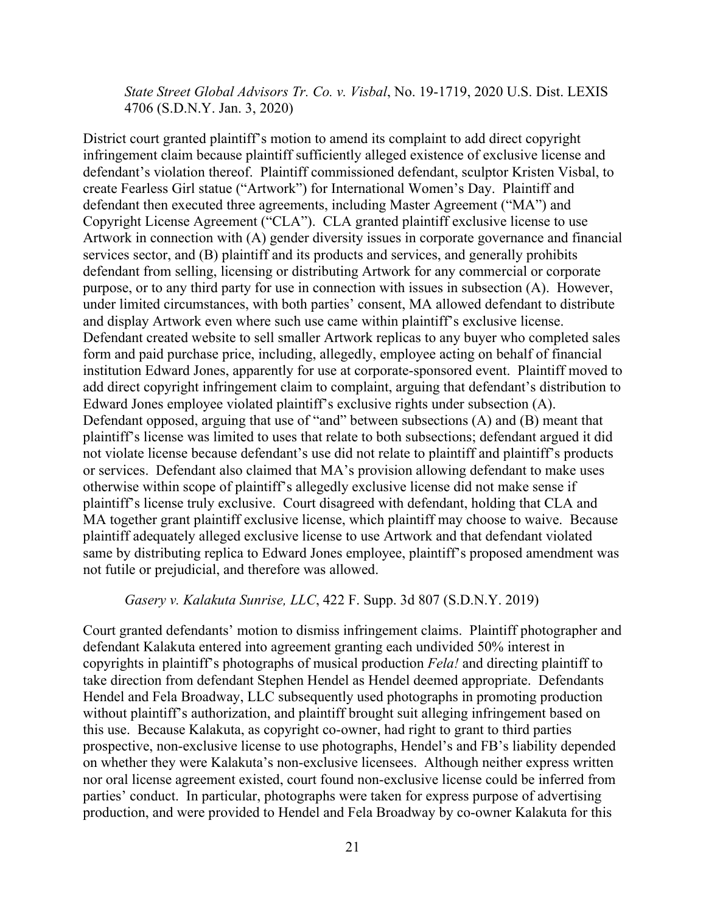*State Street Global Advisors Tr. Co. v. Visbal*, No. 19-1719, 2020 U.S. Dist. LEXIS 4706 (S.D.N.Y. Jan. 3, 2020)

District court granted plaintiff's motion to amend its complaint to add direct copyright infringement claim because plaintiff sufficiently alleged existence of exclusive license and defendant's violation thereof. Plaintiff commissioned defendant, sculptor Kristen Visbal, to create Fearless Girl statue ("Artwork") for International Women's Day. Plaintiff and defendant then executed three agreements, including Master Agreement ("MA") and Copyright License Agreement ("CLA"). CLA granted plaintiff exclusive license to use Artwork in connection with (A) gender diversity issues in corporate governance and financial services sector, and (B) plaintiff and its products and services, and generally prohibits defendant from selling, licensing or distributing Artwork for any commercial or corporate purpose, or to any third party for use in connection with issues in subsection (A). However, under limited circumstances, with both parties' consent, MA allowed defendant to distribute and display Artwork even where such use came within plaintiff's exclusive license. Defendant created website to sell smaller Artwork replicas to any buyer who completed sales form and paid purchase price, including, allegedly, employee acting on behalf of financial institution Edward Jones, apparently for use at corporate-sponsored event. Plaintiff moved to add direct copyright infringement claim to complaint, arguing that defendant's distribution to Edward Jones employee violated plaintiff's exclusive rights under subsection (A). Defendant opposed, arguing that use of "and" between subsections (A) and (B) meant that plaintiff's license was limited to uses that relate to both subsections; defendant argued it did not violate license because defendant's use did not relate to plaintiff and plaintiff's products or services. Defendant also claimed that MA's provision allowing defendant to make uses otherwise within scope of plaintiff's allegedly exclusive license did not make sense if plaintiff's license truly exclusive. Court disagreed with defendant, holding that CLA and MA together grant plaintiff exclusive license, which plaintiff may choose to waive. Because plaintiff adequately alleged exclusive license to use Artwork and that defendant violated same by distributing replica to Edward Jones employee, plaintiff's proposed amendment was not futile or prejudicial, and therefore was allowed.

*Gasery v. Kalakuta Sunrise, LLC*, 422 F. Supp. 3d 807 (S.D.N.Y. 2019)

Court granted defendants' motion to dismiss infringement claims. Plaintiff photographer and defendant Kalakuta entered into agreement granting each undivided 50% interest in copyrights in plaintiff's photographs of musical production *Fela!* and directing plaintiff to take direction from defendant Stephen Hendel as Hendel deemed appropriate. Defendants Hendel and Fela Broadway, LLC subsequently used photographs in promoting production without plaintiff's authorization, and plaintiff brought suit alleging infringement based on this use. Because Kalakuta, as copyright co-owner, had right to grant to third parties prospective, non-exclusive license to use photographs, Hendel's and FB's liability depended on whether they were Kalakuta's non-exclusive licensees. Although neither express written nor oral license agreement existed, court found non-exclusive license could be inferred from parties' conduct. In particular, photographs were taken for express purpose of advertising production, and were provided to Hendel and Fela Broadway by co-owner Kalakuta for this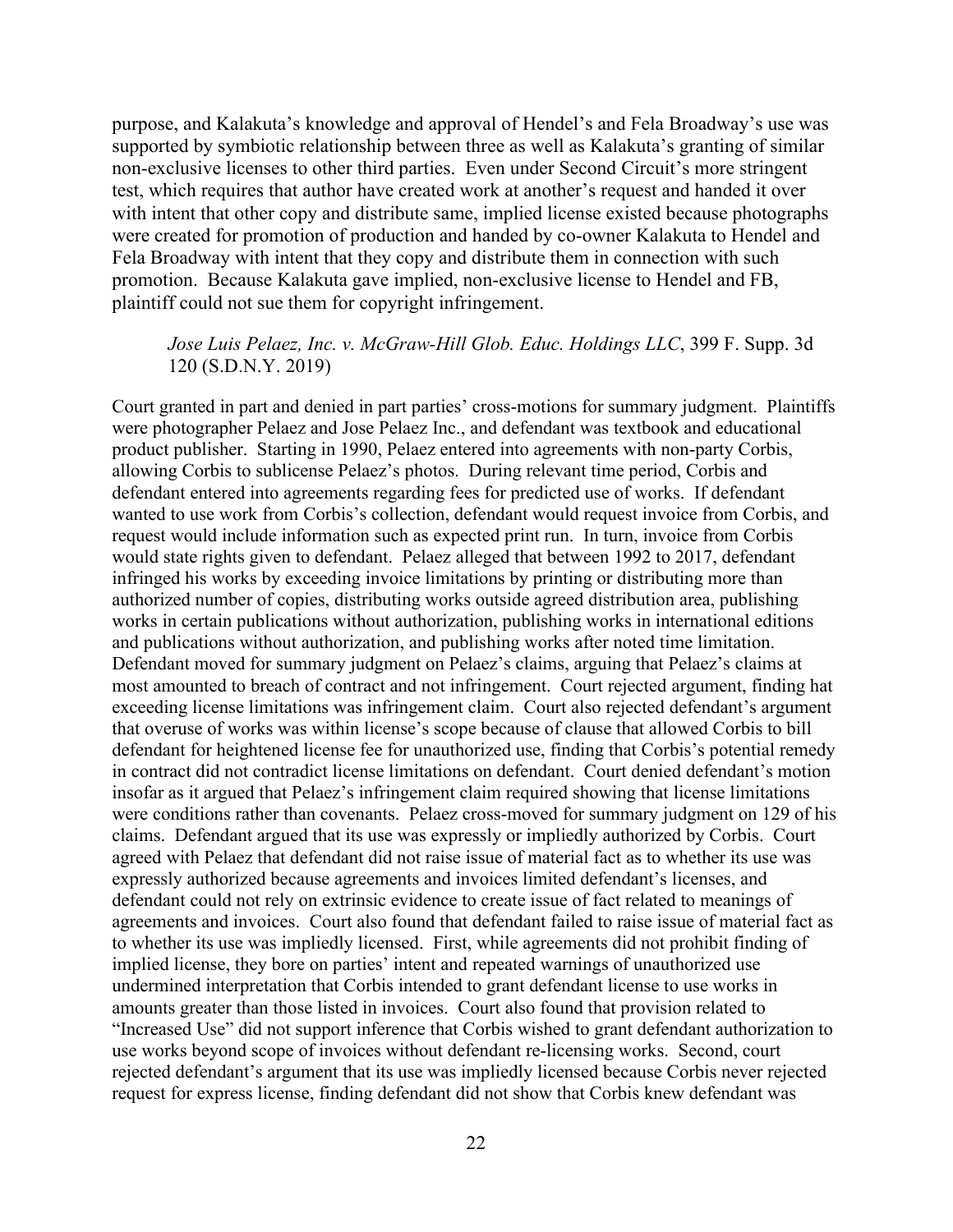purpose, and Kalakuta's knowledge and approval of Hendel's and Fela Broadway's use was supported by symbiotic relationship between three as well as Kalakuta's granting of similar non-exclusive licenses to other third parties. Even under Second Circuit's more stringent test, which requires that author have created work at another's request and handed it over with intent that other copy and distribute same, implied license existed because photographs were created for promotion of production and handed by co-owner Kalakuta to Hendel and Fela Broadway with intent that they copy and distribute them in connection with such promotion. Because Kalakuta gave implied, non-exclusive license to Hendel and FB, plaintiff could not sue them for copyright infringement.

> *Jose Luis Pelaez, Inc. v. McGraw-Hill Glob. Educ. Holdings LLC*, 399 F. Supp. 3d 120 (S.D.N.Y. 2019)

Court granted in part and denied in part parties' cross-motions for summary judgment. Plaintiffs were photographer Pelaez and Jose Pelaez Inc., and defendant was textbook and educational product publisher. Starting in 1990, Pelaez entered into agreements with non-party Corbis, allowing Corbis to sublicense Pelaez's photos. During relevant time period, Corbis and defendant entered into agreements regarding fees for predicted use of works. If defendant wanted to use work from Corbis's collection, defendant would request invoice from Corbis, and request would include information such as expected print run. In turn, invoice from Corbis would state rights given to defendant. Pelaez alleged that between 1992 to 2017, defendant infringed his works by exceeding invoice limitations by printing or distributing more than authorized number of copies, distributing works outside agreed distribution area, publishing works in certain publications without authorization, publishing works in international editions and publications without authorization, and publishing works after noted time limitation. Defendant moved for summary judgment on Pelaez's claims, arguing that Pelaez's claims at most amounted to breach of contract and not infringement. Court rejected argument, finding hat exceeding license limitations was infringement claim. Court also rejected defendant's argument that overuse of works was within license's scope because of clause that allowed Corbis to bill defendant for heightened license fee for unauthorized use, finding that Corbis's potential remedy in contract did not contradict license limitations on defendant. Court denied defendant's motion insofar as it argued that Pelaez's infringement claim required showing that license limitations were conditions rather than covenants. Pelaez cross-moved for summary judgment on 129 of his claims. Defendant argued that its use was expressly or impliedly authorized by Corbis. Court agreed with Pelaez that defendant did not raise issue of material fact as to whether its use was expressly authorized because agreements and invoices limited defendant's licenses, and defendant could not rely on extrinsic evidence to create issue of fact related to meanings of agreements and invoices. Court also found that defendant failed to raise issue of material fact as to whether its use was impliedly licensed. First, while agreements did not prohibit finding of implied license, they bore on parties' intent and repeated warnings of unauthorized use undermined interpretation that Corbis intended to grant defendant license to use works in amounts greater than those listed in invoices. Court also found that provision related to "Increased Use" did not support inference that Corbis wished to grant defendant authorization to use works beyond scope of invoices without defendant re-licensing works. Second, court rejected defendant's argument that its use was impliedly licensed because Corbis never rejected request for express license, finding defendant did not show that Corbis knew defendant was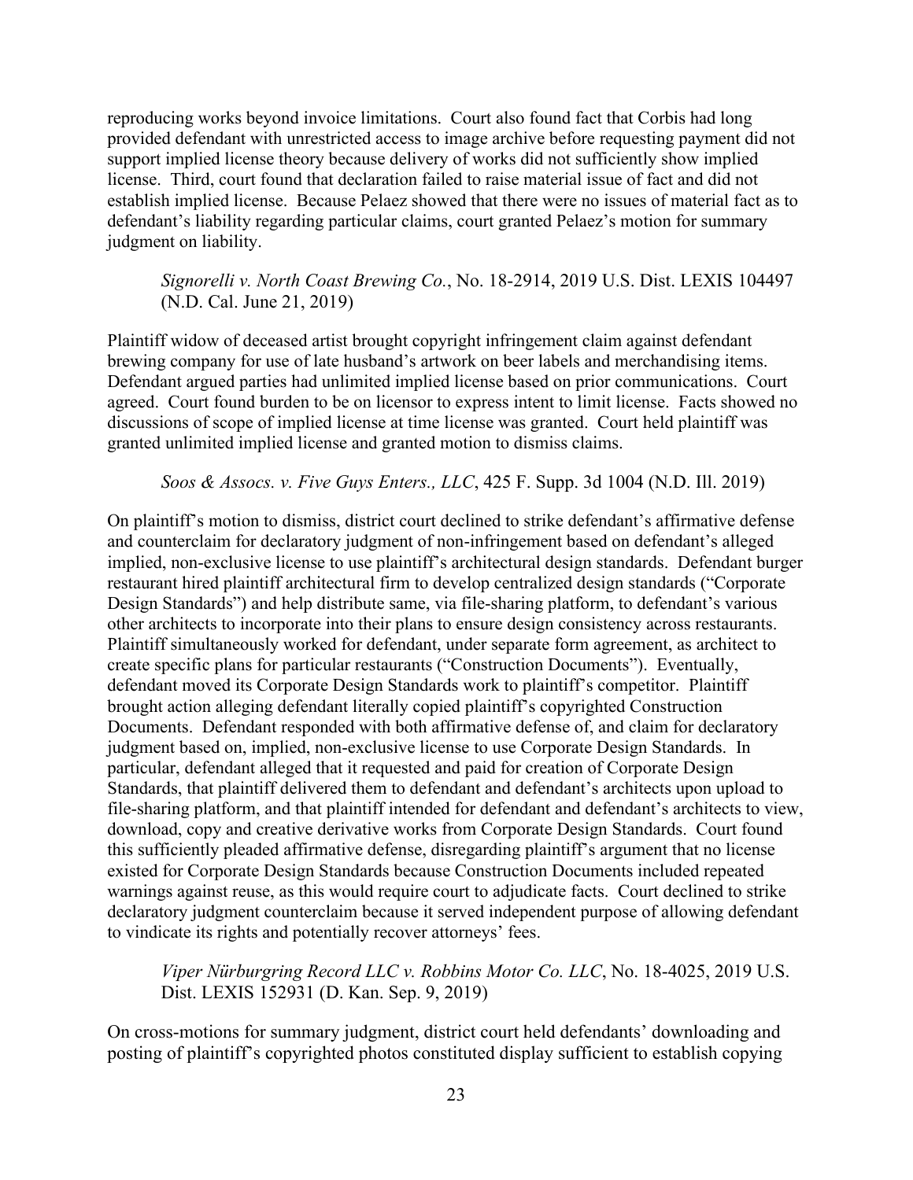reproducing works beyond invoice limitations. Court also found fact that Corbis had long provided defendant with unrestricted access to image archive before requesting payment did not support implied license theory because delivery of works did not sufficiently show implied license. Third, court found that declaration failed to raise material issue of fact and did not establish implied license. Because Pelaez showed that there were no issues of material fact as to defendant's liability regarding particular claims, court granted Pelaez's motion for summary judgment on liability.

> *Signorelli v. North Coast Brewing Co.*, No. 18-2914, 2019 U.S. Dist. LEXIS 104497 (N.D. Cal. June 21, 2019)

Plaintiff widow of deceased artist brought copyright infringement claim against defendant brewing company for use of late husband's artwork on beer labels and merchandising items. Defendant argued parties had unlimited implied license based on prior communications. Court agreed. Court found burden to be on licensor to express intent to limit license. Facts showed no discussions of scope of implied license at time license was granted. Court held plaintiff was granted unlimited implied license and granted motion to dismiss claims.

> *Soos & Assocs. v. Five Guys Enters., LLC*, 425 F. Supp. 3d 1004 (N.D. Ill. 2019)

On plaintiff's motion to dismiss, district court declined to strike defendant's affirmative defense and counterclaim for declaratory judgment of non-infringement based on defendant's alleged implied, non-exclusive license to use plaintiff's architectural design standards. Defendant burger restaurant hired plaintiff architectural firm to develop centralized design standards ("Corporate Design Standards") and help distribute same, via file-sharing platform, to defendant's various other architects to incorporate into their plans to ensure design consistency across restaurants. Plaintiff simultaneously worked for defendant, under separate form agreement, as architect to create specific plans for particular restaurants ("Construction Documents"). Eventually, defendant moved its Corporate Design Standards work to plaintiff's competitor. Plaintiff brought action alleging defendant literally copied plaintiff's copyrighted Construction Documents. Defendant responded with both affirmative defense of, and claim for declaratory judgment based on, implied, non-exclusive license to use Corporate Design Standards. In particular, defendant alleged that it requested and paid for creation of Corporate Design Standards, that plaintiff delivered them to defendant and defendant's architects upon upload to file-sharing platform, and that plaintiff intended for defendant and defendant's architects to view, download, copy and creative derivative works from Corporate Design Standards. Court found this sufficiently pleaded affirmative defense, disregarding plaintiff's argument that no license existed for Corporate Design Standards because Construction Documents included repeated warnings against reuse, as this would require court to adjudicate facts. Court declined to strike declaratory judgment counterclaim because it served independent purpose of allowing defendant to vindicate its rights and potentially recover attorneys' fees.

> *Viper Nürburgring Record LLC v. Robbins Motor Co. LLC*, No. 18-4025, 2019 U.S. Dist. LEXIS 152931 (D. Kan. Sep. 9, 2019)

On cross-motions for summary judgment, district court held defendants' downloading and posting of plaintiff's copyrighted photos constituted display sufficient to establish copying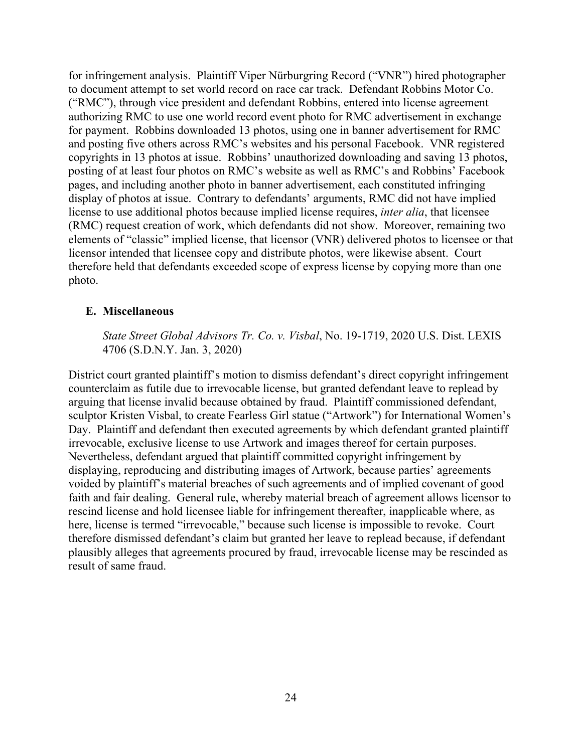for infringement analysis. Plaintiff Viper Nürburgring Record ("VNR") hired photographer to document attempt to set world record on race car track. Defendant Robbins Motor Co. ("RMC"), through vice president and defendant Robbins, entered into license agreement authorizing RMC to use one world record event photo for RMC advertisement in exchange for payment. Robbins downloaded 13 photos, using one in banner advertisement for RMC and posting five others across RMC's websites and his personal Facebook. VNR registered copyrights in 13 photos at issue. Robbins' unauthorized downloading and saving 13 photos, posting of at least four photos on RMC's website as well as RMC's and Robbins' Facebook pages, and including another photo in banner advertisement, each constituted infringing display of photos at issue. Contrary to defendants' arguments, RMC did not have implied license to use additional photos because implied license requires, *inter alia*, that licensee (RMC) request creation of work, which defendants did not show. Moreover, remaining two elements of "classic" implied license, that licensor (VNR) delivered photos to licensee or that licensor intended that licensee copy and distribute photos, were likewise absent. Court therefore held that defendants exceeded scope of express license by copying more than one photo.

## E. Miscellaneous

*State Street Global Advisors Tr. Co. v. Visbal*, No. 19-1719, 2020 U.S. Dist. LEXIS 4706 (S.D.N.Y. Jan. 3, 2020)

District court granted plaintiff's motion to dismiss defendant's direct copyright infringement counterclaim as futile due to irrevocable license, but granted defendant leave to replead by arguing that license invalid because obtained by fraud. Plaintiff commissioned defendant, sculptor Kristen Visbal, to create Fearless Girl statue ("Artwork") for International Women's Day. Plaintiff and defendant then executed agreements by which defendant granted plaintiff irrevocable, exclusive license to use Artwork and images thereof for certain purposes. Nevertheless, defendant argued that plaintiff committed copyright infringement by displaying, reproducing and distributing images of Artwork, because parties' agreements voided by plaintiff's material breaches of such agreements and of implied covenant of good faith and fair dealing. General rule, whereby material breach of agreement allows licensor to rescind license and hold licensee liable for infringement thereafter, inapplicable where, as here, license is termed "irrevocable," because such license is impossible to revoke. Court therefore dismissed defendant's claim but granted her leave to replead because, if defendant plausibly alleges that agreements procured by fraud, irrevocable license may be rescinded as result of same fraud.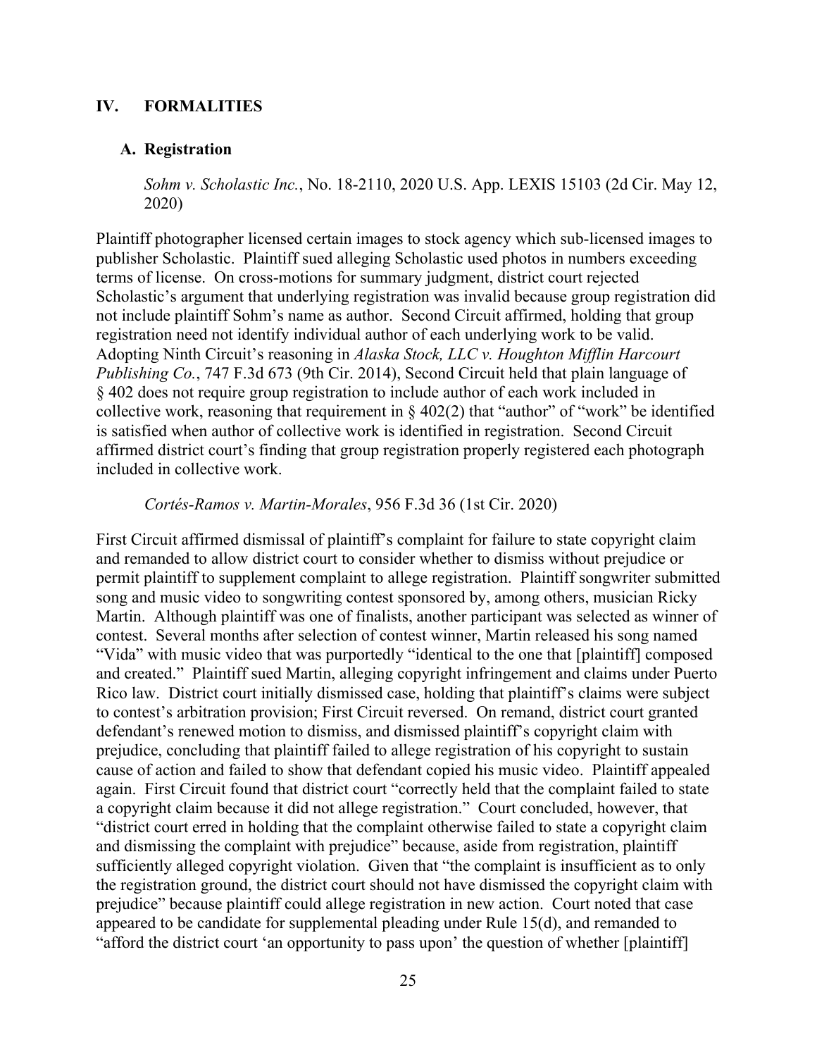## IV. FORMALITIES

### A. Registration

*Sohm v. Scholastic Inc.*, No. 18-2110, 2020 U.S. App. LEXIS 15103 (2d Cir. May 12, 2020)

Plaintiff photographer licensed certain images to stock agency which sub-licensed images to publisher Scholastic. Plaintiff sued alleging Scholastic used photos in numbers exceeding terms of license. On cross-motions for summary judgment, district court rejected Scholastic's argument that underlying registration was invalid because group registration did not include plaintiff Sohm's name as author. Second Circuit affirmed, holding that group registration need not identify individual author of each underlying work to be valid. Adopting Ninth Circuit's reasoning in *Alaska Stock, LLC v. Houghton Mifflin Harcourt Publishing Co.*, 747 F.3d 673 (9th Cir. 2014), Second Circuit held that plain language of § 402 does not require group registration to include author of each work included in collective work, reasoning that requirement in § 402(2) that "author" of "work" be identified is satisfied when author of collective work is identified in registration. Second Circuit affirmed district court's finding that group registration properly registered each photograph included in collective work.

*Cortés-Ramos v. Martin-Morales*, 956 F.3d 36 (1st Cir. 2020)

First Circuit affirmed dismissal of plaintiff's complaint for failure to state copyright claim and remanded to allow district court to consider whether to dismiss without prejudice or permit plaintiff to supplement complaint to allege registration. Plaintiff songwriter submitted song and music video to songwriting contest sponsored by, among others, musician Ricky Martin. Although plaintiff was one of finalists, another participant was selected as winner of contest. Several months after selection of contest winner, Martin released his song named "Vida" with music video that was purportedly "identical to the one that [plaintiff] composed and created." Plaintiff sued Martin, alleging copyright infringement and claims under Puerto Rico law. District court initially dismissed case, holding that plaintiff's claims were subject to contest's arbitration provision; First Circuit reversed. On remand, district court granted defendant's renewed motion to dismiss, and dismissed plaintiff's copyright claim with prejudice, concluding that plaintiff failed to allege registration of his copyright to sustain cause of action and failed to show that defendant copied his music video. Plaintiff appealed again. First Circuit found that district court "correctly held that the complaint failed to state a copyright claim because it did not allege registration." Court concluded, however, that "district court erred in holding that the complaint otherwise failed to state a copyright claim and dismissing the complaint with prejudice" because, aside from registration, plaintiff sufficiently alleged copyright violation. Given that "the complaint is insufficient as to only the registration ground, the district court should not have dismissed the copyright claim with prejudice" because plaintiff could allege registration in new action. Court noted that case appeared to be candidate for supplemental pleading under Rule 15(d), and remanded to "afford the district court 'an opportunity to pass upon' the question of whether [plaintiff]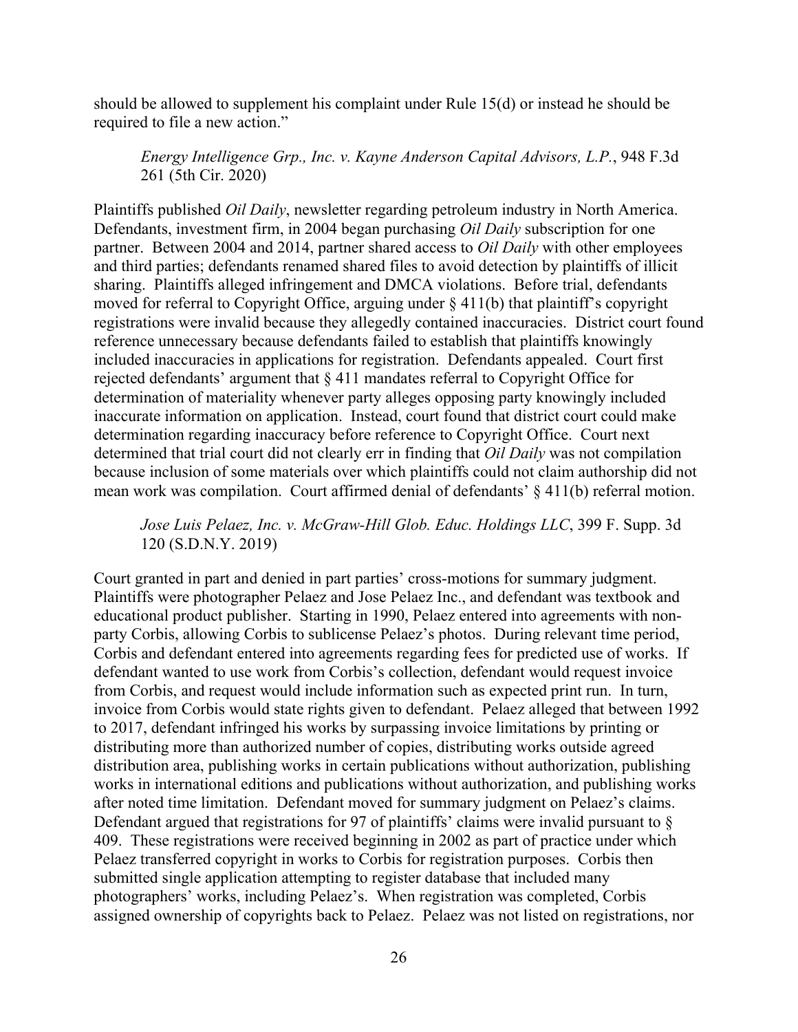should be allowed to supplement his complaint under Rule 15(d) or instead he should be required to file a new action."

*Energy Intelligence Grp., Inc. v. Kayne Anderson Capital Advisors, L.P.*, 948 F.3d 261 (5th Cir. 2020)

Plaintiffs published *Oil Daily*, newsletter regarding petroleum industry in North America. Defendants, investment firm, in 2004 began purchasing *Oil Daily* subscription for one partner. Between 2004 and 2014, partner shared access to *Oil Daily* with other employees and third parties; defendants renamed shared files to avoid detection by plaintiffs of illicit sharing. Plaintiffs alleged infringement and DMCA violations. Before trial, defendants moved for referral to Copyright Office, arguing under § 411(b) that plaintiff's copyright registrations were invalid because they allegedly contained inaccuracies. District court found reference unnecessary because defendants failed to establish that plaintiffs knowingly included inaccuracies in applications for registration. Defendants appealed. Court first rejected defendants' argument that § 411 mandates referral to Copyright Office for determination of materiality whenever party alleges opposing party knowingly included inaccurate information on application. Instead, court found that district court could make determination regarding inaccuracy before reference to Copyright Office. Court next determined that trial court did not clearly err in finding that *Oil Daily* was not compilation because inclusion of some materials over which plaintiffs could not claim authorship did not mean work was compilation. Court affirmed denial of defendants' § 411(b) referral motion.

*Jose Luis Pelaez, Inc. v. McGraw-Hill Glob. Educ. Holdings LLC*, 399 F. Supp. 3d 120 (S.D.N.Y. 2019)

Court granted in part and denied in part parties' cross-motions for summary judgment. Plaintiffs were photographer Pelaez and Jose Pelaez Inc., and defendant was textbook and educational product publisher. Starting in 1990, Pelaez entered into agreements with non-party Corbis, allowing Corbis to sublicense Pelaez's photos. During relevant time period, Corbis and defendant entered into agreements regarding fees for predicted use of works. If defendant wanted to use work from Corbis's collection, defendant would request invoice from Corbis, and request would include information such as expected print run. In turn, invoice from Corbis would state rights given to defendant. Pelaez alleged that between 1992 to 2017, defendant infringed his works by surpassing invoice limitations by printing or distributing more than authorized number of copies, distributing works outside agreed distribution area, publishing works in certain publications without authorization, publishing works in international editions and publications without authorization, and publishing works after noted time limitation. Defendant moved for summary judgment on Pelaez's claims. Defendant argued that registrations for 97 of plaintiffs' claims were invalid pursuant to § 409. These registrations were received beginning in 2002 as part of practice under which Pelaez transferred copyright in works to Corbis for registration purposes. Corbis then submitted single application attempting to register database that included many photographers' works, including Pelaez's. When registration was completed, Corbis assigned ownership of copyrights back to Pelaez. Pelaez was not listed on registrations, nor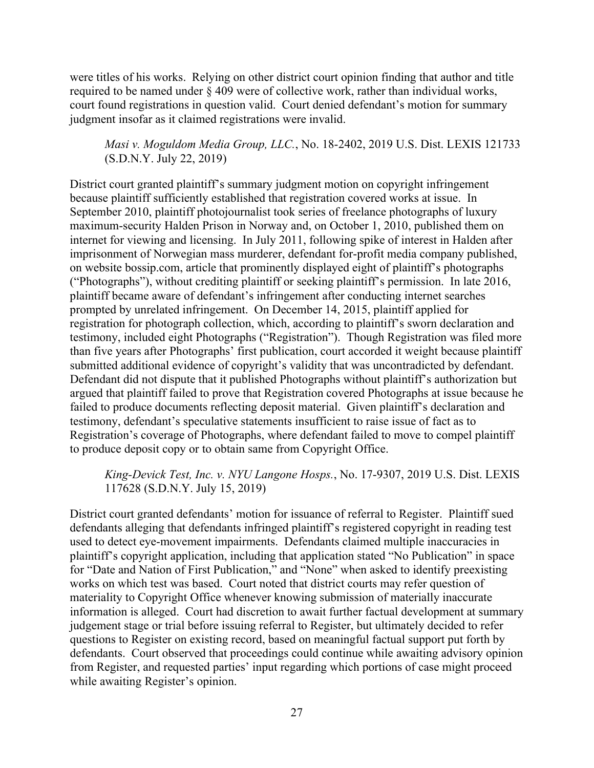were titles of his works. Relying on other district court opinion finding that author and title required to be named under § 409 were of collective work, rather than individual works, court found registrations in question valid. Court denied defendant's motion for summary judgment insofar as it claimed registrations were invalid.

> *Masi v. Moguldom Media Group, LLC.*, No. 18-2402, 2019 U.S. Dist. LEXIS 121733 (S.D.N.Y. July 22, 2019)

District court granted plaintiff's summary judgment motion on copyright infringement because plaintiff sufficiently established that registration covered works at issue. In September 2010, plaintiff photojournalist took series of freelance photographs of luxury maximum-security Halden Prison in Norway and, on October 1, 2010, published them on internet for viewing and licensing. In July 2011, following spike of interest in Halden after imprisonment of Norwegian mass murderer, defendant for-profit media company published, on website bossip.com, article that prominently displayed eight of plaintiff's photographs ("Photographs"), without crediting plaintiff or seeking plaintiff's permission. In late 2016, plaintiff became aware of defendant's infringement after conducting internet searches prompted by unrelated infringement. On December 14, 2015, plaintiff applied for registration for photograph collection, which, according to plaintiff's sworn declaration and testimony, included eight Photographs ("Registration"). Though Registration was filed more than five years after Photographs' first publication, court accorded it weight because plaintiff submitted additional evidence of copyright's validity that was uncontradicted by defendant. Defendant did not dispute that it published Photographs without plaintiff's authorization but argued that plaintiff failed to prove that Registration covered Photographs at issue because he failed to produce documents reflecting deposit material. Given plaintiff's declaration and testimony, defendant's speculative statements insufficient to raise issue of fact as to Registration's coverage of Photographs, where defendant failed to move to compel plaintiff to produce deposit copy or to obtain same from Copyright Office.

> *King-Devick Test, Inc. v. NYU Langone Hosps.*, No. 17-9307, 2019 U.S. Dist. LEXIS 117628 (S.D.N.Y. July 15, 2019)

District court granted defendants' motion for issuance of referral to Register. Plaintiff sued defendants alleging that defendants infringed plaintiff's registered copyright in reading test used to detect eye-movement impairments. Defendants claimed multiple inaccuracies in plaintiff's copyright application, including that application stated "No Publication" in space for "Date and Nation of First Publication," and "None" when asked to identify preexisting works on which test was based. Court noted that district courts may refer question of materiality to Copyright Office whenever knowing submission of materially inaccurate information is alleged. Court had discretion to await further factual development at summary judgement stage or trial before issuing referral to Register, but ultimately decided to refer questions to Register on existing record, based on meaningful factual support put forth by defendants. Court observed that proceedings could continue while awaiting advisory opinion from Register, and requested parties' input regarding which portions of case might proceed while awaiting Register's opinion.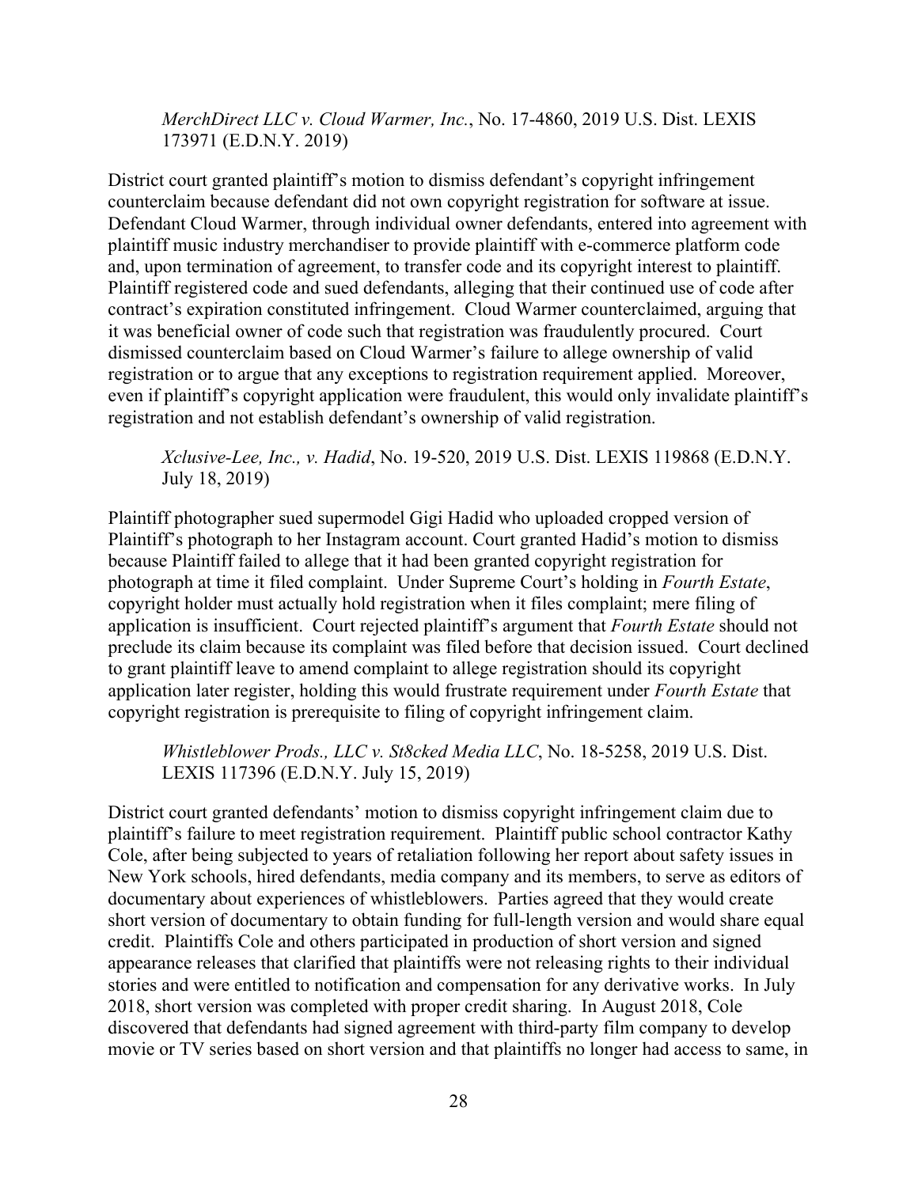*MerchDirect LLC v. Cloud Warmer, Inc.*, No. 17-4860, 2019 U.S. Dist. LEXIS 173971 (E.D.N.Y. 2019)

District court granted plaintiff's motion to dismiss defendant's copyright infringement counterclaim because defendant did not own copyright registration for software at issue. Defendant Cloud Warmer, through individual owner defendants, entered into agreement with plaintiff music industry merchandiser to provide plaintiff with e-commerce platform code and, upon termination of agreement, to transfer code and its copyright interest to plaintiff. Plaintiff registered code and sued defendants, alleging that their continued use of code after contract's expiration constituted infringement. Cloud Warmer counterclaimed, arguing that it was beneficial owner of code such that registration was fraudulently procured. Court dismissed counterclaim based on Cloud Warmer's failure to allege ownership of valid registration or to argue that any exceptions to registration requirement applied. Moreover, even if plaintiff's copyright application were fraudulent, this would only invalidate plaintiff's registration and not establish defendant's ownership of valid registration.

*Xclusive-Lee, Inc., v. Hadid*, No. 19-520, 2019 U.S. Dist. LEXIS 119868 (E.D.N.Y. July 18, 2019)

Plaintiff photographer sued supermodel Gigi Hadid who uploaded cropped version of Plaintiff's photograph to her Instagram account. Court granted Hadid's motion to dismiss because Plaintiff failed to allege that it had been granted copyright registration for photograph at time it filed complaint. Under Supreme Court's holding in *Fourth Estate*, copyright holder must actually hold registration when it files complaint; mere filing of application is insufficient. Court rejected plaintiff's argument that *Fourth Estate* should not preclude its claim because its complaint was filed before that decision issued. Court declined to grant plaintiff leave to amend complaint to allege registration should its copyright application later register, holding this would frustrate requirement under *Fourth Estate* that copyright registration is prerequisite to filing of copyright infringement claim.

*Whistleblower Prods., LLC v. St8cked Media LLC*, No. 18-5258, 2019 U.S. Dist. LEXIS 117396 (E.D.N.Y. July 15, 2019)

District court granted defendants' motion to dismiss copyright infringement claim due to plaintiff's failure to meet registration requirement. Plaintiff public school contractor Kathy Cole, after being subjected to years of retaliation following her report about safety issues in New York schools, hired defendants, media company and its members, to serve as editors of documentary about experiences of whistleblowers. Parties agreed that they would create short version of documentary to obtain funding for full-length version and would share equal credit. Plaintiffs Cole and others participated in production of short version and signed appearance releases that clarified that plaintiffs were not releasing rights to their individual stories and were entitled to notification and compensation for any derivative works. In July 2018, short version was completed with proper credit sharing. In August 2018, Cole discovered that defendants had signed agreement with third-party film company to develop movie or TV series based on short version and that plaintiffs no longer had access to same, in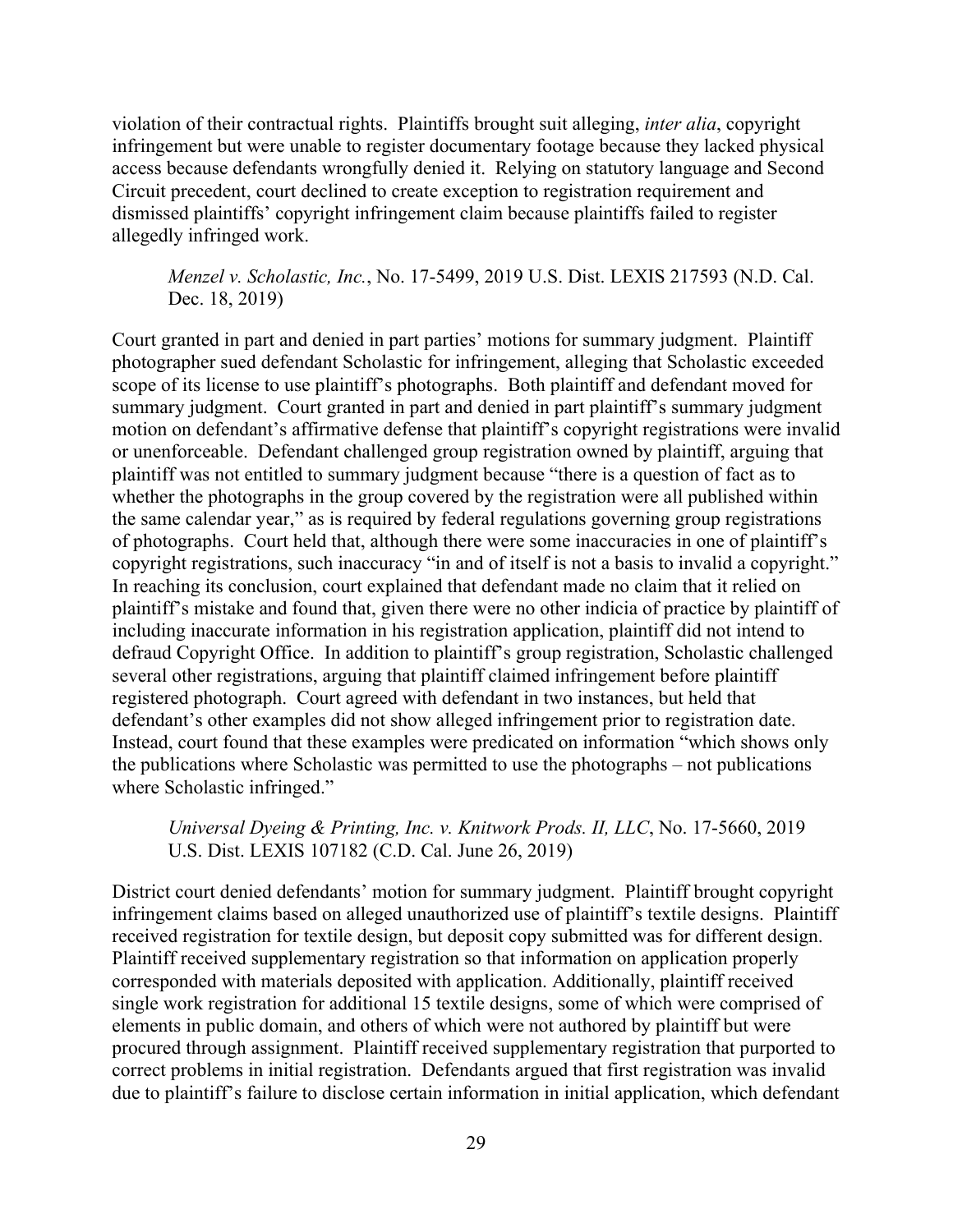violation of their contractual rights. Plaintiffs brought suit alleging, *inter alia*, copyright infringement but were unable to register documentary footage because they lacked physical access because defendants wrongfully denied it. Relying on statutory language and Second Circuit precedent, court declined to create exception to registration requirement and dismissed plaintiffs' copyright infringement claim because plaintiffs failed to register allegedly infringed work.

> *Menzel v. Scholastic, Inc.*, No. 17-5499, 2019 U.S. Dist. LEXIS 217593 (N.D. Cal. Dec. 18, 2019)

Court granted in part and denied in part parties' motions for summary judgment. Plaintiff photographer sued defendant Scholastic for infringement, alleging that Scholastic exceeded scope of its license to use plaintiff's photographs. Both plaintiff and defendant moved for summary judgment. Court granted in part and denied in part plaintiff's summary judgment motion on defendant's affirmative defense that plaintiff's copyright registrations were invalid or unenforceable. Defendant challenged group registration owned by plaintiff, arguing that plaintiff was not entitled to summary judgment because "there is a question of fact as to whether the photographs in the group covered by the registration were all published within the same calendar year," as is required by federal regulations governing group registrations of photographs. Court held that, although there were some inaccuracies in one of plaintiff's copyright registrations, such inaccuracy "in and of itself is not a basis to invalid a copyright." In reaching its conclusion, court explained that defendant made no claim that it relied on plaintiff's mistake and found that, given there were no other indicia of practice by plaintiff of including inaccurate information in his registration application, plaintiff did not intend to defraud Copyright Office. In addition to plaintiff's group registration, Scholastic challenged several other registrations, arguing that plaintiff claimed infringement before plaintiff registered photograph. Court agreed with defendant in two instances, but held that defendant's other examples did not show alleged infringement prior to registration date. Instead, court found that these examples were predicated on information "which shows only the publications where Scholastic was permitted to use the photographs – not publications where Scholastic infringed."

> *Universal Dyeing & Printing, Inc. v. Knitwork Prods. II, LLC*, No. 17-5660, 2019 U.S. Dist. LEXIS 107182 (C.D. Cal. June 26, 2019)

District court denied defendants' motion for summary judgment. Plaintiff brought copyright infringement claims based on alleged unauthorized use of plaintiff's textile designs. Plaintiff received registration for textile design, but deposit copy submitted was for different design. Plaintiff received supplementary registration so that information on application properly corresponded with materials deposited with application. Additionally, plaintiff received single work registration for additional 15 textile designs, some of which were comprised of elements in public domain, and others of which were not authored by plaintiff but were procured through assignment. Plaintiff received supplementary registration that purported to correct problems in initial registration. Defendants argued that first registration was invalid due to plaintiff's failure to disclose certain information in initial application, which defendant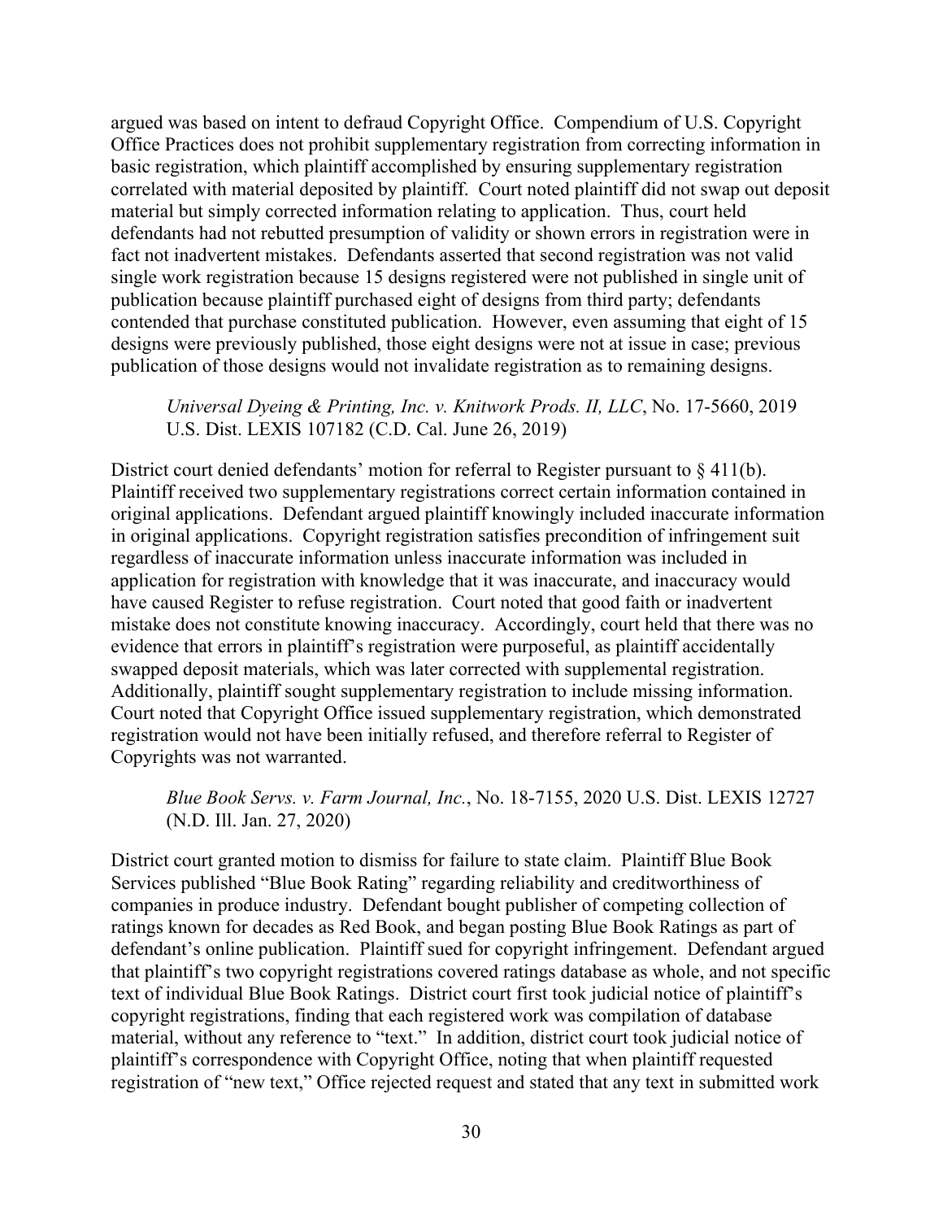argued was based on intent to defraud Copyright Office. Compendium of U.S. Copyright Office Practices does not prohibit supplementary registration from correcting information in basic registration, which plaintiff accomplished by ensuring supplementary registration correlated with material deposited by plaintiff. Court noted plaintiff did not swap out deposit material but simply corrected information relating to application. Thus, court held defendants had not rebutted presumption of validity or shown errors in registration were in fact not inadvertent mistakes. Defendants asserted that second registration was not valid single work registration because 15 designs registered were not published in single unit of publication because plaintiff purchased eight of designs from third party; defendants contended that purchase constituted publication. However, even assuming that eight of 15 designs were previously published, those eight designs were not at issue in case; previous publication of those designs would not invalidate registration as to remaining designs.

> *Universal Dyeing & Printing, Inc. v. Knitwork Prods. II, LLC*, No. 17-5660, 2019 U.S. Dist. LEXIS 107182 (C.D. Cal. June 26, 2019)

District court denied defendants' motion for referral to Register pursuant to § 411(b). Plaintiff received two supplementary registrations correct certain information contained in original applications. Defendant argued plaintiff knowingly included inaccurate information in original applications. Copyright registration satisfies precondition of infringement suit regardless of inaccurate information unless inaccurate information was included in application for registration with knowledge that it was inaccurate, and inaccuracy would have caused Register to refuse registration. Court noted that good faith or inadvertent mistake does not constitute knowing inaccuracy. Accordingly, court held that there was no evidence that errors in plaintiff's registration were purposeful, as plaintiff accidentally swapped deposit materials, which was later corrected with supplemental registration. Additionally, plaintiff sought supplementary registration to include missing information. Court noted that Copyright Office issued supplementary registration, which demonstrated registration would not have been initially refused, and therefore referral to Register of Copyrights was not warranted.

> *Blue Book Servs. v. Farm Journal, Inc.*, No. 18-7155, 2020 U.S. Dist. LEXIS 12727 (N.D. Ill. Jan. 27, 2020)

District court granted motion to dismiss for failure to state claim. Plaintiff Blue Book Services published "Blue Book Rating" regarding reliability and creditworthiness of companies in produce industry. Defendant bought publisher of competing collection of ratings known for decades as Red Book, and began posting Blue Book Ratings as part of defendant's online publication. Plaintiff sued for copyright infringement. Defendant argued that plaintiff's two copyright registrations covered ratings database as whole, and not specific text of individual Blue Book Ratings. District court first took judicial notice of plaintiff's copyright registrations, finding that each registered work was compilation of database material, without any reference to "text." In addition, district court took judicial notice of plaintiff's correspondence with Copyright Office, noting that when plaintiff requested registration of "new text," Office rejected request and stated that any text in submitted work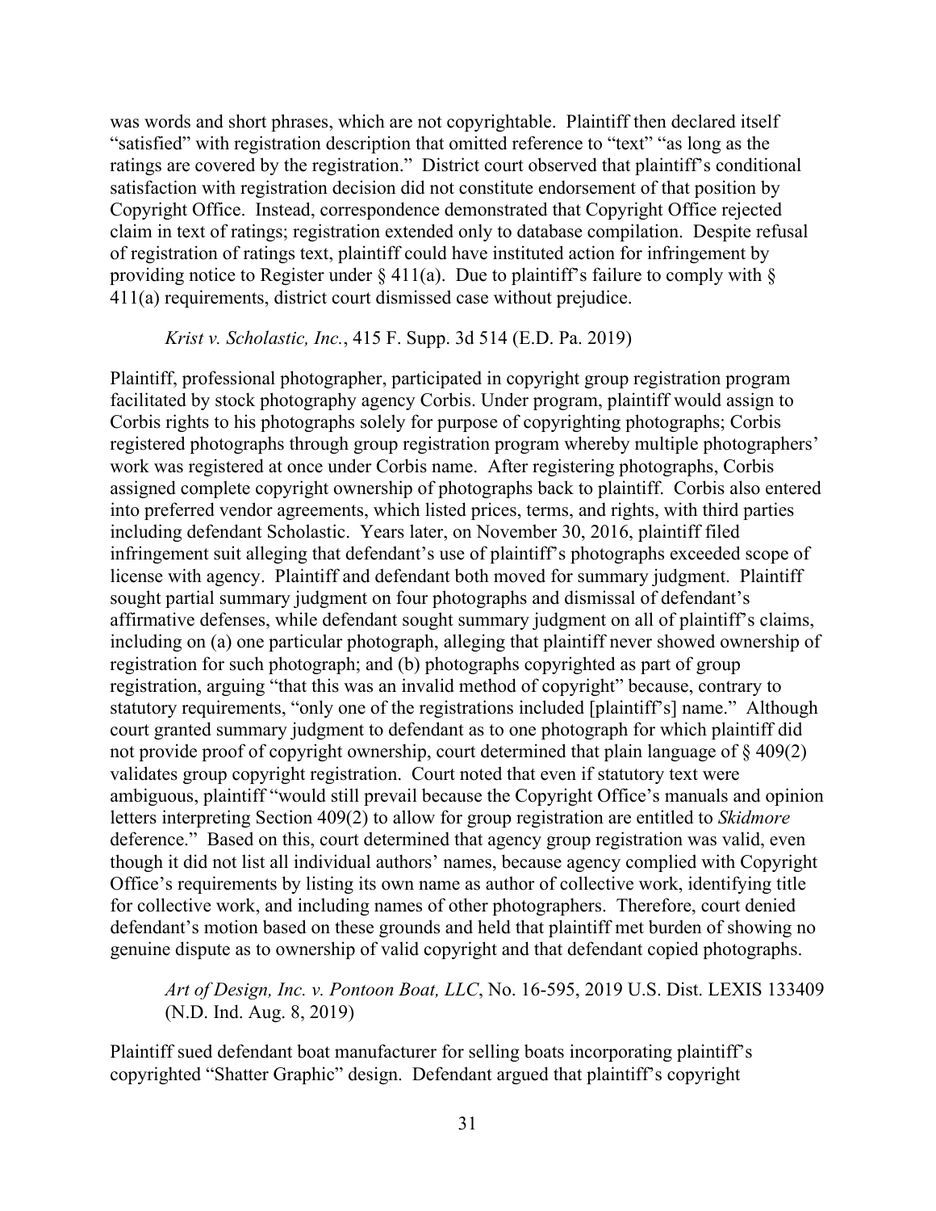was words and short phrases, which are not copyrightable. Plaintiff then declared itself "satisfied" with registration description that omitted reference to "text" "as long as the ratings are covered by the registration." District court observed that plaintiff's conditional satisfaction with registration decision did not constitute endorsement of that position by Copyright Office. Instead, correspondence demonstrated that Copyright Office rejected claim in text of ratings; registration extended only to database compilation. Despite refusal of registration of ratings text, plaintiff could have instituted action for infringement by providing notice to Register under § 411(a). Due to plaintiff's failure to comply with § 411(a) requirements, district court dismissed case without prejudice.

*Krist v. Scholastic, Inc.*, 415 F. Supp. 3d 514 (E.D. Pa. 2019)

Plaintiff, professional photographer, participated in copyright group registration program facilitated by stock photography agency Corbis. Under program, plaintiff would assign to Corbis rights to his photographs solely for purpose of copyrighting photographs; Corbis registered photographs through group registration program whereby multiple photographers' work was registered at once under Corbis name. After registering photographs, Corbis assigned complete copyright ownership of photographs back to plaintiff. Corbis also entered into preferred vendor agreements, which listed prices, terms, and rights, with third parties including defendant Scholastic. Years later, on November 30, 2016, plaintiff filed infringement suit alleging that defendant's use of plaintiff's photographs exceeded scope of license with agency. Plaintiff and defendant both moved for summary judgment. Plaintiff sought partial summary judgment on four photographs and dismissal of defendant's affirmative defenses, while defendant sought summary judgment on all of plaintiff's claims, including on (a) one particular photograph, alleging that plaintiff never showed ownership of registration for such photograph; and (b) photographs copyrighted as part of group registration, arguing "that this was an invalid method of copyright" because, contrary to statutory requirements, "only one of the registrations included [plaintiff's] name." Although court granted summary judgment to defendant as to one photograph for which plaintiff did not provide proof of copyright ownership, court determined that plain language of § 409(2) validates group copyright registration. Court noted that even if statutory text were ambiguous, plaintiff "would still prevail because the Copyright Office's manuals and opinion letters interpreting Section 409(2) to allow for group registration are entitled to *Skidmore* deference." Based on this, court determined that agency group registration was valid, even though it did not list all individual authors' names, because agency complied with Copyright Office's requirements by listing its own name as author of collective work, identifying title for collective work, and including names of other photographers. Therefore, court denied defendant's motion based on these grounds and held that plaintiff met burden of showing no genuine dispute as to ownership of valid copyright and that defendant copied photographs.

*Art of Design, Inc. v. Pontoon Boat, LLC*, No. 16-595, 2019 U.S. Dist. LEXIS 133409 (N.D. Ind. Aug. 8, 2019)

Plaintiff sued defendant boat manufacturer for selling boats incorporating plaintiff's copyrighted "Shatter Graphic" design. Defendant argued that plaintiff's copyright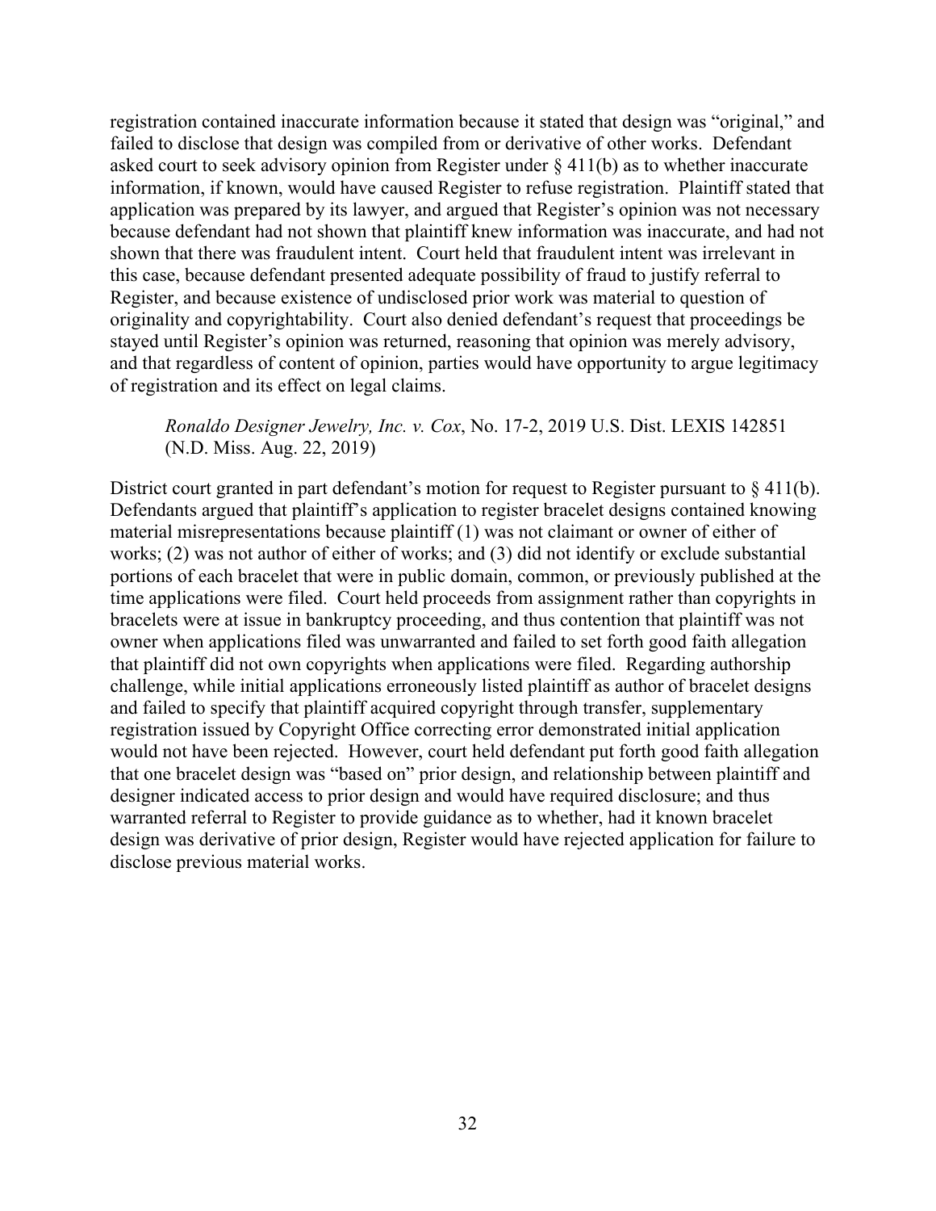registration contained inaccurate information because it stated that design was "original," and failed to disclose that design was compiled from or derivative of other works. Defendant asked court to seek advisory opinion from Register under § 411(b) as to whether inaccurate information, if known, would have caused Register to refuse registration. Plaintiff stated that application was prepared by its lawyer, and argued that Register's opinion was not necessary because defendant had not shown that plaintiff knew information was inaccurate, and had not shown that there was fraudulent intent. Court held that fraudulent intent was irrelevant in this case, because defendant presented adequate possibility of fraud to justify referral to Register, and because existence of undisclosed prior work was material to question of originality and copyrightability. Court also denied defendant's request that proceedings be stayed until Register's opinion was returned, reasoning that opinion was merely advisory, and that regardless of content of opinion, parties would have opportunity to argue legitimacy of registration and its effect on legal claims.

> *Ronaldo Designer Jewelry, Inc. v. Cox*, No. 17-2, 2019 U.S. Dist. LEXIS 142851 (N.D. Miss. Aug. 22, 2019)

District court granted in part defendant's motion for request to Register pursuant to § 411(b). Defendants argued that plaintiff's application to register bracelet designs contained knowing material misrepresentations because plaintiff (1) was not claimant or owner of either of works; (2) was not author of either of works; and (3) did not identify or exclude substantial portions of each bracelet that were in public domain, common, or previously published at the time applications were filed. Court held proceeds from assignment rather than copyrights in bracelets were at issue in bankruptcy proceeding, and thus contention that plaintiff was not owner when applications filed was unwarranted and failed to set forth good faith allegation that plaintiff did not own copyrights when applications were filed. Regarding authorship challenge, while initial applications erroneously listed plaintiff as author of bracelet designs and failed to specify that plaintiff acquired copyright through transfer, supplementary registration issued by Copyright Office correcting error demonstrated initial application would not have been rejected. However, court held defendant put forth good faith allegation that one bracelet design was "based on" prior design, and relationship between plaintiff and designer indicated access to prior design and would have required disclosure; and thus warranted referral to Register to provide guidance as to whether, had it known bracelet design was derivative of prior design, Register would have rejected application for failure to disclose previous material works.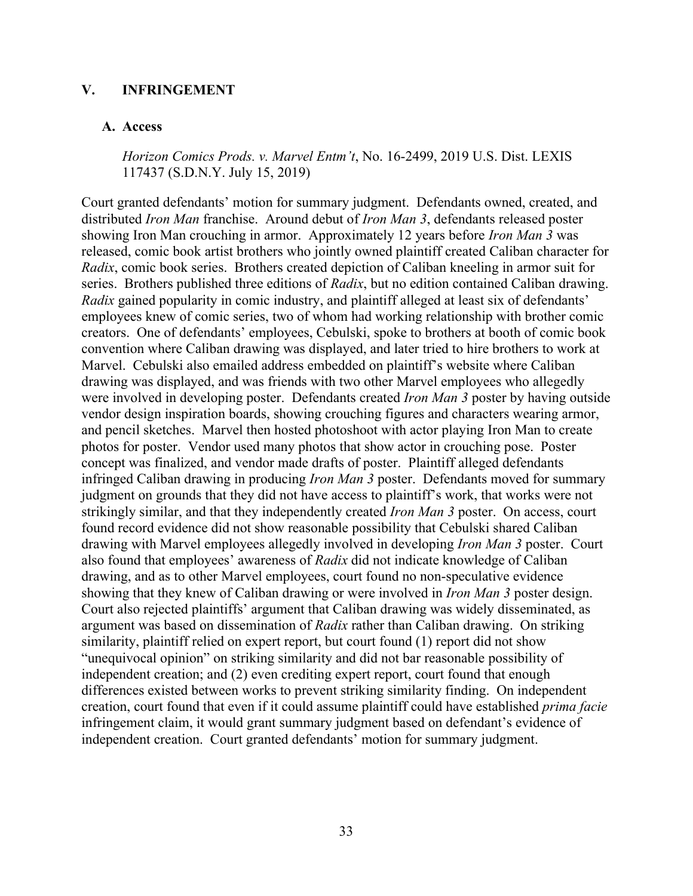## V. INFRINGEMENT

### A. Access

*Horizon Comics Prods. v. Marvel Entm't*, No. 16-2499, 2019 U.S. Dist. LEXIS 117437 (S.D.N.Y. July 15, 2019)

Court granted defendants' motion for summary judgment. Defendants owned, created, and distributed *Iron Man* franchise. Around debut of *Iron Man 3*, defendants released poster showing Iron Man crouching in armor. Approximately 12 years before *Iron Man 3* was released, comic book artist brothers who jointly owned plaintiff created Caliban character for *Radix*, comic book series. Brothers created depiction of Caliban kneeling in armor suit for series. Brothers published three editions of *Radix*, but no edition contained Caliban drawing. *Radix* gained popularity in comic industry, and plaintiff alleged at least six of defendants' employees knew of comic series, two of whom had working relationship with brother comic creators. One of defendants' employees, Cebulski, spoke to brothers at booth of comic book convention where Caliban drawing was displayed, and later tried to hire brothers to work at Marvel. Cebulski also emailed address embedded on plaintiff's website where Caliban drawing was displayed, and was friends with two other Marvel employees who allegedly were involved in developing poster. Defendants created *Iron Man 3* poster by having outside vendor design inspiration boards, showing crouching figures and characters wearing armor, and pencil sketches. Marvel then hosted photoshoot with actor playing Iron Man to create photos for poster. Vendor used many photos that show actor in crouching pose. Poster concept was finalized, and vendor made drafts of poster. Plaintiff alleged defendants infringed Caliban drawing in producing *Iron Man 3* poster. Defendants moved for summary judgment on grounds that they did not have access to plaintiff's work, that works were not strikingly similar, and that they independently created *Iron Man 3* poster. On access, court found record evidence did not show reasonable possibility that Cebulski shared Caliban drawing with Marvel employees allegedly involved in developing *Iron Man 3* poster. Court also found that employees' awareness of *Radix* did not indicate knowledge of Caliban drawing, and as to other Marvel employees, court found no non-speculative evidence showing that they knew of Caliban drawing or were involved in *Iron Man 3* poster design. Court also rejected plaintiffs' argument that Caliban drawing was widely disseminated, as argument was based on dissemination of *Radix* rather than Caliban drawing. On striking similarity, plaintiff relied on expert report, but court found (1) report did not show "unequivocal opinion" on striking similarity and did not bar reasonable possibility of independent creation; and (2) even crediting expert report, court found that enough differences existed between works to prevent striking similarity finding. On independent creation, court found that even if it could assume plaintiff could have established *prima facie* infringement claim, it would grant summary judgment based on defendant's evidence of independent creation. Court granted defendants' motion for summary judgment.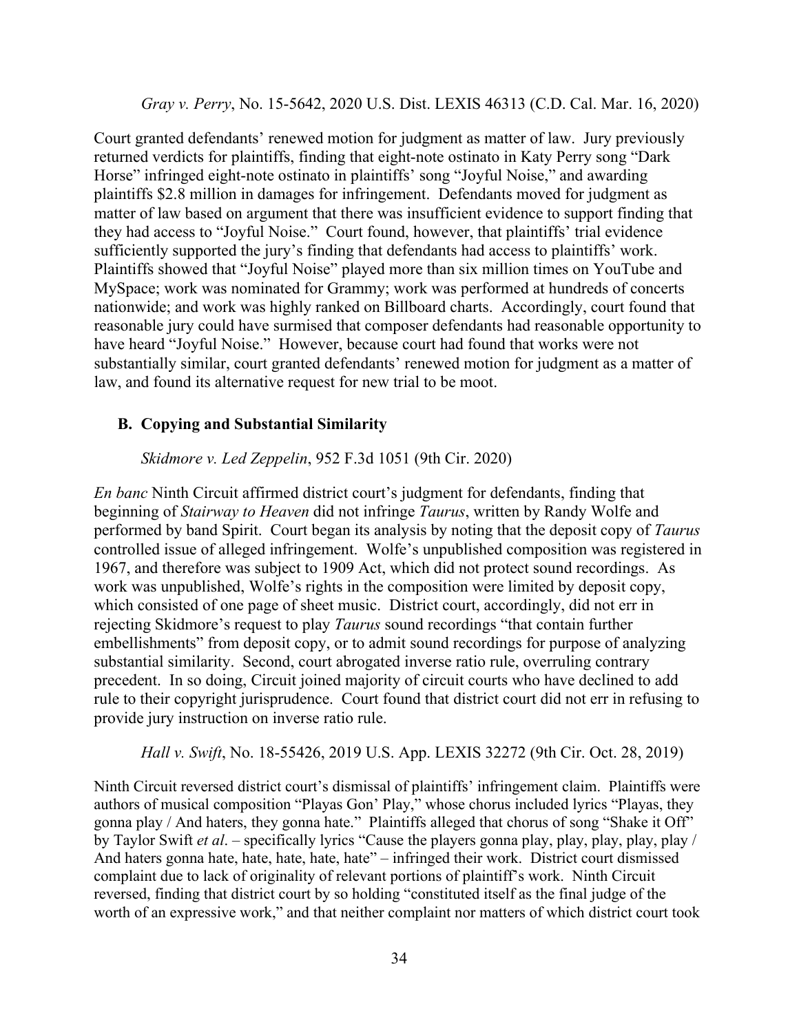*Gray v. Perry*, No. 15-5642, 2020 U.S. Dist. LEXIS 46313 (C.D. Cal. Mar. 16, 2020)

Court granted defendants' renewed motion for judgment as matter of law. Jury previously returned verdicts for plaintiffs, finding that eight-note ostinato in Katy Perry song "Dark Horse" infringed eight-note ostinato in plaintiffs' song "Joyful Noise," and awarding plaintiffs $2.8 million in damages for infringement. Defendants moved for judgment as matter of law based on argument that there was insufficient evidence to support finding that they had access to "Joyful Noise." Court found, however, that plaintiffs' trial evidence sufficiently supported the jury's finding that defendants had access to plaintiffs' work. Plaintiffs showed that "Joyful Noise" played more than six million times on YouTube and MySpace; work was nominated for Grammy; work was performed at hundreds of concerts nationwide; and work was highly ranked on Billboard charts. Accordingly, court found that reasonable jury could have surmised that composer defendants had reasonable opportunity to have heard "Joyful Noise." However, because court had found that works were not substantially similar, court granted defendants' renewed motion for judgment as a matter of law, and found its alternative request for new trial to be moot.

### B. Copying and Substantial Similarity

*Skidmore v. Led Zeppelin*, 952 F.3d 1051 (9th Cir. 2020)

*En banc* Ninth Circuit affirmed district court's judgment for defendants, finding that beginning of *Stairway to Heaven* did not infringe *Taurus*, written by Randy Wolfe and performed by band Spirit. Court began its analysis by noting that the deposit copy of *Taurus* controlled issue of alleged infringement. Wolfe's unpublished composition was registered in 1967, and therefore was subject to 1909 Act, which did not protect sound recordings. As work was unpublished, Wolfe's rights in the composition were limited by deposit copy, which consisted of one page of sheet music. District court, accordingly, did not err in rejecting Skidmore's request to play *Taurus* sound recordings "that contain further embellishments" from deposit copy, or to admit sound recordings for purpose of analyzing substantial similarity. Second, court abrogated inverse ratio rule, overruling contrary precedent. In so doing, Circuit joined majority of circuit courts who have declined to add rule to their copyright jurisprudence. Court found that district court did not err in refusing to provide jury instruction on inverse ratio rule.

*Hall v. Swift*, No. 18-55426, 2019 U.S. App. LEXIS 32272 (9th Cir. Oct. 28, 2019)

Ninth Circuit reversed district court's dismissal of plaintiffs' infringement claim. Plaintiffs were authors of musical composition "Playas Gon' Play," whose chorus included lyrics "Playas, they gonna play / And haters, they gonna hate." Plaintiffs alleged that chorus of song "Shake it Off" by Taylor Swift *et al*. – specifically lyrics "Cause the players gonna play, play, play, play, play / And haters gonna hate, hate, hate, hate, hate" – infringed their work. District court dismissed complaint due to lack of originality of relevant portions of plaintiff's work. Ninth Circuit reversed, finding that district court by so holding "constituted itself as the final judge of the worth of an expressive work," and that neither complaint nor matters of which district court took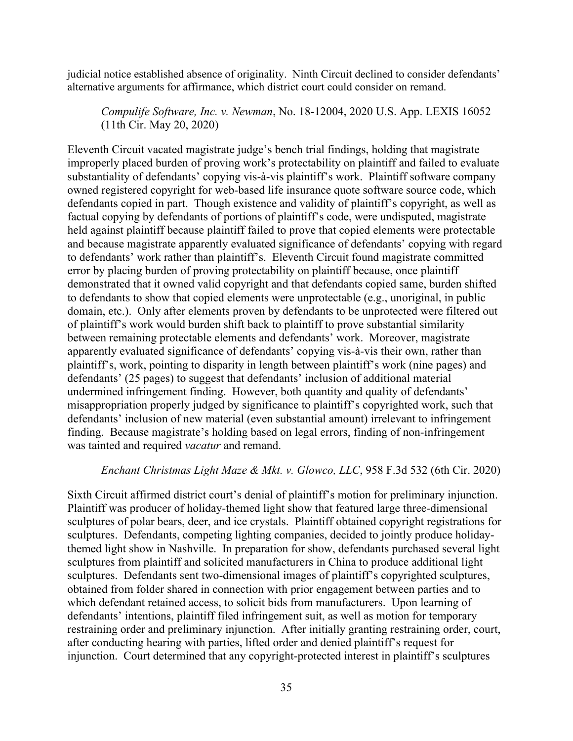judicial notice established absence of originality. Ninth Circuit declined to consider defendants' alternative arguments for affirmance, which district court could consider on remand.

*Compulife Software, Inc. v. Newman*, No. 18-12004, 2020 U.S. App. LEXIS 16052 (11th Cir. May 20, 2020)

Eleventh Circuit vacated magistrate judge's bench trial findings, holding that magistrate improperly placed burden of proving work's protectability on plaintiff and failed to evaluate substantiality of defendants' copying vis-à-vis plaintiff's work. Plaintiff software company owned registered copyright for web-based life insurance quote software source code, which defendants copied in part. Though existence and validity of plaintiff's copyright, as well as factual copying by defendants of portions of plaintiff's code, were undisputed, magistrate held against plaintiff because plaintiff failed to prove that copied elements were protectable and because magistrate apparently evaluated significance of defendants' copying with regard to defendants' work rather than plaintiff's. Eleventh Circuit found magistrate committed error by placing burden of proving protectability on plaintiff because, once plaintiff demonstrated that it owned valid copyright and that defendants copied same, burden shifted to defendants to show that copied elements were unprotectable (e.g., unoriginal, in public domain, etc.). Only after elements proven by defendants to be unprotected were filtered out of plaintiff's work would burden shift back to plaintiff to prove substantial similarity between remaining protectable elements and defendants' work. Moreover, magistrate apparently evaluated significance of defendants' copying vis-à-vis their own, rather than plaintiff's, work, pointing to disparity in length between plaintiff's work (nine pages) and defendants' (25 pages) to suggest that defendants' inclusion of additional material undermined infringement finding. However, both quantity and quality of defendants' misappropriation properly judged by significance to plaintiff's copyrighted work, such that defendants' inclusion of new material (even substantial amount) irrelevant to infringement finding. Because magistrate's holding based on legal errors, finding of non-infringement was tainted and required *vacatur* and remand.

*Enchant Christmas Light Maze & Mkt. v. Glowco, LLC*, 958 F.3d 532 (6th Cir. 2020)

Sixth Circuit affirmed district court's denial of plaintiff's motion for preliminary injunction. Plaintiff was producer of holiday-themed light show that featured large three-dimensional sculptures of polar bears, deer, and ice crystals. Plaintiff obtained copyright registrations for sculptures. Defendants, competing lighting companies, decided to jointly produce holiday-themed light show in Nashville. In preparation for show, defendants purchased several light sculptures from plaintiff and solicited manufacturers in China to produce additional light sculptures. Defendants sent two-dimensional images of plaintiff's copyrighted sculptures, obtained from folder shared in connection with prior engagement between parties and to which defendant retained access, to solicit bids from manufacturers. Upon learning of defendants' intentions, plaintiff filed infringement suit, as well as motion for temporary restraining order and preliminary injunction. After initially granting restraining order, court, after conducting hearing with parties, lifted order and denied plaintiff's request for injunction. Court determined that any copyright-protected interest in plaintiff's sculptures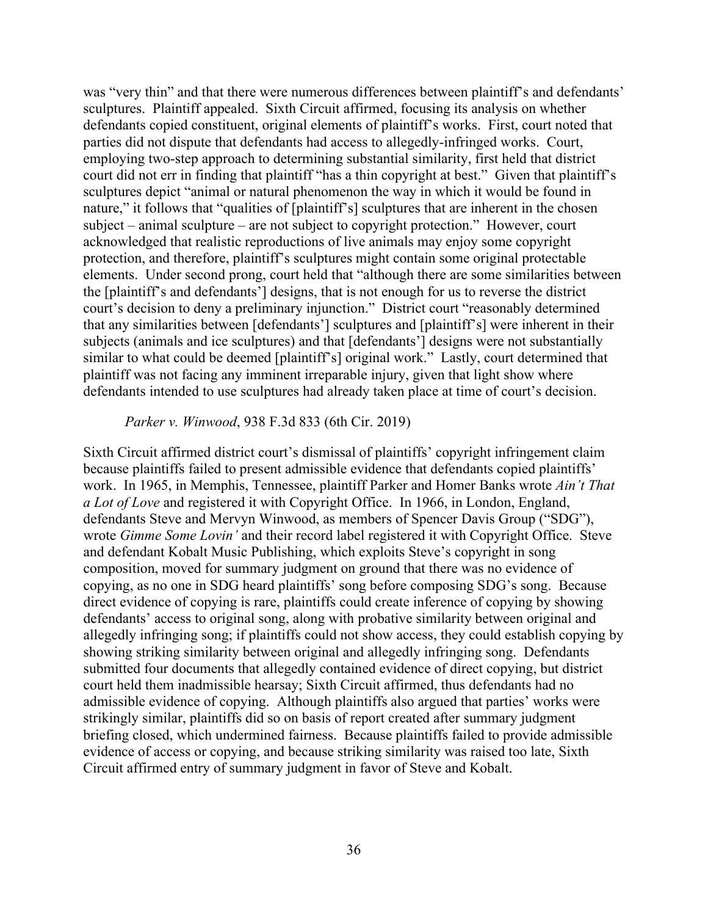was "very thin" and that there were numerous differences between plaintiff's and defendants' sculptures. Plaintiff appealed. Sixth Circuit affirmed, focusing its analysis on whether defendants copied constituent, original elements of plaintiff's works. First, court noted that parties did not dispute that defendants had access to allegedly-infringed works. Court, employing two-step approach to determining substantial similarity, first held that district court did not err in finding that plaintiff "has a thin copyright at best." Given that plaintiff's sculptures depict "animal or natural phenomenon the way in which it would be found in nature," it follows that "qualities of [plaintiff's] sculptures that are inherent in the chosen subject – animal sculpture – are not subject to copyright protection." However, court acknowledged that realistic reproductions of live animals may enjoy some copyright protection, and therefore, plaintiff's sculptures might contain some original protectable elements. Under second prong, court held that "although there are some similarities between the [plaintiff's and defendants'] designs, that is not enough for us to reverse the district court's decision to deny a preliminary injunction." District court "reasonably determined that any similarities between [defendants'] sculptures and [plaintiff's] were inherent in their subjects (animals and ice sculptures) and that [defendants'] designs were not substantially similar to what could be deemed [plaintiff's] original work." Lastly, court determined that plaintiff was not facing any imminent irreparable injury, given that light show where defendants intended to use sculptures had already taken place at time of court's decision.

*Parker v. Winwood*, 938 F.3d 833 (6th Cir. 2019)

Sixth Circuit affirmed district court's dismissal of plaintiffs' copyright infringement claim because plaintiffs failed to present admissible evidence that defendants copied plaintiffs' work. In 1965, in Memphis, Tennessee, plaintiff Parker and Homer Banks wrote *Ain't That a Lot of Love* and registered it with Copyright Office. In 1966, in London, England, defendants Steve and Mervyn Winwood, as members of Spencer Davis Group ("SDG"), wrote *Gimme Some Lovin'* and their record label registered it with Copyright Office. Steve and defendant Kobalt Music Publishing, which exploits Steve's copyright in song composition, moved for summary judgment on ground that there was no evidence of copying, as no one in SDG heard plaintiffs' song before composing SDG's song. Because direct evidence of copying is rare, plaintiffs could create inference of copying by showing defendants' access to original song, along with probative similarity between original and allegedly infringing song; if plaintiffs could not show access, they could establish copying by showing striking similarity between original and allegedly infringing song. Defendants submitted four documents that allegedly contained evidence of direct copying, but district court held them inadmissible hearsay; Sixth Circuit affirmed, thus defendants had no admissible evidence of copying. Although plaintiffs also argued that parties' works were strikingly similar, plaintiffs did so on basis of report created after summary judgment briefing closed, which undermined fairness. Because plaintiffs failed to provide admissible evidence of access or copying, and because striking similarity was raised too late, Sixth Circuit affirmed entry of summary judgment in favor of Steve and Kobalt.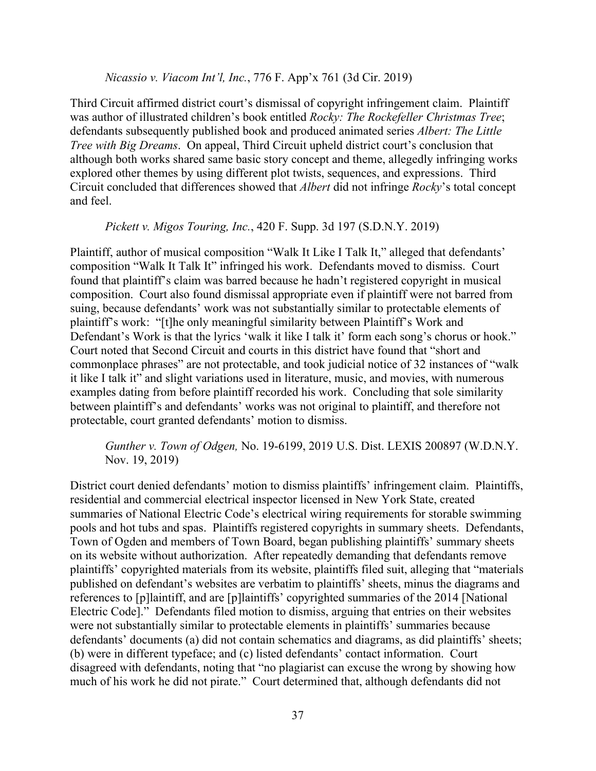*Nicassio v. Viacom Int'l, Inc.*, 776 F. App'x 761 (3d Cir. 2019)

Third Circuit affirmed district court's dismissal of copyright infringement claim. Plaintiff was author of illustrated children's book entitled *Rocky: The Rockefeller Christmas Tree*; defendants subsequently published book and produced animated series *Albert: The Little Tree with Big Dreams*. On appeal, Third Circuit upheld district court's conclusion that although both works shared same basic story concept and theme, allegedly infringing works explored other themes by using different plot twists, sequences, and expressions. Third Circuit concluded that differences showed that *Albert* did not infringe *Rocky*'s total concept and feel.

*Pickett v. Migos Touring, Inc.*, 420 F. Supp. 3d 197 (S.D.N.Y. 2019)

Plaintiff, author of musical composition "Walk It Like I Talk It," alleged that defendants' composition "Walk It Talk It" infringed his work. Defendants moved to dismiss. Court found that plaintiff's claim was barred because he hadn't registered copyright in musical composition. Court also found dismissal appropriate even if plaintiff were not barred from suing, because defendants' work was not substantially similar to protectable elements of plaintiff's work: "[t]he only meaningful similarity between Plaintiff's Work and Defendant's Work is that the lyrics 'walk it like I talk it' form each song's chorus or hook." Court noted that Second Circuit and courts in this district have found that "short and commonplace phrases" are not protectable, and took judicial notice of 32 instances of "walk it like I talk it" and slight variations used in literature, music, and movies, with numerous examples dating from before plaintiff recorded his work. Concluding that sole similarity between plaintiff's and defendants' works was not original to plaintiff, and therefore not protectable, court granted defendants' motion to dismiss.

*Gunther v. Town of Odgen,* No. 19-6199, 2019 U.S. Dist. LEXIS 200897 (W.D.N.Y. Nov. 19, 2019)

District court denied defendants' motion to dismiss plaintiffs' infringement claim. Plaintiffs, residential and commercial electrical inspector licensed in New York State, created summaries of National Electric Code's electrical wiring requirements for storable swimming pools and hot tubs and spas. Plaintiffs registered copyrights in summary sheets. Defendants, Town of Ogden and members of Town Board, began publishing plaintiffs' summary sheets on its website without authorization. After repeatedly demanding that defendants remove plaintiffs' copyrighted materials from its website, plaintiffs filed suit, alleging that "materials published on defendant's websites are verbatim to plaintiffs' sheets, minus the diagrams and references to [p]laintiff, and are [p]laintiffs' copyrighted summaries of the 2014 [National Electric Code]." Defendants filed motion to dismiss, arguing that entries on their websites were not substantially similar to protectable elements in plaintiffs' summaries because defendants' documents (a) did not contain schematics and diagrams, as did plaintiffs' sheets; (b) were in different typeface; and (c) listed defendants' contact information. Court disagreed with defendants, noting that "no plagiarist can excuse the wrong by showing how much of his work he did not pirate." Court determined that, although defendants did not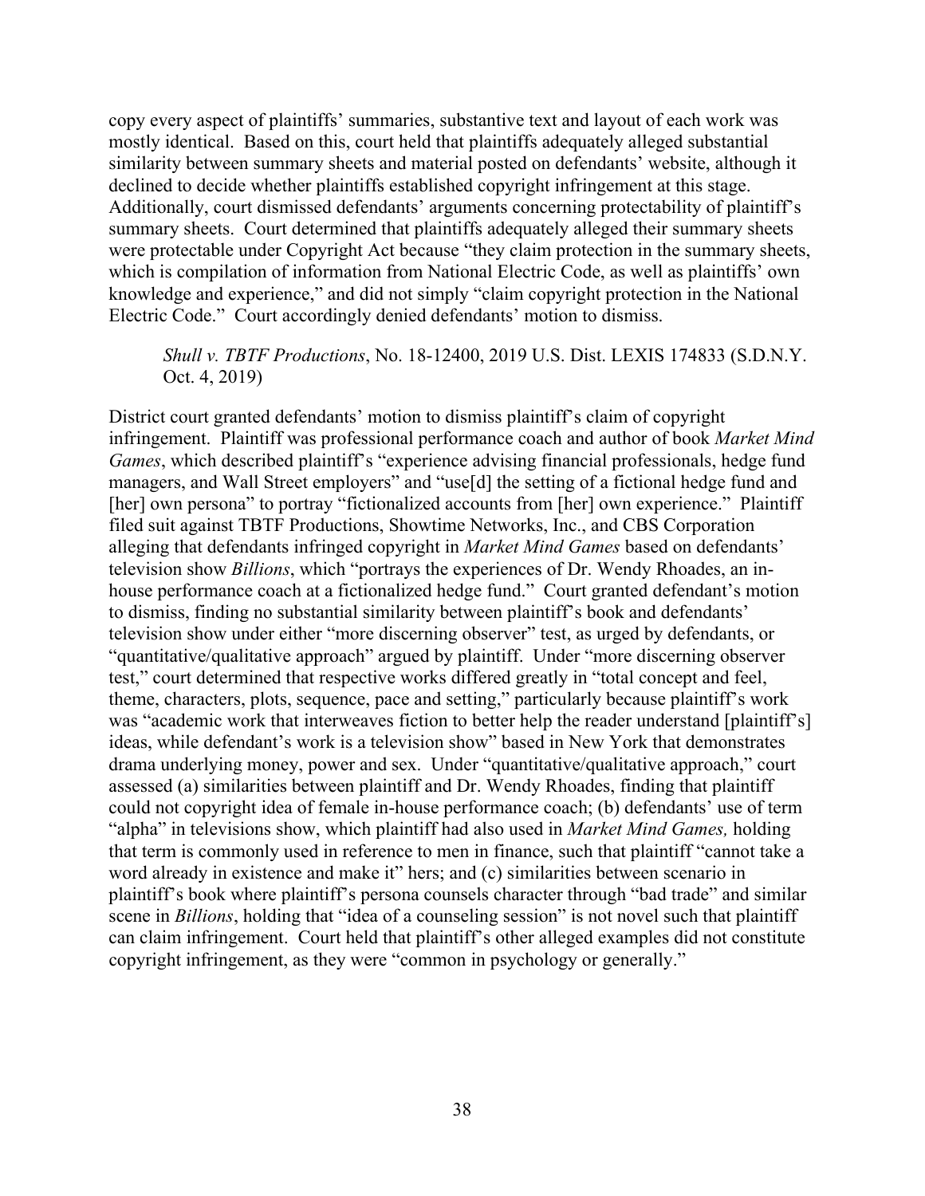copy every aspect of plaintiffs' summaries, substantive text and layout of each work was mostly identical. Based on this, court held that plaintiffs adequately alleged substantial similarity between summary sheets and material posted on defendants' website, although it declined to decide whether plaintiffs established copyright infringement at this stage. Additionally, court dismissed defendants' arguments concerning protectability of plaintiff's summary sheets. Court determined that plaintiffs adequately alleged their summary sheets were protectable under Copyright Act because "they claim protection in the summary sheets, which is compilation of information from National Electric Code, as well as plaintiffs' own knowledge and experience," and did not simply "claim copyright protection in the National Electric Code." Court accordingly denied defendants' motion to dismiss.

> *Shull v. TBTF Productions*, No. 18-12400, 2019 U.S. Dist. LEXIS 174833 (S.D.N.Y. Oct. 4, 2019)

District court granted defendants' motion to dismiss plaintiff's claim of copyright infringement. Plaintiff was professional performance coach and author of book *Market Mind Games*, which described plaintiff's "experience advising financial professionals, hedge fund managers, and Wall Street employers" and "use[d] the setting of a fictional hedge fund and [her] own persona" to portray "fictionalized accounts from [her] own experience." Plaintiff filed suit against TBTF Productions, Showtime Networks, Inc., and CBS Corporation alleging that defendants infringed copyright in *Market Mind Games* based on defendants' television show *Billions*, which "portrays the experiences of Dr. Wendy Rhoades, an in-house performance coach at a fictionalized hedge fund." Court granted defendant's motion to dismiss, finding no substantial similarity between plaintiff's book and defendants' television show under either "more discerning observer" test, as urged by defendants, or "quantitative/qualitative approach" argued by plaintiff. Under "more discerning observer test," court determined that respective works differed greatly in "total concept and feel, theme, characters, plots, sequence, pace and setting," particularly because plaintiff's work was "academic work that interweaves fiction to better help the reader understand [plaintiff's] ideas, while defendant's work is a television show" based in New York that demonstrates drama underlying money, power and sex. Under "quantitative/qualitative approach," court assessed (a) similarities between plaintiff and Dr. Wendy Rhoades, finding that plaintiff could not copyright idea of female in-house performance coach; (b) defendants' use of term "alpha" in televisions show, which plaintiff had also used in *Market Mind Games,* holding that term is commonly used in reference to men in finance, such that plaintiff "cannot take a word already in existence and make it" hers; and (c) similarities between scenario in plaintiff's book where plaintiff's persona counsels character through "bad trade" and similar scene in *Billions*, holding that "idea of a counseling session" is not novel such that plaintiff can claim infringement. Court held that plaintiff's other alleged examples did not constitute copyright infringement, as they were "common in psychology or generally."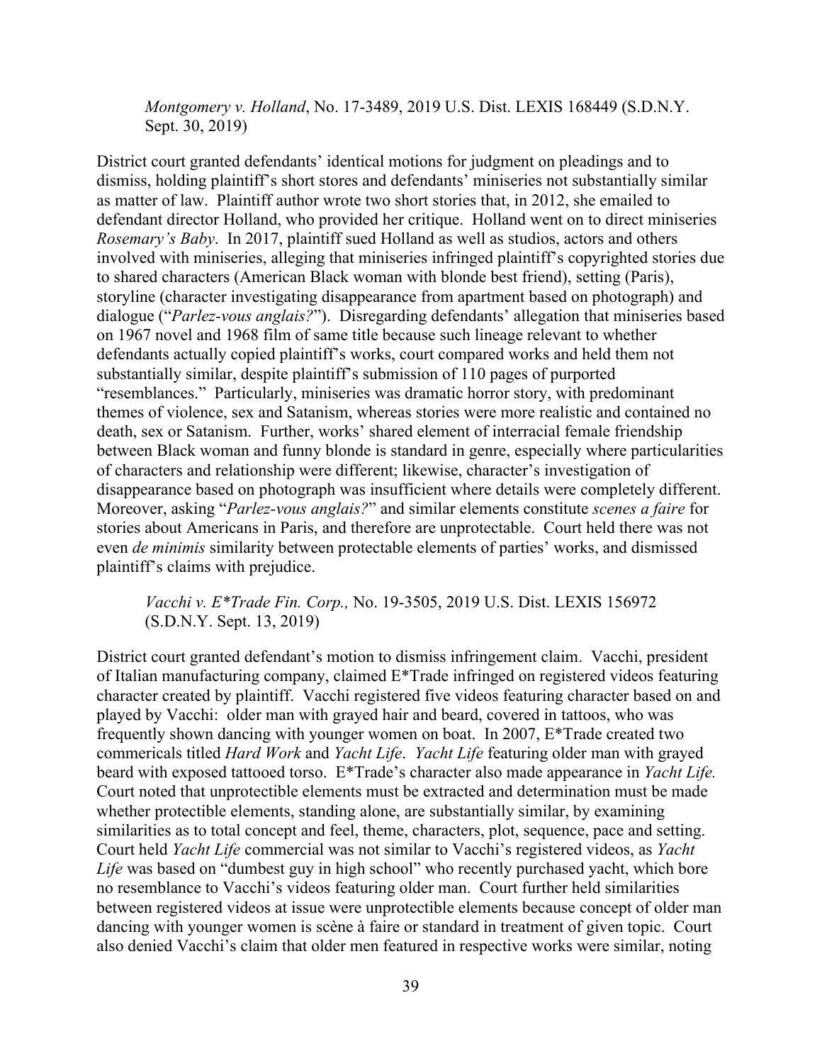*Montgomery v. Holland*, No. 17-3489, 2019 U.S. Dist. LEXIS 168449 (S.D.N.Y. Sept. 30, 2019)

District court granted defendants' identical motions for judgment on pleadings and to dismiss, holding plaintiff's short stores and defendants' miniseries not substantially similar as matter of law. Plaintiff author wrote two short stories that, in 2012, she emailed to defendant director Holland, who provided her critique. Holland went on to direct miniseries *Rosemary's Baby*. In 2017, plaintiff sued Holland as well as studios, actors and others involved with miniseries, alleging that miniseries infringed plaintiff's copyrighted stories due to shared characters (American Black woman with blonde best friend), setting (Paris), storyline (character investigating disappearance from apartment based on photograph) and dialogue ("*Parlez-vous anglais?*"). Disregarding defendants' allegation that miniseries based on 1967 novel and 1968 film of same title because such lineage relevant to whether defendants actually copied plaintiff's works, court compared works and held them not substantially similar, despite plaintiff's submission of 110 pages of purported "resemblances." Particularly, miniseries was dramatic horror story, with predominant themes of violence, sex and Satanism, whereas stories were more realistic and contained no death, sex or Satanism. Further, works' shared element of interracial female friendship between Black woman and funny blonde is standard in genre, especially where particularities of characters and relationship were different; likewise, character's investigation of disappearance based on photograph was insufficient where details were completely different. Moreover, asking "*Parlez-vous anglais?*" and similar elements constitute *scenes a faire* for stories about Americans in Paris, and therefore are unprotectable. Court held there was not even *de minimis* similarity between protectable elements of parties' works, and dismissed plaintiff's claims with prejudice.

*Vacchi v. E*Trade Fin. Corp.,* No. 19-3505, 2019 U.S. Dist. LEXIS 156972 (S.D.N.Y. Sept. 13, 2019)

District court granted defendant's motion to dismiss infringement claim. Vacchi, president of Italian manufacturing company, claimed E*Trade infringed on registered videos featuring character created by plaintiff. Vacchi registered five videos featuring character based on and played by Vacchi: older man with grayed hair and beard, covered in tattoos, who was frequently shown dancing with younger women on boat. In 2007, E*Trade created two commericals titled *Hard Work* and *Yacht Life*. *Yacht Life* featuring older man with grayed beard with exposed tattooed torso. E*Trade's character also made appearance in *Yacht Life.* Court noted that unprotectible elements must be extracted and determination must be made whether protectible elements, standing alone, are substantially similar, by examining similarities as to total concept and feel, theme, characters, plot, sequence, pace and setting. Court held *Yacht Life* commercial was not similar to Vacchi's registered videos, as *Yacht Life* was based on "dumbest guy in high school" who recently purchased yacht, which bore no resemblance to Vacchi's videos featuring older man. Court further held similarities between registered videos at issue were unprotectible elements because concept of older man dancing with younger women is scène à faire or standard in treatment of given topic. Court also denied Vacchi's claim that older men featured in respective works were similar, noting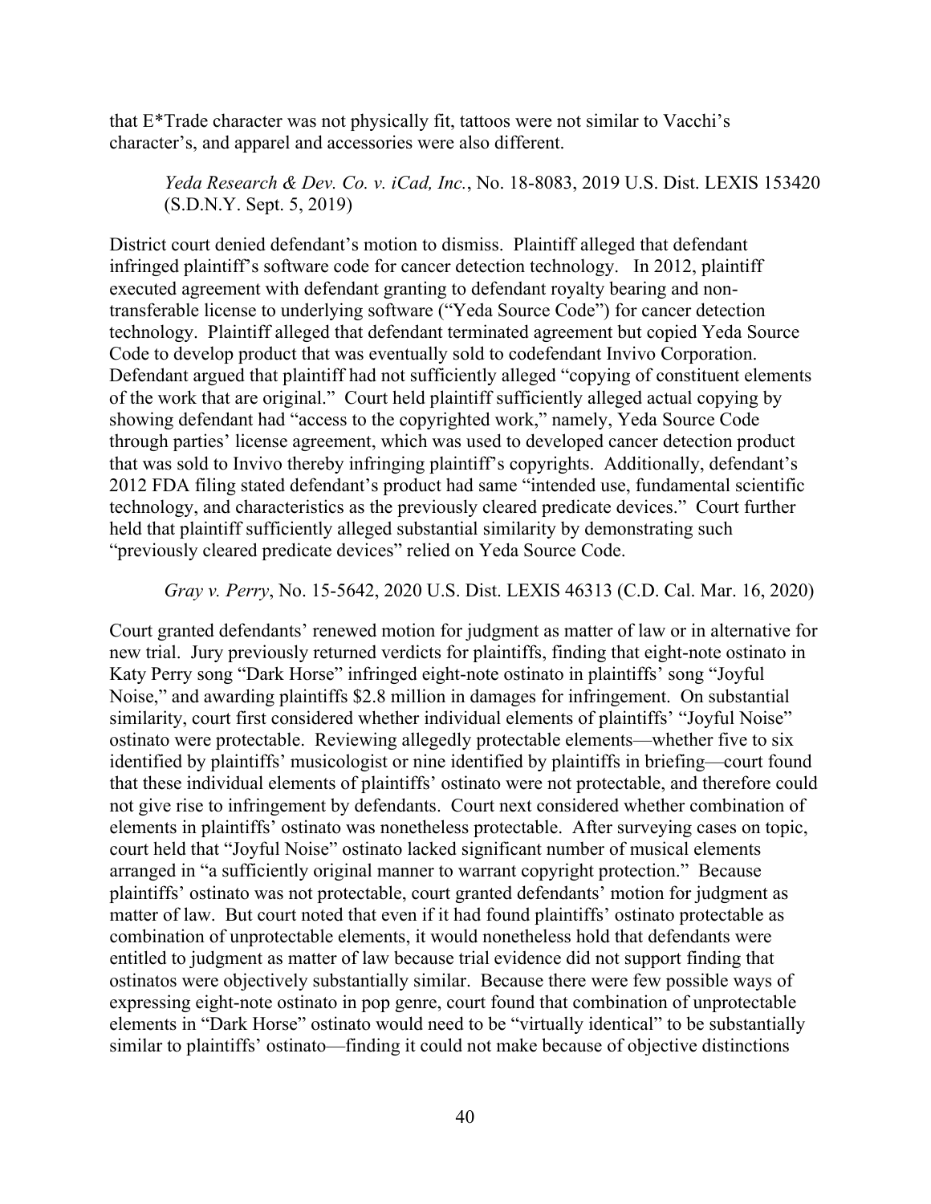that E*Trade character was not physically fit, tattoos were not similar to Vacchi's character's, and apparel and accessories were also different.

*Yeda Research & Dev. Co. v. iCad, Inc.*, No. 18-8083, 2019 U.S. Dist. LEXIS 153420 (S.D.N.Y. Sept. 5, 2019)

District court denied defendant's motion to dismiss. Plaintiff alleged that defendant infringed plaintiff's software code for cancer detection technology. In 2012, plaintiff executed agreement with defendant granting to defendant royalty bearing and non-transferable license to underlying software ("Yeda Source Code") for cancer detection technology. Plaintiff alleged that defendant terminated agreement but copied Yeda Source Code to develop product that was eventually sold to codefendant Invivo Corporation. Defendant argued that plaintiff had not sufficiently alleged "copying of constituent elements of the work that are original." Court held plaintiff sufficiently alleged actual copying by showing defendant had "access to the copyrighted work," namely, Yeda Source Code through parties' license agreement, which was used to developed cancer detection product that was sold to Invivo thereby infringing plaintiff's copyrights. Additionally, defendant's 2012 FDA filing stated defendant's product had same "intended use, fundamental scientific technology, and characteristics as the previously cleared predicate devices." Court further held that plaintiff sufficiently alleged substantial similarity by demonstrating such "previously cleared predicate devices" relied on Yeda Source Code.

*Gray v. Perry*, No. 15-5642, 2020 U.S. Dist. LEXIS 46313 (C.D. Cal. Mar. 16, 2020)

Court granted defendants' renewed motion for judgment as matter of law or in alternative for new trial. Jury previously returned verdicts for plaintiffs, finding that eight-note ostinato in Katy Perry song "Dark Horse" infringed eight-note ostinato in plaintiffs' song "Joyful Noise," and awarding plaintiffs $2.8 million in damages for infringement. On substantial similarity, court first considered whether individual elements of plaintiffs' "Joyful Noise" ostinato were protectable. Reviewing allegedly protectable elements—whether five to six identified by plaintiffs' musicologist or nine identified by plaintiffs in briefing—court found that these individual elements of plaintiffs' ostinato were not protectable, and therefore could not give rise to infringement by defendants. Court next considered whether combination of elements in plaintiffs' ostinato was nonetheless protectable. After surveying cases on topic, court held that "Joyful Noise" ostinato lacked significant number of musical elements arranged in "a sufficiently original manner to warrant copyright protection." Because plaintiffs' ostinato was not protectable, court granted defendants' motion for judgment as matter of law. But court noted that even if it had found plaintiffs' ostinato protectable as combination of unprotectable elements, it would nonetheless hold that defendants were entitled to judgment as matter of law because trial evidence did not support finding that ostinatos were objectively substantially similar. Because there were few possible ways of expressing eight-note ostinato in pop genre, court found that combination of unprotectable elements in "Dark Horse" ostinato would need to be "virtually identical" to be substantially similar to plaintiffs' ostinato—finding it could not make because of objective distinctions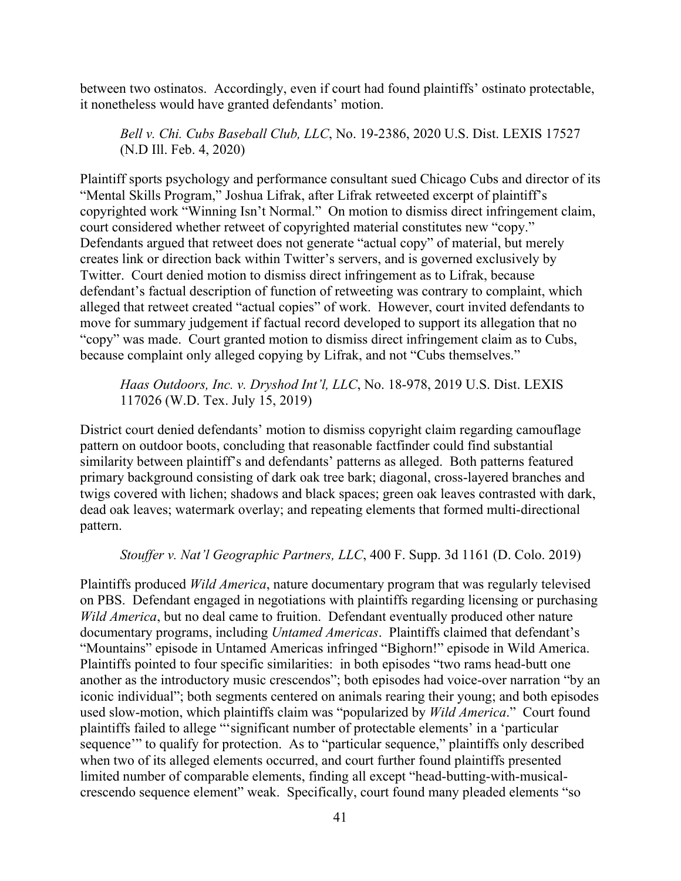between two ostinatos. Accordingly, even if court had found plaintiffs' ostinato protectable, it nonetheless would have granted defendants' motion.

> *Bell v. Chi. Cubs Baseball Club, LLC*, No. 19-2386, 2020 U.S. Dist. LEXIS 17527 (N.D Ill. Feb. 4, 2020)

Plaintiff sports psychology and performance consultant sued Chicago Cubs and director of its "Mental Skills Program," Joshua Lifrak, after Lifrak retweeted excerpt of plaintiff's copyrighted work "Winning Isn't Normal." On motion to dismiss direct infringement claim, court considered whether retweet of copyrighted material constitutes new "copy." Defendants argued that retweet does not generate "actual copy" of material, but merely creates link or direction back within Twitter's servers, and is governed exclusively by Twitter. Court denied motion to dismiss direct infringement as to Lifrak, because defendant's factual description of function of retweeting was contrary to complaint, which alleged that retweet created "actual copies" of work. However, court invited defendants to move for summary judgement if factual record developed to support its allegation that no "copy" was made. Court granted motion to dismiss direct infringement claim as to Cubs, because complaint only alleged copying by Lifrak, and not "Cubs themselves."

> *Haas Outdoors, Inc. v. Dryshod Int'l, LLC*, No. 18-978, 2019 U.S. Dist. LEXIS 117026 (W.D. Tex. July 15, 2019)

District court denied defendants' motion to dismiss copyright claim regarding camouflage pattern on outdoor boots, concluding that reasonable factfinder could find substantial similarity between plaintiff's and defendants' patterns as alleged. Both patterns featured primary background consisting of dark oak tree bark; diagonal, cross-layered branches and twigs covered with lichen; shadows and black spaces; green oak leaves contrasted with dark, dead oak leaves; watermark overlay; and repeating elements that formed multi-directional pattern.

> *Stouffer v. Nat'l Geographic Partners, LLC*, 400 F. Supp. 3d 1161 (D. Colo. 2019)

Plaintiffs produced *Wild America*, nature documentary program that was regularly televised on PBS. Defendant engaged in negotiations with plaintiffs regarding licensing or purchasing *Wild America*, but no deal came to fruition. Defendant eventually produced other nature documentary programs, including *Untamed Americas*. Plaintiffs claimed that defendant's "Mountains" episode in Untamed Americas infringed "Bighorn!" episode in Wild America. Plaintiffs pointed to four specific similarities: in both episodes "two rams head-butt one another as the introductory music crescendos"; both episodes had voice-over narration "by an iconic individual"; both segments centered on animals rearing their young; and both episodes used slow-motion, which plaintiffs claim was "popularized by *Wild America*." Court found plaintiffs failed to allege "'significant number of protectable elements' in a 'particular sequence'" to qualify for protection. As to "particular sequence," plaintiffs only described when two of its alleged elements occurred, and court further found plaintiffs presented limited number of comparable elements, finding all except "head-butting-with-musical-crescendo sequence element" weak. Specifically, court found many pleaded elements "so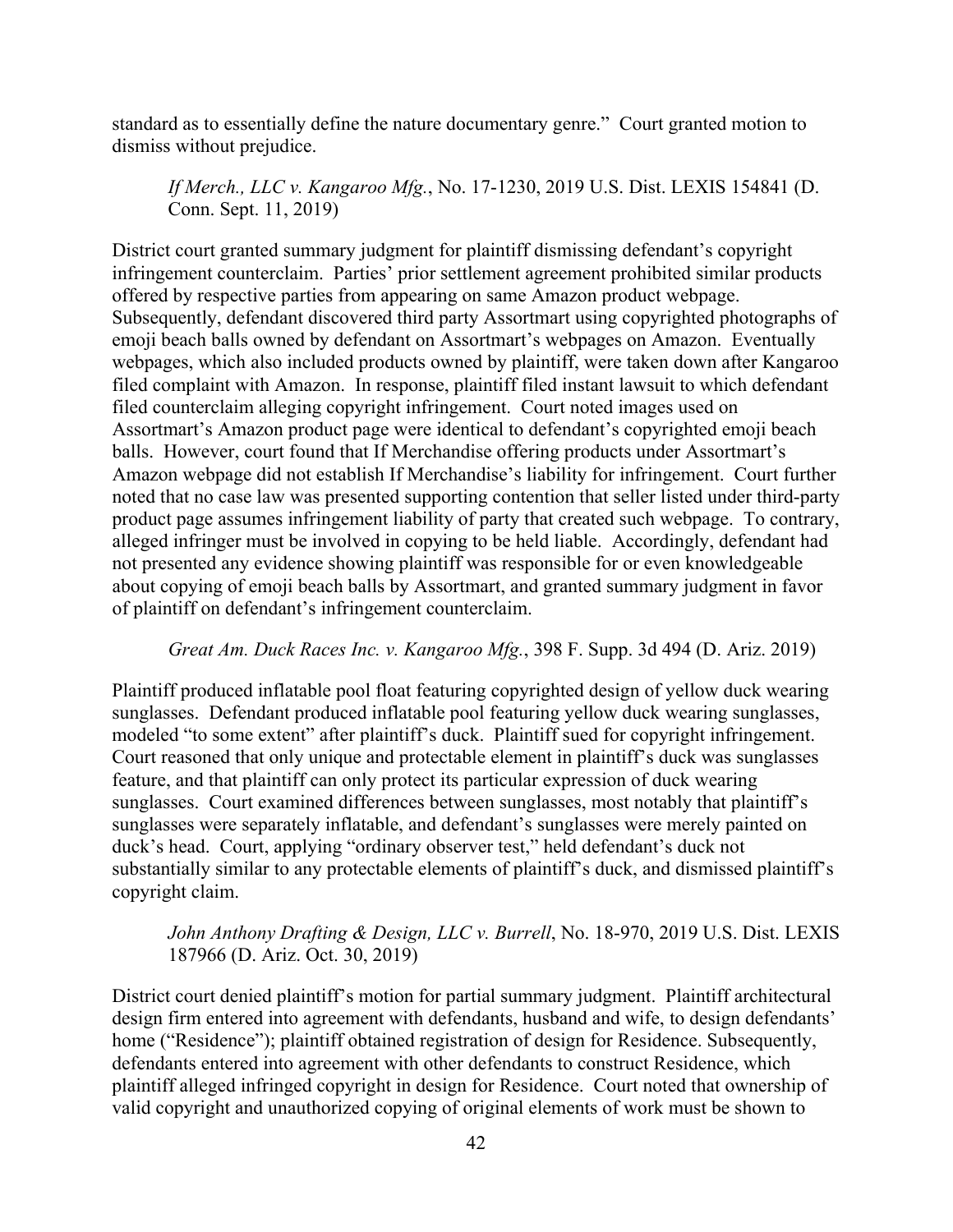standard as to essentially define the nature documentary genre." Court granted motion to dismiss without prejudice.

> *If Merch., LLC v. Kangaroo Mfg.*, No. 17-1230, 2019 U.S. Dist. LEXIS 154841 (D. Conn. Sept. 11, 2019)

District court granted summary judgment for plaintiff dismissing defendant's copyright infringement counterclaim. Parties' prior settlement agreement prohibited similar products offered by respective parties from appearing on same Amazon product webpage. Subsequently, defendant discovered third party Assortmart using copyrighted photographs of emoji beach balls owned by defendant on Assortmart's webpages on Amazon. Eventually webpages, which also included products owned by plaintiff, were taken down after Kangaroo filed complaint with Amazon. In response, plaintiff filed instant lawsuit to which defendant filed counterclaim alleging copyright infringement. Court noted images used on Assortmart's Amazon product page were identical to defendant's copyrighted emoji beach balls. However, court found that If Merchandise offering products under Assortmart's Amazon webpage did not establish If Merchandise's liability for infringement. Court further noted that no case law was presented supporting contention that seller listed under third-party product page assumes infringement liability of party that created such webpage. To contrary, alleged infringer must be involved in copying to be held liable. Accordingly, defendant had not presented any evidence showing plaintiff was responsible for or even knowledgeable about copying of emoji beach balls by Assortmart, and granted summary judgment in favor of plaintiff on defendant's infringement counterclaim.

> *Great Am. Duck Races Inc. v. Kangaroo Mfg.*, 398 F. Supp. 3d 494 (D. Ariz. 2019)

Plaintiff produced inflatable pool float featuring copyrighted design of yellow duck wearing sunglasses. Defendant produced inflatable pool featuring yellow duck wearing sunglasses, modeled "to some extent" after plaintiff's duck. Plaintiff sued for copyright infringement. Court reasoned that only unique and protectable element in plaintiff's duck was sunglasses feature, and that plaintiff can only protect its particular expression of duck wearing sunglasses. Court examined differences between sunglasses, most notably that plaintiff's sunglasses were separately inflatable, and defendant's sunglasses were merely painted on duck's head. Court, applying "ordinary observer test," held defendant's duck not substantially similar to any protectable elements of plaintiff's duck, and dismissed plaintiff's copyright claim.

> *John Anthony Drafting & Design, LLC v. Burrell*, No. 18-970, 2019 U.S. Dist. LEXIS 187966 (D. Ariz. Oct. 30, 2019)

District court denied plaintiff's motion for partial summary judgment. Plaintiff architectural design firm entered into agreement with defendants, husband and wife, to design defendants' home ("Residence"); plaintiff obtained registration of design for Residence. Subsequently, defendants entered into agreement with other defendants to construct Residence, which plaintiff alleged infringed copyright in design for Residence. Court noted that ownership of valid copyright and unauthorized copying of original elements of work must be shown to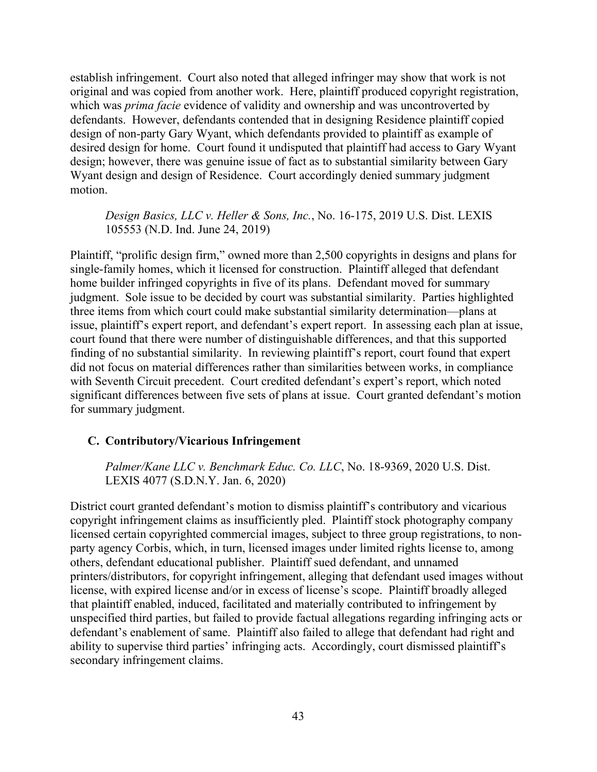establish infringement. Court also noted that alleged infringer may show that work is not original and was copied from another work. Here, plaintiff produced copyright registration, which was *prima facie* evidence of validity and ownership and was uncontroverted by defendants. However, defendants contended that in designing Residence plaintiff copied design of non-party Gary Wyant, which defendants provided to plaintiff as example of desired design for home. Court found it undisputed that plaintiff had access to Gary Wyant design; however, there was genuine issue of fact as to substantial similarity between Gary Wyant design and design of Residence. Court accordingly denied summary judgment motion.

> *Design Basics, LLC v. Heller & Sons, Inc.*, No. 16-175, 2019 U.S. Dist. LEXIS 105553 (N.D. Ind. June 24, 2019)

Plaintiff, "prolific design firm," owned more than 2,500 copyrights in designs and plans for single-family homes, which it licensed for construction. Plaintiff alleged that defendant home builder infringed copyrights in five of its plans. Defendant moved for summary judgment. Sole issue to be decided by court was substantial similarity. Parties highlighted three items from which court could make substantial similarity determination—plans at issue, plaintiff's expert report, and defendant's expert report. In assessing each plan at issue, court found that there were number of distinguishable differences, and that this supported finding of no substantial similarity. In reviewing plaintiff's report, court found that expert did not focus on material differences rather than similarities between works, in compliance with Seventh Circuit precedent. Court credited defendant's expert's report, which noted significant differences between five sets of plans at issue. Court granted defendant's motion for summary judgment.

### C. Contributory/Vicarious Infringement

> *Palmer/Kane LLC v. Benchmark Educ. Co. LLC*, No. 18-9369, 2020 U.S. Dist. LEXIS 4077 (S.D.N.Y. Jan. 6, 2020)

District court granted defendant's motion to dismiss plaintiff's contributory and vicarious copyright infringement claims as insufficiently pled. Plaintiff stock photography company licensed certain copyrighted commercial images, subject to three group registrations, to non-party agency Corbis, which, in turn, licensed images under limited rights license to, among others, defendant educational publisher. Plaintiff sued defendant, and unnamed printers/distributors, for copyright infringement, alleging that defendant used images without license, with expired license and/or in excess of license's scope. Plaintiff broadly alleged that plaintiff enabled, induced, facilitated and materially contributed to infringement by unspecified third parties, but failed to provide factual allegations regarding infringing acts or defendant's enablement of same. Plaintiff also failed to allege that defendant had right and ability to supervise third parties' infringing acts. Accordingly, court dismissed plaintiff's secondary infringement claims.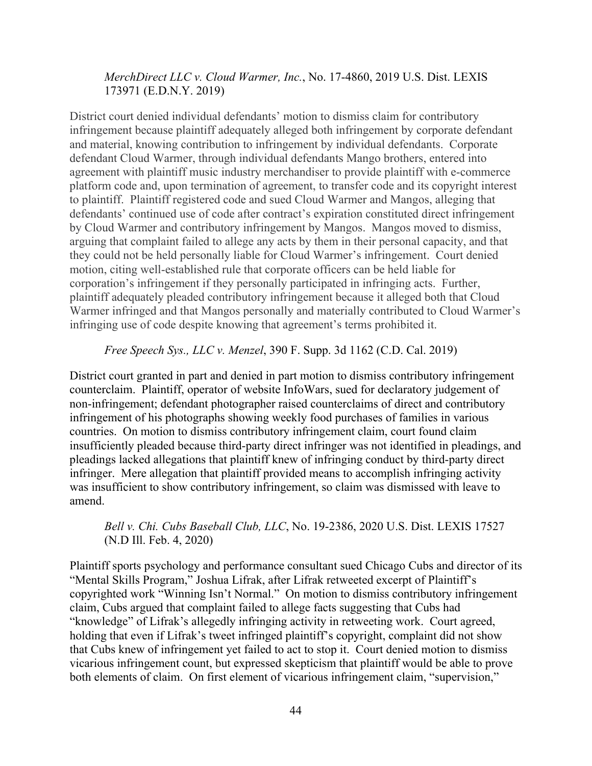*MerchDirect LLC v. Cloud Warmer, Inc.*, No. 17-4860, 2019 U.S. Dist. LEXIS 173971 (E.D.N.Y. 2019)

District court denied individual defendants' motion to dismiss claim for contributory infringement because plaintiff adequately alleged both infringement by corporate defendant and material, knowing contribution to infringement by individual defendants. Corporate defendant Cloud Warmer, through individual defendants Mango brothers, entered into agreement with plaintiff music industry merchandiser to provide plaintiff with e-commerce platform code and, upon termination of agreement, to transfer code and its copyright interest to plaintiff. Plaintiff registered code and sued Cloud Warmer and Mangos, alleging that defendants' continued use of code after contract's expiration constituted direct infringement by Cloud Warmer and contributory infringement by Mangos. Mangos moved to dismiss, arguing that complaint failed to allege any acts by them in their personal capacity, and that they could not be held personally liable for Cloud Warmer's infringement. Court denied motion, citing well-established rule that corporate officers can be held liable for corporation's infringement if they personally participated in infringing acts. Further, plaintiff adequately pleaded contributory infringement because it alleged both that Cloud Warmer infringed and that Mangos personally and materially contributed to Cloud Warmer's infringing use of code despite knowing that agreement's terms prohibited it.

*Free Speech Sys., LLC v. Menzel*, 390 F. Supp. 3d 1162 (C.D. Cal. 2019)

District court granted in part and denied in part motion to dismiss contributory infringement counterclaim. Plaintiff, operator of website InfoWars, sued for declaratory judgement of non-infringement; defendant photographer raised counterclaims of direct and contributory infringement of his photographs showing weekly food purchases of families in various countries. On motion to dismiss contributory infringement claim, court found claim insufficiently pleaded because third-party direct infringer was not identified in pleadings, and pleadings lacked allegations that plaintiff knew of infringing conduct by third-party direct infringer. Mere allegation that plaintiff provided means to accomplish infringing activity was insufficient to show contributory infringement, so claim was dismissed with leave to amend.

*Bell v. Chi. Cubs Baseball Club, LLC*, No. 19-2386, 2020 U.S. Dist. LEXIS 17527 (N.D Ill. Feb. 4, 2020)

Plaintiff sports psychology and performance consultant sued Chicago Cubs and director of its "Mental Skills Program," Joshua Lifrak, after Lifrak retweeted excerpt of Plaintiff's copyrighted work "Winning Isn't Normal." On motion to dismiss contributory infringement claim, Cubs argued that complaint failed to allege facts suggesting that Cubs had "knowledge" of Lifrak's allegedly infringing activity in retweeting work. Court agreed, holding that even if Lifrak's tweet infringed plaintiff's copyright, complaint did not show that Cubs knew of infringement yet failed to act to stop it. Court denied motion to dismiss vicarious infringement count, but expressed skepticism that plaintiff would be able to prove both elements of claim. On first element of vicarious infringement claim, "supervision,"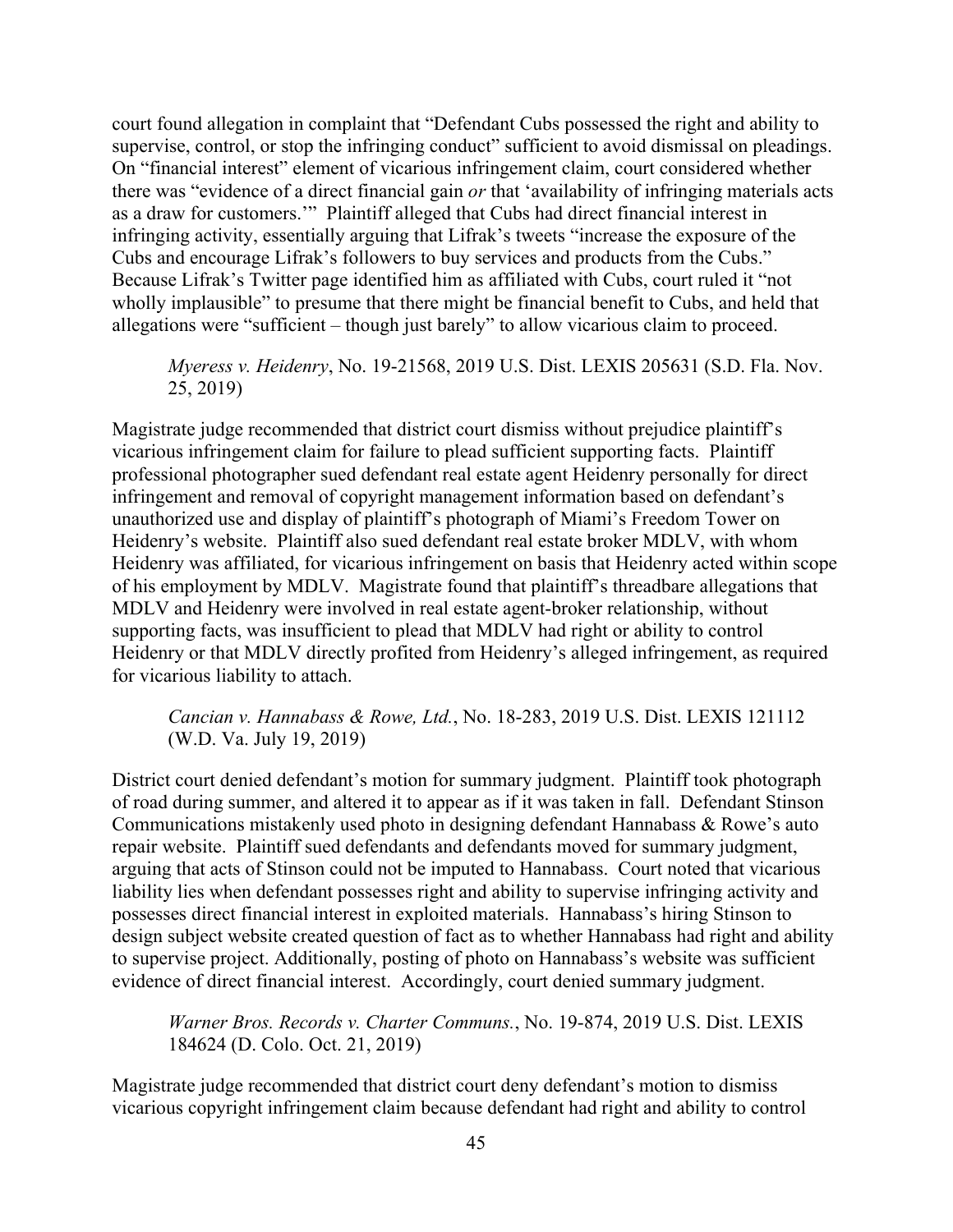court found allegation in complaint that "Defendant Cubs possessed the right and ability to supervise, control, or stop the infringing conduct" sufficient to avoid dismissal on pleadings. On "financial interest" element of vicarious infringement claim, court considered whether there was "evidence of a direct financial gain *or* that 'availability of infringing materials acts as a draw for customers.'" Plaintiff alleged that Cubs had direct financial interest in infringing activity, essentially arguing that Lifrak's tweets "increase the exposure of the Cubs and encourage Lifrak's followers to buy services and products from the Cubs." Because Lifrak's Twitter page identified him as affiliated with Cubs, court ruled it "not wholly implausible" to presume that there might be financial benefit to Cubs, and held that allegations were "sufficient – though just barely" to allow vicarious claim to proceed.

> *Myeress v. Heidenry*, No. 19-21568, 2019 U.S. Dist. LEXIS 205631 (S.D. Fla. Nov. 25, 2019)

Magistrate judge recommended that district court dismiss without prejudice plaintiff's vicarious infringement claim for failure to plead sufficient supporting facts. Plaintiff professional photographer sued defendant real estate agent Heidenry personally for direct infringement and removal of copyright management information based on defendant's unauthorized use and display of plaintiff's photograph of Miami's Freedom Tower on Heidenry's website. Plaintiff also sued defendant real estate broker MDLV, with whom Heidenry was affiliated, for vicarious infringement on basis that Heidenry acted within scope of his employment by MDLV. Magistrate found that plaintiff's threadbare allegations that MDLV and Heidenry were involved in real estate agent-broker relationship, without supporting facts, was insufficient to plead that MDLV had right or ability to control Heidenry or that MDLV directly profited from Heidenry's alleged infringement, as required for vicarious liability to attach.

> *Cancian v. Hannabass & Rowe, Ltd.*, No. 18-283, 2019 U.S. Dist. LEXIS 121112 (W.D. Va. July 19, 2019)

District court denied defendant's motion for summary judgment. Plaintiff took photograph of road during summer, and altered it to appear as if it was taken in fall. Defendant Stinson Communications mistakenly used photo in designing defendant Hannabass & Rowe's auto repair website. Plaintiff sued defendants and defendants moved for summary judgment, arguing that acts of Stinson could not be imputed to Hannabass. Court noted that vicarious liability lies when defendant possesses right and ability to supervise infringing activity and possesses direct financial interest in exploited materials. Hannabass's hiring Stinson to design subject website created question of fact as to whether Hannabass had right and ability to supervise project. Additionally, posting of photo on Hannabass's website was sufficient evidence of direct financial interest. Accordingly, court denied summary judgment.

> *Warner Bros. Records v. Charter Communs.*, No. 19-874, 2019 U.S. Dist. LEXIS 184624 (D. Colo. Oct. 21, 2019)

Magistrate judge recommended that district court deny defendant's motion to dismiss vicarious copyright infringement claim because defendant had right and ability to control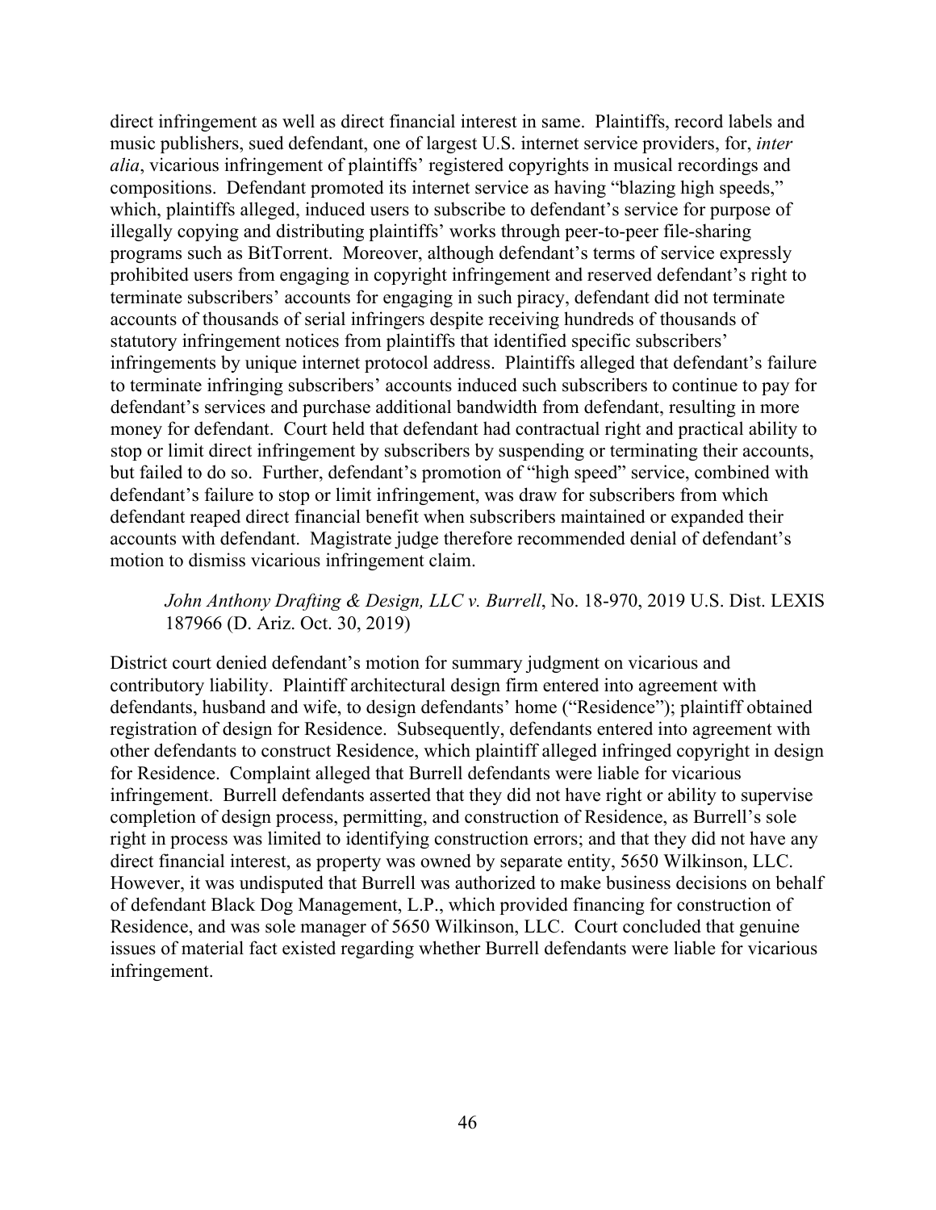direct infringement as well as direct financial interest in same. Plaintiffs, record labels and music publishers, sued defendant, one of largest U.S. internet service providers, for, *inter alia*, vicarious infringement of plaintiffs' registered copyrights in musical recordings and compositions. Defendant promoted its internet service as having "blazing high speeds," which, plaintiffs alleged, induced users to subscribe to defendant's service for purpose of illegally copying and distributing plaintiffs' works through peer-to-peer file-sharing programs such as BitTorrent. Moreover, although defendant's terms of service expressly prohibited users from engaging in copyright infringement and reserved defendant's right to terminate subscribers' accounts for engaging in such piracy, defendant did not terminate accounts of thousands of serial infringers despite receiving hundreds of thousands of statutory infringement notices from plaintiffs that identified specific subscribers' infringements by unique internet protocol address. Plaintiffs alleged that defendant's failure to terminate infringing subscribers' accounts induced such subscribers to continue to pay for defendant's services and purchase additional bandwidth from defendant, resulting in more money for defendant. Court held that defendant had contractual right and practical ability to stop or limit direct infringement by subscribers by suspending or terminating their accounts, but failed to do so. Further, defendant's promotion of "high speed" service, combined with defendant's failure to stop or limit infringement, was draw for subscribers from which defendant reaped direct financial benefit when subscribers maintained or expanded their accounts with defendant. Magistrate judge therefore recommended denial of defendant's motion to dismiss vicarious infringement claim.

> *John Anthony Drafting & Design, LLC v. Burrell*, No. 18-970, 2019 U.S. Dist. LEXIS 187966 (D. Ariz. Oct. 30, 2019)

District court denied defendant's motion for summary judgment on vicarious and contributory liability. Plaintiff architectural design firm entered into agreement with defendants, husband and wife, to design defendants' home ("Residence"); plaintiff obtained registration of design for Residence. Subsequently, defendants entered into agreement with other defendants to construct Residence, which plaintiff alleged infringed copyright in design for Residence. Complaint alleged that Burrell defendants were liable for vicarious infringement. Burrell defendants asserted that they did not have right or ability to supervise completion of design process, permitting, and construction of Residence, as Burrell's sole right in process was limited to identifying construction errors; and that they did not have any direct financial interest, as property was owned by separate entity, 5650 Wilkinson, LLC. However, it was undisputed that Burrell was authorized to make business decisions on behalf of defendant Black Dog Management, L.P., which provided financing for construction of Residence, and was sole manager of 5650 Wilkinson, LLC. Court concluded that genuine issues of material fact existed regarding whether Burrell defendants were liable for vicarious infringement.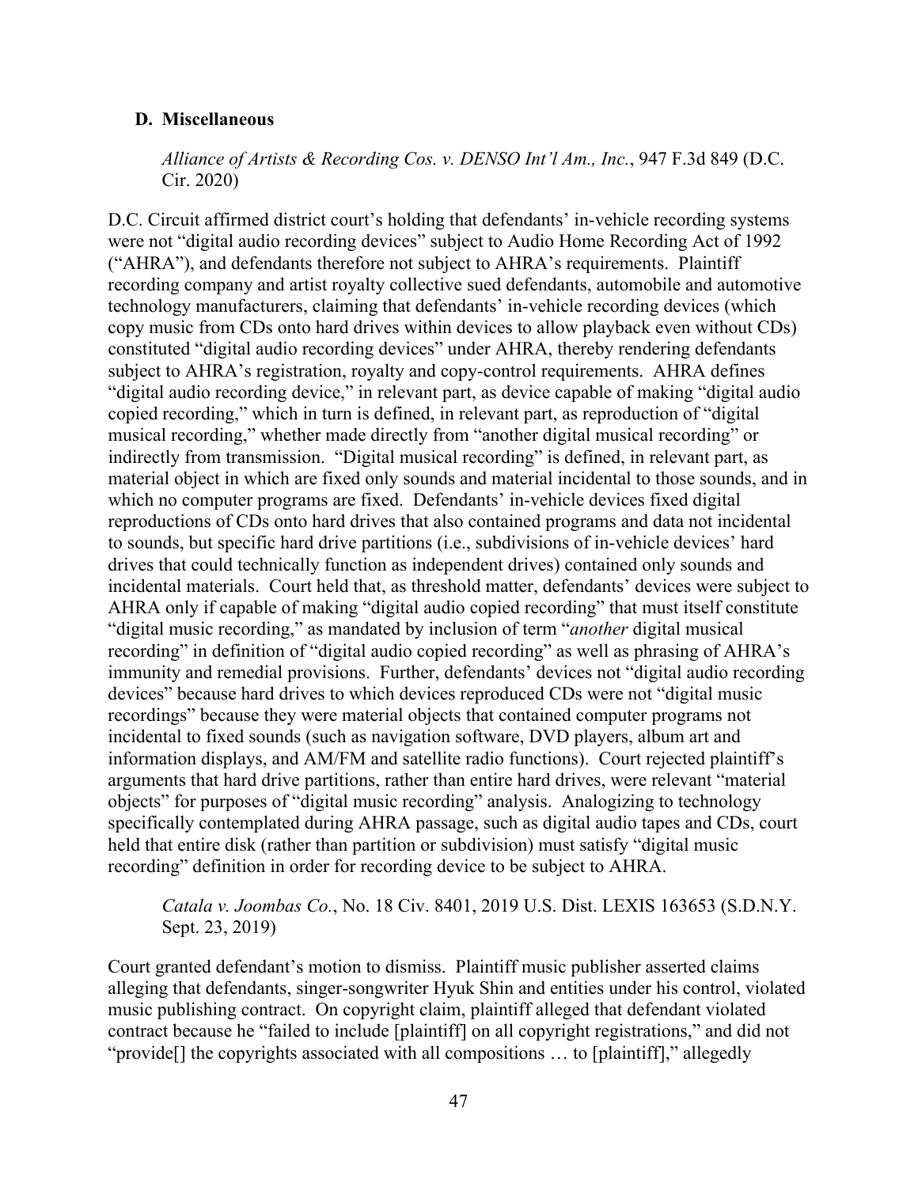### D. Miscellaneous

*Alliance of Artists & Recording Cos. v. DENSO Int'l Am., Inc.*, 947 F.3d 849 (D.C. Cir. 2020)

D.C. Circuit affirmed district court's holding that defendants' in-vehicle recording systems were not "digital audio recording devices" subject to Audio Home Recording Act of 1992 ("AHRA"), and defendants therefore not subject to AHRA's requirements. Plaintiff recording company and artist royalty collective sued defendants, automobile and automotive technology manufacturers, claiming that defendants' in-vehicle recording devices (which copy music from CDs onto hard drives within devices to allow playback even without CDs) constituted "digital audio recording devices" under AHRA, thereby rendering defendants subject to AHRA's registration, royalty and copy-control requirements. AHRA defines "digital audio recording device," in relevant part, as device capable of making "digital audio copied recording," which in turn is defined, in relevant part, as reproduction of "digital musical recording," whether made directly from "another digital musical recording" or indirectly from transmission. "Digital musical recording" is defined, in relevant part, as material object in which are fixed only sounds and material incidental to those sounds, and in which no computer programs are fixed. Defendants' in-vehicle devices fixed digital reproductions of CDs onto hard drives that also contained programs and data not incidental to sounds, but specific hard drive partitions (i.e., subdivisions of in-vehicle devices' hard drives that could technically function as independent drives) contained only sounds and incidental materials. Court held that, as threshold matter, defendants' devices were subject to AHRA only if capable of making "digital audio copied recording" that must itself constitute "digital music recording," as mandated by inclusion of term "*another* digital musical recording" in definition of "digital audio copied recording" as well as phrasing of AHRA's immunity and remedial provisions. Further, defendants' devices not "digital audio recording devices" because hard drives to which devices reproduced CDs were not "digital music recordings" because they were material objects that contained computer programs not incidental to fixed sounds (such as navigation software, DVD players, album art and information displays, and AM/FM and satellite radio functions). Court rejected plaintiff's arguments that hard drive partitions, rather than entire hard drives, were relevant "material objects" for purposes of "digital music recording" analysis. Analogizing to technology specifically contemplated during AHRA passage, such as digital audio tapes and CDs, court held that entire disk (rather than partition or subdivision) must satisfy "digital music recording" definition in order for recording device to be subject to AHRA.

*Catala v. Joombas Co.*, No. 18 Civ. 8401, 2019 U.S. Dist. LEXIS 163653 (S.D.N.Y. Sept. 23, 2019)

Court granted defendant's motion to dismiss. Plaintiff music publisher asserted claims alleging that defendants, singer-songwriter Hyuk Shin and entities under his control, violated music publishing contract. On copyright claim, plaintiff alleged that defendant violated contract because he "failed to include [plaintiff] on all copyright registrations," and did not "provide[] the copyrights associated with all compositions … to [plaintiff]," allegedly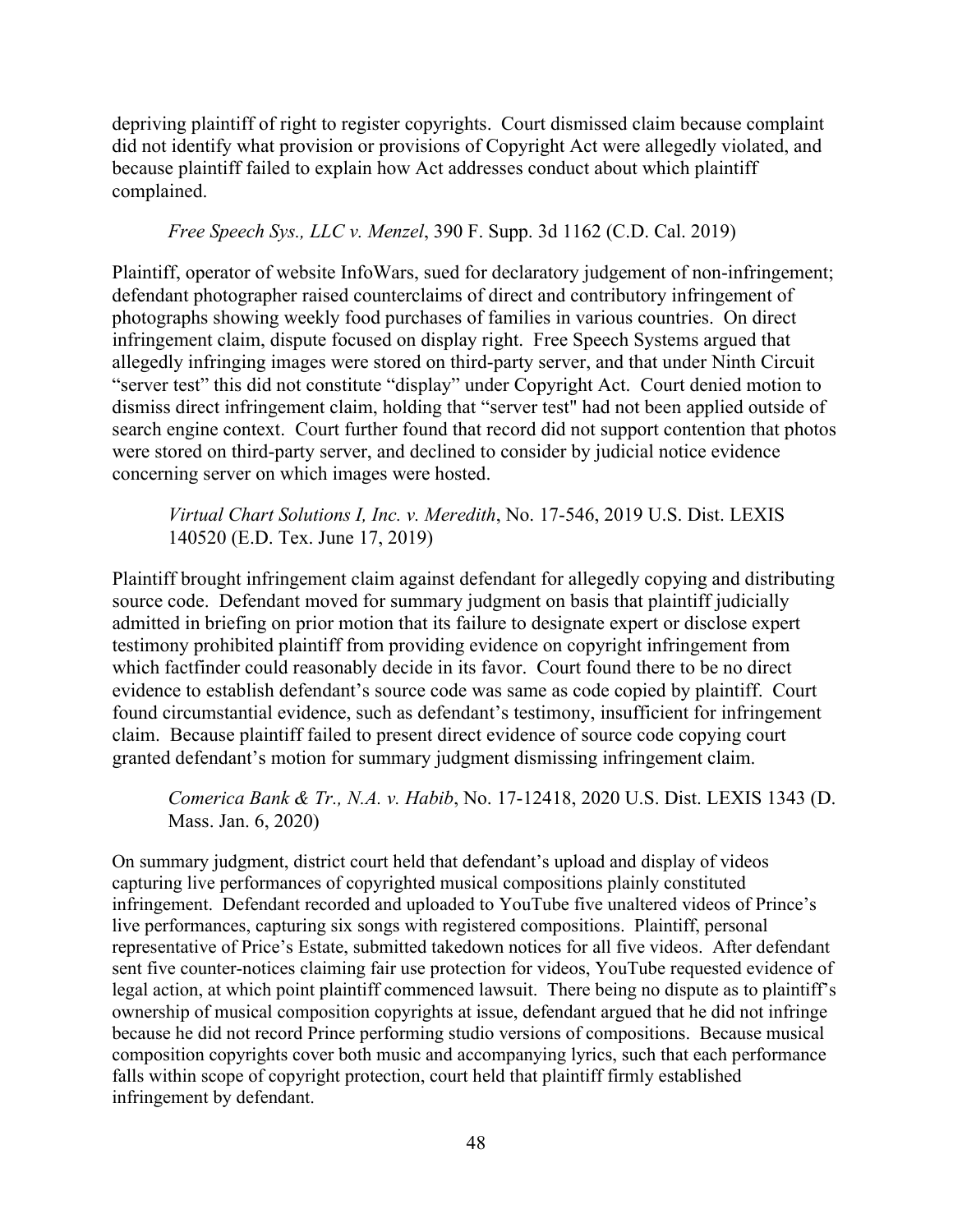depriving plaintiff of right to register copyrights. Court dismissed claim because complaint did not identify what provision or provisions of Copyright Act were allegedly violated, and because plaintiff failed to explain how Act addresses conduct about which plaintiff complained.

> *Free Speech Sys., LLC v. Menzel*, 390 F. Supp. 3d 1162 (C.D. Cal. 2019)

Plaintiff, operator of website InfoWars, sued for declaratory judgement of non-infringement; defendant photographer raised counterclaims of direct and contributory infringement of photographs showing weekly food purchases of families in various countries. On direct infringement claim, dispute focused on display right. Free Speech Systems argued that allegedly infringing images were stored on third-party server, and that under Ninth Circuit "server test" this did not constitute "display" under Copyright Act. Court denied motion to dismiss direct infringement claim, holding that "server test" had not been applied outside of search engine context. Court further found that record did not support contention that photos were stored on third-party server, and declined to consider by judicial notice evidence concerning server on which images were hosted.

> *Virtual Chart Solutions I, Inc. v. Meredith*, No. 17-546, 2019 U.S. Dist. LEXIS 140520 (E.D. Tex. June 17, 2019)

Plaintiff brought infringement claim against defendant for allegedly copying and distributing source code. Defendant moved for summary judgment on basis that plaintiff judicially admitted in briefing on prior motion that its failure to designate expert or disclose expert testimony prohibited plaintiff from providing evidence on copyright infringement from which factfinder could reasonably decide in its favor. Court found there to be no direct evidence to establish defendant's source code was same as code copied by plaintiff. Court found circumstantial evidence, such as defendant's testimony, insufficient for infringement claim. Because plaintiff failed to present direct evidence of source code copying court granted defendant's motion for summary judgment dismissing infringement claim.

> *Comerica Bank & Tr., N.A. v. Habib*, No. 17-12418, 2020 U.S. Dist. LEXIS 1343 (D. Mass. Jan. 6, 2020)

On summary judgment, district court held that defendant's upload and display of videos capturing live performances of copyrighted musical compositions plainly constituted infringement. Defendant recorded and uploaded to YouTube five unaltered videos of Prince's live performances, capturing six songs with registered compositions. Plaintiff, personal representative of Price's Estate, submitted takedown notices for all five videos. After defendant sent five counter-notices claiming fair use protection for videos, YouTube requested evidence of legal action, at which point plaintiff commenced lawsuit. There being no dispute as to plaintiff's ownership of musical composition copyrights at issue, defendant argued that he did not infringe because he did not record Prince performing studio versions of compositions. Because musical composition copyrights cover both music and accompanying lyrics, such that each performance falls within scope of copyright protection, court held that plaintiff firmly established infringement by defendant.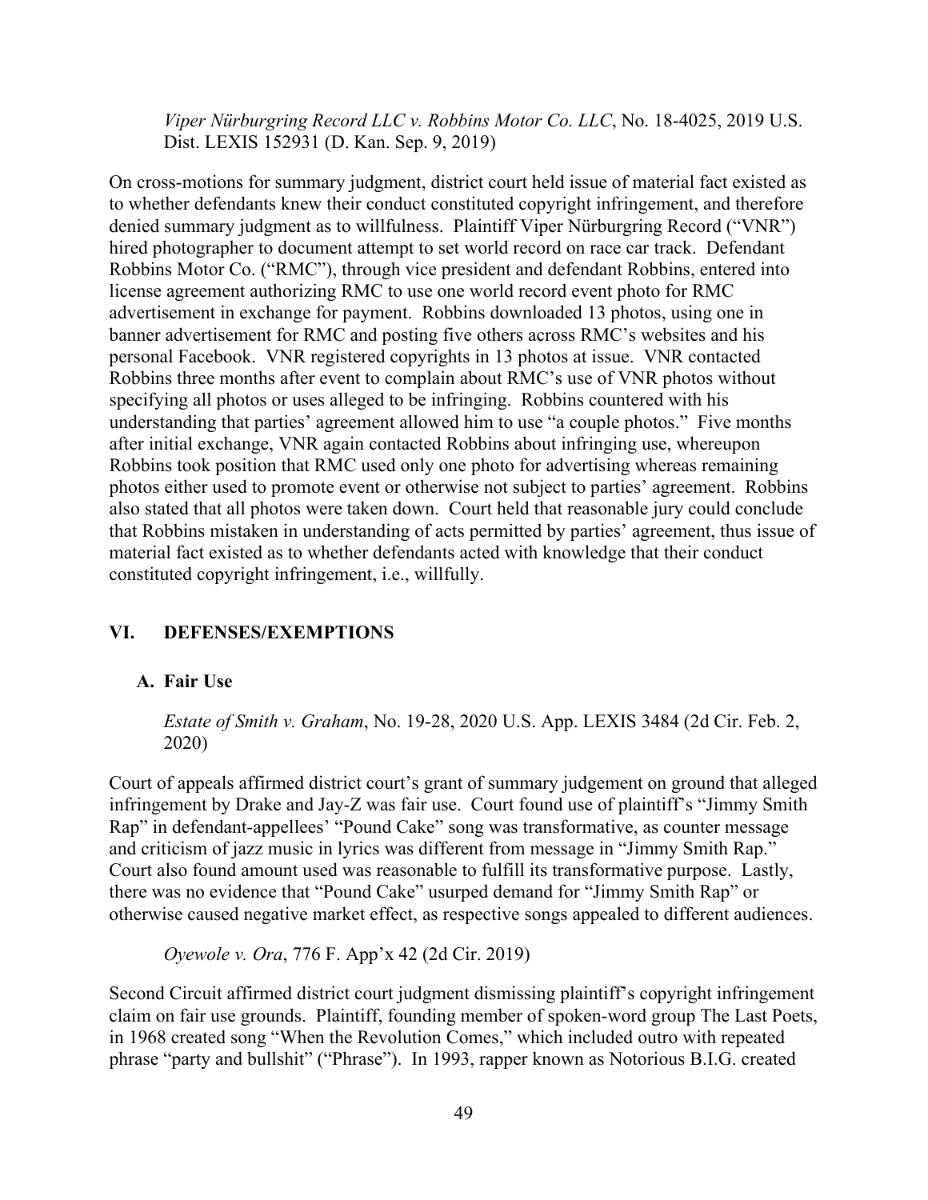*Viper Nürburgring Record LLC v. Robbins Motor Co. LLC*, No. 18-4025, 2019 U.S. Dist. LEXIS 152931 (D. Kan. Sep. 9, 2019)

On cross-motions for summary judgment, district court held issue of material fact existed as to whether defendants knew their conduct constituted copyright infringement, and therefore denied summary judgment as to willfulness. Plaintiff Viper Nürburgring Record ("VNR") hired photographer to document attempt to set world record on race car track. Defendant Robbins Motor Co. ("RMC"), through vice president and defendant Robbins, entered into license agreement authorizing RMC to use one world record event photo for RMC advertisement in exchange for payment. Robbins downloaded 13 photos, using one in banner advertisement for RMC and posting five others across RMC's websites and his personal Facebook. VNR registered copyrights in 13 photos at issue. VNR contacted Robbins three months after event to complain about RMC's use of VNR photos without specifying all photos or uses alleged to be infringing. Robbins countered with his understanding that parties' agreement allowed him to use "a couple photos." Five months after initial exchange, VNR again contacted Robbins about infringing use, whereupon Robbins took position that RMC used only one photo for advertising whereas remaining photos either used to promote event or otherwise not subject to parties' agreement. Robbins also stated that all photos were taken down. Court held that reasonable jury could conclude that Robbins mistaken in understanding of acts permitted by parties' agreement, thus issue of material fact existed as to whether defendants acted with knowledge that their conduct constituted copyright infringement, i.e., willfully.

## VI. DEFENSES/EXEMPTIONS

### A. Fair Use

*Estate of Smith v. Graham*, No. 19-28, 2020 U.S. App. LEXIS 3484 (2d Cir. Feb. 2, 2020)

Court of appeals affirmed district court's grant of summary judgement on ground that alleged infringement by Drake and Jay-Z was fair use. Court found use of plaintiff's "Jimmy Smith Rap" in defendant-appellees' "Pound Cake" song was transformative, as counter message and criticism of jazz music in lyrics was different from message in "Jimmy Smith Rap." Court also found amount used was reasonable to fulfill its transformative purpose. Lastly, there was no evidence that "Pound Cake" usurped demand for "Jimmy Smith Rap" or otherwise caused negative market effect, as respective songs appealed to different audiences.

*Oyewole v. Ora*, 776 F. App'x 42 (2d Cir. 2019)

Second Circuit affirmed district court judgment dismissing plaintiff's copyright infringement claim on fair use grounds. Plaintiff, founding member of spoken-word group The Last Poets, in 1968 created song "When the Revolution Comes," which included outro with repeated phrase "party and bullshit" ("Phrase"). In 1993, rapper known as Notorious B.I.G. created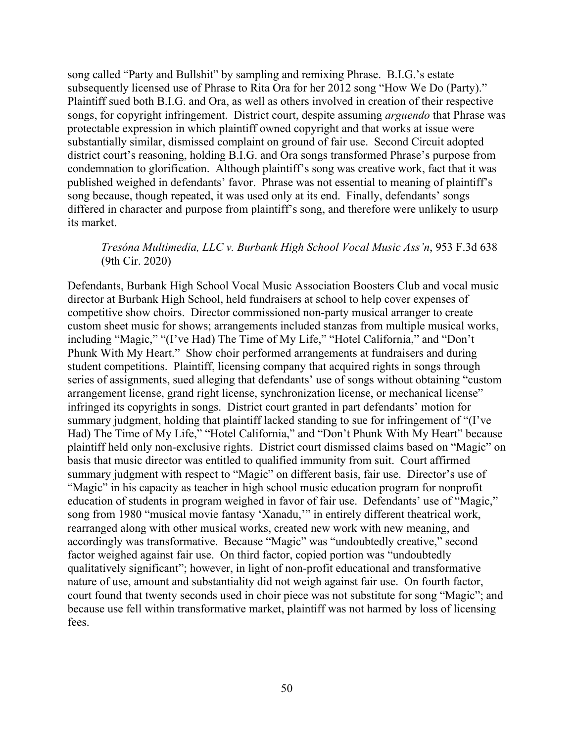song called "Party and Bullshit" by sampling and remixing Phrase. B.I.G.'s estate subsequently licensed use of Phrase to Rita Ora for her 2012 song "How We Do (Party)." Plaintiff sued both B.I.G. and Ora, as well as others involved in creation of their respective songs, for copyright infringement. District court, despite assuming *arguendo* that Phrase was protectable expression in which plaintiff owned copyright and that works at issue were substantially similar, dismissed complaint on ground of fair use. Second Circuit adopted district court's reasoning, holding B.I.G. and Ora songs transformed Phrase's purpose from condemnation to glorification. Although plaintiff's song was creative work, fact that it was published weighed in defendants' favor. Phrase was not essential to meaning of plaintiff's song because, though repeated, it was used only at its end. Finally, defendants' songs differed in character and purpose from plaintiff's song, and therefore were unlikely to usurp its market.

> *Tresóna Multimedia, LLC v. Burbank High School Vocal Music Ass'n*, 953 F.3d 638 (9th Cir. 2020)

Defendants, Burbank High School Vocal Music Association Boosters Club and vocal music director at Burbank High School, held fundraisers at school to help cover expenses of competitive show choirs. Director commissioned non-party musical arranger to create custom sheet music for shows; arrangements included stanzas from multiple musical works, including "Magic," "(I've Had) The Time of My Life," "Hotel California," and "Don't Phunk With My Heart." Show choir performed arrangements at fundraisers and during student competitions. Plaintiff, licensing company that acquired rights in songs through series of assignments, sued alleging that defendants' use of songs without obtaining "custom arrangement license, grand right license, synchronization license, or mechanical license" infringed its copyrights in songs. District court granted in part defendants' motion for summary judgment, holding that plaintiff lacked standing to sue for infringement of "(I've Had) The Time of My Life," "Hotel California," and "Don't Phunk With My Heart" because plaintiff held only non-exclusive rights. District court dismissed claims based on "Magic" on basis that music director was entitled to qualified immunity from suit. Court affirmed summary judgment with respect to "Magic" on different basis, fair use. Director's use of "Magic" in his capacity as teacher in high school music education program for nonprofit education of students in program weighed in favor of fair use. Defendants' use of "Magic," song from 1980 "musical movie fantasy 'Xanadu,'" in entirely different theatrical work, rearranged along with other musical works, created new work with new meaning, and accordingly was transformative. Because "Magic" was "undoubtedly creative," second factor weighed against fair use. On third factor, copied portion was "undoubtedly qualitatively significant"; however, in light of non-profit educational and transformative nature of use, amount and substantiality did not weigh against fair use. On fourth factor, court found that twenty seconds used in choir piece was not substitute for song "Magic"; and because use fell within transformative market, plaintiff was not harmed by loss of licensing fees.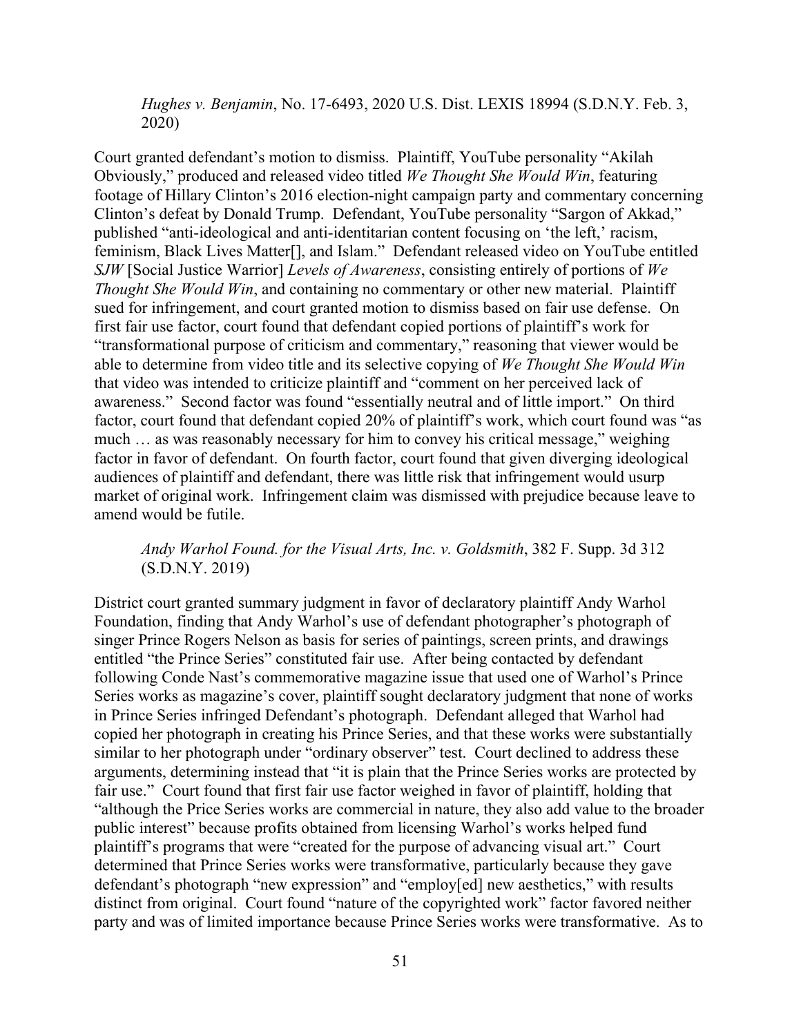*Hughes v. Benjamin*, No. 17-6493, 2020 U.S. Dist. LEXIS 18994 (S.D.N.Y. Feb. 3, 2020)

Court granted defendant's motion to dismiss. Plaintiff, YouTube personality "Akilah Obviously," produced and released video titled *We Thought She Would Win*, featuring footage of Hillary Clinton's 2016 election-night campaign party and commentary concerning Clinton's defeat by Donald Trump. Defendant, YouTube personality "Sargon of Akkad," published "anti-ideological and anti-identitarian content focusing on 'the left,' racism, feminism, Black Lives Matter[], and Islam." Defendant released video on YouTube entitled *SJW* [Social Justice Warrior] *Levels of Awareness*, consisting entirely of portions of *We Thought She Would Win*, and containing no commentary or other new material. Plaintiff sued for infringement, and court granted motion to dismiss based on fair use defense. On first fair use factor, court found that defendant copied portions of plaintiff's work for "transformational purpose of criticism and commentary," reasoning that viewer would be able to determine from video title and its selective copying of *We Thought She Would Win* that video was intended to criticize plaintiff and "comment on her perceived lack of awareness." Second factor was found "essentially neutral and of little import." On third factor, court found that defendant copied 20% of plaintiff's work, which court found was "as much … as was reasonably necessary for him to convey his critical message," weighing factor in favor of defendant. On fourth factor, court found that given diverging ideological audiences of plaintiff and defendant, there was little risk that infringement would usurp market of original work. Infringement claim was dismissed with prejudice because leave to amend would be futile.

*Andy Warhol Found. for the Visual Arts, Inc. v. Goldsmith*, 382 F. Supp. 3d 312 (S.D.N.Y. 2019)

District court granted summary judgment in favor of declaratory plaintiff Andy Warhol Foundation, finding that Andy Warhol's use of defendant photographer's photograph of singer Prince Rogers Nelson as basis for series of paintings, screen prints, and drawings entitled "the Prince Series" constituted fair use. After being contacted by defendant following Conde Nast's commemorative magazine issue that used one of Warhol's Prince Series works as magazine's cover, plaintiff sought declaratory judgment that none of works in Prince Series infringed Defendant's photograph. Defendant alleged that Warhol had copied her photograph in creating his Prince Series, and that these works were substantially similar to her photograph under "ordinary observer" test. Court declined to address these arguments, determining instead that "it is plain that the Prince Series works are protected by fair use." Court found that first fair use factor weighed in favor of plaintiff, holding that "although the Price Series works are commercial in nature, they also add value to the broader public interest" because profits obtained from licensing Warhol's works helped fund plaintiff's programs that were "created for the purpose of advancing visual art." Court determined that Prince Series works were transformative, particularly because they gave defendant's photograph "new expression" and "employ[ed] new aesthetics," with results distinct from original. Court found "nature of the copyrighted work" factor favored neither party and was of limited importance because Prince Series works were transformative. As to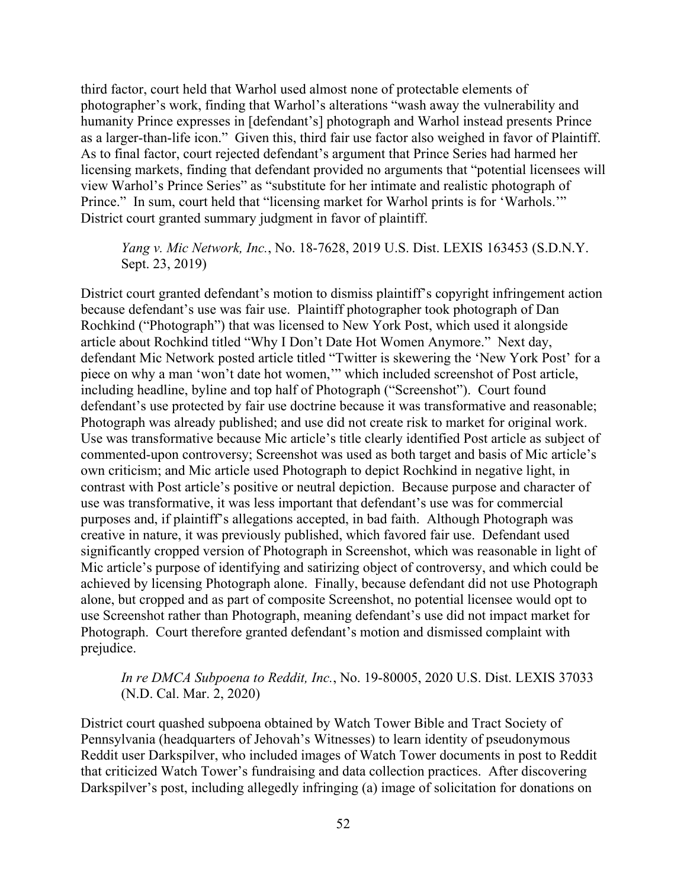third factor, court held that Warhol used almost none of protectable elements of photographer's work, finding that Warhol's alterations "wash away the vulnerability and humanity Prince expresses in [defendant's] photograph and Warhol instead presents Prince as a larger-than-life icon." Given this, third fair use factor also weighed in favor of Plaintiff. As to final factor, court rejected defendant's argument that Prince Series had harmed her licensing markets, finding that defendant provided no arguments that "potential licensees will view Warhol's Prince Series" as "substitute for her intimate and realistic photograph of Prince." In sum, court held that "licensing market for Warhol prints is for 'Warhols.'" District court granted summary judgment in favor of plaintiff.

> *Yang v. Mic Network, Inc.*, No. 18-7628, 2019 U.S. Dist. LEXIS 163453 (S.D.N.Y. Sept. 23, 2019)

District court granted defendant's motion to dismiss plaintiff's copyright infringement action because defendant's use was fair use. Plaintiff photographer took photograph of Dan Rochkind ("Photograph") that was licensed to New York Post, which used it alongside article about Rochkind titled "Why I Don't Date Hot Women Anymore." Next day, defendant Mic Network posted article titled "Twitter is skewering the 'New York Post' for a piece on why a man 'won't date hot women,'" which included screenshot of Post article, including headline, byline and top half of Photograph ("Screenshot"). Court found defendant's use protected by fair use doctrine because it was transformative and reasonable; Photograph was already published; and use did not create risk to market for original work. Use was transformative because Mic article's title clearly identified Post article as subject of commented-upon controversy; Screenshot was used as both target and basis of Mic article's own criticism; and Mic article used Photograph to depict Rochkind in negative light, in contrast with Post article's positive or neutral depiction. Because purpose and character of use was transformative, it was less important that defendant's use was for commercial purposes and, if plaintiff's allegations accepted, in bad faith. Although Photograph was creative in nature, it was previously published, which favored fair use. Defendant used significantly cropped version of Photograph in Screenshot, which was reasonable in light of Mic article's purpose of identifying and satirizing object of controversy, and which could be achieved by licensing Photograph alone. Finally, because defendant did not use Photograph alone, but cropped and as part of composite Screenshot, no potential licensee would opt to use Screenshot rather than Photograph, meaning defendant's use did not impact market for Photograph. Court therefore granted defendant's motion and dismissed complaint with prejudice.

> *In re DMCA Subpoena to Reddit, Inc.*, No. 19-80005, 2020 U.S. Dist. LEXIS 37033 (N.D. Cal. Mar. 2, 2020)

District court quashed subpoena obtained by Watch Tower Bible and Tract Society of Pennsylvania (headquarters of Jehovah's Witnesses) to learn identity of pseudonymous Reddit user Darkspilver, who included images of Watch Tower documents in post to Reddit that criticized Watch Tower's fundraising and data collection practices. After discovering Darkspilver's post, including allegedly infringing (a) image of solicitation for donations on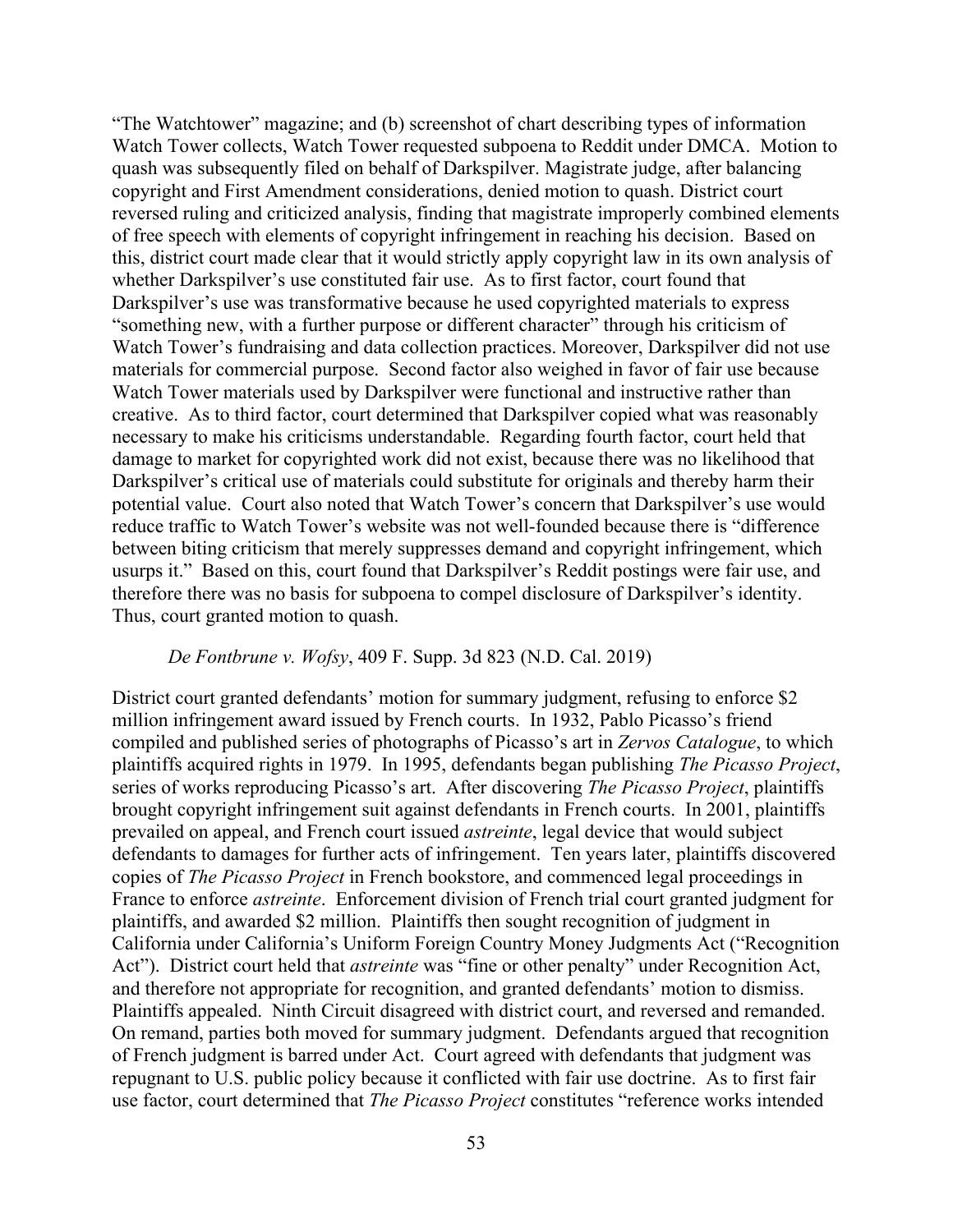"The Watchtower" magazine; and (b) screenshot of chart describing types of information Watch Tower collects, Watch Tower requested subpoena to Reddit under DMCA. Motion to quash was subsequently filed on behalf of Darkspilver. Magistrate judge, after balancing copyright and First Amendment considerations, denied motion to quash. District court reversed ruling and criticized analysis, finding that magistrate improperly combined elements of free speech with elements of copyright infringement in reaching his decision. Based on this, district court made clear that it would strictly apply copyright law in its own analysis of whether Darkspilver's use constituted fair use. As to first factor, court found that Darkspilver's use was transformative because he used copyrighted materials to express "something new, with a further purpose or different character" through his criticism of Watch Tower's fundraising and data collection practices. Moreover, Darkspilver did not use materials for commercial purpose. Second factor also weighed in favor of fair use because Watch Tower materials used by Darkspilver were functional and instructive rather than creative. As to third factor, court determined that Darkspilver copied what was reasonably necessary to make his criticisms understandable. Regarding fourth factor, court held that damage to market for copyrighted work did not exist, because there was no likelihood that Darkspilver's critical use of materials could substitute for originals and thereby harm their potential value. Court also noted that Watch Tower's concern that Darkspilver's use would reduce traffic to Watch Tower's website was not well-founded because there is "difference between biting criticism that merely suppresses demand and copyright infringement, which usurps it." Based on this, court found that Darkspilver's Reddit postings were fair use, and therefore there was no basis for subpoena to compel disclosure of Darkspilver's identity. Thus, court granted motion to quash.

*De Fontbrune v. Wofsy*, 409 F. Supp. 3d 823 (N.D. Cal. 2019)

District court granted defendants' motion for summary judgment, refusing to enforce $2 million infringement award issued by French courts. In 1932, Pablo Picasso's friend compiled and published series of photographs of Picasso's art in *Zervos Catalogue*, to which plaintiffs acquired rights in 1979. In 1995, defendants began publishing *The Picasso Project*, series of works reproducing Picasso's art. After discovering *The Picasso Project*, plaintiffs brought copyright infringement suit against defendants in French courts. In 2001, plaintiffs prevailed on appeal, and French court issued *astreinte*, legal device that would subject defendants to damages for further acts of infringement. Ten years later, plaintiffs discovered copies of *The Picasso Project* in French bookstore, and commenced legal proceedings in France to enforce *astreinte*. Enforcement division of French trial court granted judgment for plaintiffs, and awarded $2 million. Plaintiffs then sought recognition of judgment in California under California's Uniform Foreign Country Money Judgments Act ("Recognition Act"). District court held that *astreinte* was "fine or other penalty" under Recognition Act, and therefore not appropriate for recognition, and granted defendants' motion to dismiss. Plaintiffs appealed. Ninth Circuit disagreed with district court, and reversed and remanded. On remand, parties both moved for summary judgment. Defendants argued that recognition of French judgment is barred under Act. Court agreed with defendants that judgment was repugnant to U.S. public policy because it conflicted with fair use doctrine. As to first fair use factor, court determined that *The Picasso Project* constitutes "reference works intended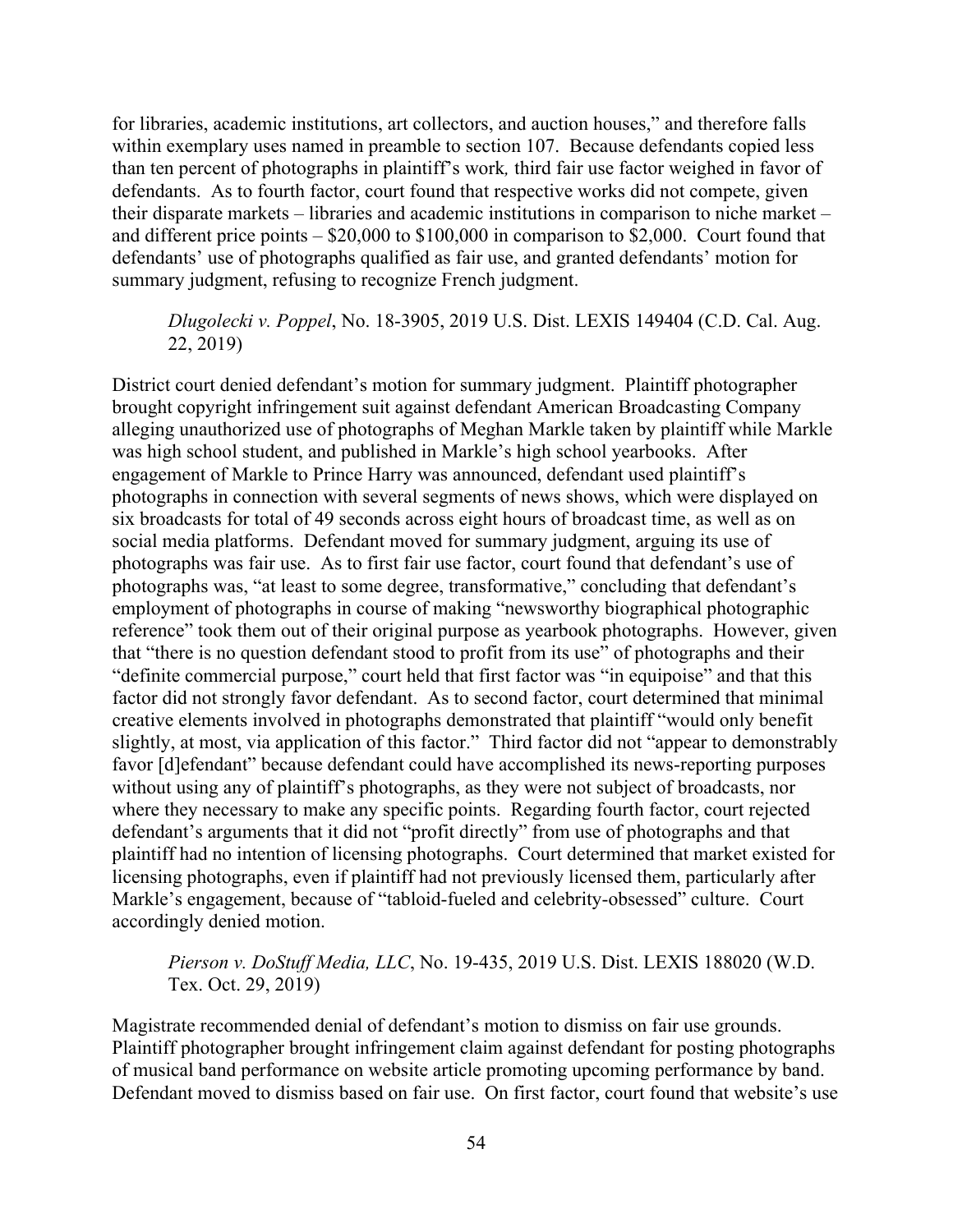for libraries, academic institutions, art collectors, and auction houses," and therefore falls within exemplary uses named in preamble to section 107. Because defendants copied less than ten percent of photographs in plaintiff's work*,* third fair use factor weighed in favor of defendants. As to fourth factor, court found that respective works did not compete, given their disparate markets – libraries and academic institutions in comparison to niche market – and different price points – $20,000 to $100,000 in comparison to $2,000. Court found that defendants' use of photographs qualified as fair use, and granted defendants' motion for summary judgment, refusing to recognize French judgment.

> *Dlugolecki v. Poppel*, No. 18-3905, 2019 U.S. Dist. LEXIS 149404 (C.D. Cal. Aug. 22, 2019)

District court denied defendant's motion for summary judgment. Plaintiff photographer brought copyright infringement suit against defendant American Broadcasting Company alleging unauthorized use of photographs of Meghan Markle taken by plaintiff while Markle was high school student, and published in Markle's high school yearbooks. After engagement of Markle to Prince Harry was announced, defendant used plaintiff's photographs in connection with several segments of news shows, which were displayed on six broadcasts for total of 49 seconds across eight hours of broadcast time, as well as on social media platforms. Defendant moved for summary judgment, arguing its use of photographs was fair use. As to first fair use factor, court found that defendant's use of photographs was, "at least to some degree, transformative," concluding that defendant's employment of photographs in course of making "newsworthy biographical photographic reference" took them out of their original purpose as yearbook photographs. However, given that "there is no question defendant stood to profit from its use" of photographs and their "definite commercial purpose," court held that first factor was "in equipoise" and that this factor did not strongly favor defendant. As to second factor, court determined that minimal creative elements involved in photographs demonstrated that plaintiff "would only benefit slightly, at most, via application of this factor." Third factor did not "appear to demonstrably favor [d]efendant" because defendant could have accomplished its news-reporting purposes without using any of plaintiff's photographs, as they were not subject of broadcasts, nor where they necessary to make any specific points. Regarding fourth factor, court rejected defendant's arguments that it did not "profit directly" from use of photographs and that plaintiff had no intention of licensing photographs. Court determined that market existed for licensing photographs, even if plaintiff had not previously licensed them, particularly after Markle's engagement, because of "tabloid-fueled and celebrity-obsessed" culture. Court accordingly denied motion.

> *Pierson v. DoStuff Media, LLC*, No. 19-435, 2019 U.S. Dist. LEXIS 188020 (W.D. Tex. Oct. 29, 2019)

Magistrate recommended denial of defendant's motion to dismiss on fair use grounds. Plaintiff photographer brought infringement claim against defendant for posting photographs of musical band performance on website article promoting upcoming performance by band. Defendant moved to dismiss based on fair use. On first factor, court found that website's use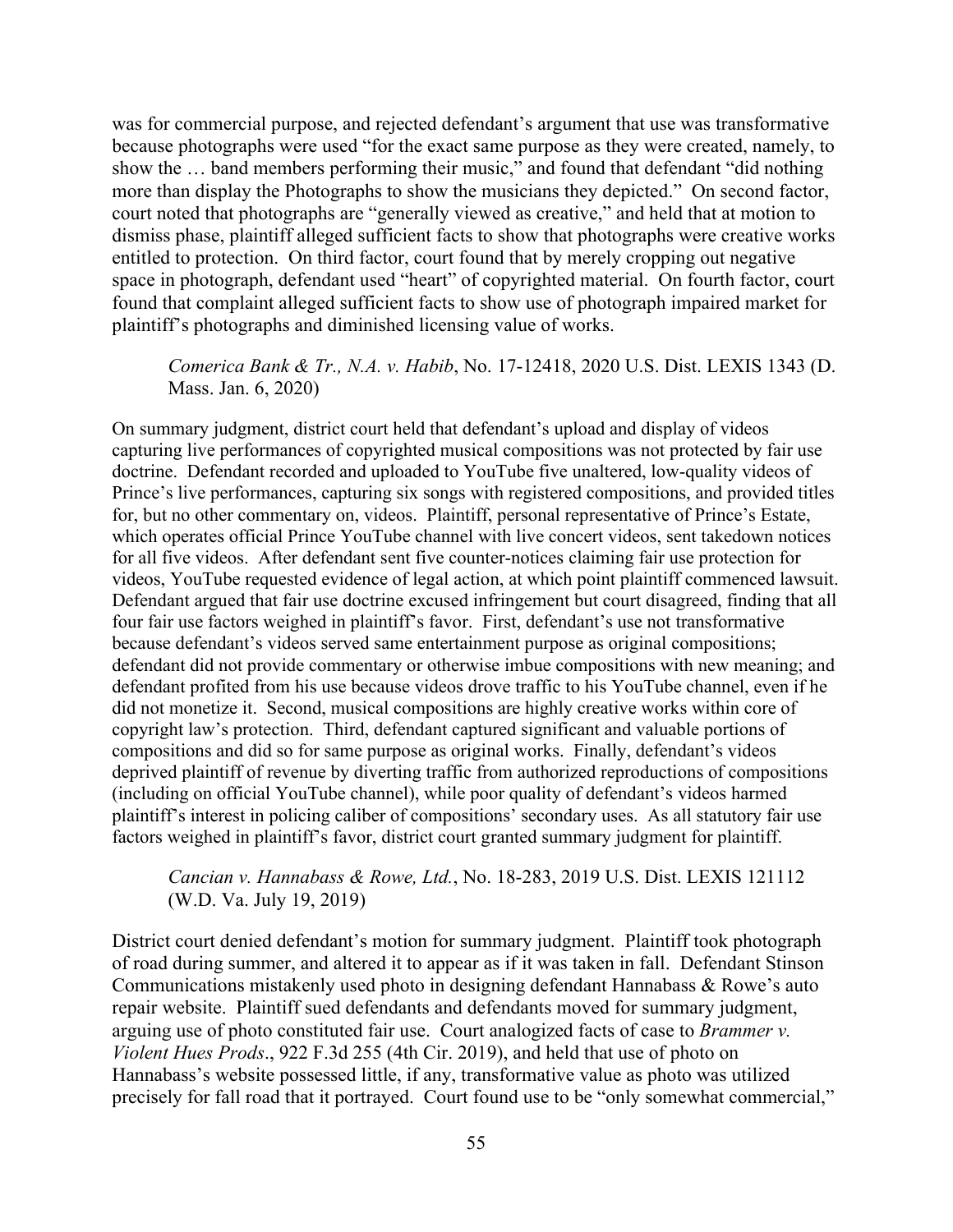was for commercial purpose, and rejected defendant's argument that use was transformative because photographs were used "for the exact same purpose as they were created, namely, to show the … band members performing their music," and found that defendant "did nothing more than display the Photographs to show the musicians they depicted." On second factor, court noted that photographs are "generally viewed as creative," and held that at motion to dismiss phase, plaintiff alleged sufficient facts to show that photographs were creative works entitled to protection. On third factor, court found that by merely cropping out negative space in photograph, defendant used "heart" of copyrighted material. On fourth factor, court found that complaint alleged sufficient facts to show use of photograph impaired market for plaintiff's photographs and diminished licensing value of works.

> *Comerica Bank & Tr., N.A. v. Habib*, No. 17-12418, 2020 U.S. Dist. LEXIS 1343 (D. Mass. Jan. 6, 2020)

On summary judgment, district court held that defendant's upload and display of videos capturing live performances of copyrighted musical compositions was not protected by fair use doctrine. Defendant recorded and uploaded to YouTube five unaltered, low-quality videos of Prince's live performances, capturing six songs with registered compositions, and provided titles for, but no other commentary on, videos. Plaintiff, personal representative of Prince's Estate, which operates official Prince YouTube channel with live concert videos, sent takedown notices for all five videos. After defendant sent five counter-notices claiming fair use protection for videos, YouTube requested evidence of legal action, at which point plaintiff commenced lawsuit. Defendant argued that fair use doctrine excused infringement but court disagreed, finding that all four fair use factors weighed in plaintiff's favor. First, defendant's use not transformative because defendant's videos served same entertainment purpose as original compositions; defendant did not provide commentary or otherwise imbue compositions with new meaning; and defendant profited from his use because videos drove traffic to his YouTube channel, even if he did not monetize it. Second, musical compositions are highly creative works within core of copyright law's protection. Third, defendant captured significant and valuable portions of compositions and did so for same purpose as original works. Finally, defendant's videos deprived plaintiff of revenue by diverting traffic from authorized reproductions of compositions (including on official YouTube channel), while poor quality of defendant's videos harmed plaintiff's interest in policing caliber of compositions' secondary uses. As all statutory fair use factors weighed in plaintiff's favor, district court granted summary judgment for plaintiff.

> *Cancian v. Hannabass & Rowe, Ltd.*, No. 18-283, 2019 U.S. Dist. LEXIS 121112 (W.D. Va. July 19, 2019)

District court denied defendant's motion for summary judgment. Plaintiff took photograph of road during summer, and altered it to appear as if it was taken in fall. Defendant Stinson Communications mistakenly used photo in designing defendant Hannabass & Rowe's auto repair website. Plaintiff sued defendants and defendants moved for summary judgment, arguing use of photo constituted fair use. Court analogized facts of case to *Brammer v. Violent Hues Prods*., 922 F.3d 255 (4th Cir. 2019), and held that use of photo on Hannabass's website possessed little, if any, transformative value as photo was utilized precisely for fall road that it portrayed. Court found use to be "only somewhat commercial,"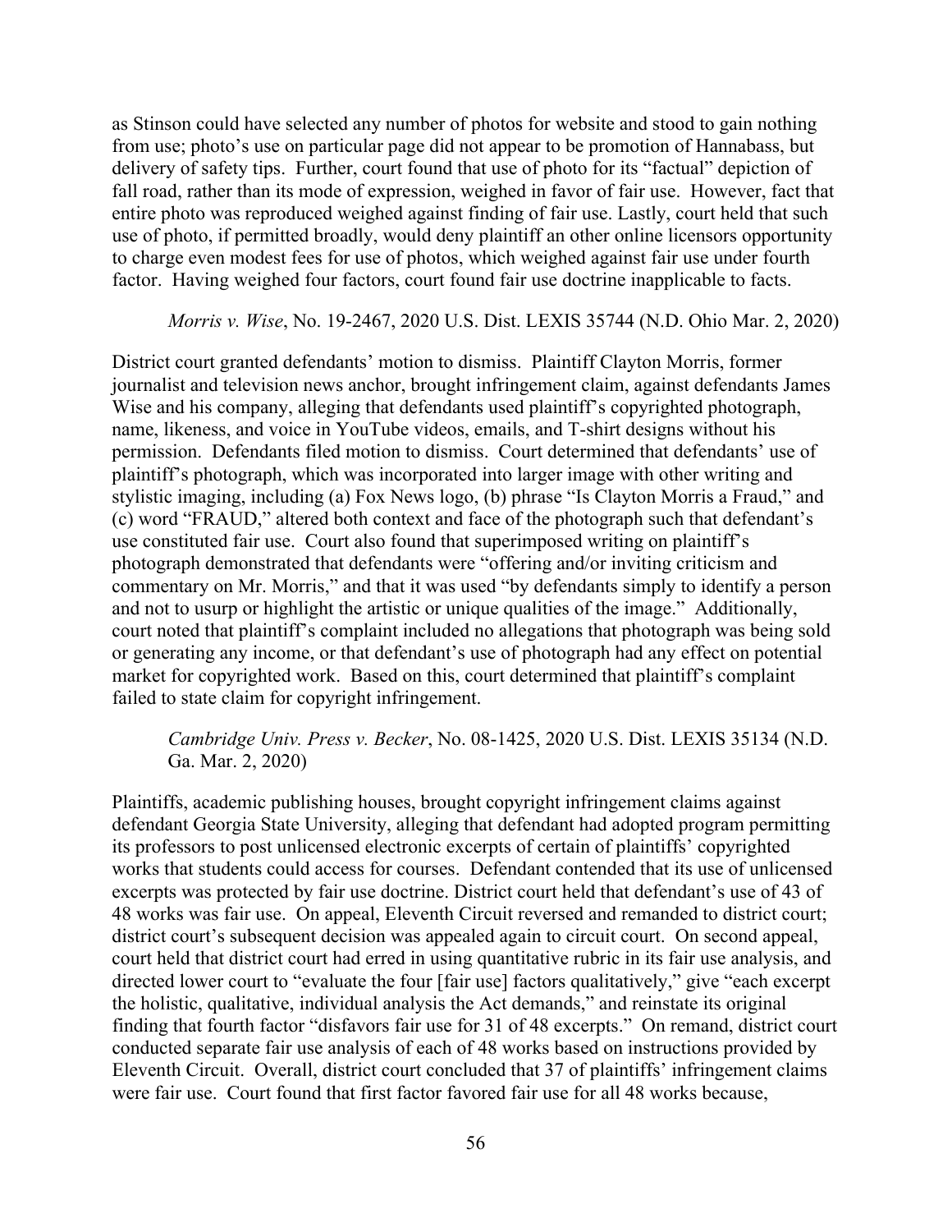as Stinson could have selected any number of photos for website and stood to gain nothing from use; photo's use on particular page did not appear to be promotion of Hannabass, but delivery of safety tips. Further, court found that use of photo for its "factual" depiction of fall road, rather than its mode of expression, weighed in favor of fair use. However, fact that entire photo was reproduced weighed against finding of fair use. Lastly, court held that such use of photo, if permitted broadly, would deny plaintiff an other online licensors opportunity to charge even modest fees for use of photos, which weighed against fair use under fourth factor. Having weighed four factors, court found fair use doctrine inapplicable to facts.

*Morris v. Wise*, No. 19-2467, 2020 U.S. Dist. LEXIS 35744 (N.D. Ohio Mar. 2, 2020)

District court granted defendants' motion to dismiss. Plaintiff Clayton Morris, former journalist and television news anchor, brought infringement claim, against defendants James Wise and his company, alleging that defendants used plaintiff's copyrighted photograph, name, likeness, and voice in YouTube videos, emails, and T-shirt designs without his permission. Defendants filed motion to dismiss. Court determined that defendants' use of plaintiff's photograph, which was incorporated into larger image with other writing and stylistic imaging, including (a) Fox News logo, (b) phrase "Is Clayton Morris a Fraud," and (c) word "FRAUD," altered both context and face of the photograph such that defendant's use constituted fair use. Court also found that superimposed writing on plaintiff's photograph demonstrated that defendants were "offering and/or inviting criticism and commentary on Mr. Morris," and that it was used "by defendants simply to identify a person and not to usurp or highlight the artistic or unique qualities of the image." Additionally, court noted that plaintiff's complaint included no allegations that photograph was being sold or generating any income, or that defendant's use of photograph had any effect on potential market for copyrighted work. Based on this, court determined that plaintiff's complaint failed to state claim for copyright infringement.

*Cambridge Univ. Press v. Becker*, No. 08-1425, 2020 U.S. Dist. LEXIS 35134 (N.D. Ga. Mar. 2, 2020)

Plaintiffs, academic publishing houses, brought copyright infringement claims against defendant Georgia State University, alleging that defendant had adopted program permitting its professors to post unlicensed electronic excerpts of certain of plaintiffs' copyrighted works that students could access for courses. Defendant contended that its use of unlicensed excerpts was protected by fair use doctrine. District court held that defendant's use of 43 of 48 works was fair use. On appeal, Eleventh Circuit reversed and remanded to district court; district court's subsequent decision was appealed again to circuit court. On second appeal, court held that district court had erred in using quantitative rubric in its fair use analysis, and directed lower court to "evaluate the four [fair use] factors qualitatively," give "each excerpt the holistic, qualitative, individual analysis the Act demands," and reinstate its original finding that fourth factor "disfavors fair use for 31 of 48 excerpts." On remand, district court conducted separate fair use analysis of each of 48 works based on instructions provided by Eleventh Circuit. Overall, district court concluded that 37 of plaintiffs' infringement claims were fair use. Court found that first factor favored fair use for all 48 works because,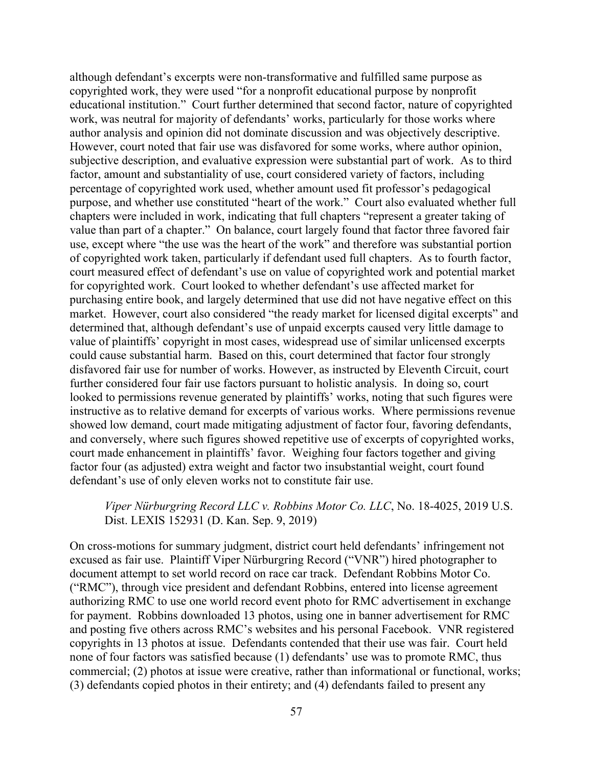although defendant's excerpts were non-transformative and fulfilled same purpose as copyrighted work, they were used "for a nonprofit educational purpose by nonprofit educational institution." Court further determined that second factor, nature of copyrighted work, was neutral for majority of defendants' works, particularly for those works where author analysis and opinion did not dominate discussion and was objectively descriptive. However, court noted that fair use was disfavored for some works, where author opinion, subjective description, and evaluative expression were substantial part of work. As to third factor, amount and substantiality of use, court considered variety of factors, including percentage of copyrighted work used, whether amount used fit professor's pedagogical purpose, and whether use constituted "heart of the work." Court also evaluated whether full chapters were included in work, indicating that full chapters "represent a greater taking of value than part of a chapter." On balance, court largely found that factor three favored fair use, except where "the use was the heart of the work" and therefore was substantial portion of copyrighted work taken, particularly if defendant used full chapters. As to fourth factor, court measured effect of defendant's use on value of copyrighted work and potential market for copyrighted work. Court looked to whether defendant's use affected market for purchasing entire book, and largely determined that use did not have negative effect on this market. However, court also considered "the ready market for licensed digital excerpts" and determined that, although defendant's use of unpaid excerpts caused very little damage to value of plaintiffs' copyright in most cases, widespread use of similar unlicensed excerpts could cause substantial harm. Based on this, court determined that factor four strongly disfavored fair use for number of works. However, as instructed by Eleventh Circuit, court further considered four fair use factors pursuant to holistic analysis. In doing so, court looked to permissions revenue generated by plaintiffs' works, noting that such figures were instructive as to relative demand for excerpts of various works. Where permissions revenue showed low demand, court made mitigating adjustment of factor four, favoring defendants, and conversely, where such figures showed repetitive use of excerpts of copyrighted works, court made enhancement in plaintiffs' favor. Weighing four factors together and giving factor four (as adjusted) extra weight and factor two insubstantial weight, court found defendant's use of only eleven works not to constitute fair use.

> *Viper Nürburgring Record LLC v. Robbins Motor Co. LLC*, No. 18-4025, 2019 U.S. Dist. LEXIS 152931 (D. Kan. Sep. 9, 2019)

On cross-motions for summary judgment, district court held defendants' infringement not excused as fair use. Plaintiff Viper Nürburgring Record ("VNR") hired photographer to document attempt to set world record on race car track. Defendant Robbins Motor Co. ("RMC"), through vice president and defendant Robbins, entered into license agreement authorizing RMC to use one world record event photo for RMC advertisement in exchange for payment. Robbins downloaded 13 photos, using one in banner advertisement for RMC and posting five others across RMC's websites and his personal Facebook. VNR registered copyrights in 13 photos at issue. Defendants contended that their use was fair. Court held none of four factors was satisfied because (1) defendants' use was to promote RMC, thus commercial; (2) photos at issue were creative, rather than informational or functional, works; (3) defendants copied photos in their entirety; and (4) defendants failed to present any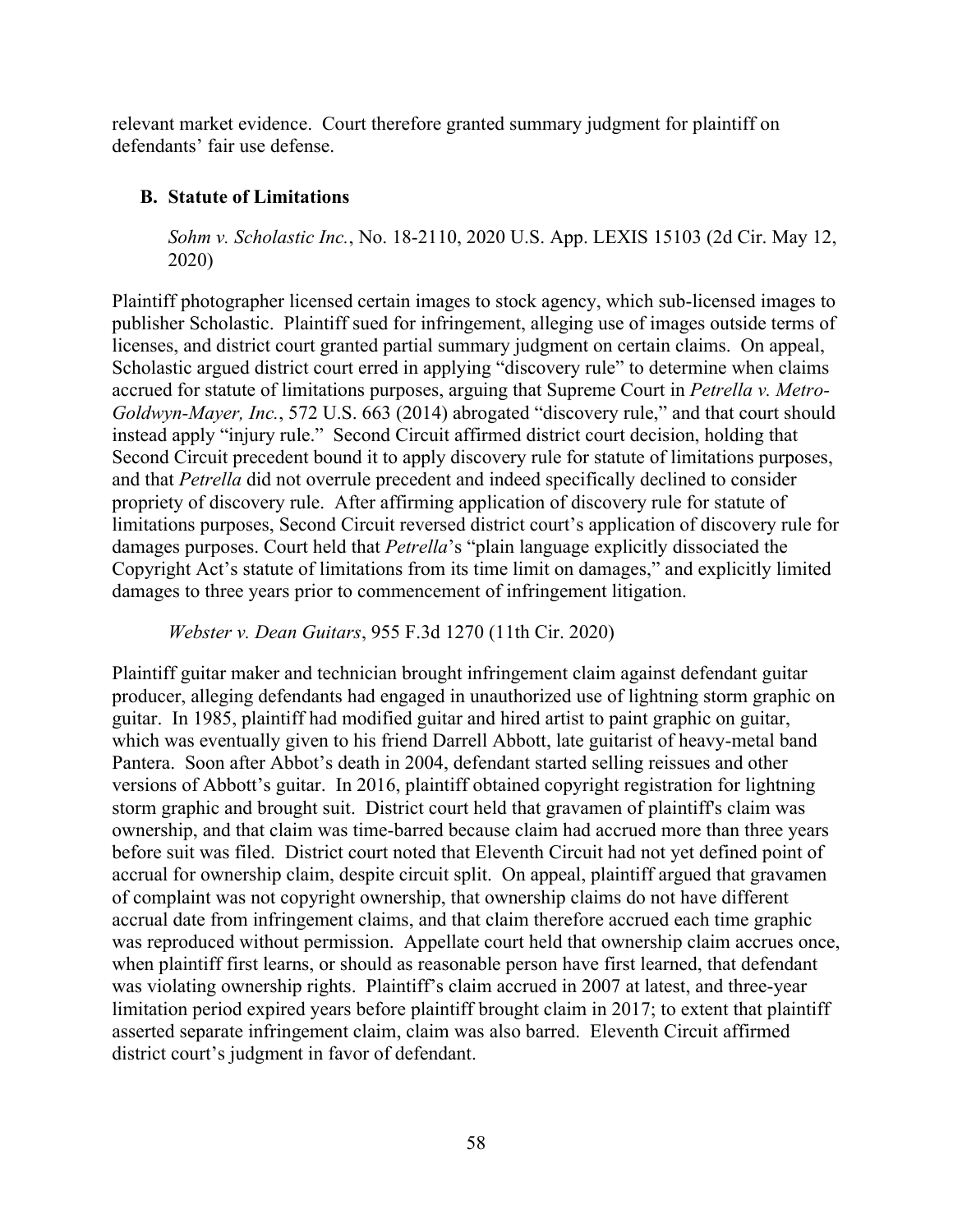relevant market evidence. Court therefore granted summary judgment for plaintiff on defendants' fair use defense.

### B. Statute of Limitations

*Sohm v. Scholastic Inc.*, No. 18-2110, 2020 U.S. App. LEXIS 15103 (2d Cir. May 12, 2020)

Plaintiff photographer licensed certain images to stock agency, which sub-licensed images to publisher Scholastic. Plaintiff sued for infringement, alleging use of images outside terms of licenses, and district court granted partial summary judgment on certain claims. On appeal, Scholastic argued district court erred in applying "discovery rule" to determine when claims accrued for statute of limitations purposes, arguing that Supreme Court in *Petrella v. Metro-Goldwyn-Mayer, Inc.*, 572 U.S. 663 (2014) abrogated "discovery rule," and that court should instead apply "injury rule." Second Circuit affirmed district court decision, holding that Second Circuit precedent bound it to apply discovery rule for statute of limitations purposes, and that *Petrella* did not overrule precedent and indeed specifically declined to consider propriety of discovery rule. After affirming application of discovery rule for statute of limitations purposes, Second Circuit reversed district court's application of discovery rule for damages purposes. Court held that *Petrella*'s "plain language explicitly dissociated the Copyright Act's statute of limitations from its time limit on damages," and explicitly limited damages to three years prior to commencement of infringement litigation.

*Webster v. Dean Guitars*, 955 F.3d 1270 (11th Cir. 2020)

Plaintiff guitar maker and technician brought infringement claim against defendant guitar producer, alleging defendants had engaged in unauthorized use of lightning storm graphic on guitar. In 1985, plaintiff had modified guitar and hired artist to paint graphic on guitar, which was eventually given to his friend Darrell Abbott, late guitarist of heavy-metal band Pantera. Soon after Abbot's death in 2004, defendant started selling reissues and other versions of Abbott's guitar. In 2016, plaintiff obtained copyright registration for lightning storm graphic and brought suit. District court held that gravamen of plaintiff's claim was ownership, and that claim was time-barred because claim had accrued more than three years before suit was filed. District court noted that Eleventh Circuit had not yet defined point of accrual for ownership claim, despite circuit split. On appeal, plaintiff argued that gravamen of complaint was not copyright ownership, that ownership claims do not have different accrual date from infringement claims, and that claim therefore accrued each time graphic was reproduced without permission. Appellate court held that ownership claim accrues once, when plaintiff first learns, or should as reasonable person have first learned, that defendant was violating ownership rights. Plaintiff's claim accrued in 2007 at latest, and three-year limitation period expired years before plaintiff brought claim in 2017; to extent that plaintiff asserted separate infringement claim, claim was also barred. Eleventh Circuit affirmed district court's judgment in favor of defendant.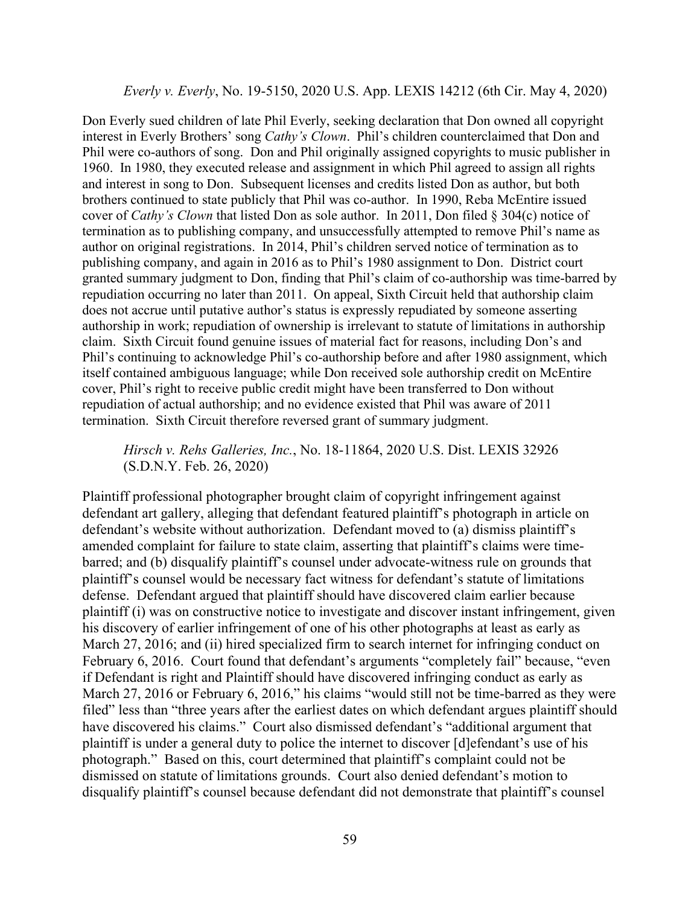*Everly v. Everly*, No. 19-5150, 2020 U.S. App. LEXIS 14212 (6th Cir. May 4, 2020)

Don Everly sued children of late Phil Everly, seeking declaration that Don owned all copyright interest in Everly Brothers' song *Cathy's Clown*. Phil's children counterclaimed that Don and Phil were co-authors of song. Don and Phil originally assigned copyrights to music publisher in 1960. In 1980, they executed release and assignment in which Phil agreed to assign all rights and interest in song to Don. Subsequent licenses and credits listed Don as author, but both brothers continued to state publicly that Phil was co-author. In 1990, Reba McEntire issued cover of *Cathy's Clown* that listed Don as sole author. In 2011, Don filed § 304(c) notice of termination as to publishing company, and unsuccessfully attempted to remove Phil's name as author on original registrations. In 2014, Phil's children served notice of termination as to publishing company, and again in 2016 as to Phil's 1980 assignment to Don. District court granted summary judgment to Don, finding that Phil's claim of co-authorship was time-barred by repudiation occurring no later than 2011. On appeal, Sixth Circuit held that authorship claim does not accrue until putative author's status is expressly repudiated by someone asserting authorship in work; repudiation of ownership is irrelevant to statute of limitations in authorship claim. Sixth Circuit found genuine issues of material fact for reasons, including Don's and Phil's continuing to acknowledge Phil's co-authorship before and after 1980 assignment, which itself contained ambiguous language; while Don received sole authorship credit on McEntire cover, Phil's right to receive public credit might have been transferred to Don without repudiation of actual authorship; and no evidence existed that Phil was aware of 2011 termination. Sixth Circuit therefore reversed grant of summary judgment.

*Hirsch v. Rehs Galleries, Inc.*, No. 18-11864, 2020 U.S. Dist. LEXIS 32926 (S.D.N.Y. Feb. 26, 2020)

Plaintiff professional photographer brought claim of copyright infringement against defendant art gallery, alleging that defendant featured plaintiff's photograph in article on defendant's website without authorization. Defendant moved to (a) dismiss plaintiff's amended complaint for failure to state claim, asserting that plaintiff's claims were time-barred; and (b) disqualify plaintiff's counsel under advocate-witness rule on grounds that plaintiff's counsel would be necessary fact witness for defendant's statute of limitations defense. Defendant argued that plaintiff should have discovered claim earlier because plaintiff (i) was on constructive notice to investigate and discover instant infringement, given his discovery of earlier infringement of one of his other photographs at least as early as March 27, 2016; and (ii) hired specialized firm to search internet for infringing conduct on February 6, 2016. Court found that defendant's arguments "completely fail" because, "even if Defendant is right and Plaintiff should have discovered infringing conduct as early as March 27, 2016 or February 6, 2016," his claims "would still not be time-barred as they were filed" less than "three years after the earliest dates on which defendant argues plaintiff should have discovered his claims." Court also dismissed defendant's "additional argument that plaintiff is under a general duty to police the internet to discover [d]efendant's use of his photograph." Based on this, court determined that plaintiff's complaint could not be dismissed on statute of limitations grounds. Court also denied defendant's motion to disqualify plaintiff's counsel because defendant did not demonstrate that plaintiff's counsel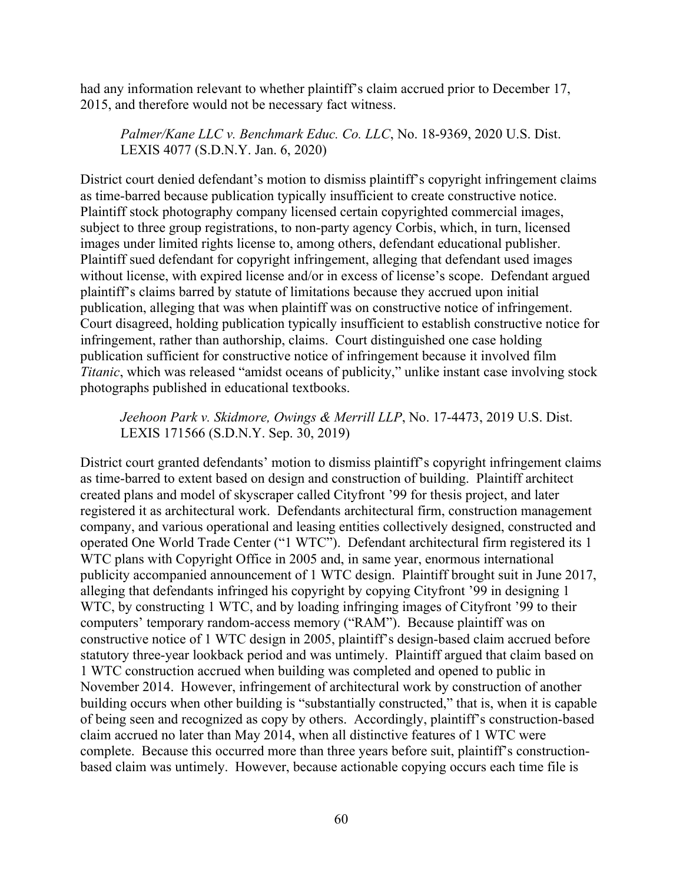had any information relevant to whether plaintiff's claim accrued prior to December 17, 2015, and therefore would not be necessary fact witness.

> *Palmer/Kane LLC v. Benchmark Educ. Co. LLC*, No. 18-9369, 2020 U.S. Dist. LEXIS 4077 (S.D.N.Y. Jan. 6, 2020)

District court denied defendant's motion to dismiss plaintiff's copyright infringement claims as time-barred because publication typically insufficient to create constructive notice. Plaintiff stock photography company licensed certain copyrighted commercial images, subject to three group registrations, to non-party agency Corbis, which, in turn, licensed images under limited rights license to, among others, defendant educational publisher. Plaintiff sued defendant for copyright infringement, alleging that defendant used images without license, with expired license and/or in excess of license's scope. Defendant argued plaintiff's claims barred by statute of limitations because they accrued upon initial publication, alleging that was when plaintiff was on constructive notice of infringement. Court disagreed, holding publication typically insufficient to establish constructive notice for infringement, rather than authorship, claims. Court distinguished one case holding publication sufficient for constructive notice of infringement because it involved film *Titanic*, which was released "amidst oceans of publicity," unlike instant case involving stock photographs published in educational textbooks.

> *Jeehoon Park v. Skidmore, Owings & Merrill LLP*, No. 17-4473, 2019 U.S. Dist. LEXIS 171566 (S.D.N.Y. Sep. 30, 2019)

District court granted defendants' motion to dismiss plaintiff's copyright infringement claims as time-barred to extent based on design and construction of building. Plaintiff architect created plans and model of skyscraper called Cityfront '99 for thesis project, and later registered it as architectural work. Defendants architectural firm, construction management company, and various operational and leasing entities collectively designed, constructed and operated One World Trade Center ("1 WTC"). Defendant architectural firm registered its 1 WTC plans with Copyright Office in 2005 and, in same year, enormous international publicity accompanied announcement of 1 WTC design. Plaintiff brought suit in June 2017, alleging that defendants infringed his copyright by copying Cityfront '99 in designing 1 WTC, by constructing 1 WTC, and by loading infringing images of Cityfront '99 to their computers' temporary random-access memory ("RAM"). Because plaintiff was on constructive notice of 1 WTC design in 2005, plaintiff's design-based claim accrued before statutory three-year lookback period and was untimely. Plaintiff argued that claim based on 1 WTC construction accrued when building was completed and opened to public in November 2014. However, infringement of architectural work by construction of another building occurs when other building is "substantially constructed," that is, when it is capable of being seen and recognized as copy by others. Accordingly, plaintiff's construction-based claim accrued no later than May 2014, when all distinctive features of 1 WTC were complete. Because this occurred more than three years before suit, plaintiff's construction-based claim was untimely. However, because actionable copying occurs each time file is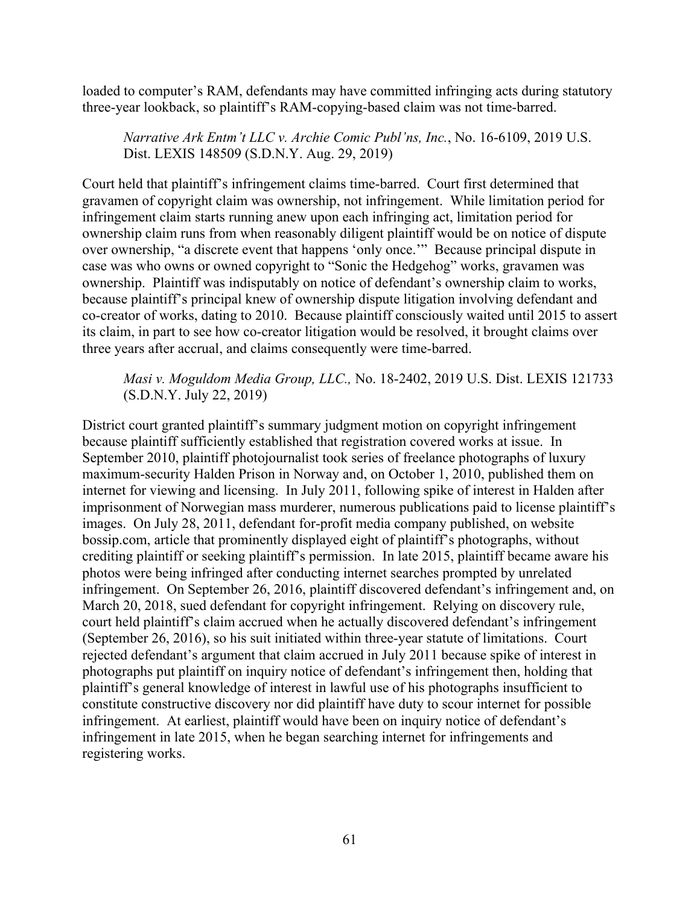loaded to computer's RAM, defendants may have committed infringing acts during statutory three-year lookback, so plaintiff's RAM-copying-based claim was not time-barred.

> *Narrative Ark Entm't LLC v. Archie Comic Publ'ns, Inc.*, No. 16-6109, 2019 U.S. Dist. LEXIS 148509 (S.D.N.Y. Aug. 29, 2019)

Court held that plaintiff's infringement claims time-barred. Court first determined that gravamen of copyright claim was ownership, not infringement. While limitation period for infringement claim starts running anew upon each infringing act, limitation period for ownership claim runs from when reasonably diligent plaintiff would be on notice of dispute over ownership, "a discrete event that happens 'only once.'" Because principal dispute in case was who owns or owned copyright to "Sonic the Hedgehog" works, gravamen was ownership. Plaintiff was indisputably on notice of defendant's ownership claim to works, because plaintiff's principal knew of ownership dispute litigation involving defendant and co-creator of works, dating to 2010. Because plaintiff consciously waited until 2015 to assert its claim, in part to see how co-creator litigation would be resolved, it brought claims over three years after accrual, and claims consequently were time-barred.

> *Masi v. Moguldom Media Group, LLC.,* No. 18-2402, 2019 U.S. Dist. LEXIS 121733 (S.D.N.Y. July 22, 2019)

District court granted plaintiff's summary judgment motion on copyright infringement because plaintiff sufficiently established that registration covered works at issue. In September 2010, plaintiff photojournalist took series of freelance photographs of luxury maximum-security Halden Prison in Norway and, on October 1, 2010, published them on internet for viewing and licensing. In July 2011, following spike of interest in Halden after imprisonment of Norwegian mass murderer, numerous publications paid to license plaintiff's images. On July 28, 2011, defendant for-profit media company published, on website bossip.com, article that prominently displayed eight of plaintiff's photographs, without crediting plaintiff or seeking plaintiff's permission. In late 2015, plaintiff became aware his photos were being infringed after conducting internet searches prompted by unrelated infringement. On September 26, 2016, plaintiff discovered defendant's infringement and, on March 20, 2018, sued defendant for copyright infringement. Relying on discovery rule, court held plaintiff's claim accrued when he actually discovered defendant's infringement (September 26, 2016), so his suit initiated within three-year statute of limitations. Court rejected defendant's argument that claim accrued in July 2011 because spike of interest in photographs put plaintiff on inquiry notice of defendant's infringement then, holding that plaintiff's general knowledge of interest in lawful use of his photographs insufficient to constitute constructive discovery nor did plaintiff have duty to scour internet for possible infringement. At earliest, plaintiff would have been on inquiry notice of defendant's infringement in late 2015, when he began searching internet for infringements and registering works.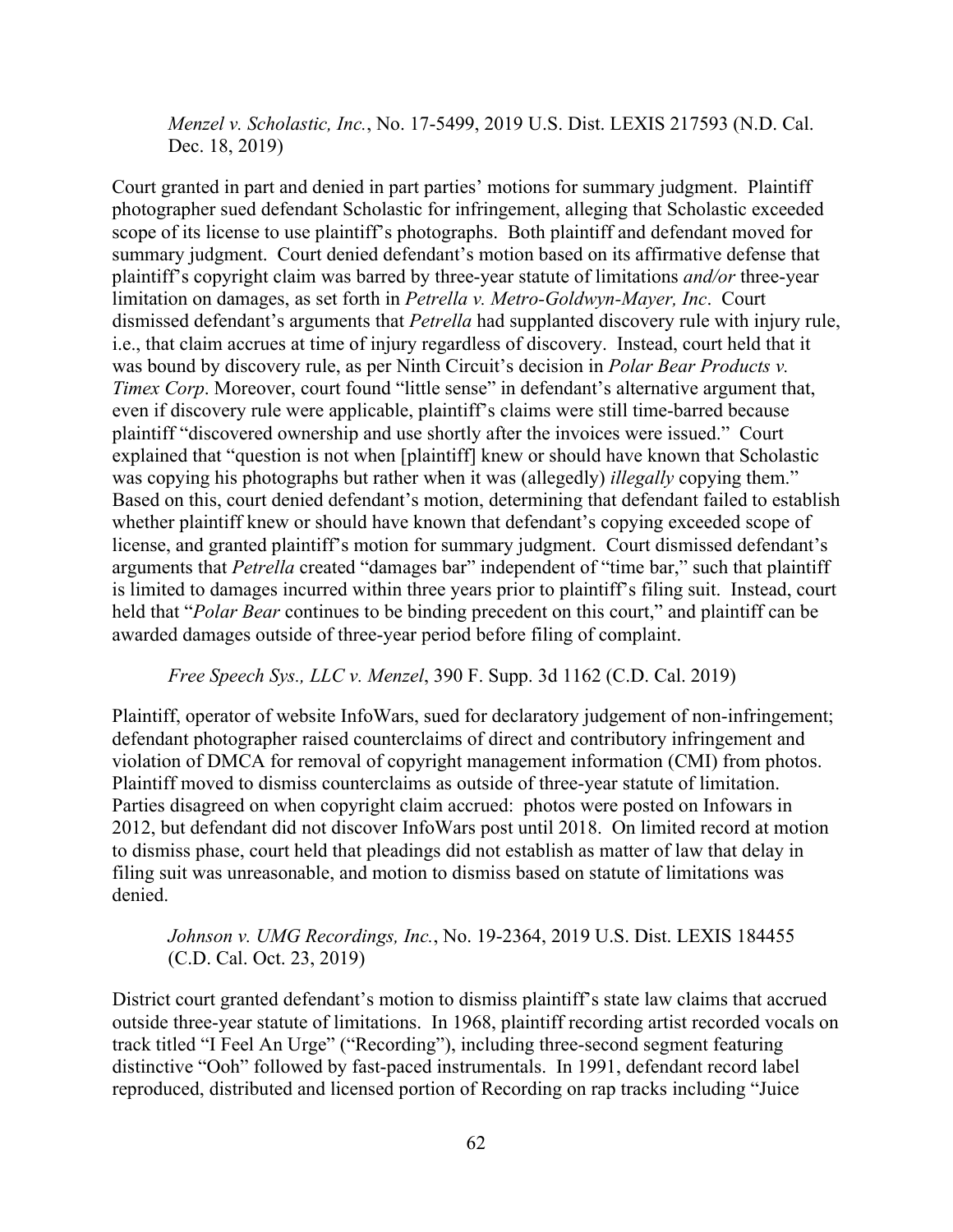*Menzel v. Scholastic, Inc.*, No. 17-5499, 2019 U.S. Dist. LEXIS 217593 (N.D. Cal. Dec. 18, 2019)

Court granted in part and denied in part parties' motions for summary judgment. Plaintiff photographer sued defendant Scholastic for infringement, alleging that Scholastic exceeded scope of its license to use plaintiff's photographs. Both plaintiff and defendant moved for summary judgment. Court denied defendant's motion based on its affirmative defense that plaintiff's copyright claim was barred by three-year statute of limitations *and/or* three-year limitation on damages, as set forth in *Petrella v. Metro-Goldwyn-Mayer, Inc*. Court dismissed defendant's arguments that *Petrella* had supplanted discovery rule with injury rule, i.e., that claim accrues at time of injury regardless of discovery. Instead, court held that it was bound by discovery rule, as per Ninth Circuit's decision in *Polar Bear Products v. Timex Corp*. Moreover, court found "little sense" in defendant's alternative argument that, even if discovery rule were applicable, plaintiff's claims were still time-barred because plaintiff "discovered ownership and use shortly after the invoices were issued." Court explained that "question is not when [plaintiff] knew or should have known that Scholastic was copying his photographs but rather when it was (allegedly) *illegally* copying them." Based on this, court denied defendant's motion, determining that defendant failed to establish whether plaintiff knew or should have known that defendant's copying exceeded scope of license, and granted plaintiff's motion for summary judgment. Court dismissed defendant's arguments that *Petrella* created "damages bar" independent of "time bar," such that plaintiff is limited to damages incurred within three years prior to plaintiff's filing suit. Instead, court held that "*Polar Bear* continues to be binding precedent on this court," and plaintiff can be awarded damages outside of three-year period before filing of complaint.

*Free Speech Sys., LLC v. Menzel*, 390 F. Supp. 3d 1162 (C.D. Cal. 2019)

Plaintiff, operator of website InfoWars, sued for declaratory judgement of non-infringement; defendant photographer raised counterclaims of direct and contributory infringement and violation of DMCA for removal of copyright management information (CMI) from photos. Plaintiff moved to dismiss counterclaims as outside of three-year statute of limitation. Parties disagreed on when copyright claim accrued: photos were posted on Infowars in 2012, but defendant did not discover InfoWars post until 2018. On limited record at motion to dismiss phase, court held that pleadings did not establish as matter of law that delay in filing suit was unreasonable, and motion to dismiss based on statute of limitations was denied.

*Johnson v. UMG Recordings, Inc.*, No. 19-2364, 2019 U.S. Dist. LEXIS 184455 (C.D. Cal. Oct. 23, 2019)

District court granted defendant's motion to dismiss plaintiff's state law claims that accrued outside three-year statute of limitations. In 1968, plaintiff recording artist recorded vocals on track titled "I Feel An Urge" ("Recording"), including three-second segment featuring distinctive "Ooh" followed by fast-paced instrumentals. In 1991, defendant record label reproduced, distributed and licensed portion of Recording on rap tracks including "Juice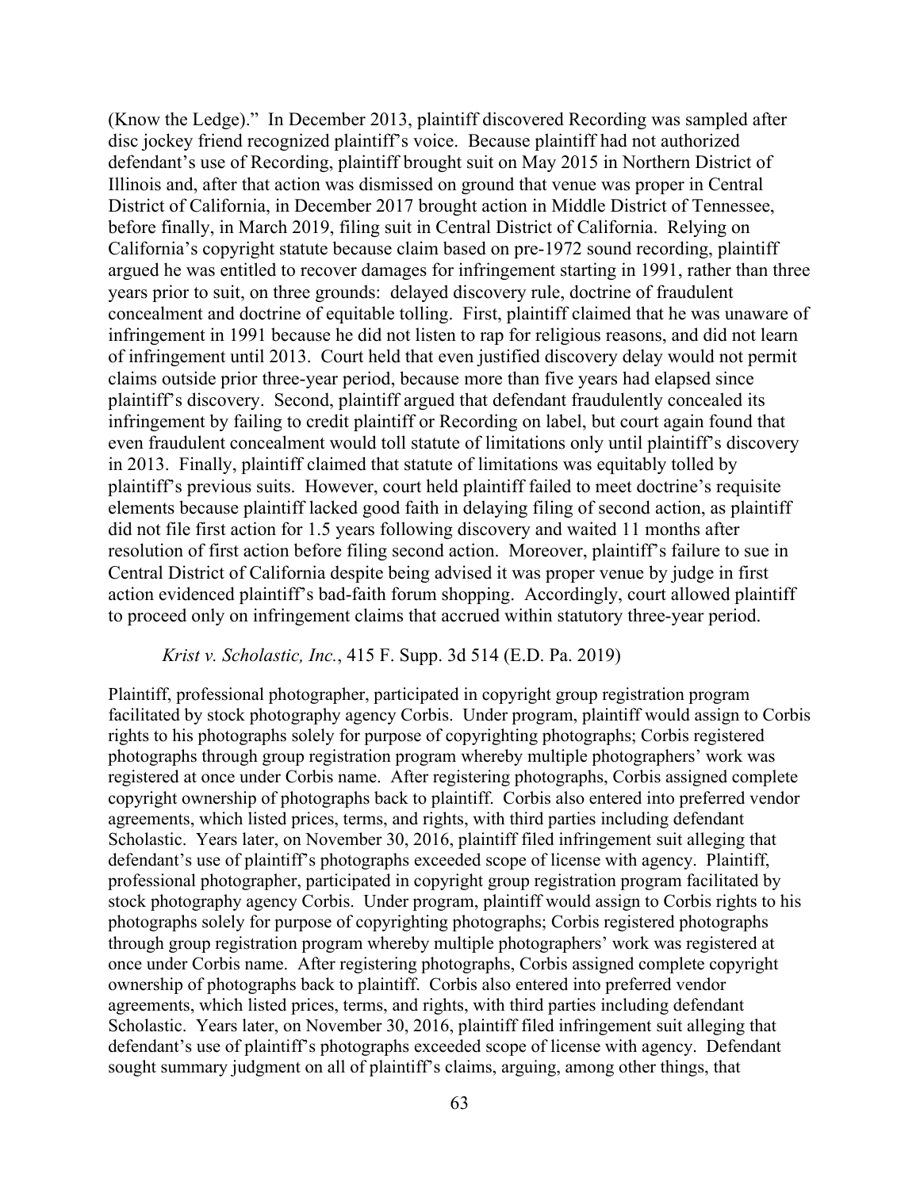(Know the Ledge)." In December 2013, plaintiff discovered Recording was sampled after disc jockey friend recognized plaintiff's voice. Because plaintiff had not authorized defendant's use of Recording, plaintiff brought suit on May 2015 in Northern District of Illinois and, after that action was dismissed on ground that venue was proper in Central District of California, in December 2017 brought action in Middle District of Tennessee, before finally, in March 2019, filing suit in Central District of California. Relying on California's copyright statute because claim based on pre-1972 sound recording, plaintiff argued he was entitled to recover damages for infringement starting in 1991, rather than three years prior to suit, on three grounds: delayed discovery rule, doctrine of fraudulent concealment and doctrine of equitable tolling. First, plaintiff claimed that he was unaware of infringement in 1991 because he did not listen to rap for religious reasons, and did not learn of infringement until 2013. Court held that even justified discovery delay would not permit claims outside prior three-year period, because more than five years had elapsed since plaintiff's discovery. Second, plaintiff argued that defendant fraudulently concealed its infringement by failing to credit plaintiff or Recording on label, but court again found that even fraudulent concealment would toll statute of limitations only until plaintiff's discovery in 2013. Finally, plaintiff claimed that statute of limitations was equitably tolled by plaintiff's previous suits. However, court held plaintiff failed to meet doctrine's requisite elements because plaintiff lacked good faith in delaying filing of second action, as plaintiff did not file first action for 1.5 years following discovery and waited 11 months after resolution of first action before filing second action. Moreover, plaintiff's failure to sue in Central District of California despite being advised it was proper venue by judge in first action evidenced plaintiff's bad-faith forum shopping. Accordingly, court allowed plaintiff to proceed only on infringement claims that accrued within statutory three-year period.

*Krist v. Scholastic, Inc.*, 415 F. Supp. 3d 514 (E.D. Pa. 2019)

Plaintiff, professional photographer, participated in copyright group registration program facilitated by stock photography agency Corbis. Under program, plaintiff would assign to Corbis rights to his photographs solely for purpose of copyrighting photographs; Corbis registered photographs through group registration program whereby multiple photographers' work was registered at once under Corbis name. After registering photographs, Corbis assigned complete copyright ownership of photographs back to plaintiff. Corbis also entered into preferred vendor agreements, which listed prices, terms, and rights, with third parties including defendant Scholastic. Years later, on November 30, 2016, plaintiff filed infringement suit alleging that defendant's use of plaintiff's photographs exceeded scope of license with agency. Plaintiff, professional photographer, participated in copyright group registration program facilitated by stock photography agency Corbis. Under program, plaintiff would assign to Corbis rights to his photographs solely for purpose of copyrighting photographs; Corbis registered photographs through group registration program whereby multiple photographers' work was registered at once under Corbis name. After registering photographs, Corbis assigned complete copyright ownership of photographs back to plaintiff. Corbis also entered into preferred vendor agreements, which listed prices, terms, and rights, with third parties including defendant Scholastic. Years later, on November 30, 2016, plaintiff filed infringement suit alleging that defendant's use of plaintiff's photographs exceeded scope of license with agency. Defendant sought summary judgment on all of plaintiff's claims, arguing, among other things, that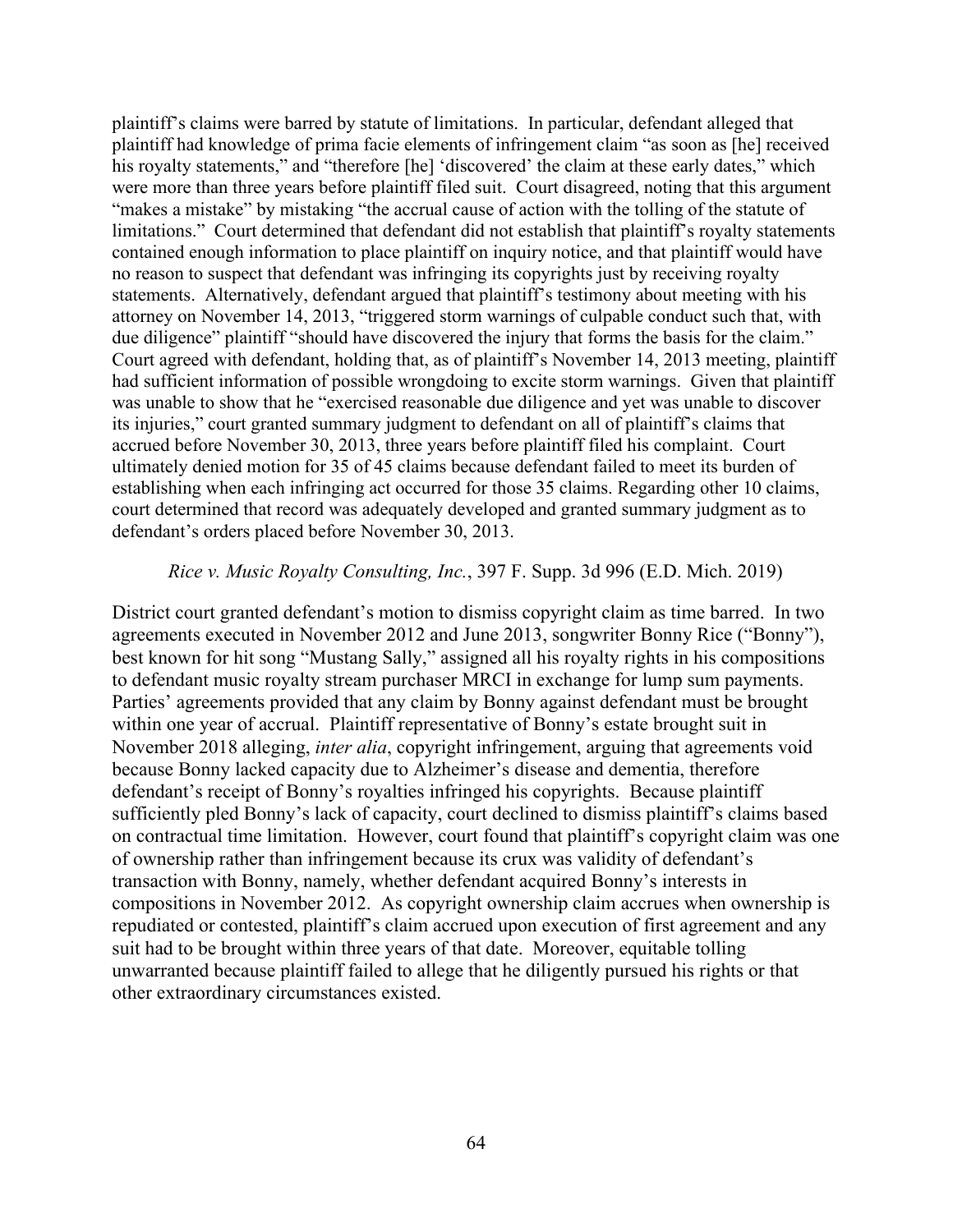plaintiff's claims were barred by statute of limitations. In particular, defendant alleged that plaintiff had knowledge of prima facie elements of infringement claim "as soon as [he] received his royalty statements," and "therefore [he] 'discovered' the claim at these early dates," which were more than three years before plaintiff filed suit. Court disagreed, noting that this argument "makes a mistake" by mistaking "the accrual cause of action with the tolling of the statute of limitations." Court determined that defendant did not establish that plaintiff's royalty statements contained enough information to place plaintiff on inquiry notice, and that plaintiff would have no reason to suspect that defendant was infringing its copyrights just by receiving royalty statements. Alternatively, defendant argued that plaintiff's testimony about meeting with his attorney on November 14, 2013, "triggered storm warnings of culpable conduct such that, with due diligence" plaintiff "should have discovered the injury that forms the basis for the claim." Court agreed with defendant, holding that, as of plaintiff's November 14, 2013 meeting, plaintiff had sufficient information of possible wrongdoing to excite storm warnings. Given that plaintiff was unable to show that he "exercised reasonable due diligence and yet was unable to discover its injuries," court granted summary judgment to defendant on all of plaintiff's claims that accrued before November 30, 2013, three years before plaintiff filed his complaint. Court ultimately denied motion for 35 of 45 claims because defendant failed to meet its burden of establishing when each infringing act occurred for those 35 claims. Regarding other 10 claims, court determined that record was adequately developed and granted summary judgment as to defendant's orders placed before November 30, 2013.

*Rice v. Music Royalty Consulting, Inc.*, 397 F. Supp. 3d 996 (E.D. Mich. 2019)

District court granted defendant's motion to dismiss copyright claim as time barred. In two agreements executed in November 2012 and June 2013, songwriter Bonny Rice ("Bonny"), best known for hit song "Mustang Sally," assigned all his royalty rights in his compositions to defendant music royalty stream purchaser MRCI in exchange for lump sum payments. Parties' agreements provided that any claim by Bonny against defendant must be brought within one year of accrual. Plaintiff representative of Bonny's estate brought suit in November 2018 alleging, *inter alia*, copyright infringement, arguing that agreements void because Bonny lacked capacity due to Alzheimer's disease and dementia, therefore defendant's receipt of Bonny's royalties infringed his copyrights. Because plaintiff sufficiently pled Bonny's lack of capacity, court declined to dismiss plaintiff's claims based on contractual time limitation. However, court found that plaintiff's copyright claim was one of ownership rather than infringement because its crux was validity of defendant's transaction with Bonny, namely, whether defendant acquired Bonny's interests in compositions in November 2012. As copyright ownership claim accrues when ownership is repudiated or contested, plaintiff's claim accrued upon execution of first agreement and any suit had to be brought within three years of that date. Moreover, equitable tolling unwarranted because plaintiff failed to allege that he diligently pursued his rights or that other extraordinary circumstances existed.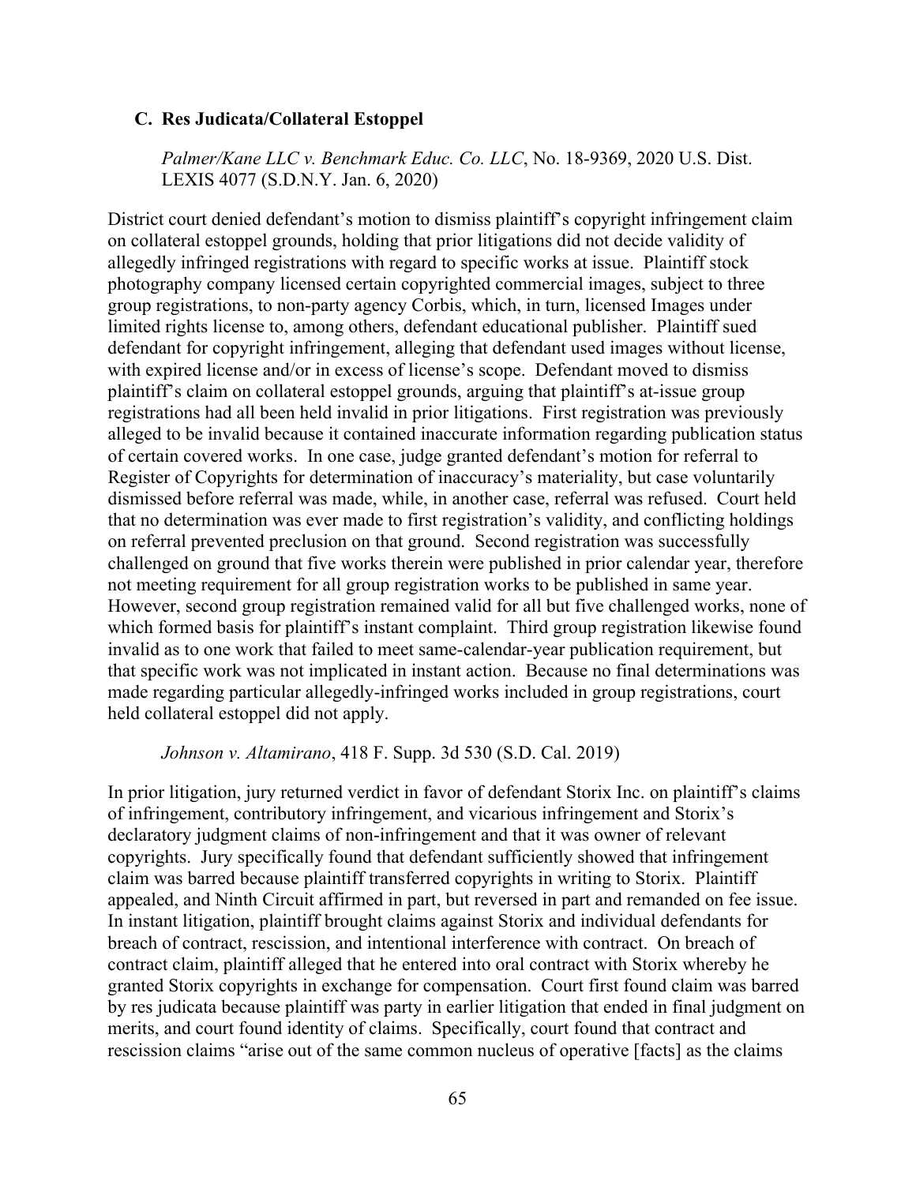### C. Res Judicata/Collateral Estoppel

*Palmer/Kane LLC v. Benchmark Educ. Co. LLC*, No. 18-9369, 2020 U.S. Dist. LEXIS 4077 (S.D.N.Y. Jan. 6, 2020)

District court denied defendant's motion to dismiss plaintiff's copyright infringement claim on collateral estoppel grounds, holding that prior litigations did not decide validity of allegedly infringed registrations with regard to specific works at issue. Plaintiff stock photography company licensed certain copyrighted commercial images, subject to three group registrations, to non-party agency Corbis, which, in turn, licensed Images under limited rights license to, among others, defendant educational publisher. Plaintiff sued defendant for copyright infringement, alleging that defendant used images without license, with expired license and/or in excess of license's scope. Defendant moved to dismiss plaintiff's claim on collateral estoppel grounds, arguing that plaintiff's at-issue group registrations had all been held invalid in prior litigations. First registration was previously alleged to be invalid because it contained inaccurate information regarding publication status of certain covered works. In one case, judge granted defendant's motion for referral to Register of Copyrights for determination of inaccuracy's materiality, but case voluntarily dismissed before referral was made, while, in another case, referral was refused. Court held that no determination was ever made to first registration's validity, and conflicting holdings on referral prevented preclusion on that ground. Second registration was successfully challenged on ground that five works therein were published in prior calendar year, therefore not meeting requirement for all group registration works to be published in same year. However, second group registration remained valid for all but five challenged works, none of which formed basis for plaintiff's instant complaint. Third group registration likewise found invalid as to one work that failed to meet same-calendar-year publication requirement, but that specific work was not implicated in instant action. Because no final determinations was made regarding particular allegedly-infringed works included in group registrations, court held collateral estoppel did not apply.

*Johnson v. Altamirano*, 418 F. Supp. 3d 530 (S.D. Cal. 2019)

In prior litigation, jury returned verdict in favor of defendant Storix Inc. on plaintiff's claims of infringement, contributory infringement, and vicarious infringement and Storix's declaratory judgment claims of non-infringement and that it was owner of relevant copyrights. Jury specifically found that defendant sufficiently showed that infringement claim was barred because plaintiff transferred copyrights in writing to Storix. Plaintiff appealed, and Ninth Circuit affirmed in part, but reversed in part and remanded on fee issue. In instant litigation, plaintiff brought claims against Storix and individual defendants for breach of contract, rescission, and intentional interference with contract. On breach of contract claim, plaintiff alleged that he entered into oral contract with Storix whereby he granted Storix copyrights in exchange for compensation. Court first found claim was barred by res judicata because plaintiff was party in earlier litigation that ended in final judgment on merits, and court found identity of claims. Specifically, court found that contract and rescission claims "arise out of the same common nucleus of operative [facts] as the claims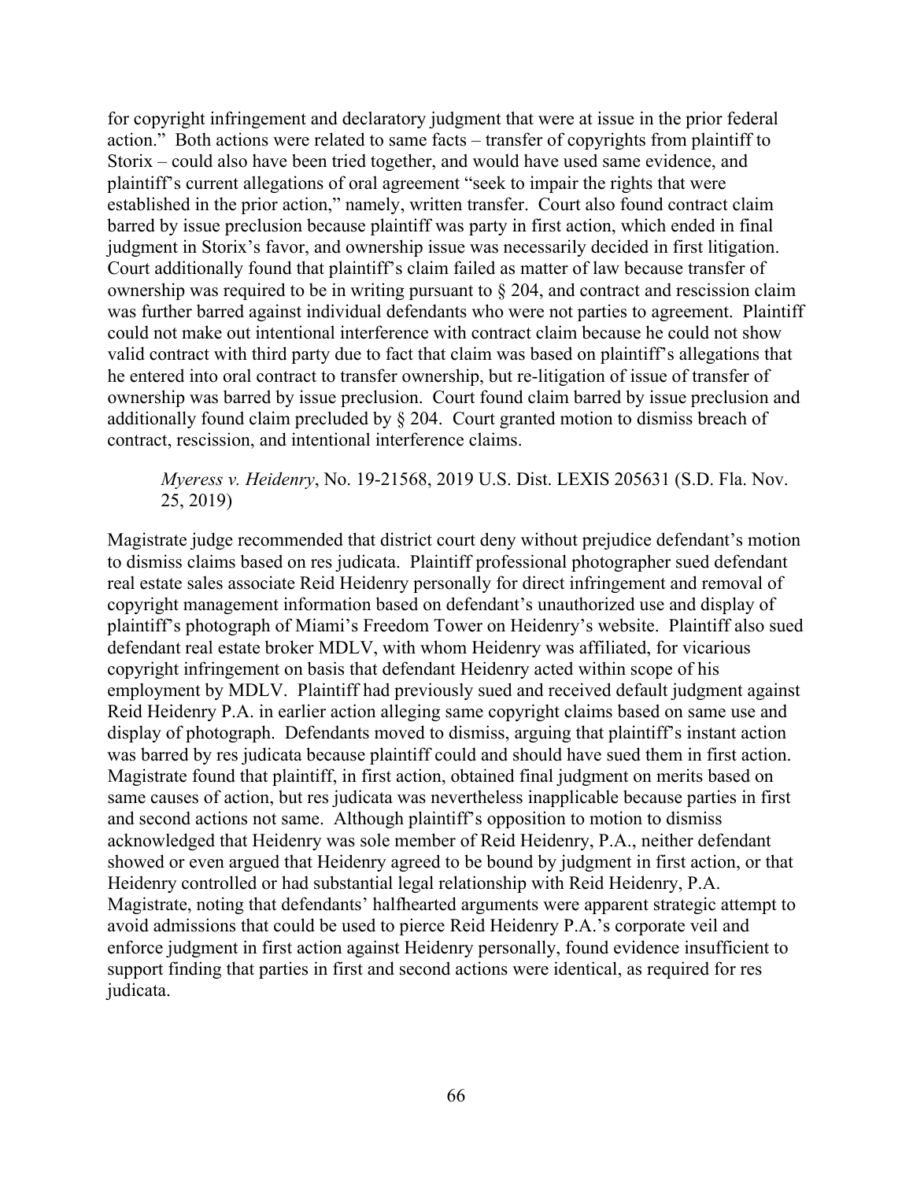for copyright infringement and declaratory judgment that were at issue in the prior federal action." Both actions were related to same facts – transfer of copyrights from plaintiff to Storix – could also have been tried together, and would have used same evidence, and plaintiff's current allegations of oral agreement "seek to impair the rights that were established in the prior action," namely, written transfer. Court also found contract claim barred by issue preclusion because plaintiff was party in first action, which ended in final judgment in Storix's favor, and ownership issue was necessarily decided in first litigation. Court additionally found that plaintiff's claim failed as matter of law because transfer of ownership was required to be in writing pursuant to § 204, and contract and rescission claim was further barred against individual defendants who were not parties to agreement. Plaintiff could not make out intentional interference with contract claim because he could not show valid contract with third party due to fact that claim was based on plaintiff's allegations that he entered into oral contract to transfer ownership, but re-litigation of issue of transfer of ownership was barred by issue preclusion. Court found claim barred by issue preclusion and additionally found claim precluded by § 204. Court granted motion to dismiss breach of contract, rescission, and intentional interference claims.

> *Myeress v. Heidenry*, No. 19-21568, 2019 U.S. Dist. LEXIS 205631 (S.D. Fla. Nov. 25, 2019)

Magistrate judge recommended that district court deny without prejudice defendant's motion to dismiss claims based on res judicata. Plaintiff professional photographer sued defendant real estate sales associate Reid Heidenry personally for direct infringement and removal of copyright management information based on defendant's unauthorized use and display of plaintiff's photograph of Miami's Freedom Tower on Heidenry's website. Plaintiff also sued defendant real estate broker MDLV, with whom Heidenry was affiliated, for vicarious copyright infringement on basis that defendant Heidenry acted within scope of his employment by MDLV. Plaintiff had previously sued and received default judgment against Reid Heidenry P.A. in earlier action alleging same copyright claims based on same use and display of photograph. Defendants moved to dismiss, arguing that plaintiff's instant action was barred by res judicata because plaintiff could and should have sued them in first action. Magistrate found that plaintiff, in first action, obtained final judgment on merits based on same causes of action, but res judicata was nevertheless inapplicable because parties in first and second actions not same. Although plaintiff's opposition to motion to dismiss acknowledged that Heidenry was sole member of Reid Heidenry, P.A., neither defendant showed or even argued that Heidenry agreed to be bound by judgment in first action, or that Heidenry controlled or had substantial legal relationship with Reid Heidenry, P.A. Magistrate, noting that defendants' halfhearted arguments were apparent strategic attempt to avoid admissions that could be used to pierce Reid Heidenry P.A.'s corporate veil and enforce judgment in first action against Heidenry personally, found evidence insufficient to support finding that parties in first and second actions were identical, as required for res judicata.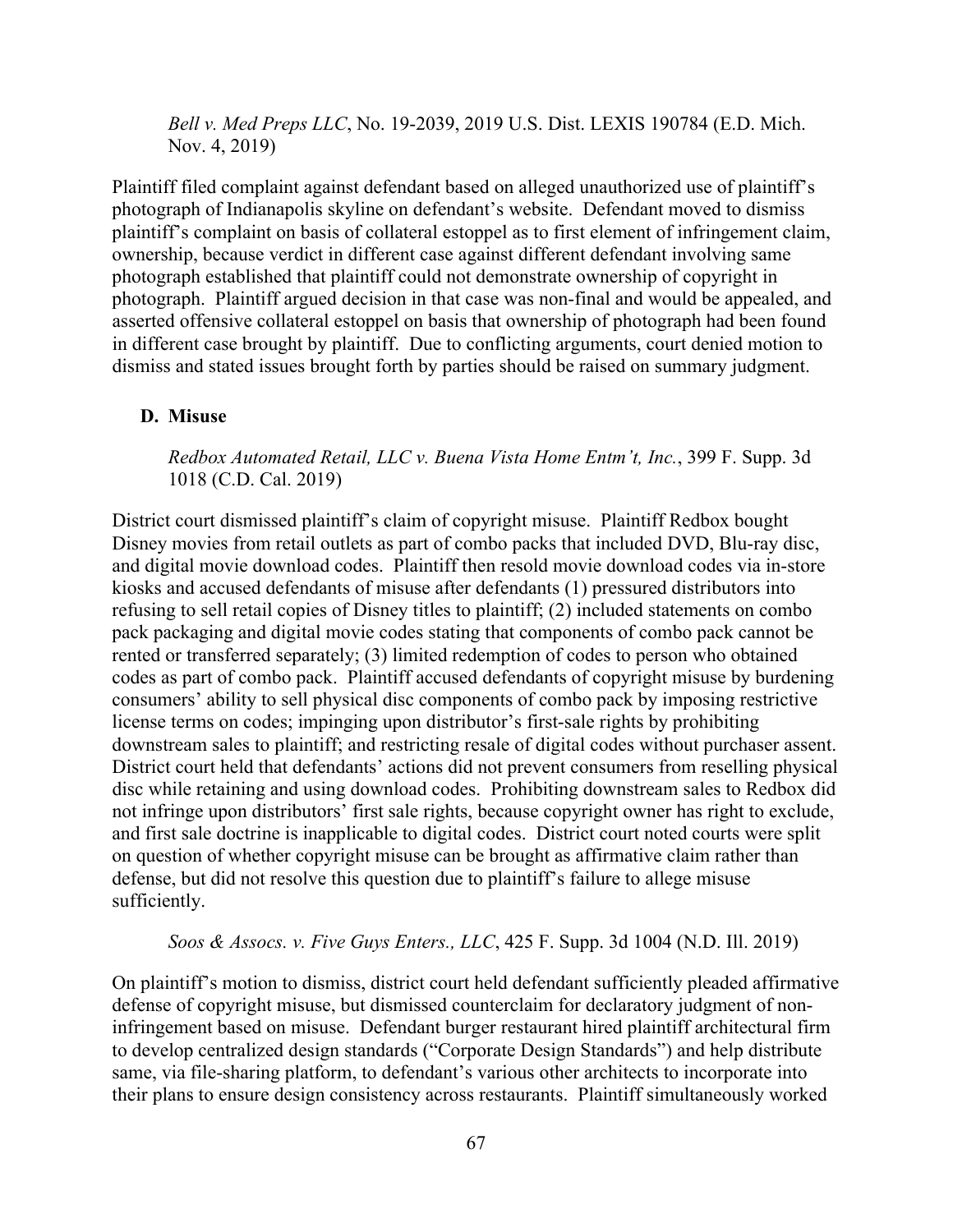*Bell v. Med Preps LLC*, No. 19-2039, 2019 U.S. Dist. LEXIS 190784 (E.D. Mich. Nov. 4, 2019)

Plaintiff filed complaint against defendant based on alleged unauthorized use of plaintiff's photograph of Indianapolis skyline on defendant's website. Defendant moved to dismiss plaintiff's complaint on basis of collateral estoppel as to first element of infringement claim, ownership, because verdict in different case against different defendant involving same photograph established that plaintiff could not demonstrate ownership of copyright in photograph. Plaintiff argued decision in that case was non-final and would be appealed, and asserted offensive collateral estoppel on basis that ownership of photograph had been found in different case brought by plaintiff. Due to conflicting arguments, court denied motion to dismiss and stated issues brought forth by parties should be raised on summary judgment.

### D. Misuse

*Redbox Automated Retail, LLC v. Buena Vista Home Entm't, Inc.*, 399 F. Supp. 3d 1018 (C.D. Cal. 2019)

District court dismissed plaintiff's claim of copyright misuse. Plaintiff Redbox bought Disney movies from retail outlets as part of combo packs that included DVD, Blu-ray disc, and digital movie download codes. Plaintiff then resold movie download codes via in-store kiosks and accused defendants of misuse after defendants (1) pressured distributors into refusing to sell retail copies of Disney titles to plaintiff; (2) included statements on combo pack packaging and digital movie codes stating that components of combo pack cannot be rented or transferred separately; (3) limited redemption of codes to person who obtained codes as part of combo pack. Plaintiff accused defendants of copyright misuse by burdening consumers' ability to sell physical disc components of combo pack by imposing restrictive license terms on codes; impinging upon distributor's first-sale rights by prohibiting downstream sales to plaintiff; and restricting resale of digital codes without purchaser assent. District court held that defendants' actions did not prevent consumers from reselling physical disc while retaining and using download codes. Prohibiting downstream sales to Redbox did not infringe upon distributors' first sale rights, because copyright owner has right to exclude, and first sale doctrine is inapplicable to digital codes. District court noted courts were split on question of whether copyright misuse can be brought as affirmative claim rather than defense, but did not resolve this question due to plaintiff's failure to allege misuse sufficiently.

*Soos & Assocs. v. Five Guys Enters., LLC*, 425 F. Supp. 3d 1004 (N.D. Ill. 2019)

On plaintiff's motion to dismiss, district court held defendant sufficiently pleaded affirmative defense of copyright misuse, but dismissed counterclaim for declaratory judgment of non-infringement based on misuse. Defendant burger restaurant hired plaintiff architectural firm to develop centralized design standards ("Corporate Design Standards") and help distribute same, via file-sharing platform, to defendant's various other architects to incorporate into their plans to ensure design consistency across restaurants. Plaintiff simultaneously worked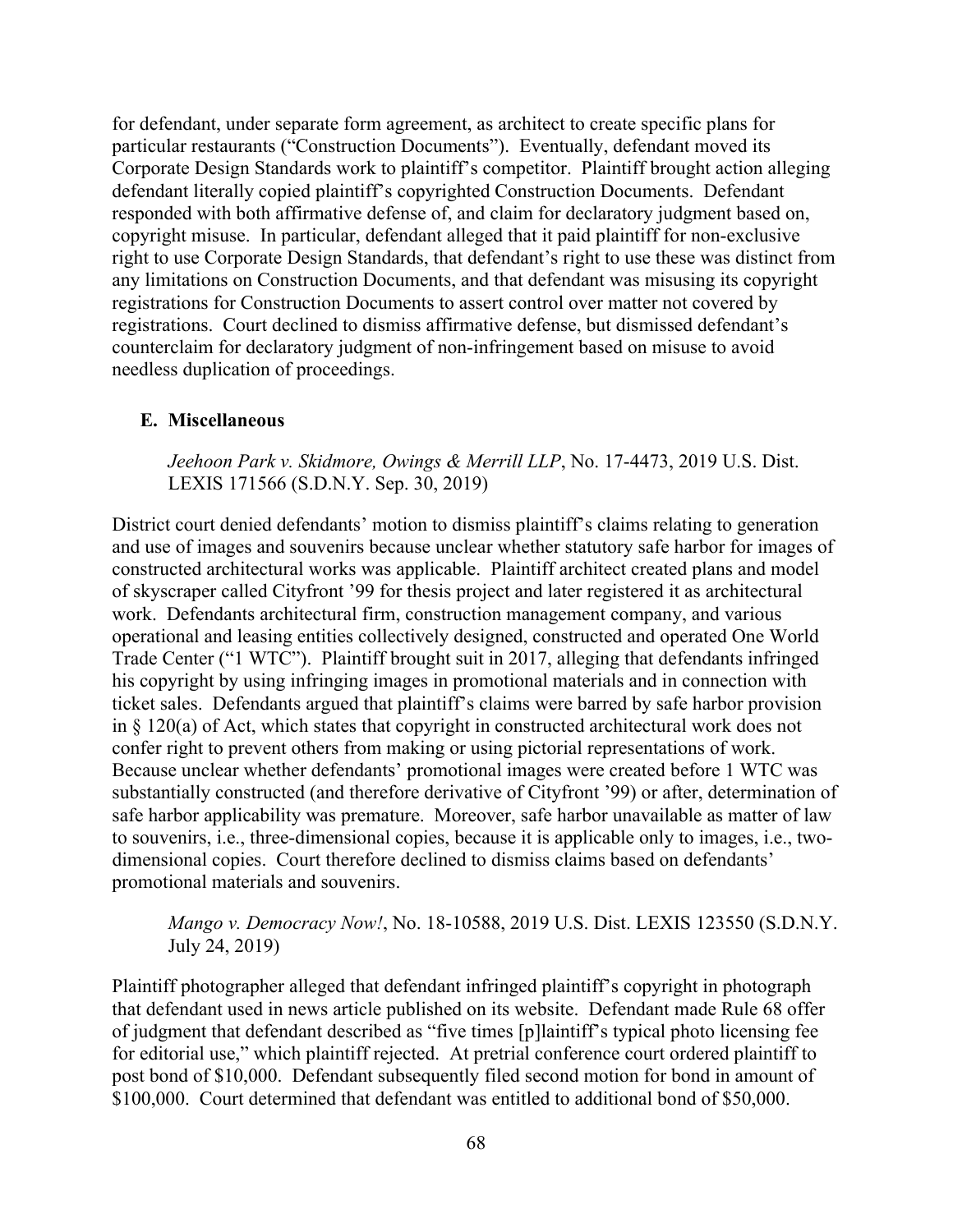for defendant, under separate form agreement, as architect to create specific plans for particular restaurants ("Construction Documents"). Eventually, defendant moved its Corporate Design Standards work to plaintiff's competitor. Plaintiff brought action alleging defendant literally copied plaintiff's copyrighted Construction Documents. Defendant responded with both affirmative defense of, and claim for declaratory judgment based on, copyright misuse. In particular, defendant alleged that it paid plaintiff for non-exclusive right to use Corporate Design Standards, that defendant's right to use these was distinct from any limitations on Construction Documents, and that defendant was misusing its copyright registrations for Construction Documents to assert control over matter not covered by registrations. Court declined to dismiss affirmative defense, but dismissed defendant's counterclaim for declaratory judgment of non-infringement based on misuse to avoid needless duplication of proceedings.

### E. Miscellaneous

*Jeehoon Park v. Skidmore, Owings & Merrill LLP*, No. 17-4473, 2019 U.S. Dist. LEXIS 171566 (S.D.N.Y. Sep. 30, 2019)

District court denied defendants' motion to dismiss plaintiff's claims relating to generation and use of images and souvenirs because unclear whether statutory safe harbor for images of constructed architectural works was applicable. Plaintiff architect created plans and model of skyscraper called Cityfront '99 for thesis project and later registered it as architectural work. Defendants architectural firm, construction management company, and various operational and leasing entities collectively designed, constructed and operated One World Trade Center ("1 WTC"). Plaintiff brought suit in 2017, alleging that defendants infringed his copyright by using infringing images in promotional materials and in connection with ticket sales. Defendants argued that plaintiff's claims were barred by safe harbor provision in § 120(a) of Act, which states that copyright in constructed architectural work does not confer right to prevent others from making or using pictorial representations of work. Because unclear whether defendants' promotional images were created before 1 WTC was substantially constructed (and therefore derivative of Cityfront '99) or after, determination of safe harbor applicability was premature. Moreover, safe harbor unavailable as matter of law to souvenirs, i.e., three-dimensional copies, because it is applicable only to images, i.e., two-dimensional copies. Court therefore declined to dismiss claims based on defendants' promotional materials and souvenirs.

*Mango v. Democracy Now!*, No. 18-10588, 2019 U.S. Dist. LEXIS 123550 (S.D.N.Y. July 24, 2019)

Plaintiff photographer alleged that defendant infringed plaintiff's copyright in photograph that defendant used in news article published on its website. Defendant made Rule 68 offer of judgment that defendant described as "five times [p]laintiff's typical photo licensing fee for editorial use," which plaintiff rejected. At pretrial conference court ordered plaintiff to post bond of $10,000. Defendant subsequently filed second motion for bond in amount of $100,000. Court determined that defendant was entitled to additional bond of $50,000.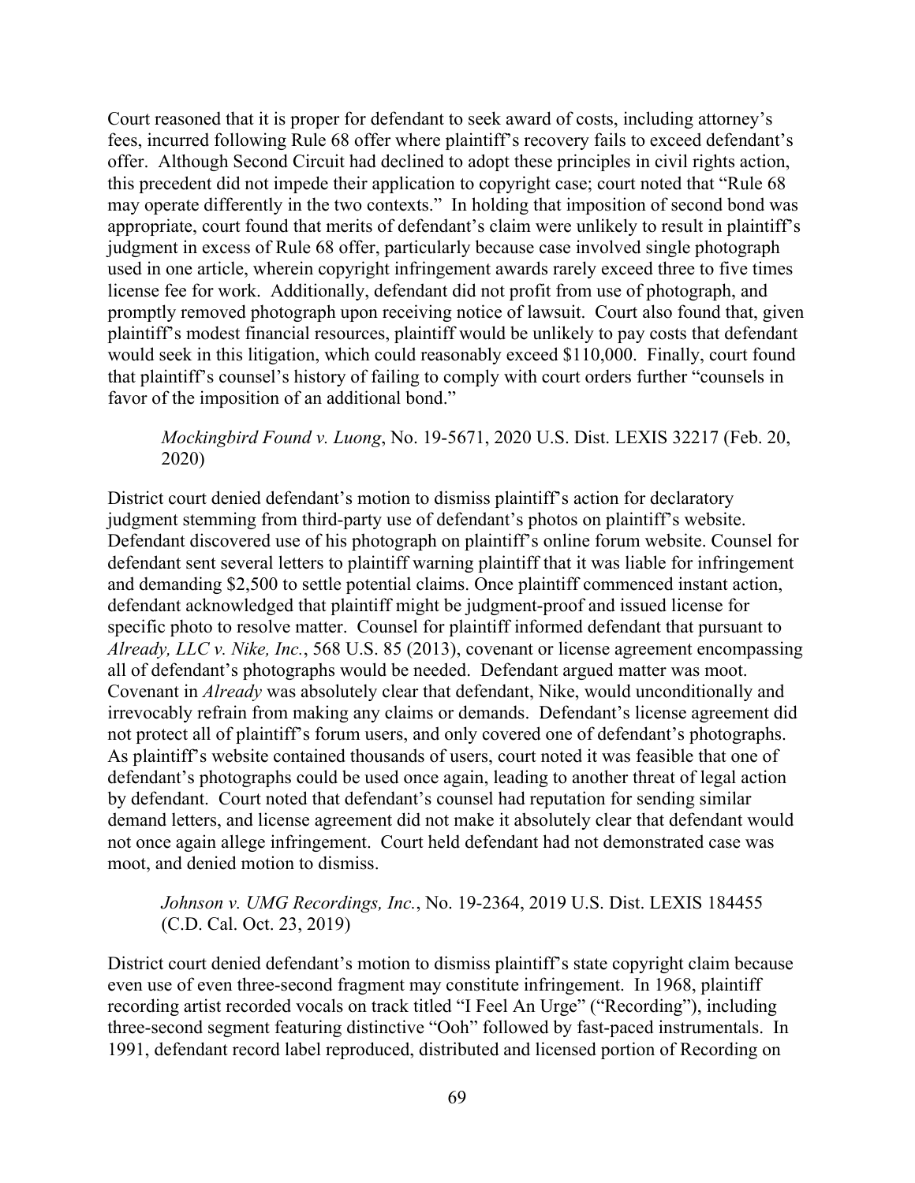Court reasoned that it is proper for defendant to seek award of costs, including attorney's fees, incurred following Rule 68 offer where plaintiff's recovery fails to exceed defendant's offer. Although Second Circuit had declined to adopt these principles in civil rights action, this precedent did not impede their application to copyright case; court noted that "Rule 68 may operate differently in the two contexts." In holding that imposition of second bond was appropriate, court found that merits of defendant's claim were unlikely to result in plaintiff's judgment in excess of Rule 68 offer, particularly because case involved single photograph used in one article, wherein copyright infringement awards rarely exceed three to five times license fee for work. Additionally, defendant did not profit from use of photograph, and promptly removed photograph upon receiving notice of lawsuit. Court also found that, given plaintiff's modest financial resources, plaintiff would be unlikely to pay costs that defendant would seek in this litigation, which could reasonably exceed $110,000. Finally, court found that plaintiff's counsel's history of failing to comply with court orders further "counsels in favor of the imposition of an additional bond."

> *Mockingbird Found v. Luong*, No. 19-5671, 2020 U.S. Dist. LEXIS 32217 (Feb. 20, 2020)

District court denied defendant's motion to dismiss plaintiff's action for declaratory judgment stemming from third-party use of defendant's photos on plaintiff's website. Defendant discovered use of his photograph on plaintiff's online forum website. Counsel for defendant sent several letters to plaintiff warning plaintiff that it was liable for infringement and demanding $2,500 to settle potential claims. Once plaintiff commenced instant action, defendant acknowledged that plaintiff might be judgment-proof and issued license for specific photo to resolve matter. Counsel for plaintiff informed defendant that pursuant to *Already, LLC v. Nike, Inc.*, 568 U.S. 85 (2013), covenant or license agreement encompassing all of defendant's photographs would be needed. Defendant argued matter was moot. Covenant in *Already* was absolutely clear that defendant, Nike, would unconditionally and irrevocably refrain from making any claims or demands. Defendant's license agreement did not protect all of plaintiff's forum users, and only covered one of defendant's photographs. As plaintiff's website contained thousands of users, court noted it was feasible that one of defendant's photographs could be used once again, leading to another threat of legal action by defendant. Court noted that defendant's counsel had reputation for sending similar demand letters, and license agreement did not make it absolutely clear that defendant would not once again allege infringement. Court held defendant had not demonstrated case was moot, and denied motion to dismiss.

> *Johnson v. UMG Recordings, Inc.*, No. 19-2364, 2019 U.S. Dist. LEXIS 184455 (C.D. Cal. Oct. 23, 2019)

District court denied defendant's motion to dismiss plaintiff's state copyright claim because even use of even three-second fragment may constitute infringement. In 1968, plaintiff recording artist recorded vocals on track titled "I Feel An Urge" ("Recording"), including three-second segment featuring distinctive "Ooh" followed by fast-paced instrumentals. In 1991, defendant record label reproduced, distributed and licensed portion of Recording on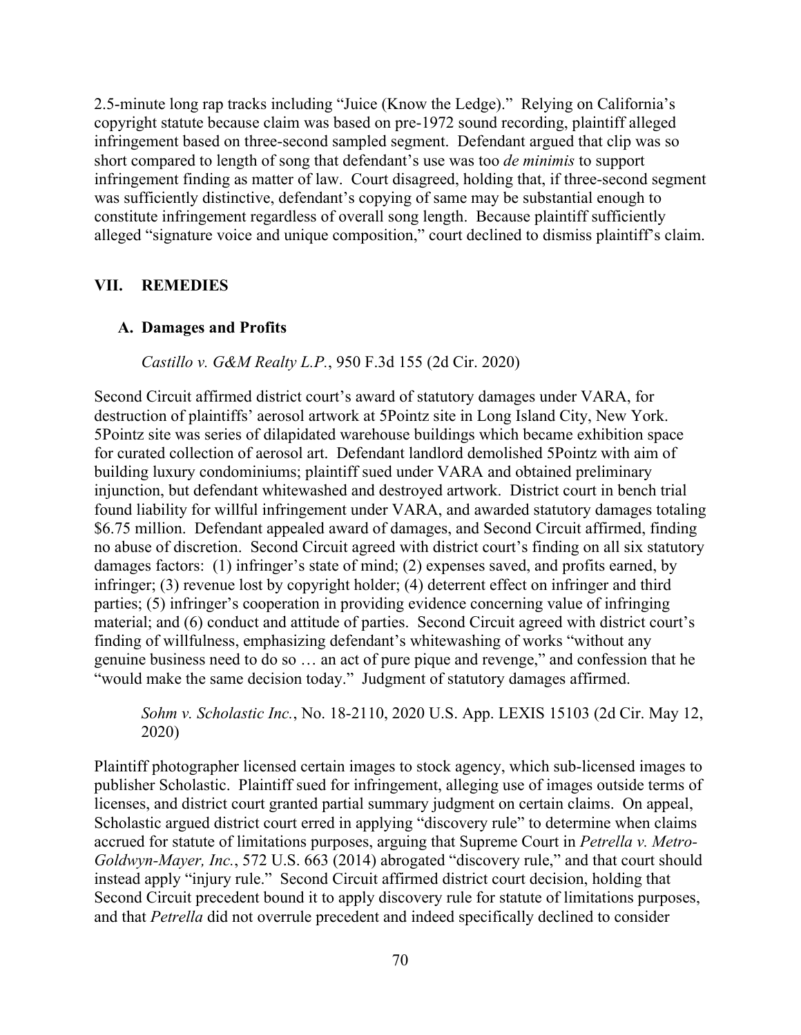2.5-minute long rap tracks including "Juice (Know the Ledge)." Relying on California's copyright statute because claim was based on pre-1972 sound recording, plaintiff alleged infringement based on three-second sampled segment. Defendant argued that clip was so short compared to length of song that defendant's use was too *de minimis* to support infringement finding as matter of law. Court disagreed, holding that, if three-second segment was sufficiently distinctive, defendant's copying of same may be substantial enough to constitute infringement regardless of overall song length. Because plaintiff sufficiently alleged "signature voice and unique composition," court declined to dismiss plaintiff's claim.

## VII. REMEDIES

### A. Damages and Profits

*Castillo v. G&M Realty L.P.*, 950 F.3d 155 (2d Cir. 2020)

Second Circuit affirmed district court's award of statutory damages under VARA, for destruction of plaintiffs' aerosol artwork at 5Pointz site in Long Island City, New York. 5Pointz site was series of dilapidated warehouse buildings which became exhibition space for curated collection of aerosol art. Defendant landlord demolished 5Pointz with aim of building luxury condominiums; plaintiff sued under VARA and obtained preliminary injunction, but defendant whitewashed and destroyed artwork. District court in bench trial found liability for willful infringement under VARA, and awarded statutory damages totaling $6.75 million. Defendant appealed award of damages, and Second Circuit affirmed, finding no abuse of discretion. Second Circuit agreed with district court's finding on all six statutory damages factors: (1) infringer's state of mind; (2) expenses saved, and profits earned, by infringer; (3) revenue lost by copyright holder; (4) deterrent effect on infringer and third parties; (5) infringer's cooperation in providing evidence concerning value of infringing material; and (6) conduct and attitude of parties. Second Circuit agreed with district court's finding of willfulness, emphasizing defendant's whitewashing of works "without any genuine business need to do so … an act of pure pique and revenge," and confession that he "would make the same decision today." Judgment of statutory damages affirmed.

*Sohm v. Scholastic Inc.*, No. 18-2110, 2020 U.S. App. LEXIS 15103 (2d Cir. May 12, 2020)

Plaintiff photographer licensed certain images to stock agency, which sub-licensed images to publisher Scholastic. Plaintiff sued for infringement, alleging use of images outside terms of licenses, and district court granted partial summary judgment on certain claims. On appeal, Scholastic argued district court erred in applying "discovery rule" to determine when claims accrued for statute of limitations purposes, arguing that Supreme Court in *Petrella v. Metro-Goldwyn-Mayer, Inc.*, 572 U.S. 663 (2014) abrogated "discovery rule," and that court should instead apply "injury rule." Second Circuit affirmed district court decision, holding that Second Circuit precedent bound it to apply discovery rule for statute of limitations purposes, and that *Petrella* did not overrule precedent and indeed specifically declined to consider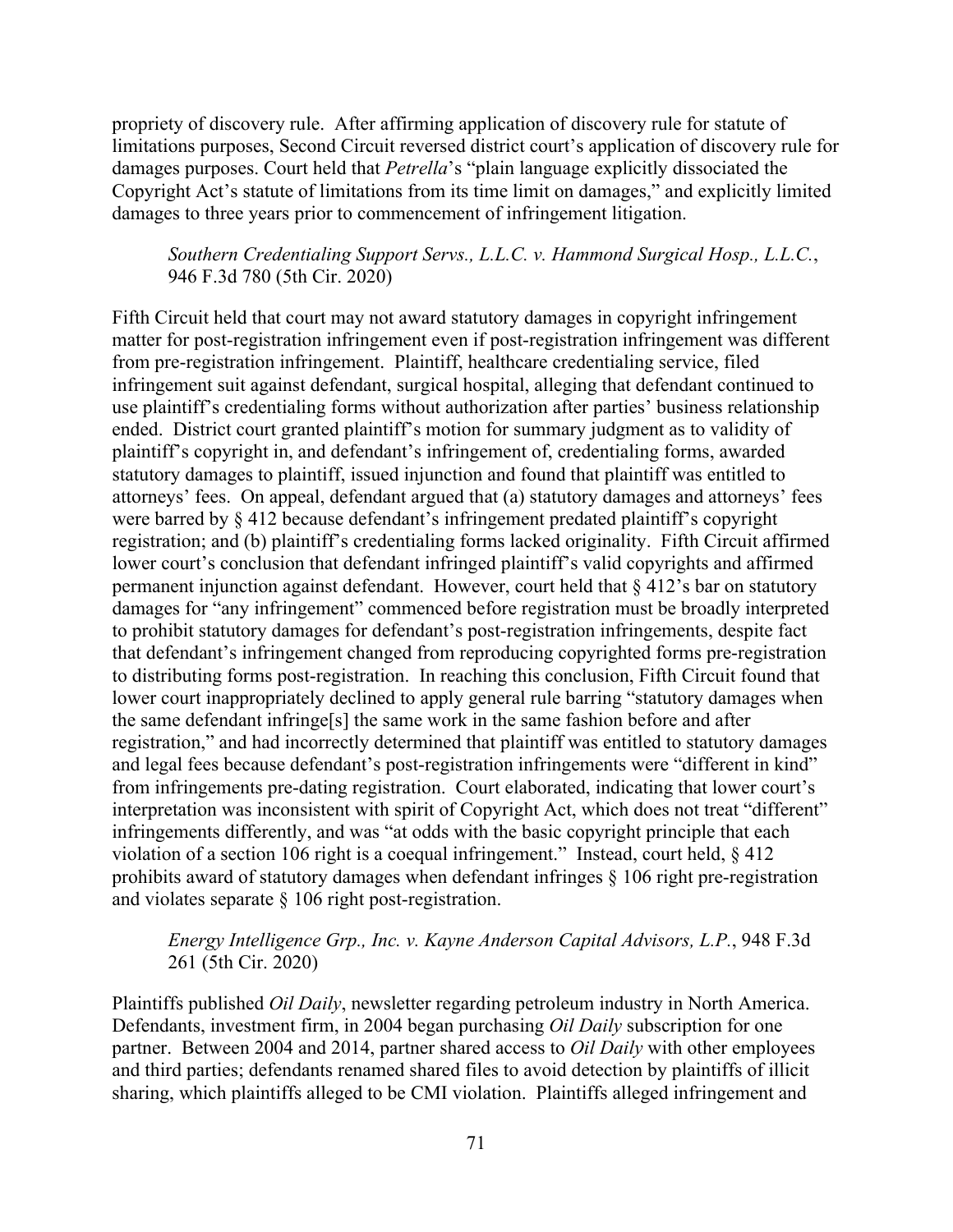propriety of discovery rule. After affirming application of discovery rule for statute of limitations purposes, Second Circuit reversed district court's application of discovery rule for damages purposes. Court held that *Petrella*'s "plain language explicitly dissociated the Copyright Act's statute of limitations from its time limit on damages," and explicitly limited damages to three years prior to commencement of infringement litigation.

> *Southern Credentialing Support Servs., L.L.C. v. Hammond Surgical Hosp., L.L.C.*, 946 F.3d 780 (5th Cir. 2020)

Fifth Circuit held that court may not award statutory damages in copyright infringement matter for post-registration infringement even if post-registration infringement was different from pre-registration infringement. Plaintiff, healthcare credentialing service, filed infringement suit against defendant, surgical hospital, alleging that defendant continued to use plaintiff's credentialing forms without authorization after parties' business relationship ended. District court granted plaintiff's motion for summary judgment as to validity of plaintiff's copyright in, and defendant's infringement of, credentialing forms, awarded statutory damages to plaintiff, issued injunction and found that plaintiff was entitled to attorneys' fees. On appeal, defendant argued that (a) statutory damages and attorneys' fees were barred by § 412 because defendant's infringement predated plaintiff's copyright registration; and (b) plaintiff's credentialing forms lacked originality. Fifth Circuit affirmed lower court's conclusion that defendant infringed plaintiff's valid copyrights and affirmed permanent injunction against defendant. However, court held that § 412's bar on statutory damages for "any infringement" commenced before registration must be broadly interpreted to prohibit statutory damages for defendant's post-registration infringements, despite fact that defendant's infringement changed from reproducing copyrighted forms pre-registration to distributing forms post-registration. In reaching this conclusion, Fifth Circuit found that lower court inappropriately declined to apply general rule barring "statutory damages when the same defendant infringe[s] the same work in the same fashion before and after registration," and had incorrectly determined that plaintiff was entitled to statutory damages and legal fees because defendant's post-registration infringements were "different in kind" from infringements pre-dating registration. Court elaborated, indicating that lower court's interpretation was inconsistent with spirit of Copyright Act, which does not treat "different" infringements differently, and was "at odds with the basic copyright principle that each violation of a section 106 right is a coequal infringement." Instead, court held, § 412 prohibits award of statutory damages when defendant infringes § 106 right pre-registration and violates separate § 106 right post-registration.

> *Energy Intelligence Grp., Inc. v. Kayne Anderson Capital Advisors, L.P.*, 948 F.3d 261 (5th Cir. 2020)

Plaintiffs published *Oil Daily*, newsletter regarding petroleum industry in North America. Defendants, investment firm, in 2004 began purchasing *Oil Daily* subscription for one partner. Between 2004 and 2014, partner shared access to *Oil Daily* with other employees and third parties; defendants renamed shared files to avoid detection by plaintiffs of illicit sharing, which plaintiffs alleged to be CMI violation. Plaintiffs alleged infringement and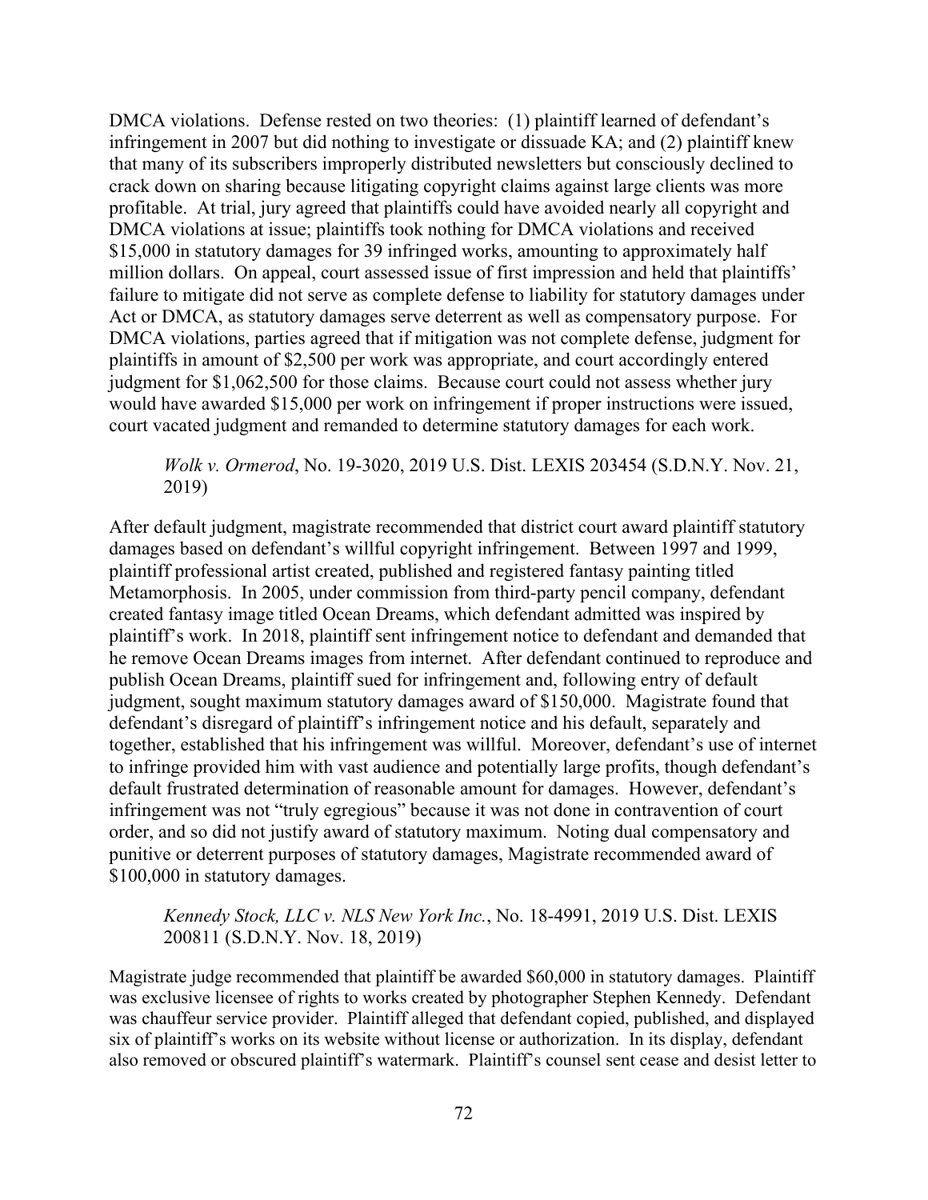DMCA violations. Defense rested on two theories: (1) plaintiff learned of defendant's infringement in 2007 but did nothing to investigate or dissuade KA; and (2) plaintiff knew that many of its subscribers improperly distributed newsletters but consciously declined to crack down on sharing because litigating copyright claims against large clients was more profitable. At trial, jury agreed that plaintiffs could have avoided nearly all copyright and DMCA violations at issue; plaintiffs took nothing for DMCA violations and received $15,000 in statutory damages for 39 infringed works, amounting to approximately half million dollars. On appeal, court assessed issue of first impression and held that plaintiffs' failure to mitigate did not serve as complete defense to liability for statutory damages under Act or DMCA, as statutory damages serve deterrent as well as compensatory purpose. For DMCA violations, parties agreed that if mitigation was not complete defense, judgment for plaintiffs in amount of $2,500 per work was appropriate, and court accordingly entered judgment for $1,062,500 for those claims. Because court could not assess whether jury would have awarded $15,000 per work on infringement if proper instructions were issued, court vacated judgment and remanded to determine statutory damages for each work.

> *Wolk v. Ormerod*, No. 19-3020, 2019 U.S. Dist. LEXIS 203454 (S.D.N.Y. Nov. 21, 2019)

After default judgment, magistrate recommended that district court award plaintiff statutory damages based on defendant's willful copyright infringement. Between 1997 and 1999, plaintiff professional artist created, published and registered fantasy painting titled Metamorphosis. In 2005, under commission from third-party pencil company, defendant created fantasy image titled Ocean Dreams, which defendant admitted was inspired by plaintiff's work. In 2018, plaintiff sent infringement notice to defendant and demanded that he remove Ocean Dreams images from internet. After defendant continued to reproduce and publish Ocean Dreams, plaintiff sued for infringement and, following entry of default judgment, sought maximum statutory damages award of $150,000. Magistrate found that defendant's disregard of plaintiff's infringement notice and his default, separately and together, established that his infringement was willful. Moreover, defendant's use of internet to infringe provided him with vast audience and potentially large profits, though defendant's default frustrated determination of reasonable amount for damages. However, defendant's infringement was not "truly egregious" because it was not done in contravention of court order, and so did not justify award of statutory maximum. Noting dual compensatory and punitive or deterrent purposes of statutory damages, Magistrate recommended award of $100,000 in statutory damages.

> *Kennedy Stock, LLC v. NLS New York Inc.*, No. 18-4991, 2019 U.S. Dist. LEXIS 200811 (S.D.N.Y. Nov. 18, 2019)

Magistrate judge recommended that plaintiff be awarded $60,000 in statutory damages. Plaintiff was exclusive licensee of rights to works created by photographer Stephen Kennedy. Defendant was chauffeur service provider. Plaintiff alleged that defendant copied, published, and displayed six of plaintiff's works on its website without license or authorization. In its display, defendant also removed or obscured plaintiff's watermark. Plaintiff's counsel sent cease and desist letter to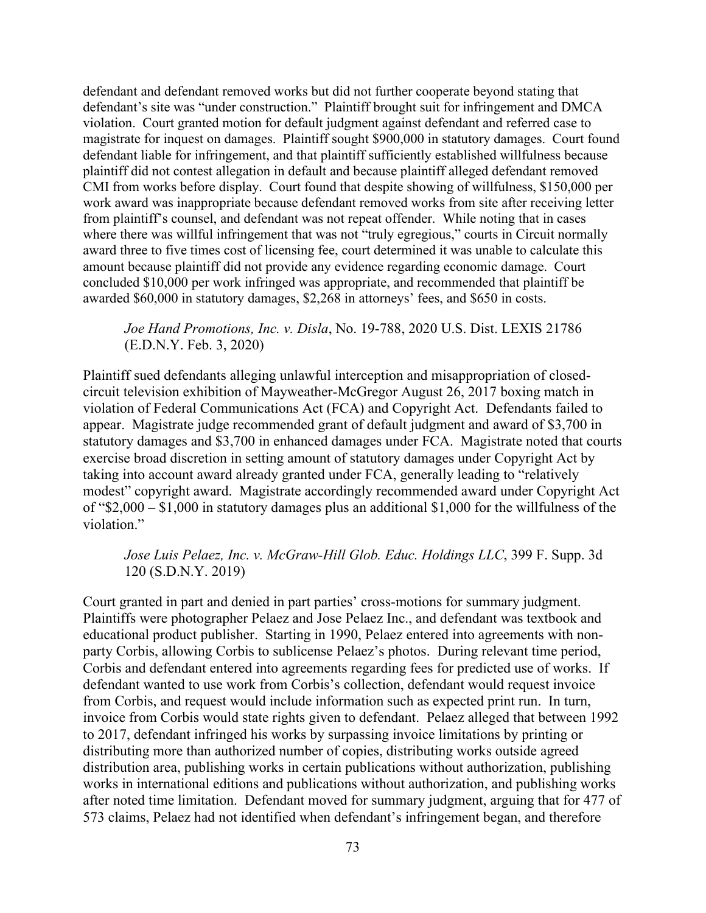defendant and defendant removed works but did not further cooperate beyond stating that defendant's site was "under construction." Plaintiff brought suit for infringement and DMCA violation. Court granted motion for default judgment against defendant and referred case to magistrate for inquest on damages. Plaintiff sought $900,000 in statutory damages. Court found defendant liable for infringement, and that plaintiff sufficiently established willfulness because plaintiff did not contest allegation in default and because plaintiff alleged defendant removed CMI from works before display. Court found that despite showing of willfulness, $150,000 per work award was inappropriate because defendant removed works from site after receiving letter from plaintiff's counsel, and defendant was not repeat offender. While noting that in cases where there was willful infringement that was not "truly egregious," courts in Circuit normally award three to five times cost of licensing fee, court determined it was unable to calculate this amount because plaintiff did not provide any evidence regarding economic damage. Court concluded $10,000 per work infringed was appropriate, and recommended that plaintiff be awarded $60,000 in statutory damages, $2,268 in attorneys' fees, and $650 in costs.

> *Joe Hand Promotions, Inc. v. Disla*, No. 19-788, 2020 U.S. Dist. LEXIS 21786 (E.D.N.Y. Feb. 3, 2020)

Plaintiff sued defendants alleging unlawful interception and misappropriation of closed-circuit television exhibition of Mayweather-McGregor August 26, 2017 boxing match in violation of Federal Communications Act (FCA) and Copyright Act. Defendants failed to appear. Magistrate judge recommended grant of default judgment and award of $3,700 in statutory damages and $3,700 in enhanced damages under FCA. Magistrate noted that courts exercise broad discretion in setting amount of statutory damages under Copyright Act by taking into account award already granted under FCA, generally leading to "relatively modest" copyright award. Magistrate accordingly recommended award under Copyright Act of "$2,000 – $1,000 in statutory damages plus an additional $1,000 for the willfulness of the violation."

> *Jose Luis Pelaez, Inc. v. McGraw-Hill Glob. Educ. Holdings LLC*, 399 F. Supp. 3d 120 (S.D.N.Y. 2019)

Court granted in part and denied in part parties' cross-motions for summary judgment. Plaintiffs were photographer Pelaez and Jose Pelaez Inc., and defendant was textbook and educational product publisher. Starting in 1990, Pelaez entered into agreements with non-party Corbis, allowing Corbis to sublicense Pelaez's photos. During relevant time period, Corbis and defendant entered into agreements regarding fees for predicted use of works. If defendant wanted to use work from Corbis's collection, defendant would request invoice from Corbis, and request would include information such as expected print run. In turn, invoice from Corbis would state rights given to defendant. Pelaez alleged that between 1992 to 2017, defendant infringed his works by surpassing invoice limitations by printing or distributing more than authorized number of copies, distributing works outside agreed distribution area, publishing works in certain publications without authorization, publishing works in international editions and publications without authorization, and publishing works after noted time limitation. Defendant moved for summary judgment, arguing that for 477 of 573 claims, Pelaez had not identified when defendant's infringement began, and therefore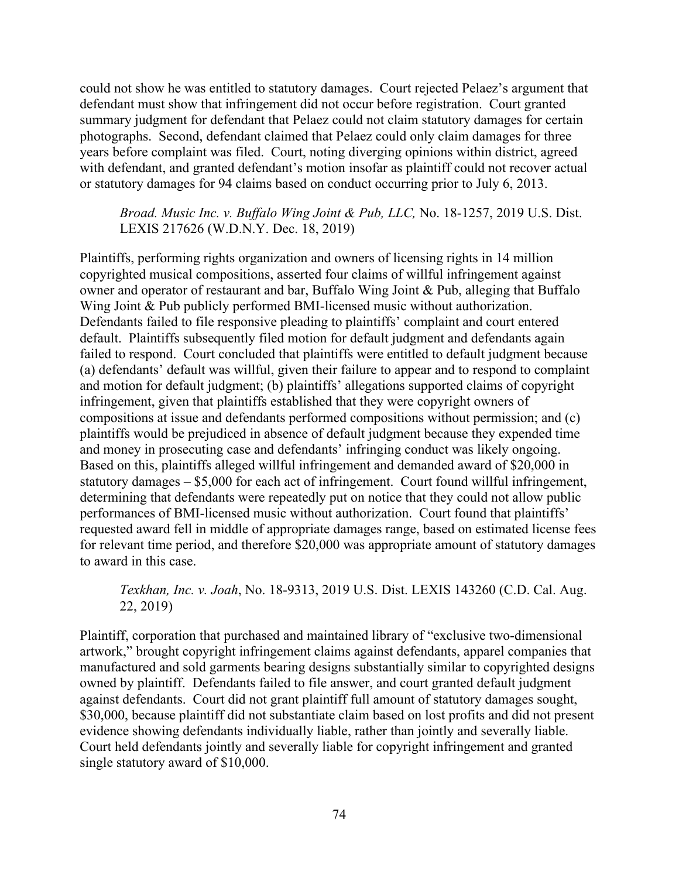could not show he was entitled to statutory damages. Court rejected Pelaez's argument that defendant must show that infringement did not occur before registration. Court granted summary judgment for defendant that Pelaez could not claim statutory damages for certain photographs. Second, defendant claimed that Pelaez could only claim damages for three years before complaint was filed. Court, noting diverging opinions within district, agreed with defendant, and granted defendant's motion insofar as plaintiff could not recover actual or statutory damages for 94 claims based on conduct occurring prior to July 6, 2013.

> *Broad. Music Inc. v. Buffalo Wing Joint & Pub, LLC,* No. 18-1257, 2019 U.S. Dist. LEXIS 217626 (W.D.N.Y. Dec. 18, 2019)

Plaintiffs, performing rights organization and owners of licensing rights in 14 million copyrighted musical compositions, asserted four claims of willful infringement against owner and operator of restaurant and bar, Buffalo Wing Joint & Pub, alleging that Buffalo Wing Joint & Pub publicly performed BMI-licensed music without authorization. Defendants failed to file responsive pleading to plaintiffs' complaint and court entered default. Plaintiffs subsequently filed motion for default judgment and defendants again failed to respond. Court concluded that plaintiffs were entitled to default judgment because (a) defendants' default was willful, given their failure to appear and to respond to complaint and motion for default judgment; (b) plaintiffs' allegations supported claims of copyright infringement, given that plaintiffs established that they were copyright owners of compositions at issue and defendants performed compositions without permission; and (c) plaintiffs would be prejudiced in absence of default judgment because they expended time and money in prosecuting case and defendants' infringing conduct was likely ongoing. Based on this, plaintiffs alleged willful infringement and demanded award of $20,000 in statutory damages – $5,000 for each act of infringement. Court found willful infringement, determining that defendants were repeatedly put on notice that they could not allow public performances of BMI-licensed music without authorization. Court found that plaintiffs' requested award fell in middle of appropriate damages range, based on estimated license fees for relevant time period, and therefore $20,000 was appropriate amount of statutory damages to award in this case.

> *Texkhan, Inc. v. Joah*, No. 18-9313, 2019 U.S. Dist. LEXIS 143260 (C.D. Cal. Aug. 22, 2019)

Plaintiff, corporation that purchased and maintained library of "exclusive two-dimensional artwork," brought copyright infringement claims against defendants, apparel companies that manufactured and sold garments bearing designs substantially similar to copyrighted designs owned by plaintiff. Defendants failed to file answer, and court granted default judgment against defendants. Court did not grant plaintiff full amount of statutory damages sought, $30,000, because plaintiff did not substantiate claim based on lost profits and did not present evidence showing defendants individually liable, rather than jointly and severally liable. Court held defendants jointly and severally liable for copyright infringement and granted single statutory award of $10,000.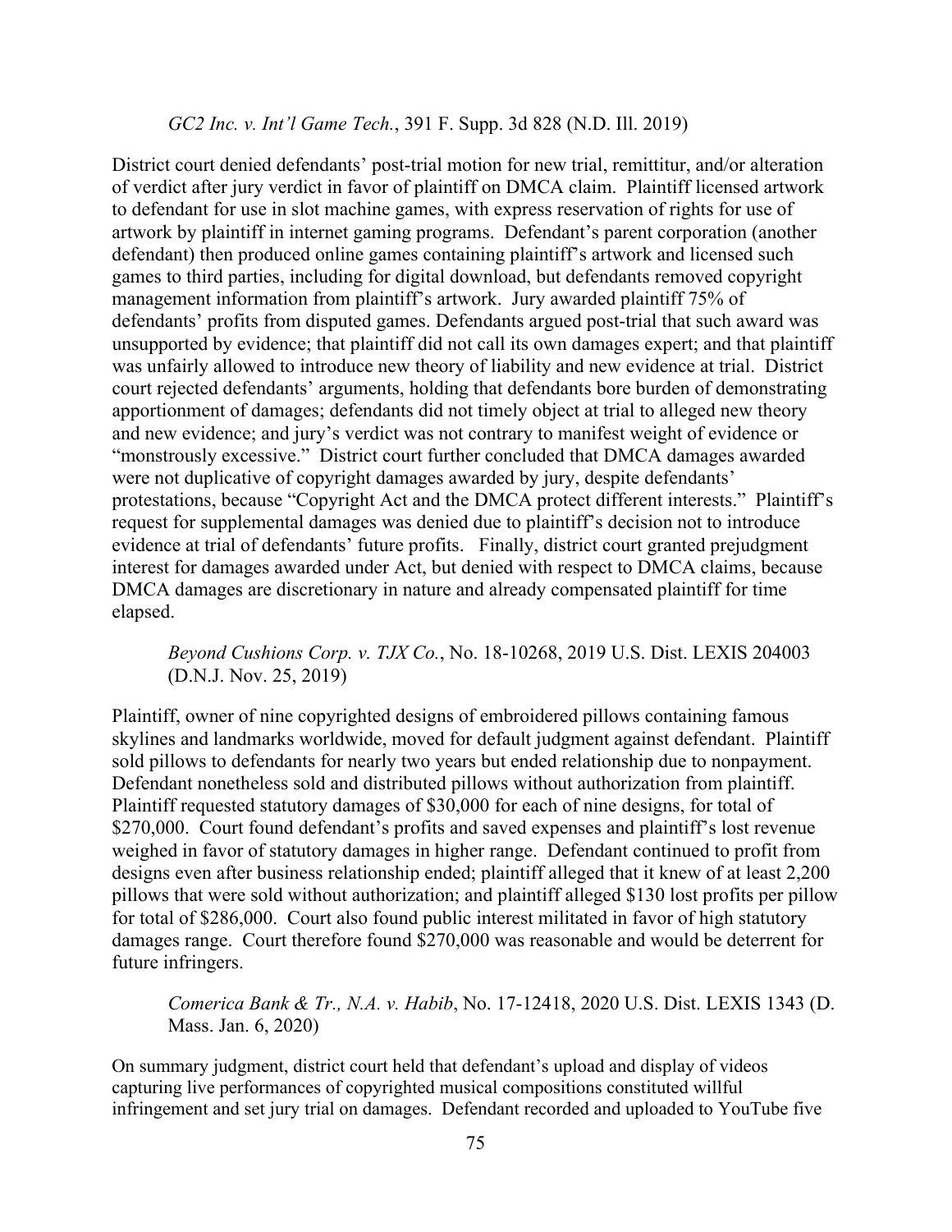*GC2 Inc. v. Int'l Game Tech.*, 391 F. Supp. 3d 828 (N.D. Ill. 2019)

District court denied defendants' post-trial motion for new trial, remittitur, and/or alteration of verdict after jury verdict in favor of plaintiff on DMCA claim. Plaintiff licensed artwork to defendant for use in slot machine games, with express reservation of rights for use of artwork by plaintiff in internet gaming programs. Defendant's parent corporation (another defendant) then produced online games containing plaintiff's artwork and licensed such games to third parties, including for digital download, but defendants removed copyright management information from plaintiff's artwork. Jury awarded plaintiff 75% of defendants' profits from disputed games. Defendants argued post-trial that such award was unsupported by evidence; that plaintiff did not call its own damages expert; and that plaintiff was unfairly allowed to introduce new theory of liability and new evidence at trial. District court rejected defendants' arguments, holding that defendants bore burden of demonstrating apportionment of damages; defendants did not timely object at trial to alleged new theory and new evidence; and jury's verdict was not contrary to manifest weight of evidence or "monstrously excessive." District court further concluded that DMCA damages awarded were not duplicative of copyright damages awarded by jury, despite defendants' protestations, because "Copyright Act and the DMCA protect different interests." Plaintiff's request for supplemental damages was denied due to plaintiff's decision not to introduce evidence at trial of defendants' future profits. Finally, district court granted prejudgment interest for damages awarded under Act, but denied with respect to DMCA claims, because DMCA damages are discretionary in nature and already compensated plaintiff for time elapsed.

*Beyond Cushions Corp. v. TJX Co.*, No. 18-10268, 2019 U.S. Dist. LEXIS 204003 (D.N.J. Nov. 25, 2019)

Plaintiff, owner of nine copyrighted designs of embroidered pillows containing famous skylines and landmarks worldwide, moved for default judgment against defendant. Plaintiff sold pillows to defendants for nearly two years but ended relationship due to nonpayment. Defendant nonetheless sold and distributed pillows without authorization from plaintiff. Plaintiff requested statutory damages of $30,000 for each of nine designs, for total of $270,000. Court found defendant's profits and saved expenses and plaintiff's lost revenue weighed in favor of statutory damages in higher range. Defendant continued to profit from designs even after business relationship ended; plaintiff alleged that it knew of at least 2,200 pillows that were sold without authorization; and plaintiff alleged $130 lost profits per pillow for total of $286,000. Court also found public interest militated in favor of high statutory damages range. Court therefore found $270,000 was reasonable and would be deterrent for future infringers.

*Comerica Bank & Tr., N.A. v. Habib*, No. 17-12418, 2020 U.S. Dist. LEXIS 1343 (D. Mass. Jan. 6, 2020)

On summary judgment, district court held that defendant's upload and display of videos capturing live performances of copyrighted musical compositions constituted willful infringement and set jury trial on damages. Defendant recorded and uploaded to YouTube five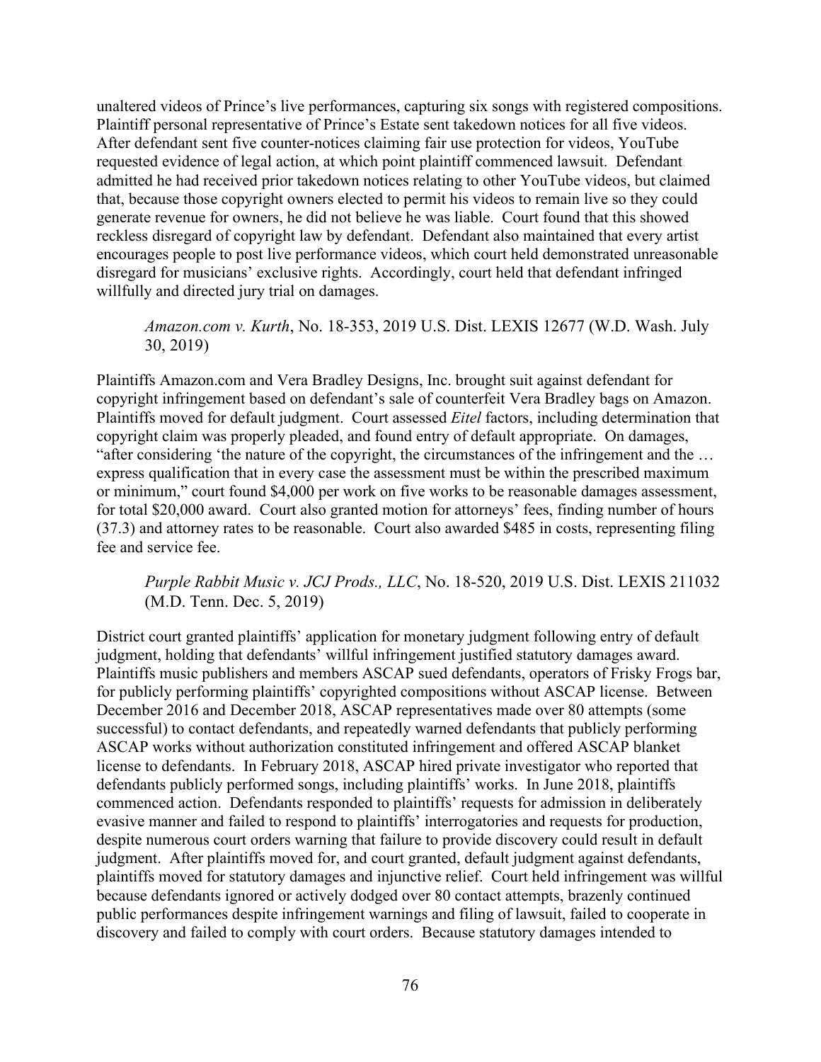unaltered videos of Prince's live performances, capturing six songs with registered compositions. Plaintiff personal representative of Prince's Estate sent takedown notices for all five videos. After defendant sent five counter-notices claiming fair use protection for videos, YouTube requested evidence of legal action, at which point plaintiff commenced lawsuit. Defendant admitted he had received prior takedown notices relating to other YouTube videos, but claimed that, because those copyright owners elected to permit his videos to remain live so they could generate revenue for owners, he did not believe he was liable. Court found that this showed reckless disregard of copyright law by defendant. Defendant also maintained that every artist encourages people to post live performance videos, which court held demonstrated unreasonable disregard for musicians' exclusive rights. Accordingly, court held that defendant infringed willfully and directed jury trial on damages.

> *Amazon.com v. Kurth*, No. 18-353, 2019 U.S. Dist. LEXIS 12677 (W.D. Wash. July 30, 2019)

Plaintiffs Amazon.com and Vera Bradley Designs, Inc. brought suit against defendant for copyright infringement based on defendant's sale of counterfeit Vera Bradley bags on Amazon. Plaintiffs moved for default judgment. Court assessed *Eitel* factors, including determination that copyright claim was properly pleaded, and found entry of default appropriate. On damages, "after considering 'the nature of the copyright, the circumstances of the infringement and the … express qualification that in every case the assessment must be within the prescribed maximum or minimum," court found $4,000 per work on five works to be reasonable damages assessment, for total $20,000 award. Court also granted motion for attorneys' fees, finding number of hours (37.3) and attorney rates to be reasonable. Court also awarded $485 in costs, representing filing fee and service fee.

> *Purple Rabbit Music v. JCJ Prods., LLC*, No. 18-520, 2019 U.S. Dist. LEXIS 211032 (M.D. Tenn. Dec. 5, 2019)

District court granted plaintiffs' application for monetary judgment following entry of default judgment, holding that defendants' willful infringement justified statutory damages award. Plaintiffs music publishers and members ASCAP sued defendants, operators of Frisky Frogs bar, for publicly performing plaintiffs' copyrighted compositions without ASCAP license. Between December 2016 and December 2018, ASCAP representatives made over 80 attempts (some successful) to contact defendants, and repeatedly warned defendants that publicly performing ASCAP works without authorization constituted infringement and offered ASCAP blanket license to defendants. In February 2018, ASCAP hired private investigator who reported that defendants publicly performed songs, including plaintiffs' works. In June 2018, plaintiffs commenced action. Defendants responded to plaintiffs' requests for admission in deliberately evasive manner and failed to respond to plaintiffs' interrogatories and requests for production, despite numerous court orders warning that failure to provide discovery could result in default judgment. After plaintiffs moved for, and court granted, default judgment against defendants, plaintiffs moved for statutory damages and injunctive relief. Court held infringement was willful because defendants ignored or actively dodged over 80 contact attempts, brazenly continued public performances despite infringement warnings and filing of lawsuit, failed to cooperate in discovery and failed to comply with court orders. Because statutory damages intended to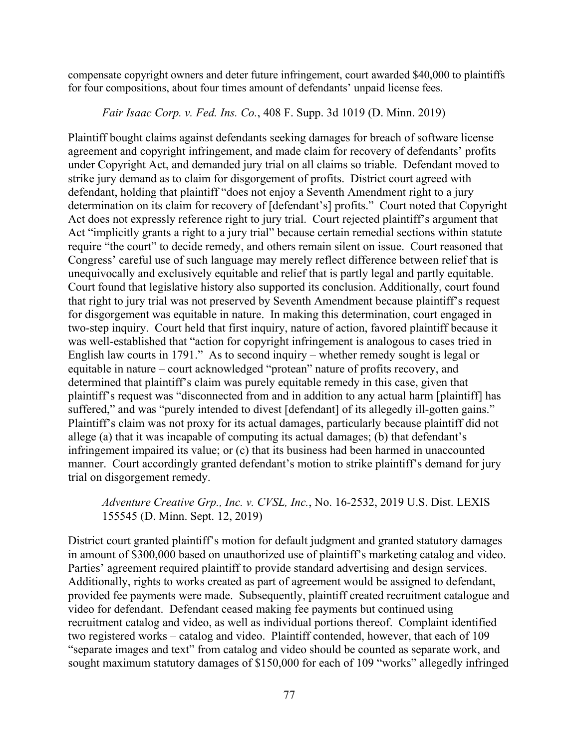compensate copyright owners and deter future infringement, court awarded $40,000 to plaintiffs for four compositions, about four times amount of defendants' unpaid license fees.

*Fair Isaac Corp. v. Fed. Ins. Co.*, 408 F. Supp. 3d 1019 (D. Minn. 2019)

Plaintiff bought claims against defendants seeking damages for breach of software license agreement and copyright infringement, and made claim for recovery of defendants' profits under Copyright Act, and demanded jury trial on all claims so triable. Defendant moved to strike jury demand as to claim for disgorgement of profits. District court agreed with defendant, holding that plaintiff "does not enjoy a Seventh Amendment right to a jury determination on its claim for recovery of [defendant's] profits." Court noted that Copyright Act does not expressly reference right to jury trial. Court rejected plaintiff's argument that Act "implicitly grants a right to a jury trial" because certain remedial sections within statute require "the court" to decide remedy, and others remain silent on issue. Court reasoned that Congress' careful use of such language may merely reflect difference between relief that is unequivocally and exclusively equitable and relief that is partly legal and partly equitable. Court found that legislative history also supported its conclusion. Additionally, court found that right to jury trial was not preserved by Seventh Amendment because plaintiff's request for disgorgement was equitable in nature. In making this determination, court engaged in two-step inquiry. Court held that first inquiry, nature of action, favored plaintiff because it was well-established that "action for copyright infringement is analogous to cases tried in English law courts in 1791." As to second inquiry – whether remedy sought is legal or equitable in nature – court acknowledged "protean" nature of profits recovery, and determined that plaintiff's claim was purely equitable remedy in this case, given that plaintiff's request was "disconnected from and in addition to any actual harm [plaintiff] has suffered," and was "purely intended to divest [defendant] of its allegedly ill-gotten gains." Plaintiff's claim was not proxy for its actual damages, particularly because plaintiff did not allege (a) that it was incapable of computing its actual damages; (b) that defendant's infringement impaired its value; or (c) that its business had been harmed in unaccounted manner. Court accordingly granted defendant's motion to strike plaintiff's demand for jury trial on disgorgement remedy.

*Adventure Creative Grp., Inc. v. CVSL, Inc.*, No. 16-2532, 2019 U.S. Dist. LEXIS 155545 (D. Minn. Sept. 12, 2019)

District court granted plaintiff's motion for default judgment and granted statutory damages in amount of $300,000 based on unauthorized use of plaintiff's marketing catalog and video. Parties' agreement required plaintiff to provide standard advertising and design services. Additionally, rights to works created as part of agreement would be assigned to defendant, provided fee payments were made. Subsequently, plaintiff created recruitment catalogue and video for defendant. Defendant ceased making fee payments but continued using recruitment catalog and video, as well as individual portions thereof. Complaint identified two registered works – catalog and video. Plaintiff contended, however, that each of 109 "separate images and text" from catalog and video should be counted as separate work, and sought maximum statutory damages of $150,000 for each of 109 "works" allegedly infringed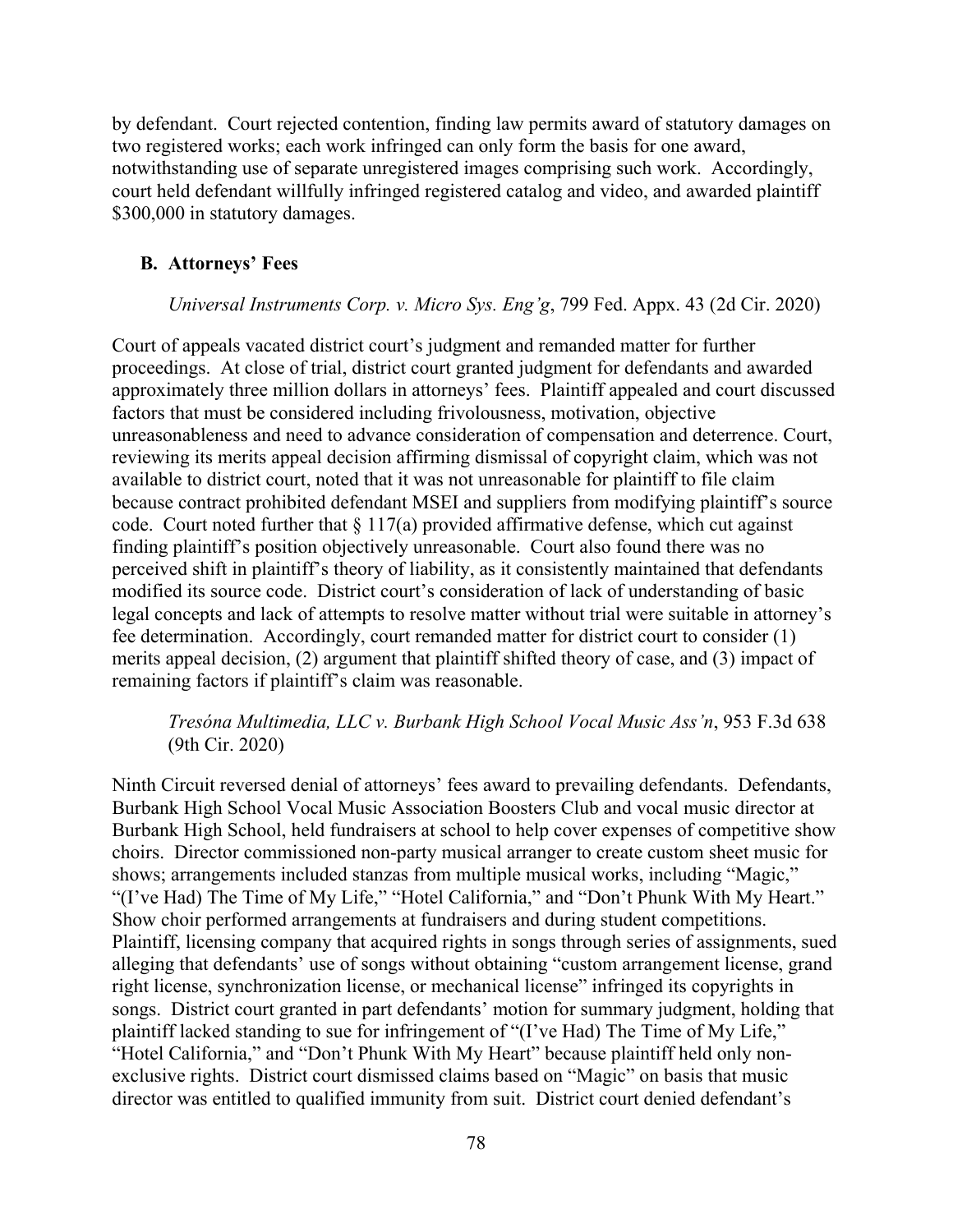by defendant. Court rejected contention, finding law permits award of statutory damages on two registered works; each work infringed can only form the basis for one award, notwithstanding use of separate unregistered images comprising such work. Accordingly, court held defendant willfully infringed registered catalog and video, and awarded plaintiff $300,000 in statutory damages.

### B. Attorneys' Fees

*Universal Instruments Corp. v. Micro Sys. Eng'g*, 799 Fed. Appx. 43 (2d Cir. 2020)

Court of appeals vacated district court's judgment and remanded matter for further proceedings. At close of trial, district court granted judgment for defendants and awarded approximately three million dollars in attorneys' fees. Plaintiff appealed and court discussed factors that must be considered including frivolousness, motivation, objective unreasonableness and need to advance consideration of compensation and deterrence. Court, reviewing its merits appeal decision affirming dismissal of copyright claim, which was not available to district court, noted that it was not unreasonable for plaintiff to file claim because contract prohibited defendant MSEI and suppliers from modifying plaintiff's source code. Court noted further that § 117(a) provided affirmative defense, which cut against finding plaintiff's position objectively unreasonable. Court also found there was no perceived shift in plaintiff's theory of liability, as it consistently maintained that defendants modified its source code. District court's consideration of lack of understanding of basic legal concepts and lack of attempts to resolve matter without trial were suitable in attorney's fee determination. Accordingly, court remanded matter for district court to consider (1) merits appeal decision, (2) argument that plaintiff shifted theory of case, and (3) impact of remaining factors if plaintiff's claim was reasonable.

*Tresóna Multimedia, LLC v. Burbank High School Vocal Music Ass'n*, 953 F.3d 638 (9th Cir. 2020)

Ninth Circuit reversed denial of attorneys' fees award to prevailing defendants. Defendants, Burbank High School Vocal Music Association Boosters Club and vocal music director at Burbank High School, held fundraisers at school to help cover expenses of competitive show choirs. Director commissioned non-party musical arranger to create custom sheet music for shows; arrangements included stanzas from multiple musical works, including "Magic," "(I've Had) The Time of My Life," "Hotel California," and "Don't Phunk With My Heart." Show choir performed arrangements at fundraisers and during student competitions. Plaintiff, licensing company that acquired rights in songs through series of assignments, sued alleging that defendants' use of songs without obtaining "custom arrangement license, grand right license, synchronization license, or mechanical license" infringed its copyrights in songs. District court granted in part defendants' motion for summary judgment, holding that plaintiff lacked standing to sue for infringement of "(I've Had) The Time of My Life," "Hotel California," and "Don't Phunk With My Heart" because plaintiff held only non-exclusive rights. District court dismissed claims based on "Magic" on basis that music director was entitled to qualified immunity from suit. District court denied defendant's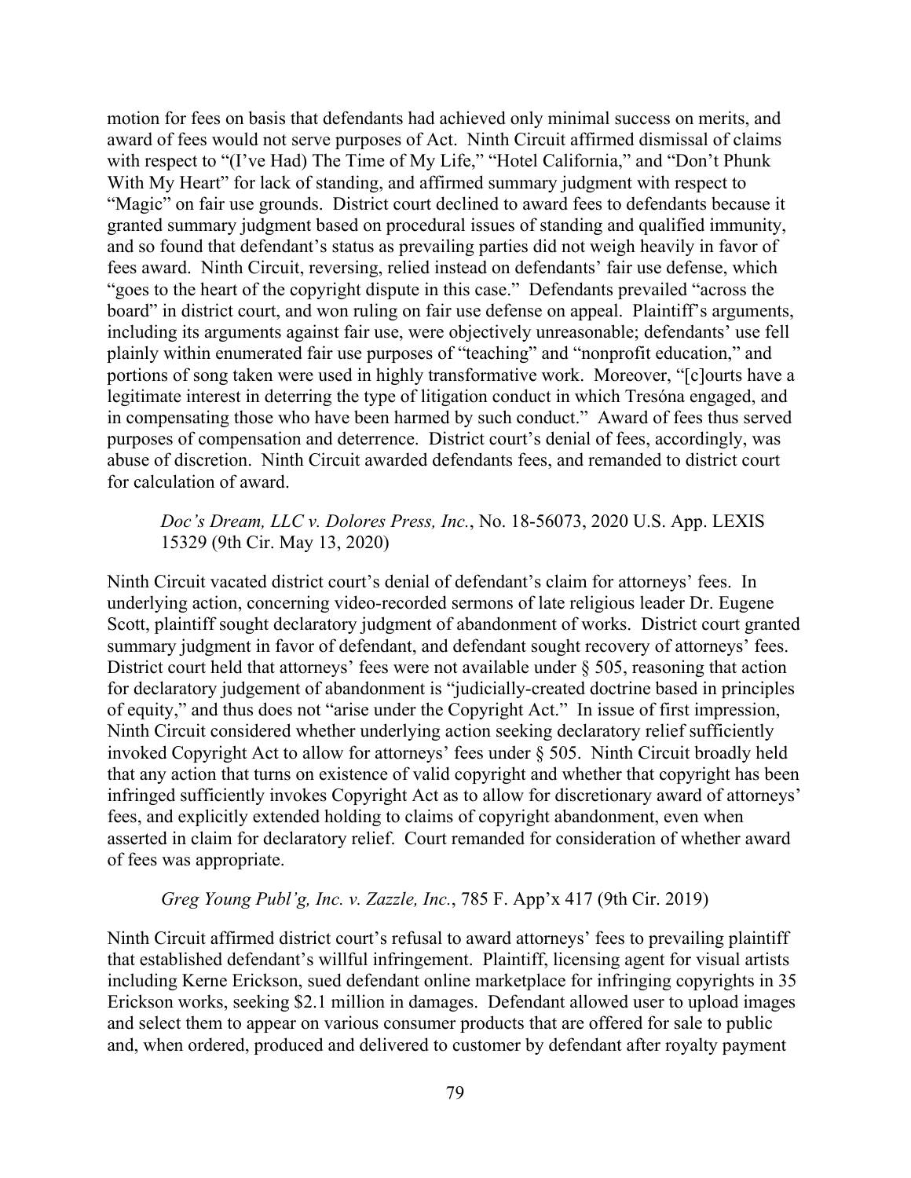motion for fees on basis that defendants had achieved only minimal success on merits, and award of fees would not serve purposes of Act. Ninth Circuit affirmed dismissal of claims with respect to "(I've Had) The Time of My Life," "Hotel California," and "Don't Phunk With My Heart" for lack of standing, and affirmed summary judgment with respect to "Magic" on fair use grounds. District court declined to award fees to defendants because it granted summary judgment based on procedural issues of standing and qualified immunity, and so found that defendant's status as prevailing parties did not weigh heavily in favor of fees award. Ninth Circuit, reversing, relied instead on defendants' fair use defense, which "goes to the heart of the copyright dispute in this case." Defendants prevailed "across the board" in district court, and won ruling on fair use defense on appeal. Plaintiff's arguments, including its arguments against fair use, were objectively unreasonable; defendants' use fell plainly within enumerated fair use purposes of "teaching" and "nonprofit education," and portions of song taken were used in highly transformative work. Moreover, "[c]ourts have a legitimate interest in deterring the type of litigation conduct in which Tresóna engaged, and in compensating those who have been harmed by such conduct." Award of fees thus served purposes of compensation and deterrence. District court's denial of fees, accordingly, was abuse of discretion. Ninth Circuit awarded defendants fees, and remanded to district court for calculation of award.

*Doc's Dream, LLC v. Dolores Press, Inc.*, No. 18-56073, 2020 U.S. App. LEXIS 15329 (9th Cir. May 13, 2020)

Ninth Circuit vacated district court's denial of defendant's claim for attorneys' fees. In underlying action, concerning video-recorded sermons of late religious leader Dr. Eugene Scott, plaintiff sought declaratory judgment of abandonment of works. District court granted summary judgment in favor of defendant, and defendant sought recovery of attorneys' fees. District court held that attorneys' fees were not available under § 505, reasoning that action for declaratory judgement of abandonment is "judicially-created doctrine based in principles of equity," and thus does not "arise under the Copyright Act." In issue of first impression, Ninth Circuit considered whether underlying action seeking declaratory relief sufficiently invoked Copyright Act to allow for attorneys' fees under § 505. Ninth Circuit broadly held that any action that turns on existence of valid copyright and whether that copyright has been infringed sufficiently invokes Copyright Act as to allow for discretionary award of attorneys' fees, and explicitly extended holding to claims of copyright abandonment, even when asserted in claim for declaratory relief. Court remanded for consideration of whether award of fees was appropriate.

*Greg Young Publ'g, Inc. v. Zazzle, Inc.*, 785 F. App'x 417 (9th Cir. 2019)

Ninth Circuit affirmed district court's refusal to award attorneys' fees to prevailing plaintiff that established defendant's willful infringement. Plaintiff, licensing agent for visual artists including Kerne Erickson, sued defendant online marketplace for infringing copyrights in 35 Erickson works, seeking $2.1 million in damages. Defendant allowed user to upload images and select them to appear on various consumer products that are offered for sale to public and, when ordered, produced and delivered to customer by defendant after royalty payment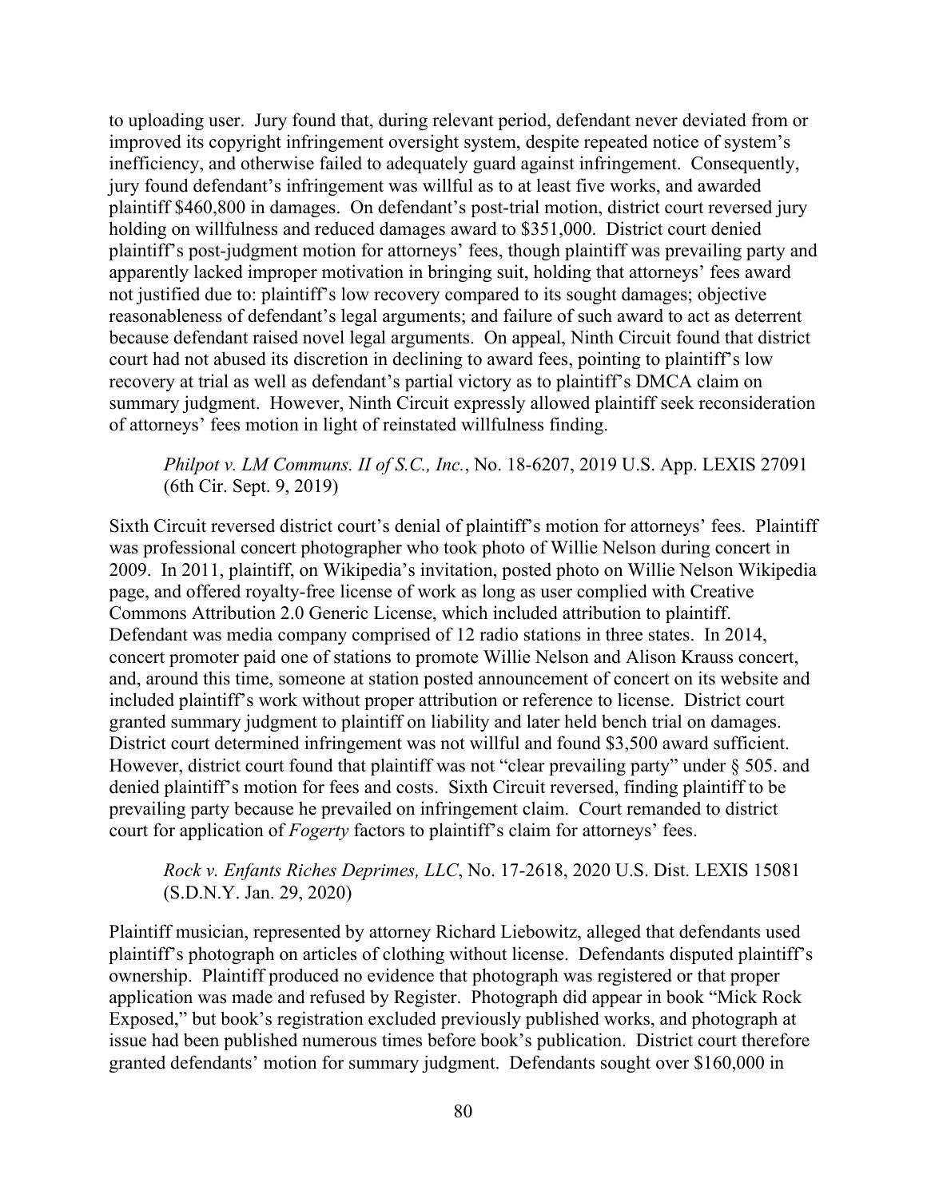to uploading user. Jury found that, during relevant period, defendant never deviated from or improved its copyright infringement oversight system, despite repeated notice of system's inefficiency, and otherwise failed to adequately guard against infringement. Consequently, jury found defendant's infringement was willful as to at least five works, and awarded plaintiff $460,800 in damages. On defendant's post-trial motion, district court reversed jury holding on willfulness and reduced damages award to $351,000. District court denied plaintiff's post-judgment motion for attorneys' fees, though plaintiff was prevailing party and apparently lacked improper motivation in bringing suit, holding that attorneys' fees award not justified due to: plaintiff's low recovery compared to its sought damages; objective reasonableness of defendant's legal arguments; and failure of such award to act as deterrent because defendant raised novel legal arguments. On appeal, Ninth Circuit found that district court had not abused its discretion in declining to award fees, pointing to plaintiff's low recovery at trial as well as defendant's partial victory as to plaintiff's DMCA claim on summary judgment. However, Ninth Circuit expressly allowed plaintiff seek reconsideration of attorneys' fees motion in light of reinstated willfulness finding.

> *Philpot v. LM Communs. II of S.C., Inc.*, No. 18-6207, 2019 U.S. App. LEXIS 27091 (6th Cir. Sept. 9, 2019)

Sixth Circuit reversed district court's denial of plaintiff's motion for attorneys' fees. Plaintiff was professional concert photographer who took photo of Willie Nelson during concert in 2009. In 2011, plaintiff, on Wikipedia's invitation, posted photo on Willie Nelson Wikipedia page, and offered royalty-free license of work as long as user complied with Creative Commons Attribution 2.0 Generic License, which included attribution to plaintiff. Defendant was media company comprised of 12 radio stations in three states. In 2014, concert promoter paid one of stations to promote Willie Nelson and Alison Krauss concert, and, around this time, someone at station posted announcement of concert on its website and included plaintiff's work without proper attribution or reference to license. District court granted summary judgment to plaintiff on liability and later held bench trial on damages. District court determined infringement was not willful and found $3,500 award sufficient. However, district court found that plaintiff was not "clear prevailing party" under § 505. and denied plaintiff's motion for fees and costs. Sixth Circuit reversed, finding plaintiff to be prevailing party because he prevailed on infringement claim. Court remanded to district court for application of *Fogerty* factors to plaintiff's claim for attorneys' fees.

> *Rock v. Enfants Riches Deprimes, LLC*, No. 17-2618, 2020 U.S. Dist. LEXIS 15081 (S.D.N.Y. Jan. 29, 2020)

Plaintiff musician, represented by attorney Richard Liebowitz, alleged that defendants used plaintiff's photograph on articles of clothing without license. Defendants disputed plaintiff's ownership. Plaintiff produced no evidence that photograph was registered or that proper application was made and refused by Register. Photograph did appear in book "Mick Rock Exposed," but book's registration excluded previously published works, and photograph at issue had been published numerous times before book's publication. District court therefore granted defendants' motion for summary judgment. Defendants sought over $160,000 in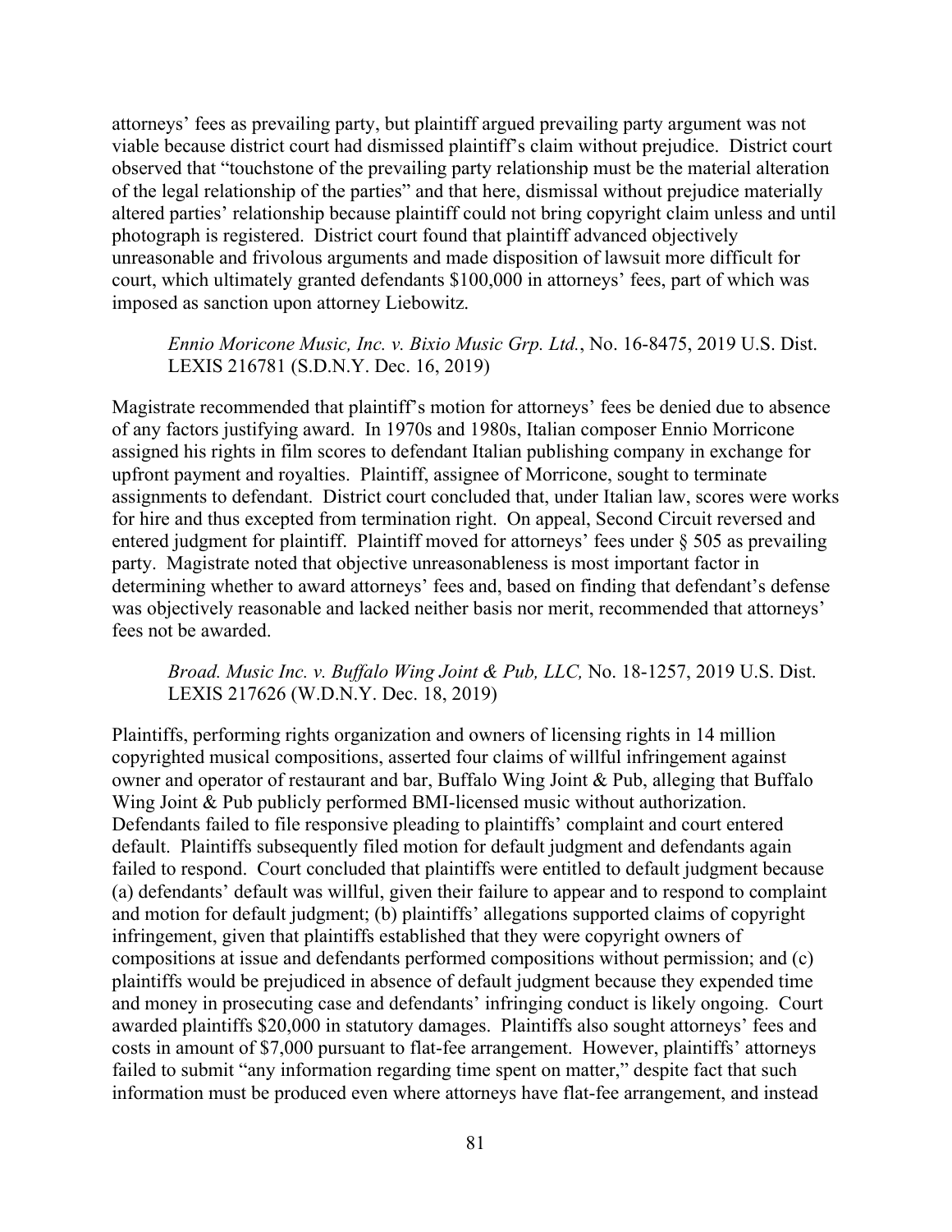attorneys' fees as prevailing party, but plaintiff argued prevailing party argument was not viable because district court had dismissed plaintiff's claim without prejudice. District court observed that "touchstone of the prevailing party relationship must be the material alteration of the legal relationship of the parties" and that here, dismissal without prejudice materially altered parties' relationship because plaintiff could not bring copyright claim unless and until photograph is registered. District court found that plaintiff advanced objectively unreasonable and frivolous arguments and made disposition of lawsuit more difficult for court, which ultimately granted defendants $100,000 in attorneys' fees, part of which was imposed as sanction upon attorney Liebowitz.

> *Ennio Moricone Music, Inc. v. Bixio Music Grp. Ltd.*, No. 16-8475, 2019 U.S. Dist. LEXIS 216781 (S.D.N.Y. Dec. 16, 2019)

Magistrate recommended that plaintiff's motion for attorneys' fees be denied due to absence of any factors justifying award. In 1970s and 1980s, Italian composer Ennio Morricone assigned his rights in film scores to defendant Italian publishing company in exchange for upfront payment and royalties. Plaintiff, assignee of Morricone, sought to terminate assignments to defendant. District court concluded that, under Italian law, scores were works for hire and thus excepted from termination right. On appeal, Second Circuit reversed and entered judgment for plaintiff. Plaintiff moved for attorneys' fees under § 505 as prevailing party. Magistrate noted that objective unreasonableness is most important factor in determining whether to award attorneys' fees and, based on finding that defendant's defense was objectively reasonable and lacked neither basis nor merit, recommended that attorneys' fees not be awarded.

> *Broad. Music Inc. v. Buffalo Wing Joint & Pub, LLC,* No. 18-1257, 2019 U.S. Dist. LEXIS 217626 (W.D.N.Y. Dec. 18, 2019)

Plaintiffs, performing rights organization and owners of licensing rights in 14 million copyrighted musical compositions, asserted four claims of willful infringement against owner and operator of restaurant and bar, Buffalo Wing Joint & Pub, alleging that Buffalo Wing Joint & Pub publicly performed BMI-licensed music without authorization. Defendants failed to file responsive pleading to plaintiffs' complaint and court entered default. Plaintiffs subsequently filed motion for default judgment and defendants again failed to respond. Court concluded that plaintiffs were entitled to default judgment because (a) defendants' default was willful, given their failure to appear and to respond to complaint and motion for default judgment; (b) plaintiffs' allegations supported claims of copyright infringement, given that plaintiffs established that they were copyright owners of compositions at issue and defendants performed compositions without permission; and (c) plaintiffs would be prejudiced in absence of default judgment because they expended time and money in prosecuting case and defendants' infringing conduct is likely ongoing. Court awarded plaintiffs $20,000 in statutory damages. Plaintiffs also sought attorneys' fees and costs in amount of $7,000 pursuant to flat-fee arrangement. However, plaintiffs' attorneys failed to submit "any information regarding time spent on matter," despite fact that such information must be produced even where attorneys have flat-fee arrangement, and instead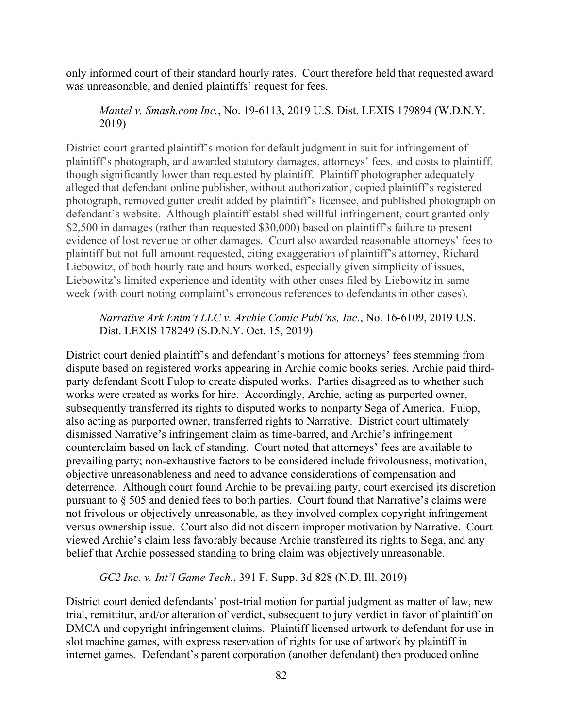only informed court of their standard hourly rates. Court therefore held that requested award was unreasonable, and denied plaintiffs' request for fees.

> *Mantel v. Smash.com Inc.*, No. 19-6113, 2019 U.S. Dist. LEXIS 179894 (W.D.N.Y. 2019)

District court granted plaintiff's motion for default judgment in suit for infringement of plaintiff's photograph, and awarded statutory damages, attorneys' fees, and costs to plaintiff, though significantly lower than requested by plaintiff. Plaintiff photographer adequately alleged that defendant online publisher, without authorization, copied plaintiff's registered photograph, removed gutter credit added by plaintiff's licensee, and published photograph on defendant's website. Although plaintiff established willful infringement, court granted only \$2,500 in damages (rather than requested \$30,000) based on plaintiff's failure to present evidence of lost revenue or other damages. Court also awarded reasonable attorneys' fees to plaintiff but not full amount requested, citing exaggeration of plaintiff's attorney, Richard Liebowitz, of both hourly rate and hours worked, especially given simplicity of issues, Liebowitz's limited experience and identity with other cases filed by Liebowitz in same week (with court noting complaint's erroneous references to defendants in other cases).

> *Narrative Ark Entm't LLC v. Archie Comic Publ'ns, Inc.*, No. 16-6109, 2019 U.S. Dist. LEXIS 178249 (S.D.N.Y. Oct. 15, 2019)

District court denied plaintiff's and defendant's motions for attorneys' fees stemming from dispute based on registered works appearing in Archie comic books series. Archie paid third-party defendant Scott Fulop to create disputed works. Parties disagreed as to whether such works were created as works for hire. Accordingly, Archie, acting as purported owner, subsequently transferred its rights to disputed works to nonparty Sega of America. Fulop, also acting as purported owner, transferred rights to Narrative. District court ultimately dismissed Narrative's infringement claim as time-barred, and Archie's infringement counterclaim based on lack of standing. Court noted that attorneys' fees are available to prevailing party; non-exhaustive factors to be considered include frivolousness, motivation, objective unreasonableness and need to advance considerations of compensation and deterrence. Although court found Archie to be prevailing party, court exercised its discretion pursuant to § 505 and denied fees to both parties. Court found that Narrative's claims were not frivolous or objectively unreasonable, as they involved complex copyright infringement versus ownership issue. Court also did not discern improper motivation by Narrative. Court viewed Archie's claim less favorably because Archie transferred its rights to Sega, and any belief that Archie possessed standing to bring claim was objectively unreasonable.

> *GC2 Inc. v. Int'l Game Tech.*, 391 F. Supp. 3d 828 (N.D. Ill. 2019)

District court denied defendants' post-trial motion for partial judgment as matter of law, new trial, remittitur, and/or alteration of verdict, subsequent to jury verdict in favor of plaintiff on DMCA and copyright infringement claims. Plaintiff licensed artwork to defendant for use in slot machine games, with express reservation of rights for use of artwork by plaintiff in internet games. Defendant's parent corporation (another defendant) then produced online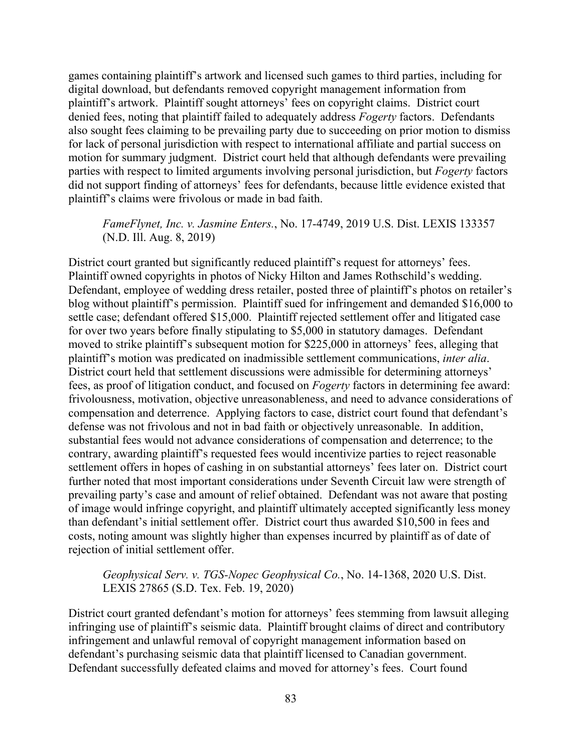games containing plaintiff's artwork and licensed such games to third parties, including for digital download, but defendants removed copyright management information from plaintiff's artwork. Plaintiff sought attorneys' fees on copyright claims. District court denied fees, noting that plaintiff failed to adequately address *Fogerty* factors. Defendants also sought fees claiming to be prevailing party due to succeeding on prior motion to dismiss for lack of personal jurisdiction with respect to international affiliate and partial success on motion for summary judgment. District court held that although defendants were prevailing parties with respect to limited arguments involving personal jurisdiction, but *Fogerty* factors did not support finding of attorneys' fees for defendants, because little evidence existed that plaintiff's claims were frivolous or made in bad faith.

> *FameFlynet, Inc. v. Jasmine Enters.*, No. 17-4749, 2019 U.S. Dist. LEXIS 133357 (N.D. Ill. Aug. 8, 2019)

District court granted but significantly reduced plaintiff's request for attorneys' fees. Plaintiff owned copyrights in photos of Nicky Hilton and James Rothschild's wedding. Defendant, employee of wedding dress retailer, posted three of plaintiff's photos on retailer's blog without plaintiff's permission. Plaintiff sued for infringement and demanded $16,000 to settle case; defendant offered $15,000. Plaintiff rejected settlement offer and litigated case for over two years before finally stipulating to $5,000 in statutory damages. Defendant moved to strike plaintiff's subsequent motion for $225,000 in attorneys' fees, alleging that plaintiff's motion was predicated on inadmissible settlement communications, *inter alia*. District court held that settlement discussions were admissible for determining attorneys' fees, as proof of litigation conduct, and focused on *Fogerty* factors in determining fee award: frivolousness, motivation, objective unreasonableness, and need to advance considerations of compensation and deterrence. Applying factors to case, district court found that defendant's defense was not frivolous and not in bad faith or objectively unreasonable. In addition, substantial fees would not advance considerations of compensation and deterrence; to the contrary, awarding plaintiff's requested fees would incentivize parties to reject reasonable settlement offers in hopes of cashing in on substantial attorneys' fees later on. District court further noted that most important considerations under Seventh Circuit law were strength of prevailing party's case and amount of relief obtained. Defendant was not aware that posting of image would infringe copyright, and plaintiff ultimately accepted significantly less money than defendant's initial settlement offer. District court thus awarded $10,500 in fees and costs, noting amount was slightly higher than expenses incurred by plaintiff as of date of rejection of initial settlement offer.

> *Geophysical Serv. v. TGS-Nopec Geophysical Co.*, No. 14-1368, 2020 U.S. Dist. LEXIS 27865 (S.D. Tex. Feb. 19, 2020)

District court granted defendant's motion for attorneys' fees stemming from lawsuit alleging infringing use of plaintiff's seismic data. Plaintiff brought claims of direct and contributory infringement and unlawful removal of copyright management information based on defendant's purchasing seismic data that plaintiff licensed to Canadian government. Defendant successfully defeated claims and moved for attorney's fees. Court found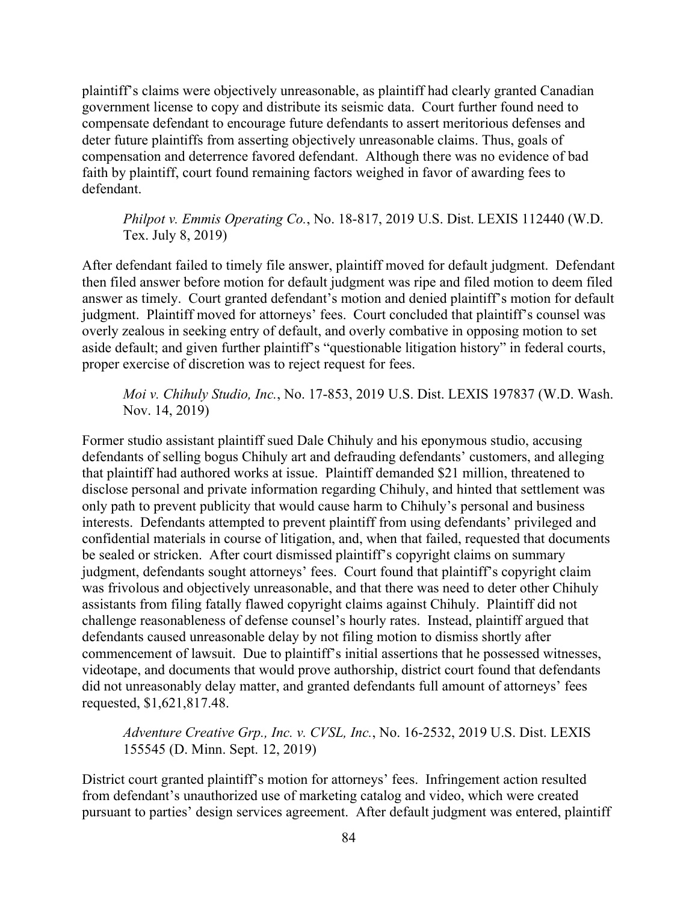plaintiff's claims were objectively unreasonable, as plaintiff had clearly granted Canadian government license to copy and distribute its seismic data. Court further found need to compensate defendant to encourage future defendants to assert meritorious defenses and deter future plaintiffs from asserting objectively unreasonable claims. Thus, goals of compensation and deterrence favored defendant. Although there was no evidence of bad faith by plaintiff, court found remaining factors weighed in favor of awarding fees to defendant.

> *Philpot v. Emmis Operating Co.*, No. 18-817, 2019 U.S. Dist. LEXIS 112440 (W.D. Tex. July 8, 2019)

After defendant failed to timely file answer, plaintiff moved for default judgment. Defendant then filed answer before motion for default judgment was ripe and filed motion to deem filed answer as timely. Court granted defendant's motion and denied plaintiff's motion for default judgment. Plaintiff moved for attorneys' fees. Court concluded that plaintiff's counsel was overly zealous in seeking entry of default, and overly combative in opposing motion to set aside default; and given further plaintiff's "questionable litigation history" in federal courts, proper exercise of discretion was to reject request for fees.

> *Moi v. Chihuly Studio, Inc.*, No. 17-853, 2019 U.S. Dist. LEXIS 197837 (W.D. Wash. Nov. 14, 2019)

Former studio assistant plaintiff sued Dale Chihuly and his eponymous studio, accusing defendants of selling bogus Chihuly art and defrauding defendants' customers, and alleging that plaintiff had authored works at issue. Plaintiff demanded $21 million, threatened to disclose personal and private information regarding Chihuly, and hinted that settlement was only path to prevent publicity that would cause harm to Chihuly's personal and business interests. Defendants attempted to prevent plaintiff from using defendants' privileged and confidential materials in course of litigation, and, when that failed, requested that documents be sealed or stricken. After court dismissed plaintiff's copyright claims on summary judgment, defendants sought attorneys' fees. Court found that plaintiff's copyright claim was frivolous and objectively unreasonable, and that there was need to deter other Chihuly assistants from filing fatally flawed copyright claims against Chihuly. Plaintiff did not challenge reasonableness of defense counsel's hourly rates. Instead, plaintiff argued that defendants caused unreasonable delay by not filing motion to dismiss shortly after commencement of lawsuit. Due to plaintiff's initial assertions that he possessed witnesses, videotape, and documents that would prove authorship, district court found that defendants did not unreasonably delay matter, and granted defendants full amount of attorneys' fees requested, $1,621,817.48.

> *Adventure Creative Grp., Inc. v. CVSL, Inc.*, No. 16-2532, 2019 U.S. Dist. LEXIS 155545 (D. Minn. Sept. 12, 2019)

District court granted plaintiff's motion for attorneys' fees. Infringement action resulted from defendant's unauthorized use of marketing catalog and video, which were created pursuant to parties' design services agreement. After default judgment was entered, plaintiff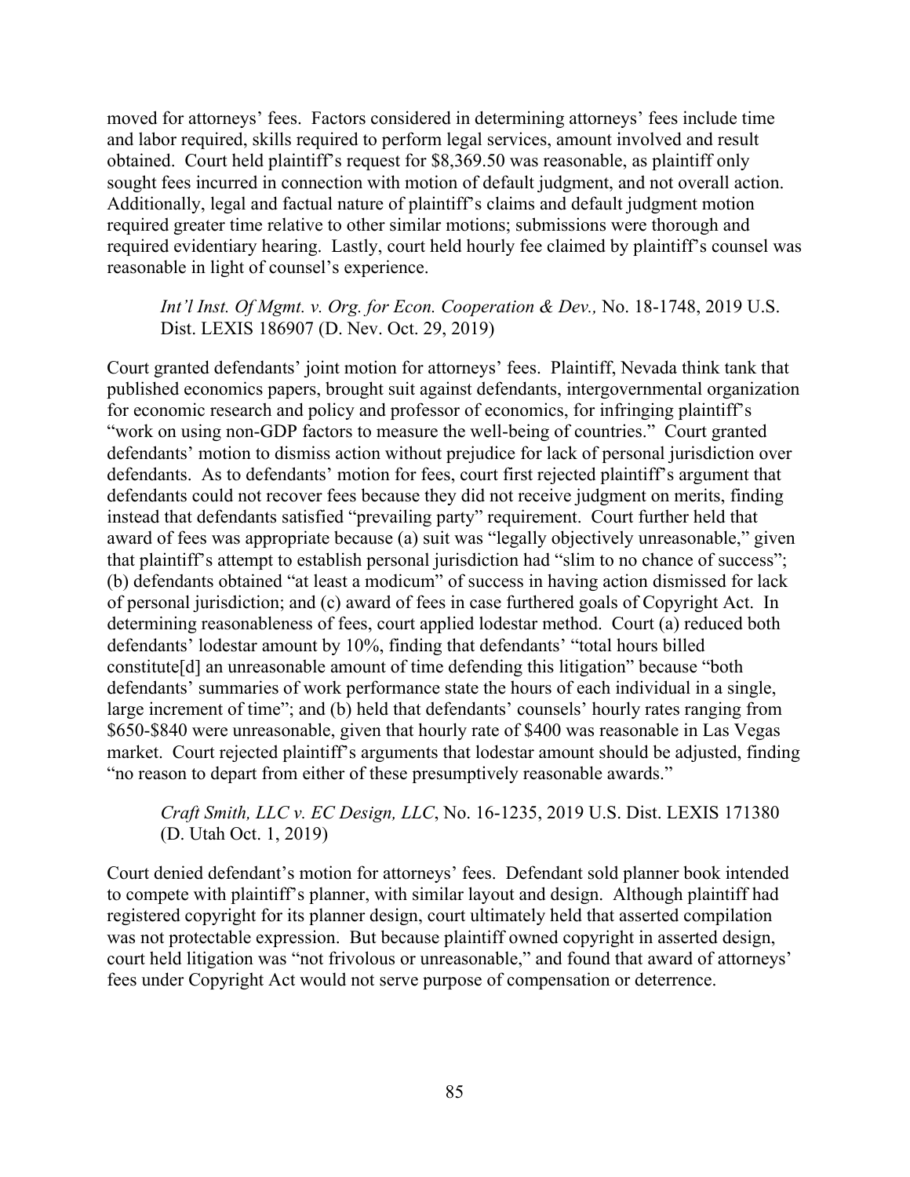moved for attorneys' fees. Factors considered in determining attorneys' fees include time and labor required, skills required to perform legal services, amount involved and result obtained. Court held plaintiff's request for $8,369.50 was reasonable, as plaintiff only sought fees incurred in connection with motion of default judgment, and not overall action. Additionally, legal and factual nature of plaintiff's claims and default judgment motion required greater time relative to other similar motions; submissions were thorough and required evidentiary hearing. Lastly, court held hourly fee claimed by plaintiff's counsel was reasonable in light of counsel's experience.

> *Int'l Inst. Of Mgmt. v. Org. for Econ. Cooperation & Dev.,* No. 18-1748, 2019 U.S. Dist. LEXIS 186907 (D. Nev. Oct. 29, 2019)

Court granted defendants' joint motion for attorneys' fees. Plaintiff, Nevada think tank that published economics papers, brought suit against defendants, intergovernmental organization for economic research and policy and professor of economics, for infringing plaintiff's "work on using non-GDP factors to measure the well-being of countries." Court granted defendants' motion to dismiss action without prejudice for lack of personal jurisdiction over defendants. As to defendants' motion for fees, court first rejected plaintiff's argument that defendants could not recover fees because they did not receive judgment on merits, finding instead that defendants satisfied "prevailing party" requirement. Court further held that award of fees was appropriate because (a) suit was "legally objectively unreasonable," given that plaintiff's attempt to establish personal jurisdiction had "slim to no chance of success"; (b) defendants obtained "at least a modicum" of success in having action dismissed for lack of personal jurisdiction; and (c) award of fees in case furthered goals of Copyright Act. In determining reasonableness of fees, court applied lodestar method. Court (a) reduced both defendants' lodestar amount by 10%, finding that defendants' "total hours billed constitute[d] an unreasonable amount of time defending this litigation" because "both defendants' summaries of work performance state the hours of each individual in a single, large increment of time"; and (b) held that defendants' counsels' hourly rates ranging from $650-$840 were unreasonable, given that hourly rate of $400 was reasonable in Las Vegas market. Court rejected plaintiff's arguments that lodestar amount should be adjusted, finding "no reason to depart from either of these presumptively reasonable awards."

> *Craft Smith, LLC v. EC Design, LLC*, No. 16-1235, 2019 U.S. Dist. LEXIS 171380 (D. Utah Oct. 1, 2019)

Court denied defendant's motion for attorneys' fees. Defendant sold planner book intended to compete with plaintiff's planner, with similar layout and design. Although plaintiff had registered copyright for its planner design, court ultimately held that asserted compilation was not protectable expression. But because plaintiff owned copyright in asserted design, court held litigation was "not frivolous or unreasonable," and found that award of attorneys' fees under Copyright Act would not serve purpose of compensation or deterrence.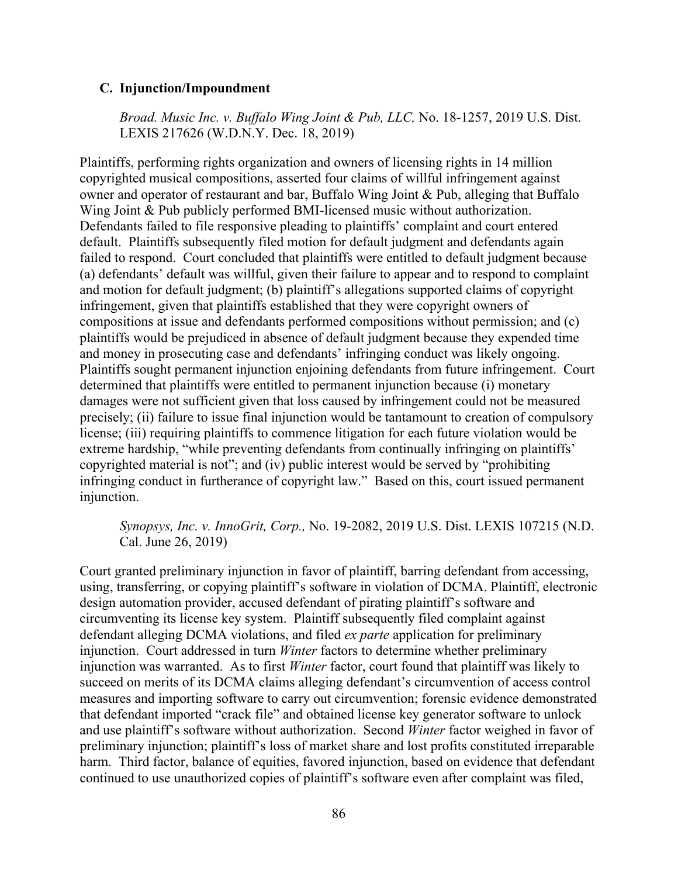### C. Injunction/Impoundment

*Broad. Music Inc. v. Buffalo Wing Joint & Pub, LLC,* No. 18-1257, 2019 U.S. Dist. LEXIS 217626 (W.D.N.Y. Dec. 18, 2019)

Plaintiffs, performing rights organization and owners of licensing rights in 14 million copyrighted musical compositions, asserted four claims of willful infringement against owner and operator of restaurant and bar, Buffalo Wing Joint & Pub, alleging that Buffalo Wing Joint & Pub publicly performed BMI-licensed music without authorization. Defendants failed to file responsive pleading to plaintiffs' complaint and court entered default. Plaintiffs subsequently filed motion for default judgment and defendants again failed to respond. Court concluded that plaintiffs were entitled to default judgment because (a) defendants' default was willful, given their failure to appear and to respond to complaint and motion for default judgment; (b) plaintiff's allegations supported claims of copyright infringement, given that plaintiffs established that they were copyright owners of compositions at issue and defendants performed compositions without permission; and (c) plaintiffs would be prejudiced in absence of default judgment because they expended time and money in prosecuting case and defendants' infringing conduct was likely ongoing. Plaintiffs sought permanent injunction enjoining defendants from future infringement. Court determined that plaintiffs were entitled to permanent injunction because (i) monetary damages were not sufficient given that loss caused by infringement could not be measured precisely; (ii) failure to issue final injunction would be tantamount to creation of compulsory license; (iii) requiring plaintiffs to commence litigation for each future violation would be extreme hardship, "while preventing defendants from continually infringing on plaintiffs' copyrighted material is not"; and (iv) public interest would be served by "prohibiting infringing conduct in furtherance of copyright law." Based on this, court issued permanent injunction.

*Synopsys, Inc. v. InnoGrit, Corp.,* No. 19-2082, 2019 U.S. Dist. LEXIS 107215 (N.D. Cal. June 26, 2019)

Court granted preliminary injunction in favor of plaintiff, barring defendant from accessing, using, transferring, or copying plaintiff's software in violation of DCMA. Plaintiff, electronic design automation provider, accused defendant of pirating plaintiff's software and circumventing its license key system. Plaintiff subsequently filed complaint against defendant alleging DCMA violations, and filed *ex parte* application for preliminary injunction. Court addressed in turn *Winter* factors to determine whether preliminary injunction was warranted. As to first *Winter* factor, court found that plaintiff was likely to succeed on merits of its DCMA claims alleging defendant's circumvention of access control measures and importing software to carry out circumvention; forensic evidence demonstrated that defendant imported "crack file" and obtained license key generator software to unlock and use plaintiff's software without authorization. Second *Winter* factor weighed in favor of preliminary injunction; plaintiff's loss of market share and lost profits constituted irreparable harm. Third factor, balance of equities, favored injunction, based on evidence that defendant continued to use unauthorized copies of plaintiff's software even after complaint was filed,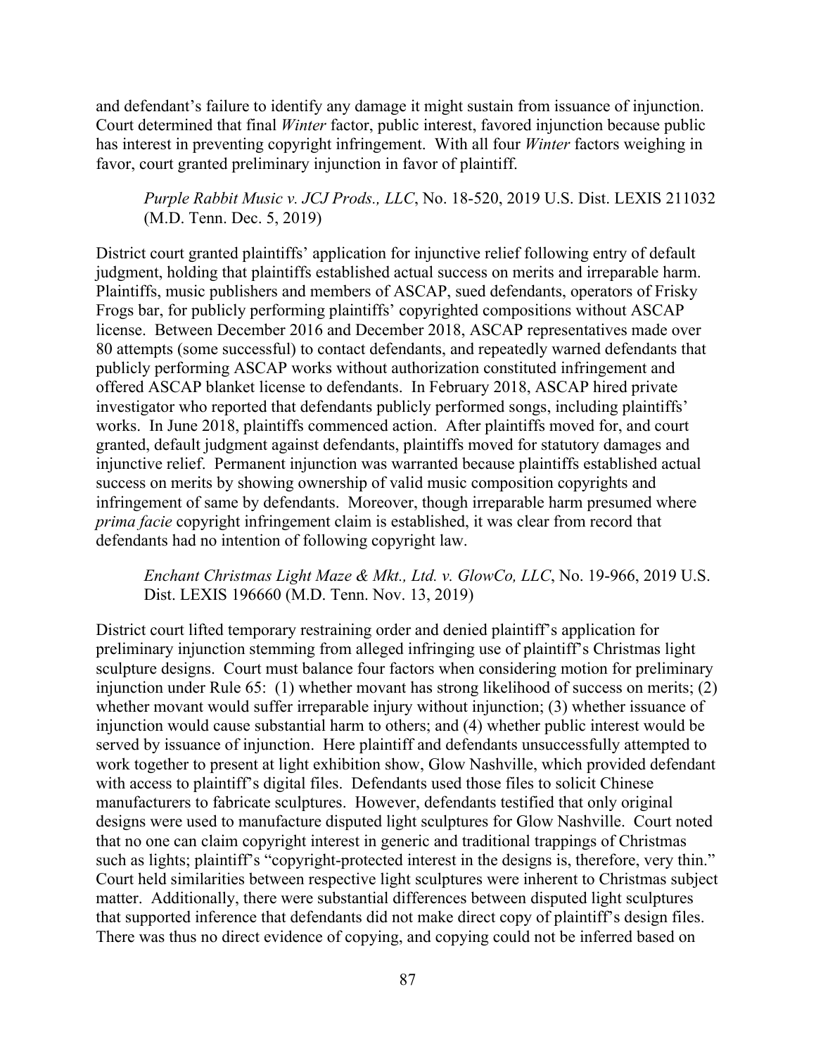and defendant's failure to identify any damage it might sustain from issuance of injunction. Court determined that final *Winter* factor, public interest, favored injunction because public has interest in preventing copyright infringement. With all four *Winter* factors weighing in favor, court granted preliminary injunction in favor of plaintiff.

> *Purple Rabbit Music v. JCJ Prods., LLC*, No. 18-520, 2019 U.S. Dist. LEXIS 211032 (M.D. Tenn. Dec. 5, 2019)

District court granted plaintiffs' application for injunctive relief following entry of default judgment, holding that plaintiffs established actual success on merits and irreparable harm. Plaintiffs, music publishers and members of ASCAP, sued defendants, operators of Frisky Frogs bar, for publicly performing plaintiffs' copyrighted compositions without ASCAP license. Between December 2016 and December 2018, ASCAP representatives made over 80 attempts (some successful) to contact defendants, and repeatedly warned defendants that publicly performing ASCAP works without authorization constituted infringement and offered ASCAP blanket license to defendants. In February 2018, ASCAP hired private investigator who reported that defendants publicly performed songs, including plaintiffs' works. In June 2018, plaintiffs commenced action. After plaintiffs moved for, and court granted, default judgment against defendants, plaintiffs moved for statutory damages and injunctive relief. Permanent injunction was warranted because plaintiffs established actual success on merits by showing ownership of valid music composition copyrights and infringement of same by defendants. Moreover, though irreparable harm presumed where *prima facie* copyright infringement claim is established, it was clear from record that defendants had no intention of following copyright law.

> *Enchant Christmas Light Maze & Mkt., Ltd. v. GlowCo, LLC*, No. 19-966, 2019 U.S. Dist. LEXIS 196660 (M.D. Tenn. Nov. 13, 2019)

District court lifted temporary restraining order and denied plaintiff's application for preliminary injunction stemming from alleged infringing use of plaintiff's Christmas light sculpture designs. Court must balance four factors when considering motion for preliminary injunction under Rule 65: (1) whether movant has strong likelihood of success on merits; (2) whether movant would suffer irreparable injury without injunction; (3) whether issuance of injunction would cause substantial harm to others; and (4) whether public interest would be served by issuance of injunction. Here plaintiff and defendants unsuccessfully attempted to work together to present at light exhibition show, Glow Nashville, which provided defendant with access to plaintiff's digital files. Defendants used those files to solicit Chinese manufacturers to fabricate sculptures. However, defendants testified that only original designs were used to manufacture disputed light sculptures for Glow Nashville. Court noted that no one can claim copyright interest in generic and traditional trappings of Christmas such as lights; plaintiff's "copyright-protected interest in the designs is, therefore, very thin." Court held similarities between respective light sculptures were inherent to Christmas subject matter. Additionally, there were substantial differences between disputed light sculptures that supported inference that defendants did not make direct copy of plaintiff's design files. There was thus no direct evidence of copying, and copying could not be inferred based on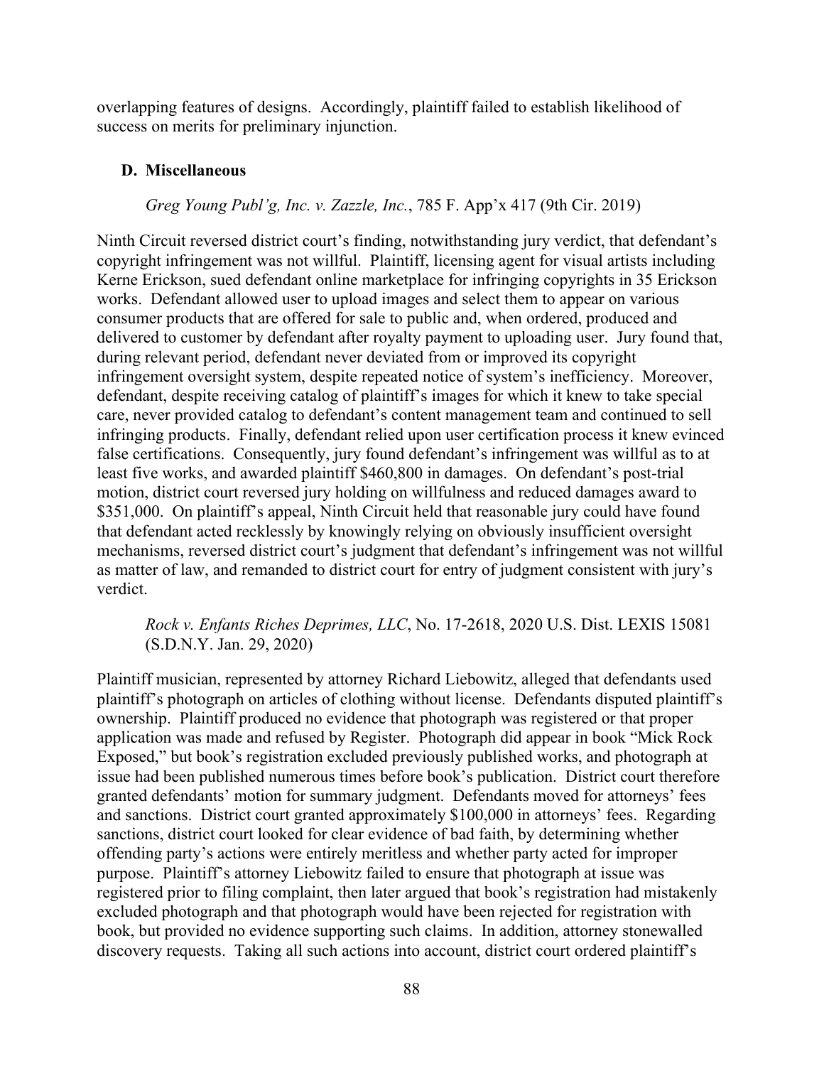overlapping features of designs. Accordingly, plaintiff failed to establish likelihood of success on merits for preliminary injunction.

### D. Miscellaneous

*Greg Young Publ'g, Inc. v. Zazzle, Inc.*, 785 F. App'x 417 (9th Cir. 2019)

Ninth Circuit reversed district court's finding, notwithstanding jury verdict, that defendant's copyright infringement was not willful. Plaintiff, licensing agent for visual artists including Kerne Erickson, sued defendant online marketplace for infringing copyrights in 35 Erickson works. Defendant allowed user to upload images and select them to appear on various consumer products that are offered for sale to public and, when ordered, produced and delivered to customer by defendant after royalty payment to uploading user. Jury found that, during relevant period, defendant never deviated from or improved its copyright infringement oversight system, despite repeated notice of system's inefficiency. Moreover, defendant, despite receiving catalog of plaintiff's images for which it knew to take special care, never provided catalog to defendant's content management team and continued to sell infringing products. Finally, defendant relied upon user certification process it knew evinced false certifications. Consequently, jury found defendant's infringement was willful as to at least five works, and awarded plaintiff $460,800 in damages. On defendant's post-trial motion, district court reversed jury holding on willfulness and reduced damages award to $351,000. On plaintiff's appeal, Ninth Circuit held that reasonable jury could have found that defendant acted recklessly by knowingly relying on obviously insufficient oversight mechanisms, reversed district court's judgment that defendant's infringement was not willful as matter of law, and remanded to district court for entry of judgment consistent with jury's verdict.

*Rock v. Enfants Riches Deprimes, LLC*, No. 17-2618, 2020 U.S. Dist. LEXIS 15081 (S.D.N.Y. Jan. 29, 2020)

Plaintiff musician, represented by attorney Richard Liebowitz, alleged that defendants used plaintiff's photograph on articles of clothing without license. Defendants disputed plaintiff's ownership. Plaintiff produced no evidence that photograph was registered or that proper application was made and refused by Register. Photograph did appear in book "Mick Rock Exposed," but book's registration excluded previously published works, and photograph at issue had been published numerous times before book's publication. District court therefore granted defendants' motion for summary judgment. Defendants moved for attorneys' fees and sanctions. District court granted approximately $100,000 in attorneys' fees. Regarding sanctions, district court looked for clear evidence of bad faith, by determining whether offending party's actions were entirely meritless and whether party acted for improper purpose. Plaintiff's attorney Liebowitz failed to ensure that photograph at issue was registered prior to filing complaint, then later argued that book's registration had mistakenly excluded photograph and that photograph would have been rejected for registration with book, but provided no evidence supporting such claims. In addition, attorney stonewalled discovery requests. Taking all such actions into account, district court ordered plaintiff's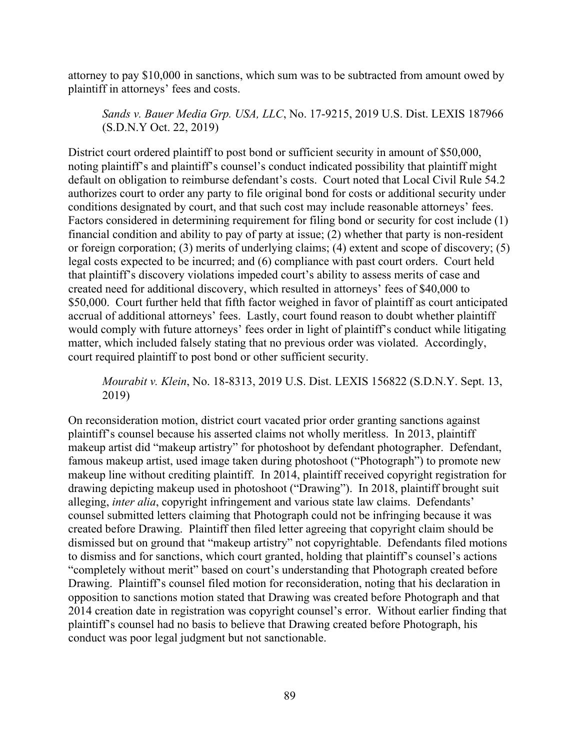attorney to pay $10,000 in sanctions, which sum was to be subtracted from amount owed by plaintiff in attorneys' fees and costs.

> *Sands v. Bauer Media Grp. USA, LLC*, No. 17-9215, 2019 U.S. Dist. LEXIS 187966 (S.D.N.Y Oct. 22, 2019)

District court ordered plaintiff to post bond or sufficient security in amount of $50,000, noting plaintiff's and plaintiff's counsel's conduct indicated possibility that plaintiff might default on obligation to reimburse defendant's costs. Court noted that Local Civil Rule 54.2 authorizes court to order any party to file original bond for costs or additional security under conditions designated by court, and that such cost may include reasonable attorneys' fees. Factors considered in determining requirement for filing bond or security for cost include (1) financial condition and ability to pay of party at issue; (2) whether that party is non-resident or foreign corporation; (3) merits of underlying claims; (4) extent and scope of discovery; (5) legal costs expected to be incurred; and (6) compliance with past court orders. Court held that plaintiff's discovery violations impeded court's ability to assess merits of case and created need for additional discovery, which resulted in attorneys' fees of $40,000 to $50,000. Court further held that fifth factor weighed in favor of plaintiff as court anticipated accrual of additional attorneys' fees. Lastly, court found reason to doubt whether plaintiff would comply with future attorneys' fees order in light of plaintiff's conduct while litigating matter, which included falsely stating that no previous order was violated. Accordingly, court required plaintiff to post bond or other sufficient security.

> *Mourabit v. Klein*, No. 18-8313, 2019 U.S. Dist. LEXIS 156822 (S.D.N.Y. Sept. 13, 2019)

On reconsideration motion, district court vacated prior order granting sanctions against plaintiff's counsel because his asserted claims not wholly meritless. In 2013, plaintiff makeup artist did "makeup artistry" for photoshoot by defendant photographer. Defendant, famous makeup artist, used image taken during photoshoot ("Photograph") to promote new makeup line without crediting plaintiff. In 2014, plaintiff received copyright registration for drawing depicting makeup used in photoshoot ("Drawing"). In 2018, plaintiff brought suit alleging, *inter alia*, copyright infringement and various state law claims. Defendants' counsel submitted letters claiming that Photograph could not be infringing because it was created before Drawing. Plaintiff then filed letter agreeing that copyright claim should be dismissed but on ground that "makeup artistry" not copyrightable. Defendants filed motions to dismiss and for sanctions, which court granted, holding that plaintiff's counsel's actions "completely without merit" based on court's understanding that Photograph created before Drawing. Plaintiff's counsel filed motion for reconsideration, noting that his declaration in opposition to sanctions motion stated that Drawing was created before Photograph and that 2014 creation date in registration was copyright counsel's error. Without earlier finding that plaintiff's counsel had no basis to believe that Drawing created before Photograph, his conduct was poor legal judgment but not sanctionable.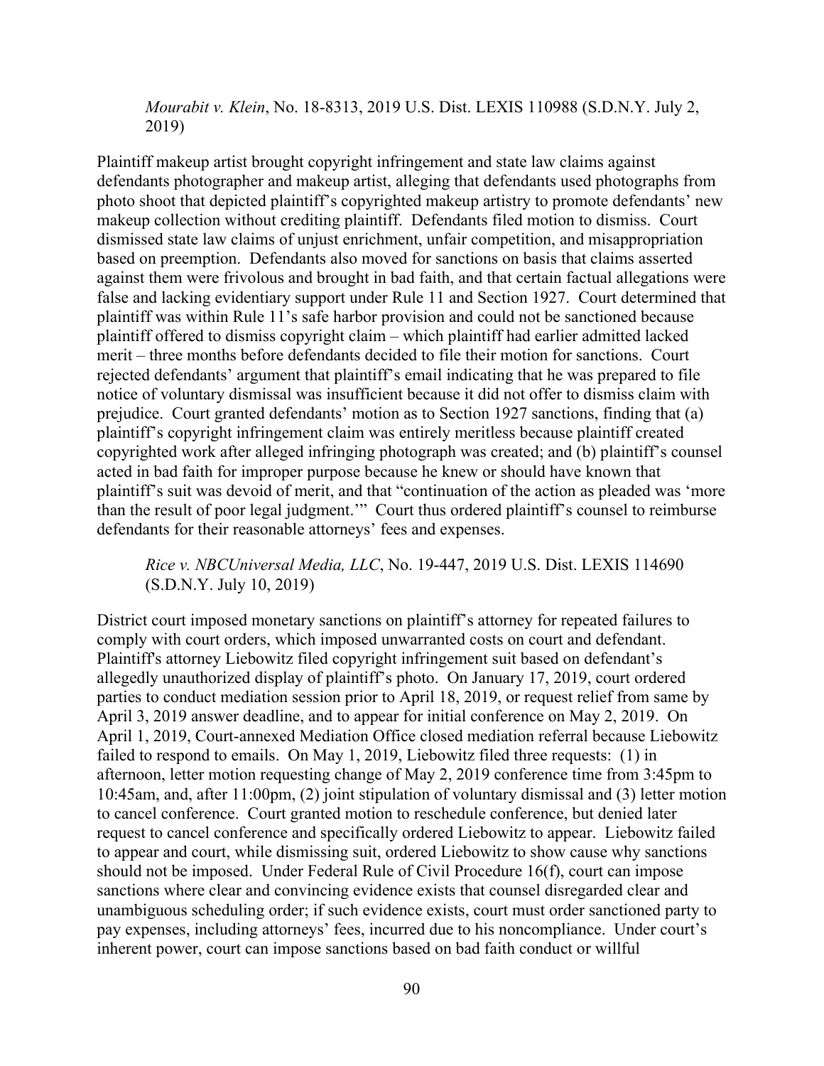*Mourabit v. Klein*, No. 18-8313, 2019 U.S. Dist. LEXIS 110988 (S.D.N.Y. July 2, 2019)

Plaintiff makeup artist brought copyright infringement and state law claims against defendants photographer and makeup artist, alleging that defendants used photographs from photo shoot that depicted plaintiff's copyrighted makeup artistry to promote defendants' new makeup collection without crediting plaintiff. Defendants filed motion to dismiss. Court dismissed state law claims of unjust enrichment, unfair competition, and misappropriation based on preemption. Defendants also moved for sanctions on basis that claims asserted against them were frivolous and brought in bad faith, and that certain factual allegations were false and lacking evidentiary support under Rule 11 and Section 1927. Court determined that plaintiff was within Rule 11's safe harbor provision and could not be sanctioned because plaintiff offered to dismiss copyright claim – which plaintiff had earlier admitted lacked merit – three months before defendants decided to file their motion for sanctions. Court rejected defendants' argument that plaintiff's email indicating that he was prepared to file notice of voluntary dismissal was insufficient because it did not offer to dismiss claim with prejudice. Court granted defendants' motion as to Section 1927 sanctions, finding that (a) plaintiff's copyright infringement claim was entirely meritless because plaintiff created copyrighted work after alleged infringing photograph was created; and (b) plaintiff's counsel acted in bad faith for improper purpose because he knew or should have known that plaintiff's suit was devoid of merit, and that "continuation of the action as pleaded was 'more than the result of poor legal judgment.'" Court thus ordered plaintiff's counsel to reimburse defendants for their reasonable attorneys' fees and expenses.

*Rice v. NBCUniversal Media, LLC*, No. 19-447, 2019 U.S. Dist. LEXIS 114690 (S.D.N.Y. July 10, 2019)

District court imposed monetary sanctions on plaintiff's attorney for repeated failures to comply with court orders, which imposed unwarranted costs on court and defendant. Plaintiff's attorney Liebowitz filed copyright infringement suit based on defendant's allegedly unauthorized display of plaintiff's photo. On January 17, 2019, court ordered parties to conduct mediation session prior to April 18, 2019, or request relief from same by April 3, 2019 answer deadline, and to appear for initial conference on May 2, 2019. On April 1, 2019, Court-annexed Mediation Office closed mediation referral because Liebowitz failed to respond to emails. On May 1, 2019, Liebowitz filed three requests: (1) in afternoon, letter motion requesting change of May 2, 2019 conference time from 3:45pm to 10:45am, and, after 11:00pm, (2) joint stipulation of voluntary dismissal and (3) letter motion to cancel conference. Court granted motion to reschedule conference, but denied later request to cancel conference and specifically ordered Liebowitz to appear. Liebowitz failed to appear and court, while dismissing suit, ordered Liebowitz to show cause why sanctions should not be imposed. Under Federal Rule of Civil Procedure 16(f), court can impose sanctions where clear and convincing evidence exists that counsel disregarded clear and unambiguous scheduling order; if such evidence exists, court must order sanctioned party to pay expenses, including attorneys' fees, incurred due to his noncompliance. Under court's inherent power, court can impose sanctions based on bad faith conduct or willful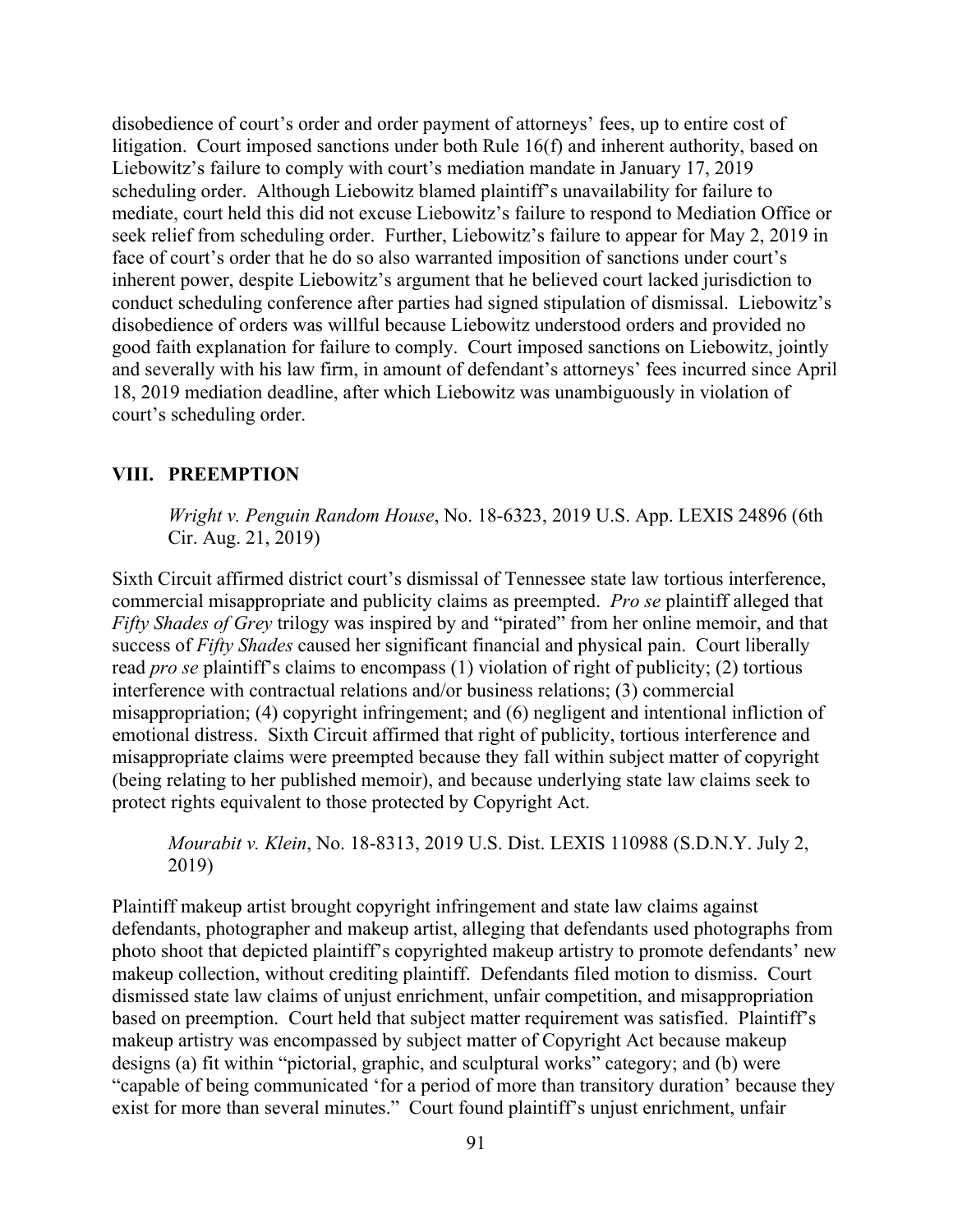disobedience of court's order and order payment of attorneys' fees, up to entire cost of litigation. Court imposed sanctions under both Rule 16(f) and inherent authority, based on Liebowitz's failure to comply with court's mediation mandate in January 17, 2019 scheduling order. Although Liebowitz blamed plaintiff's unavailability for failure to mediate, court held this did not excuse Liebowitz's failure to respond to Mediation Office or seek relief from scheduling order. Further, Liebowitz's failure to appear for May 2, 2019 in face of court's order that he do so also warranted imposition of sanctions under court's inherent power, despite Liebowitz's argument that he believed court lacked jurisdiction to conduct scheduling conference after parties had signed stipulation of dismissal. Liebowitz's disobedience of orders was willful because Liebowitz understood orders and provided no good faith explanation for failure to comply. Court imposed sanctions on Liebowitz, jointly and severally with his law firm, in amount of defendant's attorneys' fees incurred since April 18, 2019 mediation deadline, after which Liebowitz was unambiguously in violation of court's scheduling order.

## VIII. PREEMPTION

> *Wright v. Penguin Random House*, No. 18-6323, 2019 U.S. App. LEXIS 24896 (6th Cir. Aug. 21, 2019)

Sixth Circuit affirmed district court's dismissal of Tennessee state law tortious interference, commercial misappropriate and publicity claims as preempted. *Pro se* plaintiff alleged that *Fifty Shades of Grey* trilogy was inspired by and "pirated" from her online memoir, and that success of *Fifty Shades* caused her significant financial and physical pain. Court liberally read *pro se* plaintiff's claims to encompass (1) violation of right of publicity; (2) tortious interference with contractual relations and/or business relations; (3) commercial misappropriation; (4) copyright infringement; and (6) negligent and intentional infliction of emotional distress. Sixth Circuit affirmed that right of publicity, tortious interference and misappropriate claims were preempted because they fall within subject matter of copyright (being relating to her published memoir), and because underlying state law claims seek to protect rights equivalent to those protected by Copyright Act.

> *Mourabit v. Klein*, No. 18-8313, 2019 U.S. Dist. LEXIS 110988 (S.D.N.Y. July 2, 2019)

Plaintiff makeup artist brought copyright infringement and state law claims against defendants, photographer and makeup artist, alleging that defendants used photographs from photo shoot that depicted plaintiff's copyrighted makeup artistry to promote defendants' new makeup collection, without crediting plaintiff. Defendants filed motion to dismiss. Court dismissed state law claims of unjust enrichment, unfair competition, and misappropriation based on preemption. Court held that subject matter requirement was satisfied. Plaintiff's makeup artistry was encompassed by subject matter of Copyright Act because makeup designs (a) fit within "pictorial, graphic, and sculptural works" category; and (b) were "capable of being communicated 'for a period of more than transitory duration' because they exist for more than several minutes." Court found plaintiff's unjust enrichment, unfair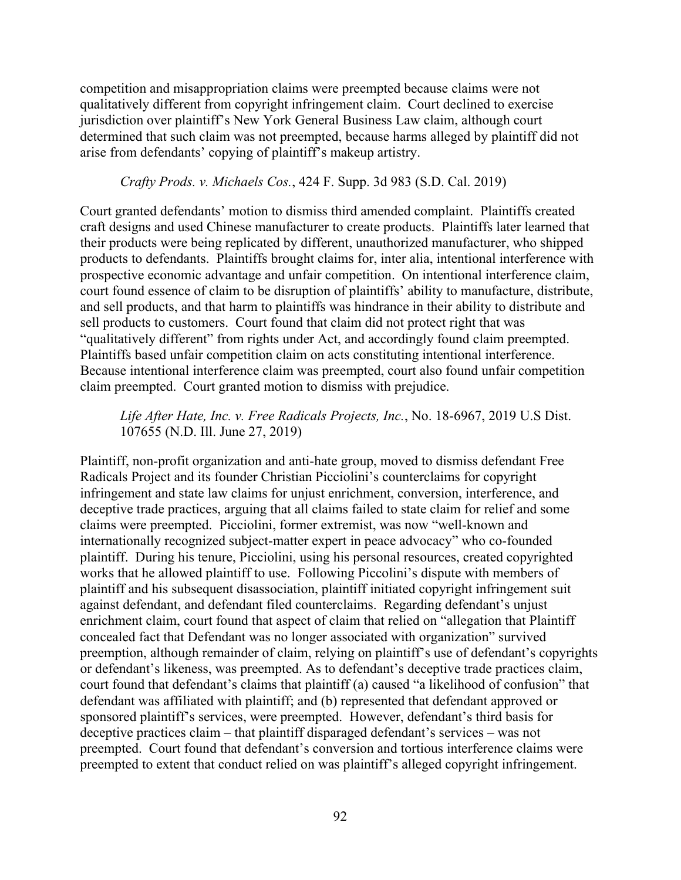competition and misappropriation claims were preempted because claims were not qualitatively different from copyright infringement claim. Court declined to exercise jurisdiction over plaintiff's New York General Business Law claim, although court determined that such claim was not preempted, because harms alleged by plaintiff did not arise from defendants' copying of plaintiff's makeup artistry.

*Crafty Prods. v. Michaels Cos.*, 424 F. Supp. 3d 983 (S.D. Cal. 2019)

Court granted defendants' motion to dismiss third amended complaint. Plaintiffs created craft designs and used Chinese manufacturer to create products. Plaintiffs later learned that their products were being replicated by different, unauthorized manufacturer, who shipped products to defendants. Plaintiffs brought claims for, inter alia, intentional interference with prospective economic advantage and unfair competition. On intentional interference claim, court found essence of claim to be disruption of plaintiffs' ability to manufacture, distribute, and sell products, and that harm to plaintiffs was hindrance in their ability to distribute and sell products to customers. Court found that claim did not protect right that was "qualitatively different" from rights under Act, and accordingly found claim preempted. Plaintiffs based unfair competition claim on acts constituting intentional interference. Because intentional interference claim was preempted, court also found unfair competition claim preempted. Court granted motion to dismiss with prejudice.

*Life After Hate, Inc. v. Free Radicals Projects, Inc.*, No. 18-6967, 2019 U.S Dist. 107655 (N.D. Ill. June 27, 2019)

Plaintiff, non-profit organization and anti-hate group, moved to dismiss defendant Free Radicals Project and its founder Christian Picciolini's counterclaims for copyright infringement and state law claims for unjust enrichment, conversion, interference, and deceptive trade practices, arguing that all claims failed to state claim for relief and some claims were preempted. Picciolini, former extremist, was now "well-known and internationally recognized subject-matter expert in peace advocacy" who co-founded plaintiff. During his tenure, Picciolini, using his personal resources, created copyrighted works that he allowed plaintiff to use. Following Piccolini's dispute with members of plaintiff and his subsequent disassociation, plaintiff initiated copyright infringement suit against defendant, and defendant filed counterclaims. Regarding defendant's unjust enrichment claim, court found that aspect of claim that relied on "allegation that Plaintiff concealed fact that Defendant was no longer associated with organization" survived preemption, although remainder of claim, relying on plaintiff's use of defendant's copyrights or defendant's likeness, was preempted. As to defendant's deceptive trade practices claim, court found that defendant's claims that plaintiff (a) caused "a likelihood of confusion" that defendant was affiliated with plaintiff; and (b) represented that defendant approved or sponsored plaintiff's services, were preempted. However, defendant's third basis for deceptive practices claim – that plaintiff disparaged defendant's services – was not preempted. Court found that defendant's conversion and tortious interference claims were preempted to extent that conduct relied on was plaintiff's alleged copyright infringement.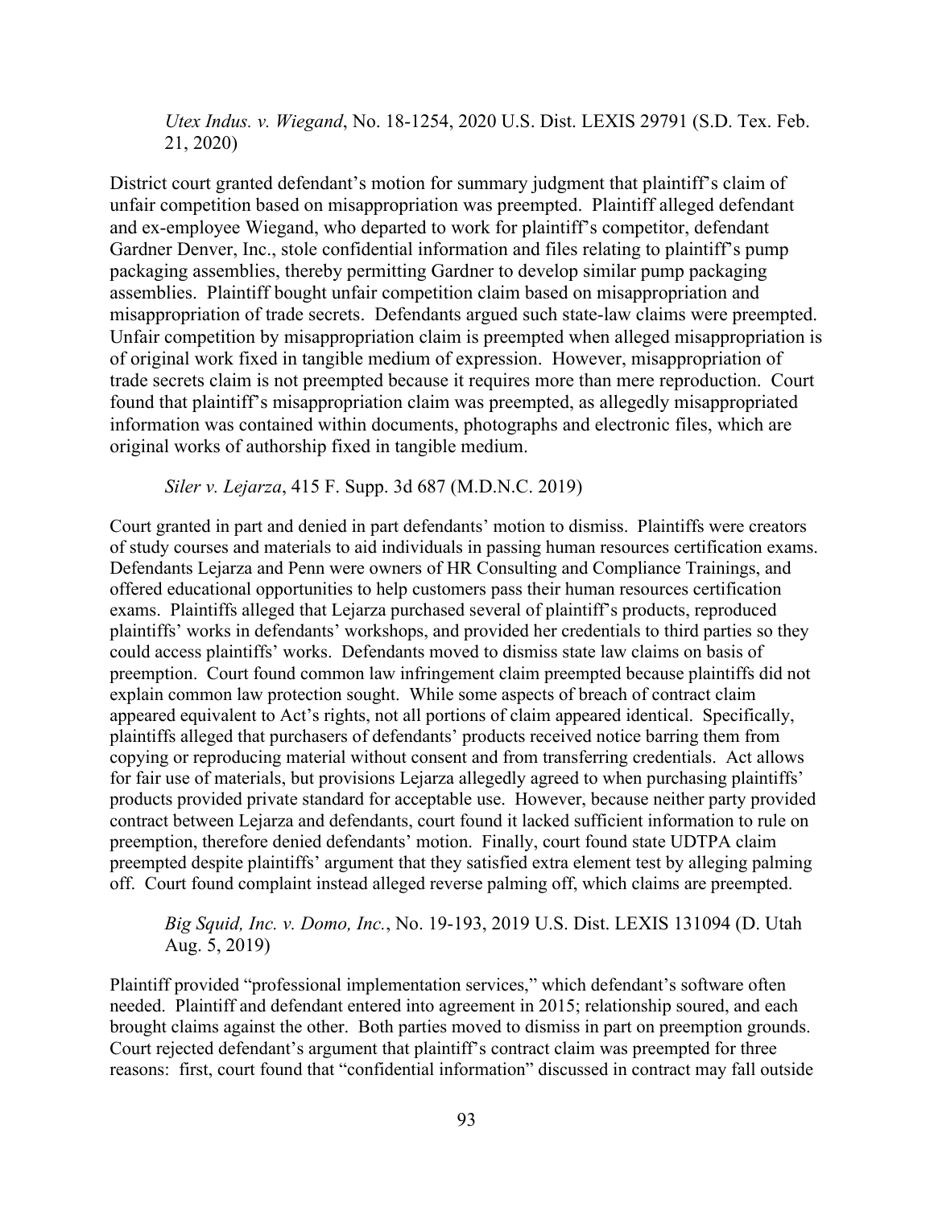*Utex Indus. v. Wiegand*, No. 18-1254, 2020 U.S. Dist. LEXIS 29791 (S.D. Tex. Feb. 21, 2020)

District court granted defendant's motion for summary judgment that plaintiff's claim of unfair competition based on misappropriation was preempted. Plaintiff alleged defendant and ex-employee Wiegand, who departed to work for plaintiff's competitor, defendant Gardner Denver, Inc., stole confidential information and files relating to plaintiff's pump packaging assemblies, thereby permitting Gardner to develop similar pump packaging assemblies. Plaintiff bought unfair competition claim based on misappropriation and misappropriation of trade secrets. Defendants argued such state-law claims were preempted. Unfair competition by misappropriation claim is preempted when alleged misappropriation is of original work fixed in tangible medium of expression. However, misappropriation of trade secrets claim is not preempted because it requires more than mere reproduction. Court found that plaintiff's misappropriation claim was preempted, as allegedly misappropriated information was contained within documents, photographs and electronic files, which are original works of authorship fixed in tangible medium.

*Siler v. Lejarza*, 415 F. Supp. 3d 687 (M.D.N.C. 2019)

Court granted in part and denied in part defendants' motion to dismiss. Plaintiffs were creators of study courses and materials to aid individuals in passing human resources certification exams. Defendants Lejarza and Penn were owners of HR Consulting and Compliance Trainings, and offered educational opportunities to help customers pass their human resources certification exams. Plaintiffs alleged that Lejarza purchased several of plaintiff's products, reproduced plaintiffs' works in defendants' workshops, and provided her credentials to third parties so they could access plaintiffs' works. Defendants moved to dismiss state law claims on basis of preemption. Court found common law infringement claim preempted because plaintiffs did not explain common law protection sought. While some aspects of breach of contract claim appeared equivalent to Act's rights, not all portions of claim appeared identical. Specifically, plaintiffs alleged that purchasers of defendants' products received notice barring them from copying or reproducing material without consent and from transferring credentials. Act allows for fair use of materials, but provisions Lejarza allegedly agreed to when purchasing plaintiffs' products provided private standard for acceptable use. However, because neither party provided contract between Lejarza and defendants, court found it lacked sufficient information to rule on preemption, therefore denied defendants' motion. Finally, court found state UDTPA claim preempted despite plaintiffs' argument that they satisfied extra element test by alleging palming off. Court found complaint instead alleged reverse palming off, which claims are preempted.

*Big Squid, Inc. v. Domo, Inc.*, No. 19-193, 2019 U.S. Dist. LEXIS 131094 (D. Utah Aug. 5, 2019)

Plaintiff provided "professional implementation services," which defendant's software often needed. Plaintiff and defendant entered into agreement in 2015; relationship soured, and each brought claims against the other. Both parties moved to dismiss in part on preemption grounds. Court rejected defendant's argument that plaintiff's contract claim was preempted for three reasons: first, court found that "confidential information" discussed in contract may fall outside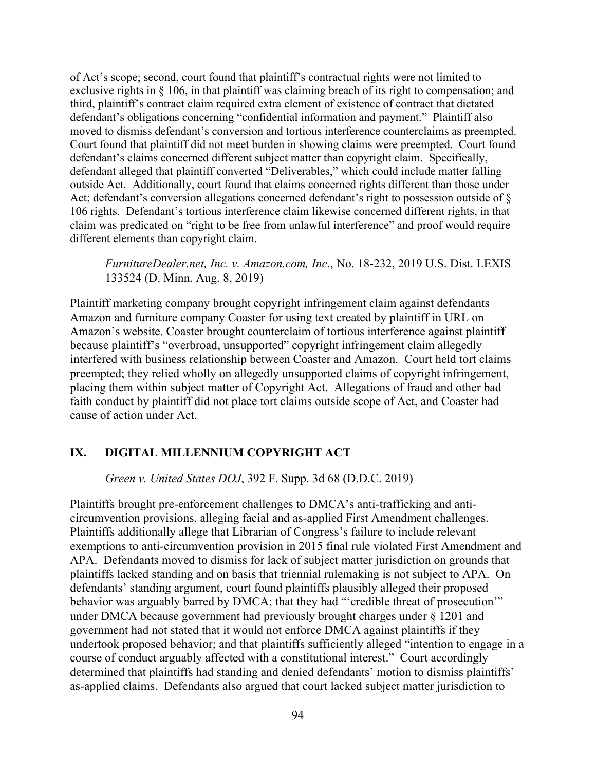of Act's scope; second, court found that plaintiff's contractual rights were not limited to exclusive rights in § 106, in that plaintiff was claiming breach of its right to compensation; and third, plaintiff's contract claim required extra element of existence of contract that dictated defendant's obligations concerning "confidential information and payment." Plaintiff also moved to dismiss defendant's conversion and tortious interference counterclaims as preempted. Court found that plaintiff did not meet burden in showing claims were preempted. Court found defendant's claims concerned different subject matter than copyright claim. Specifically, defendant alleged that plaintiff converted "Deliverables," which could include matter falling outside Act. Additionally, court found that claims concerned rights different than those under Act; defendant's conversion allegations concerned defendant's right to possession outside of § 106 rights. Defendant's tortious interference claim likewise concerned different rights, in that claim was predicated on "right to be free from unlawful interference" and proof would require different elements than copyright claim.

> *FurnitureDealer.net, Inc. v. Amazon.com, Inc.*, No. 18-232, 2019 U.S. Dist. LEXIS 133524 (D. Minn. Aug. 8, 2019)

Plaintiff marketing company brought copyright infringement claim against defendants Amazon and furniture company Coaster for using text created by plaintiff in URL on Amazon's website. Coaster brought counterclaim of tortious interference against plaintiff because plaintiff's "overbroad, unsupported" copyright infringement claim allegedly interfered with business relationship between Coaster and Amazon. Court held tort claims preempted; they relied wholly on allegedly unsupported claims of copyright infringement, placing them within subject matter of Copyright Act. Allegations of fraud and other bad faith conduct by plaintiff did not place tort claims outside scope of Act, and Coaster had cause of action under Act.

## IX. DIGITAL MILLENNIUM COPYRIGHT ACT

> *Green v. United States DOJ*, 392 F. Supp. 3d 68 (D.D.C. 2019)

Plaintiffs brought pre-enforcement challenges to DMCA's anti-trafficking and anti-circumvention provisions, alleging facial and as-applied First Amendment challenges. Plaintiffs additionally allege that Librarian of Congress's failure to include relevant exemptions to anti-circumvention provision in 2015 final rule violated First Amendment and APA. Defendants moved to dismiss for lack of subject matter jurisdiction on grounds that plaintiffs lacked standing and on basis that triennial rulemaking is not subject to APA. On defendants' standing argument, court found plaintiffs plausibly alleged their proposed behavior was arguably barred by DMCA; that they had "'credible threat of prosecution'" under DMCA because government had previously brought charges under § 1201 and government had not stated that it would not enforce DMCA against plaintiffs if they undertook proposed behavior; and that plaintiffs sufficiently alleged "intention to engage in a course of conduct arguably affected with a constitutional interest." Court accordingly determined that plaintiffs had standing and denied defendants' motion to dismiss plaintiffs' as-applied claims. Defendants also argued that court lacked subject matter jurisdiction to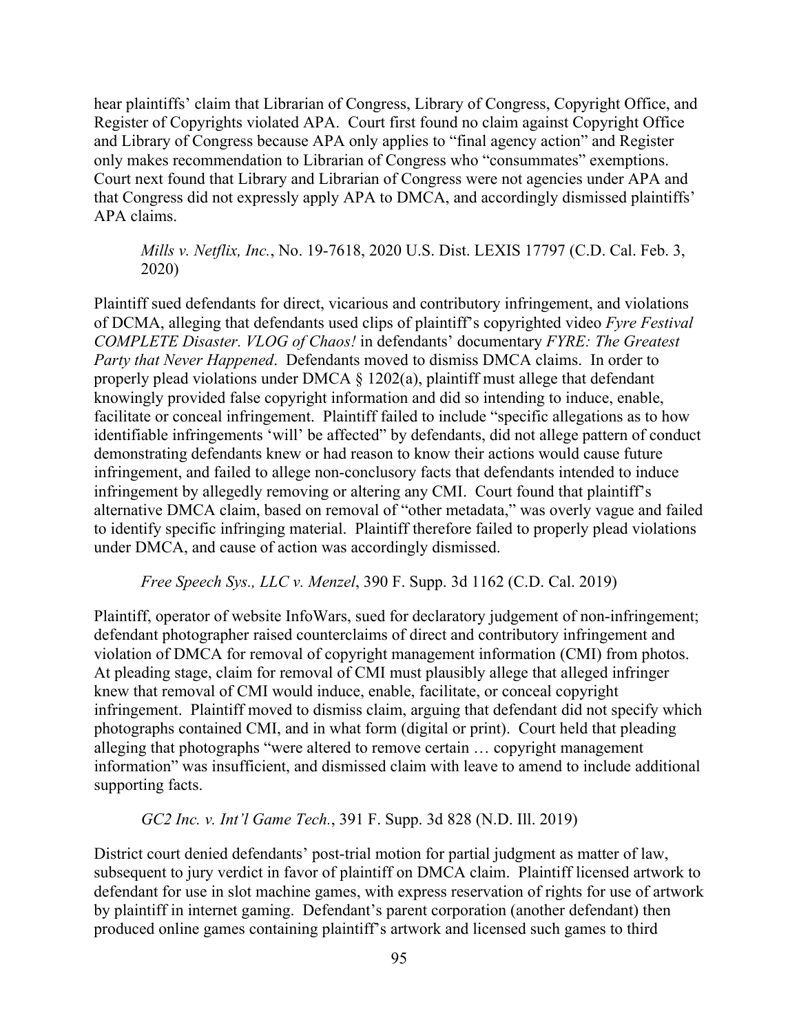hear plaintiffs' claim that Librarian of Congress, Library of Congress, Copyright Office, and Register of Copyrights violated APA. Court first found no claim against Copyright Office and Library of Congress because APA only applies to "final agency action" and Register only makes recommendation to Librarian of Congress who "consummates" exemptions. Court next found that Library and Librarian of Congress were not agencies under APA and that Congress did not expressly apply APA to DMCA, and accordingly dismissed plaintiffs' APA claims.

> *Mills v. Netflix, Inc.*, No. 19-7618, 2020 U.S. Dist. LEXIS 17797 (C.D. Cal. Feb. 3, 2020)

Plaintiff sued defendants for direct, vicarious and contributory infringement, and violations of DCMA, alleging that defendants used clips of plaintiff's copyrighted video *Fyre Festival COMPLETE Disaster. VLOG of Chaos!* in defendants' documentary *FYRE: The Greatest Party that Never Happened*. Defendants moved to dismiss DMCA claims. In order to properly plead violations under DMCA § 1202(a), plaintiff must allege that defendant knowingly provided false copyright information and did so intending to induce, enable, facilitate or conceal infringement. Plaintiff failed to include "specific allegations as to how identifiable infringements 'will' be affected" by defendants, did not allege pattern of conduct demonstrating defendants knew or had reason to know their actions would cause future infringement, and failed to allege non-conclusory facts that defendants intended to induce infringement by allegedly removing or altering any CMI. Court found that plaintiff's alternative DMCA claim, based on removal of "other metadata," was overly vague and failed to identify specific infringing material. Plaintiff therefore failed to properly plead violations under DMCA, and cause of action was accordingly dismissed.

> *Free Speech Sys., LLC v. Menzel*, 390 F. Supp. 3d 1162 (C.D. Cal. 2019)

Plaintiff, operator of website InfoWars, sued for declaratory judgement of non-infringement; defendant photographer raised counterclaims of direct and contributory infringement and violation of DMCA for removal of copyright management information (CMI) from photos. At pleading stage, claim for removal of CMI must plausibly allege that alleged infringer knew that removal of CMI would induce, enable, facilitate, or conceal copyright infringement. Plaintiff moved to dismiss claim, arguing that defendant did not specify which photographs contained CMI, and in what form (digital or print). Court held that pleading alleging that photographs "were altered to remove certain … copyright management information" was insufficient, and dismissed claim with leave to amend to include additional supporting facts.

> *GC2 Inc. v. Int'l Game Tech.*, 391 F. Supp. 3d 828 (N.D. Ill. 2019)

District court denied defendants' post-trial motion for partial judgment as matter of law, subsequent to jury verdict in favor of plaintiff on DMCA claim. Plaintiff licensed artwork to defendant for use in slot machine games, with express reservation of rights for use of artwork by plaintiff in internet gaming. Defendant's parent corporation (another defendant) then produced online games containing plaintiff's artwork and licensed such games to third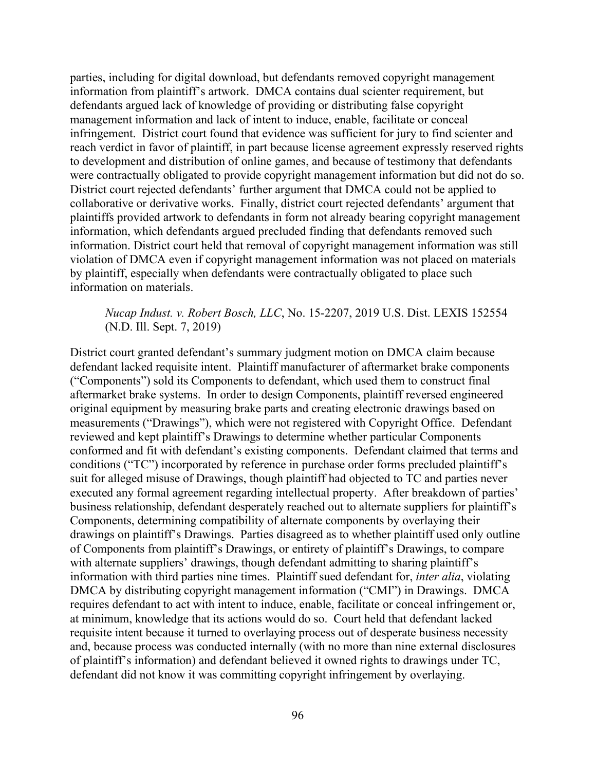parties, including for digital download, but defendants removed copyright management information from plaintiff's artwork. DMCA contains dual scienter requirement, but defendants argued lack of knowledge of providing or distributing false copyright management information and lack of intent to induce, enable, facilitate or conceal infringement. District court found that evidence was sufficient for jury to find scienter and reach verdict in favor of plaintiff, in part because license agreement expressly reserved rights to development and distribution of online games, and because of testimony that defendants were contractually obligated to provide copyright management information but did not do so. District court rejected defendants' further argument that DMCA could not be applied to collaborative or derivative works. Finally, district court rejected defendants' argument that plaintiffs provided artwork to defendants in form not already bearing copyright management information, which defendants argued precluded finding that defendants removed such information. District court held that removal of copyright management information was still violation of DMCA even if copyright management information was not placed on materials by plaintiff, especially when defendants were contractually obligated to place such information on materials.

> *Nucap Indust. v. Robert Bosch, LLC*, No. 15-2207, 2019 U.S. Dist. LEXIS 152554 (N.D. Ill. Sept. 7, 2019)

District court granted defendant's summary judgment motion on DMCA claim because defendant lacked requisite intent. Plaintiff manufacturer of aftermarket brake components ("Components") sold its Components to defendant, which used them to construct final aftermarket brake systems. In order to design Components, plaintiff reversed engineered original equipment by measuring brake parts and creating electronic drawings based on measurements ("Drawings"), which were not registered with Copyright Office. Defendant reviewed and kept plaintiff's Drawings to determine whether particular Components conformed and fit with defendant's existing components. Defendant claimed that terms and conditions ("TC") incorporated by reference in purchase order forms precluded plaintiff's suit for alleged misuse of Drawings, though plaintiff had objected to TC and parties never executed any formal agreement regarding intellectual property. After breakdown of parties' business relationship, defendant desperately reached out to alternate suppliers for plaintiff's Components, determining compatibility of alternate components by overlaying their drawings on plaintiff's Drawings. Parties disagreed as to whether plaintiff used only outline of Components from plaintiff's Drawings, or entirety of plaintiff's Drawings, to compare with alternate suppliers' drawings, though defendant admitting to sharing plaintiff's information with third parties nine times. Plaintiff sued defendant for, *inter alia*, violating DMCA by distributing copyright management information ("CMI") in Drawings. DMCA requires defendant to act with intent to induce, enable, facilitate or conceal infringement or, at minimum, knowledge that its actions would do so. Court held that defendant lacked requisite intent because it turned to overlaying process out of desperate business necessity and, because process was conducted internally (with no more than nine external disclosures of plaintiff's information) and defendant believed it owned rights to drawings under TC, defendant did not know it was committing copyright infringement by overlaying.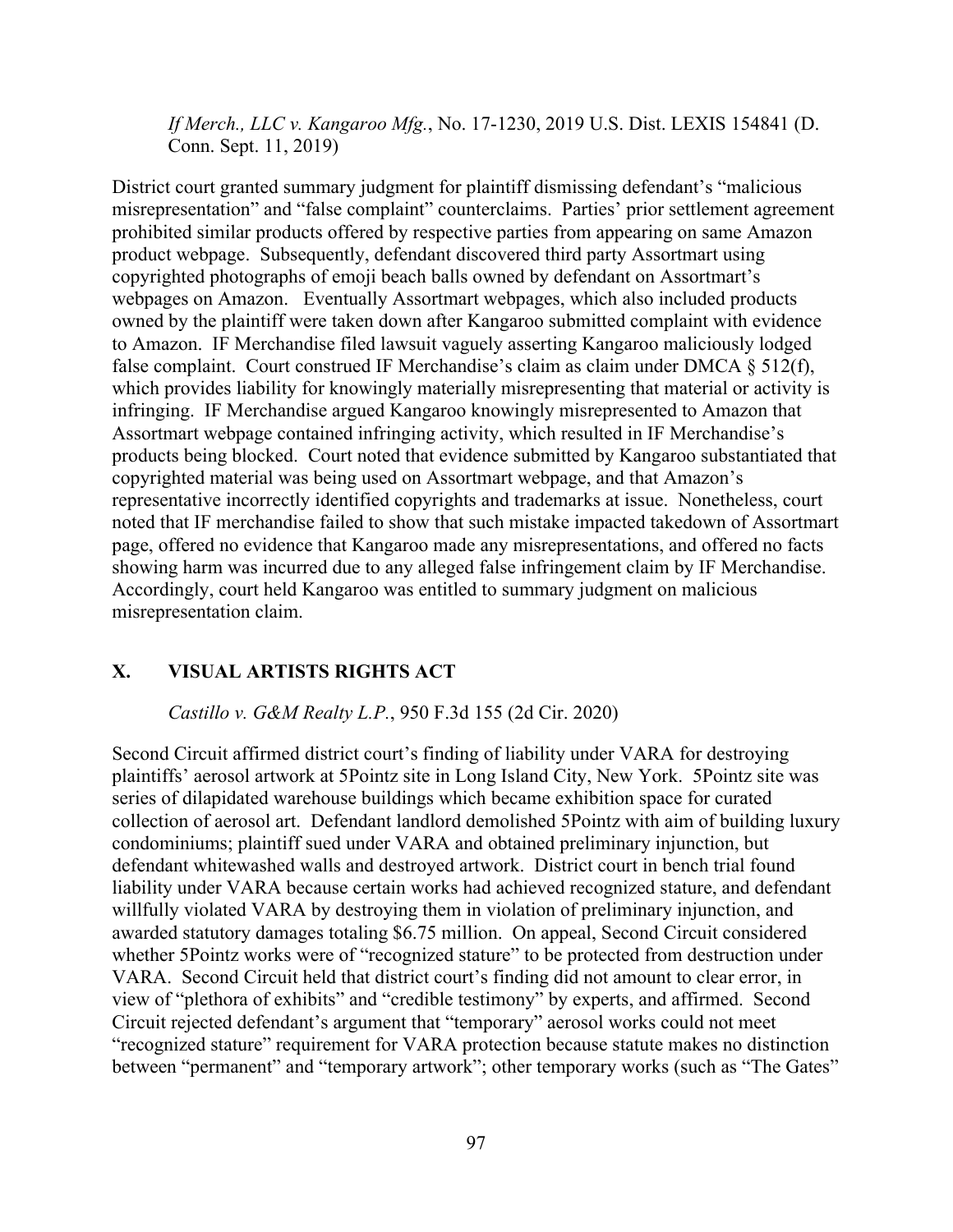*If Merch., LLC v. Kangaroo Mfg.*, No. 17-1230, 2019 U.S. Dist. LEXIS 154841 (D. Conn. Sept. 11, 2019)

District court granted summary judgment for plaintiff dismissing defendant's "malicious misrepresentation" and "false complaint" counterclaims. Parties' prior settlement agreement prohibited similar products offered by respective parties from appearing on same Amazon product webpage. Subsequently, defendant discovered third party Assortmart using copyrighted photographs of emoji beach balls owned by defendant on Assortmart's webpages on Amazon. Eventually Assortmart webpages, which also included products owned by the plaintiff were taken down after Kangaroo submitted complaint with evidence to Amazon. IF Merchandise filed lawsuit vaguely asserting Kangaroo maliciously lodged false complaint. Court construed IF Merchandise's claim as claim under DMCA § 512(f), which provides liability for knowingly materially misrepresenting that material or activity is infringing. IF Merchandise argued Kangaroo knowingly misrepresented to Amazon that Assortmart webpage contained infringing activity, which resulted in IF Merchandise's products being blocked. Court noted that evidence submitted by Kangaroo substantiated that copyrighted material was being used on Assortmart webpage, and that Amazon's representative incorrectly identified copyrights and trademarks at issue. Nonetheless, court noted that IF merchandise failed to show that such mistake impacted takedown of Assortmart page, offered no evidence that Kangaroo made any misrepresentations, and offered no facts showing harm was incurred due to any alleged false infringement claim by IF Merchandise. Accordingly, court held Kangaroo was entitled to summary judgment on malicious misrepresentation claim.

## X. VISUAL ARTISTS RIGHTS ACT

*Castillo v. G&M Realty L.P.*, 950 F.3d 155 (2d Cir. 2020)

Second Circuit affirmed district court's finding of liability under VARA for destroying plaintiffs' aerosol artwork at 5Pointz site in Long Island City, New York. 5Pointz site was series of dilapidated warehouse buildings which became exhibition space for curated collection of aerosol art. Defendant landlord demolished 5Pointz with aim of building luxury condominiums; plaintiff sued under VARA and obtained preliminary injunction, but defendant whitewashed walls and destroyed artwork. District court in bench trial found liability under VARA because certain works had achieved recognized stature, and defendant willfully violated VARA by destroying them in violation of preliminary injunction, and awarded statutory damages totaling $6.75 million. On appeal, Second Circuit considered whether 5Pointz works were of "recognized stature" to be protected from destruction under VARA. Second Circuit held that district court's finding did not amount to clear error, in view of "plethora of exhibits" and "credible testimony" by experts, and affirmed. Second Circuit rejected defendant's argument that "temporary" aerosol works could not meet "recognized stature" requirement for VARA protection because statute makes no distinction between "permanent" and "temporary artwork"; other temporary works (such as "The Gates"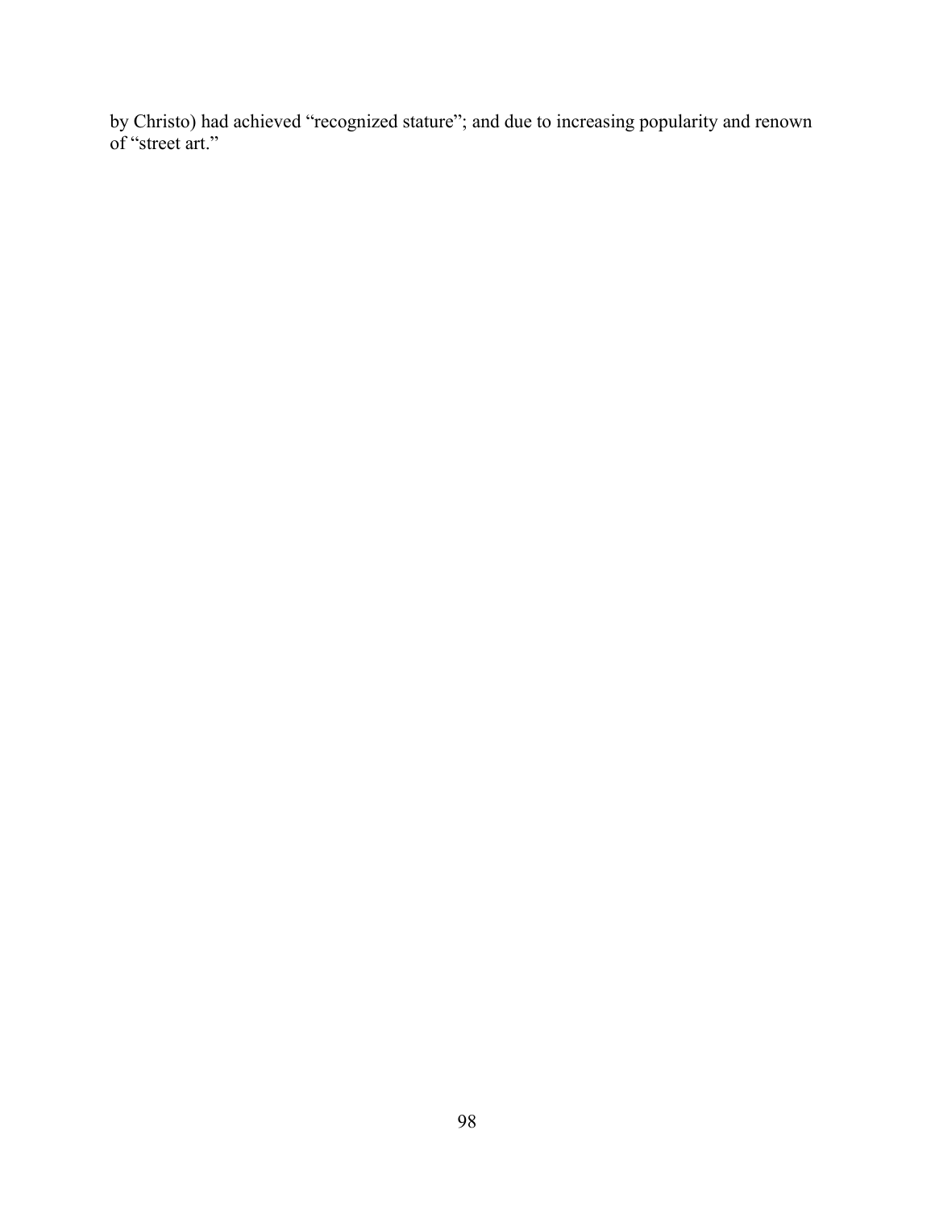by Christo) had achieved “recognized stature”; and due to increasing popularity and renown of “street art.”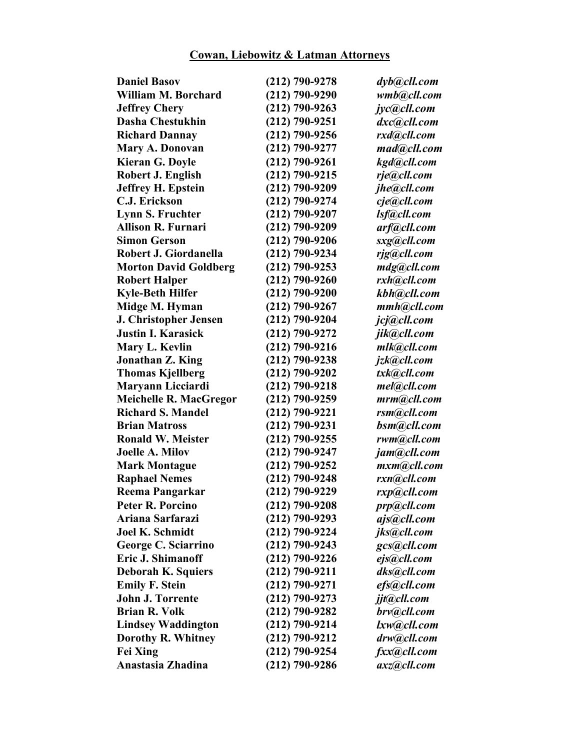## Cowan, Liebowitz & Latman Attorneys

| | | |
|---|---|---|
| **Daniel Basov** | **(212) 790-9278** | ***dyb@cll.com*** |
| **William M. Borchard** | **(212) 790-9290** | ***wmb@cll.com*** |
| **Jeffrey Chery** | **(212) 790-9263** | ***jyc@cll.com*** |
| **Dasha Chestukhin** | **(212) 790-9251** | ***dxc@cll.com*** |
| **Richard Dannay** | **(212) 790-9256** | ***rxd@cll.com*** |
| **Mary A. Donovan** | **(212) 790-9277** | ***mad@cll.com*** |
| **Kieran G. Doyle** | **(212) 790-9261** | ***kgd@cll.com*** |
| **Robert J. English** | **(212) 790-9215** | ***rje@cll.com*** |
| **Jeffrey H. Epstein** | **(212) 790-9209** | ***jhe@cll.com*** |
| **C.J. Erickson** | **(212) 790-9274** | ***cje@cll.com*** |
| **Lynn S. Fruchter** | **(212) 790-9207** | ***lsf@cll.com*** |
| **Allison R. Furnari** | **(212) 790-9209** | ***arf@cll.com*** |
| **Simon Gerson** | **(212) 790-9206** | ***sxg@cll.com*** |
| **Robert J. Giordanella** | **(212) 790-9234** | ***rjg@cll.com*** |
| **Morton David Goldberg** | **(212) 790-9253** | ***mdg@cll.com*** |
| **Robert Halper** | **(212) 790-9260** | ***rxh@cll.com*** |
| **Kyle-Beth Hilfer** | **(212) 790-9200** | ***kbh@cll.com*** |
| **Midge M. Hyman** | **(212) 790-9267** | ***mmh@cll.com*** |
| **J. Christopher Jensen** | **(212) 790-9204** | ***jcj@cll.com*** |
| **Justin I. Karasick** | **(212) 790-9272** | ***jik@cll.com*** |
| **Mary L. Kevlin** | **(212) 790-9216** | ***mlk@cll.com*** |
| **Jonathan Z. King** | **(212) 790-9238** | ***jzk@cll.com*** |
| **Thomas Kjellberg** | **(212) 790-9202** | ***txk@cll.com*** |
| **Maryann Licciardi** | **(212) 790-9218** | ***mel@cll.com*** |
| **Meichelle R. MacGregor** | **(212) 790-9259** | ***mrm@cll.com*** |
| **Richard S. Mandel** | **(212) 790-9221** | ***rsm@cll.com*** |
| **Brian Matross** | **(212) 790-9231** | ***bsm@cll.com*** |
| **Ronald W. Meister** | **(212) 790-9255** | ***rwm@cll.com*** |
| **Joelle A. Milov** | **(212) 790-9247** | ***jam@cll.com*** |
| **Mark Montague** | **(212) 790-9252** | ***mxm@cll.com*** |
| **Raphael Nemes** | **(212) 790-9248** | ***rxn@cll.com*** |
| **Reema Pangarkar** | **(212) 790-9229** | ***rxp@cll.com*** |
| **Peter R. Porcino** | **(212) 790-9208** | ***prp@cll.com*** |
| **Ariana Sarfarazi** | **(212) 790-9293** | ***ajs@cll.com*** |
| **Joel K. Schmidt** | **(212) 790-9224** | ***jks@cll.com*** |
| **George C. Sciarrino** | **(212) 790-9243** | ***gcs@cll.com*** |
| **Eric J. Shimanoff** | **(212) 790-9226** | ***ejs@cll.com*** |
| **Deborah K. Squiers** | **(212) 790-9211** | ***dks@cll.com*** |
| **Emily F. Stein** | **(212) 790-9271** | ***efs@cll.com*** |
| **John J. Torrente** | **(212) 790-9273** | ***jjt@cll.com*** |
| **Brian R. Volk** | **(212) 790-9282** | ***brv@cll.com*** |
| **Lindsey Waddington** | **(212) 790-9214** | ***lxw@cll.com*** |
| **Dorothy R. Whitney** | **(212) 790-9212** | ***drw@cll.com*** |
| **Fei Xing** | **(212) 790-9254** | ***fxx@cll.com*** |
| **Anastasia Zhadina** | **(212) 790-9286** | ***axz@cll.com*** |